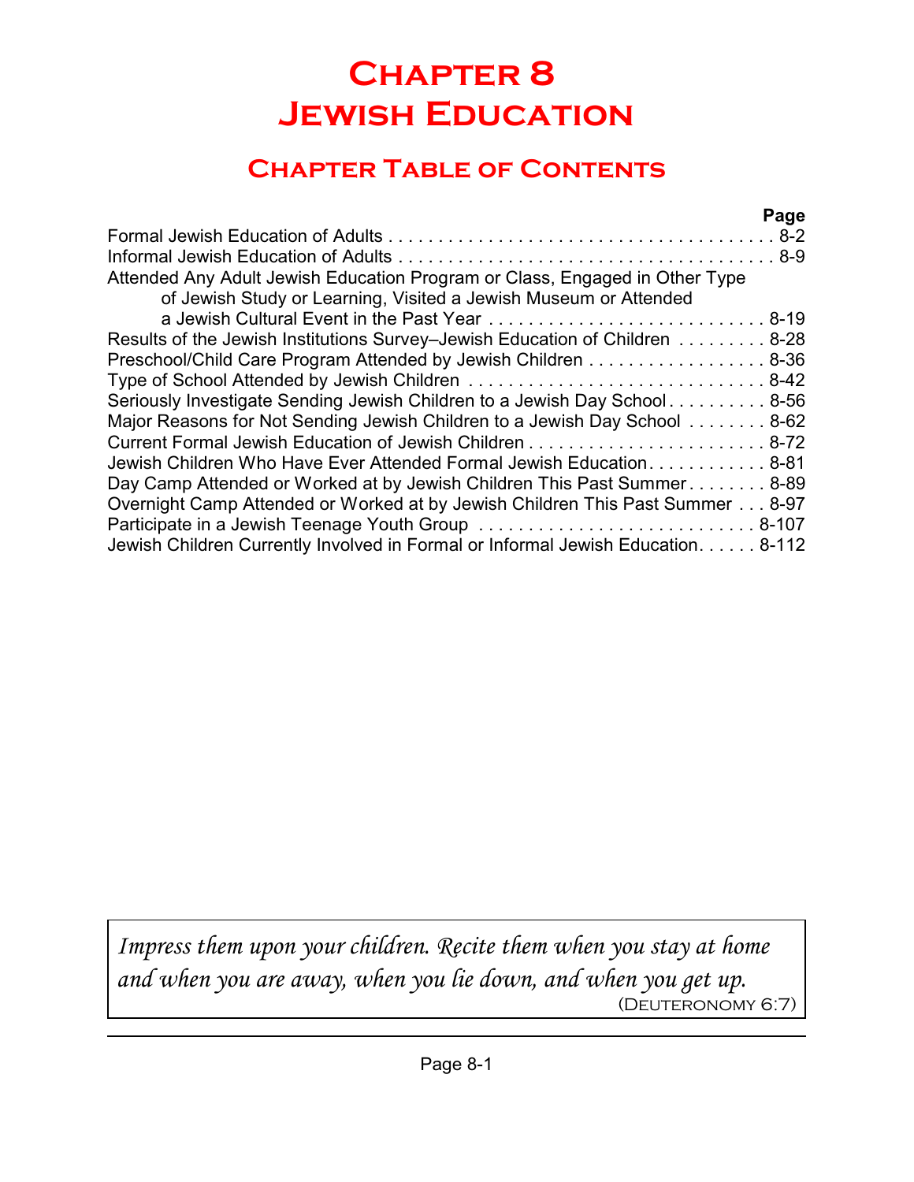# Chapter 8
# Jewish Education

## Chapter Table of Contents

| | Page |
|---|---|
| Formal Jewish Education of Adults | 8-2 |
| Informal Jewish Education of Adults | 8-9 |
| Attended Any Adult Jewish Education Program or Class, Engaged in Other Type of Jewish Study or Learning, Visited a Jewish Museum or Attended a Jewish Cultural Event in the Past Year | 8-19 |
| Results of the Jewish Institutions Survey–Jewish Education of Children | 8-28 |
| Preschool/Child Care Program Attended by Jewish Children | 8-36 |
| Type of School Attended by Jewish Children | 8-42 |
| Seriously Investigate Sending Jewish Children to a Jewish Day School | 8-56 |
| Major Reasons for Not Sending Jewish Children to a Jewish Day School | 8-62 |
| Current Formal Jewish Education of Jewish Children | 8-72 |
| Jewish Children Who Have Ever Attended Formal Jewish Education | 8-81 |
| Day Camp Attended or Worked at by Jewish Children This Past Summer | 8-89 |
| Overnight Camp Attended or Worked at by Jewish Children This Past Summer | 8-97 |
| Participate in a Jewish Teenage Youth Group | 8-107 |
| Jewish Children Currently Involved in Formal or Informal Jewish Education | 8-112 |

*Impress them upon your children. Recite them when you stay at home and when you are away, when you lie down, and when you get up.*
(Deuteronomy 6:7)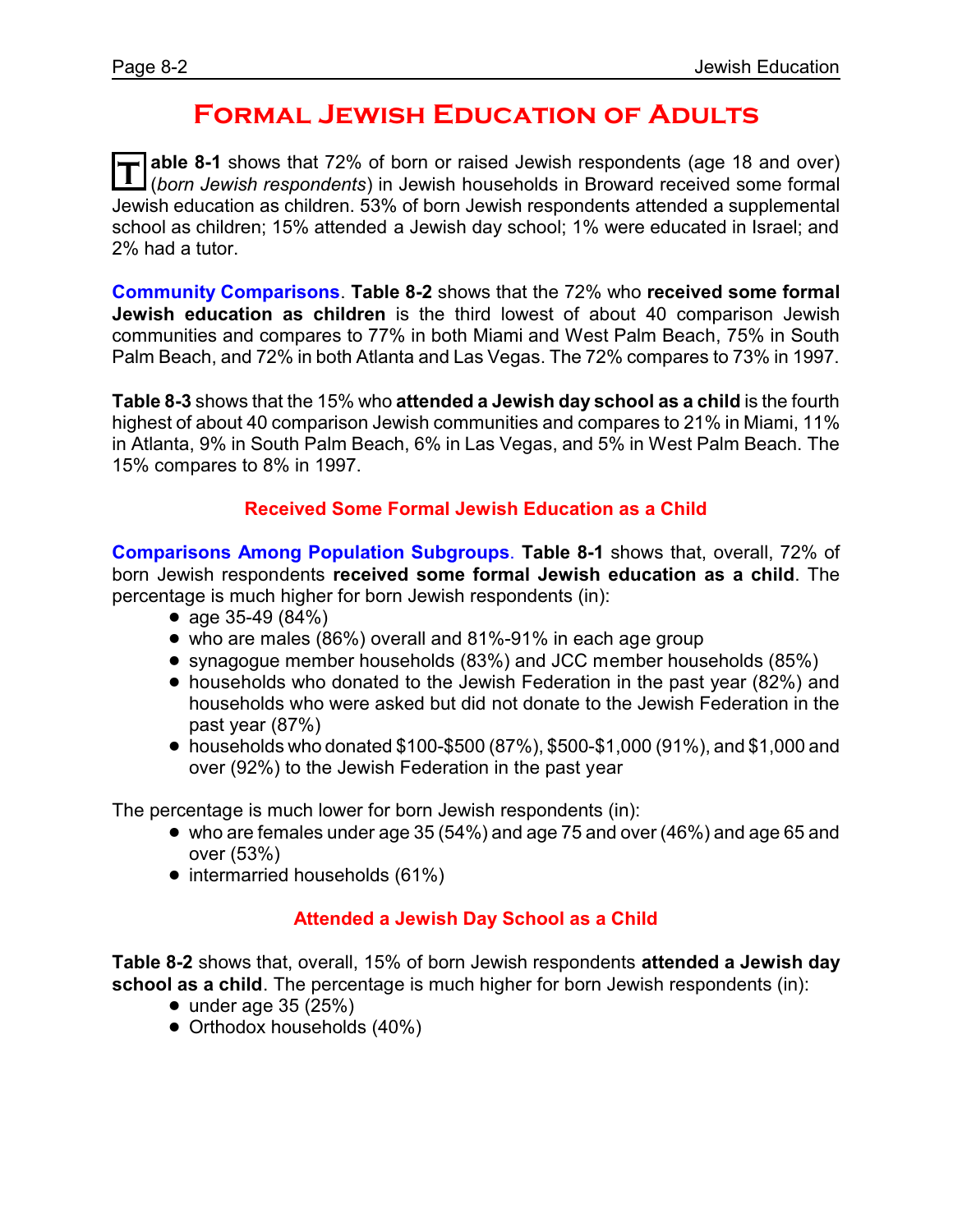# Formal Jewish Education of Adults

**Table 8-1** shows that 72% of born or raised Jewish respondents (age 18 and over) (*born Jewish respondents*) in Jewish households in Broward received some formal Jewish education as children. 53% of born Jewish respondents attended a supplemental school as children; 15% attended a Jewish day school; 1% were educated in Israel; and 2% had a tutor.

**Community Comparisons**. **Table 8-2** shows that the 72% who **received some formal Jewish education as children** is the third lowest of about 40 comparison Jewish communities and compares to 77% in both Miami and West Palm Beach, 75% in South Palm Beach, and 72% in both Atlanta and Las Vegas. The 72% compares to 73% in 1997.

**Table 8-3** shows that the 15% who **attended a Jewish day school as a child** is the fourth highest of about 40 comparison Jewish communities and compares to 21% in Miami, 11% in Atlanta, 9% in South Palm Beach, 6% in Las Vegas, and 5% in West Palm Beach. The 15% compares to 8% in 1997.

### Received Some Formal Jewish Education as a Child

**Comparisons Among Population Subgroups**. **Table 8-1** shows that, overall, 72% of born Jewish respondents **received some formal Jewish education as a child**. The percentage is much higher for born Jewish respondents (in):

- age 35-49 (84%)
- who are males (86%) overall and 81%-91% in each age group
- synagogue member households (83%) and JCC member households (85%)
- households who donated to the Jewish Federation in the past year (82%) and households who were asked but did not donate to the Jewish Federation in the past year (87%)
- households who donated $100-$500 (87%), $500-$1,000 (91%), and $1,000 and over (92%) to the Jewish Federation in the past year

The percentage is much lower for born Jewish respondents (in):

- who are females under age 35 (54%) and age 75 and over (46%) and age 65 and over (53%)
- intermarried households (61%)

### Attended a Jewish Day School as a Child

**Table 8-2** shows that, overall, 15% of born Jewish respondents **attended a Jewish day school as a child**. The percentage is much higher for born Jewish respondents (in):

- under age 35 (25%)
- Orthodox households (40%)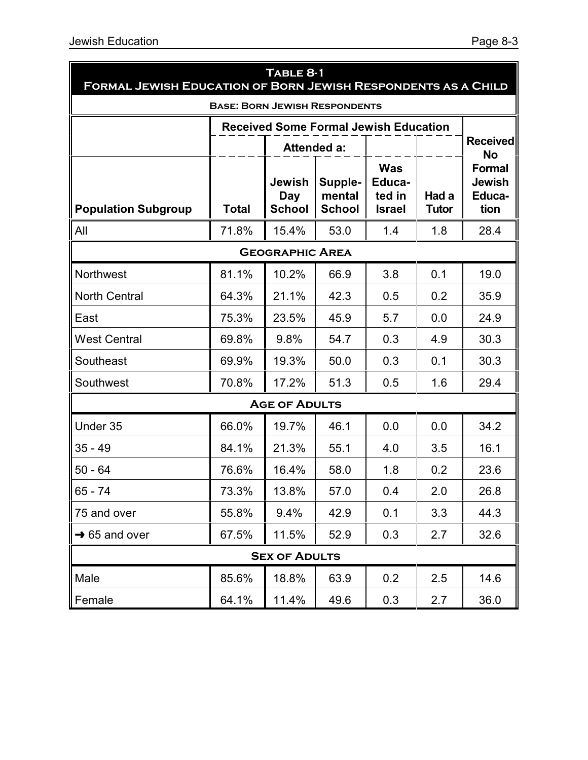**Table 8-1**
**Formal Jewish Education of Born Jewish Respondents as a Child**

**Base: Born Jewish Respondents**

| | Received Some Formal Jewish Education | | | | | Received No Formal Jewish Education |
|---|---|---|---|---|---|---|
| | | Attended a: | | | | |
| Population Subgroup | Total | Jewish Day School | Supplemental School | Was Educated in Israel | Had a Tutor | |
| All | 71.8% | 15.4% | 53.0 | 1.4 | 1.8 | 28.4 |
| **Geographic Area** | | | | | | |
| Northwest | 81.1% | 10.2% | 66.9 | 3.8 | 0.1 | 19.0 |
| North Central | 64.3% | 21.1% | 42.3 | 0.5 | 0.2 | 35.9 |
| East | 75.3% | 23.5% | 45.9 | 5.7 | 0.0 | 24.9 |
| West Central | 69.8% | 9.8% | 54.7 | 0.3 | 4.9 | 30.3 |
| Southeast | 69.9% | 19.3% | 50.0 | 0.3 | 0.1 | 30.3 |
| Southwest | 70.8% | 17.2% | 51.3 | 0.5 | 1.6 | 29.4 |
| **Age of Adults** | | | | | | |
| Under 35 | 66.0% | 19.7% | 46.1 | 0.0 | 0.0 | 34.2 |
| 35 - 49 | 84.1% | 21.3% | 55.1 | 4.0 | 3.5 | 16.1 |
| 50 - 64 | 76.6% | 16.4% | 58.0 | 1.8 | 0.2 | 23.6 |
| 65 - 74 | 73.3% | 13.8% | 57.0 | 0.4 | 2.0 | 26.8 |
| 75 and over | 55.8% | 9.4% | 42.9 | 0.1 | 3.3 | 44.3 |
| → 65 and over | 67.5% | 11.5% | 52.9 | 0.3 | 2.7 | 32.6 |
| **Sex of Adults** | | | | | | |
| Male | 85.6% | 18.8% | 63.9 | 0.2 | 2.5 | 14.6 |
| Female | 64.1% | 11.4% | 49.6 | 0.3 | 2.7 | 36.0 |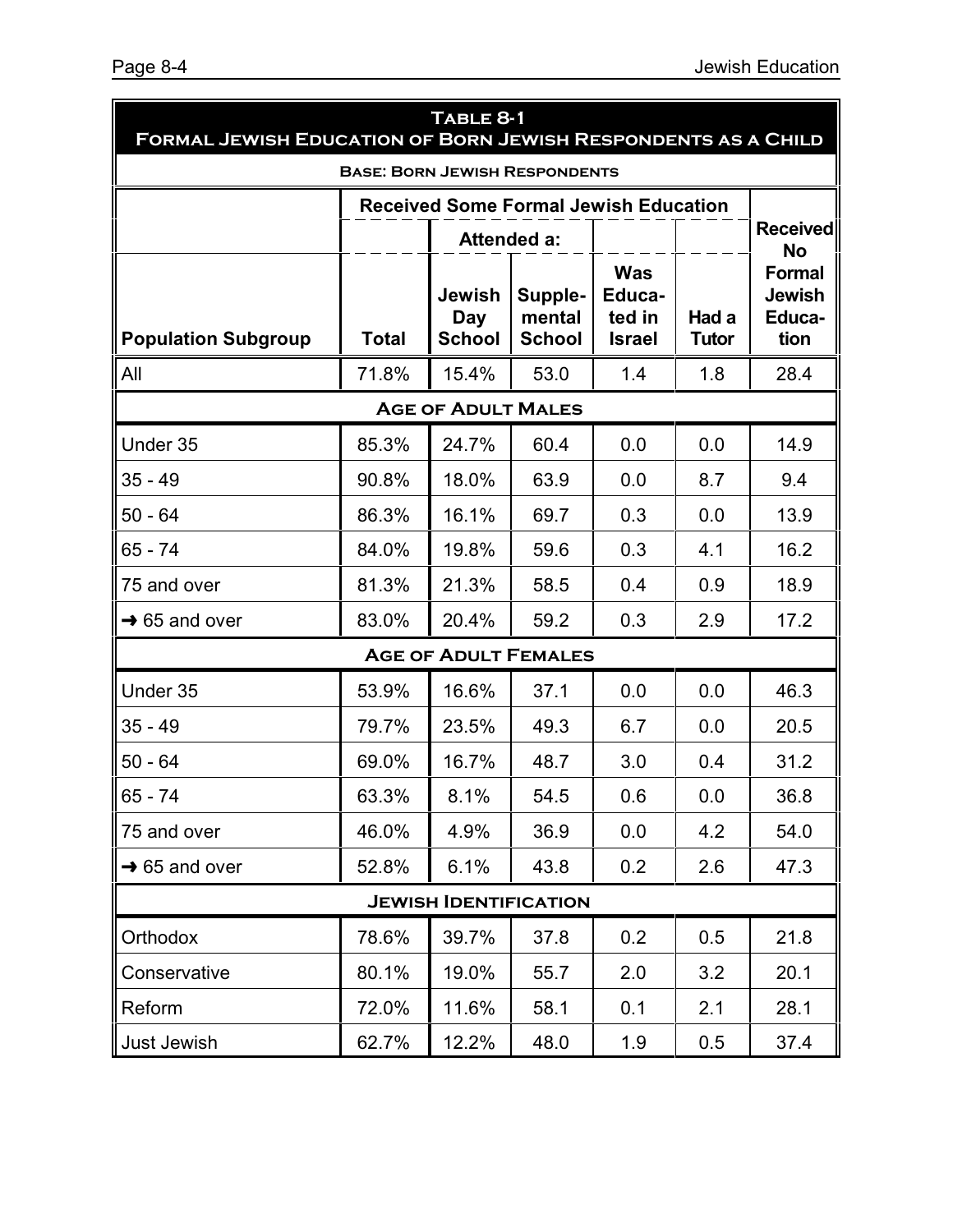**Table 8-1**
**Formal Jewish Education of Born Jewish Respondents as a Child**

**Base: Born Jewish Respondents**

| | Received Some Formal Jewish Education | | | | | |
|---|---|---|---|---|---|---|
| | | Attended a: | | | | Received No Formal Jewish Education |
| Population Subgroup | Total | Jewish Day School | Supple-mental School | Was Educa-ted in Israel | Had a Tutor | |
| All | 71.8% | 15.4% | 53.0 | 1.4 | 1.8 | 28.4 |
| **Age of Adult Males** | | | | | | |
| Under 35 | 85.3% | 24.7% | 60.4 | 0.0 | 0.0 | 14.9 |
| 35 - 49 | 90.8% | 18.0% | 63.9 | 0.0 | 8.7 | 9.4 |
| 50 - 64 | 86.3% | 16.1% | 69.7 | 0.3 | 0.0 | 13.9 |
| 65 - 74 | 84.0% | 19.8% | 59.6 | 0.3 | 4.1 | 16.2 |
| 75 and over | 81.3% | 21.3% | 58.5 | 0.4 | 0.9 | 18.9 |
| → 65 and over | 83.0% | 20.4% | 59.2 | 0.3 | 2.9 | 17.2 |
| **Age of Adult Females** | | | | | | |
| Under 35 | 53.9% | 16.6% | 37.1 | 0.0 | 0.0 | 46.3 |
| 35 - 49 | 79.7% | 23.5% | 49.3 | 6.7 | 0.0 | 20.5 |
| 50 - 64 | 69.0% | 16.7% | 48.7 | 3.0 | 0.4 | 31.2 |
| 65 - 74 | 63.3% | 8.1% | 54.5 | 0.6 | 0.0 | 36.8 |
| 75 and over | 46.0% | 4.9% | 36.9 | 0.0 | 4.2 | 54.0 |
| → 65 and over | 52.8% | 6.1% | 43.8 | 0.2 | 2.6 | 47.3 |
| **Jewish Identification** | | | | | | |
| Orthodox | 78.6% | 39.7% | 37.8 | 0.2 | 0.5 | 21.8 |
| Conservative | 80.1% | 19.0% | 55.7 | 2.0 | 3.2 | 20.1 |
| Reform | 72.0% | 11.6% | 58.1 | 0.1 | 2.1 | 28.1 |
| Just Jewish | 62.7% | 12.2% | 48.0 | 1.9 | 0.5 | 37.4 |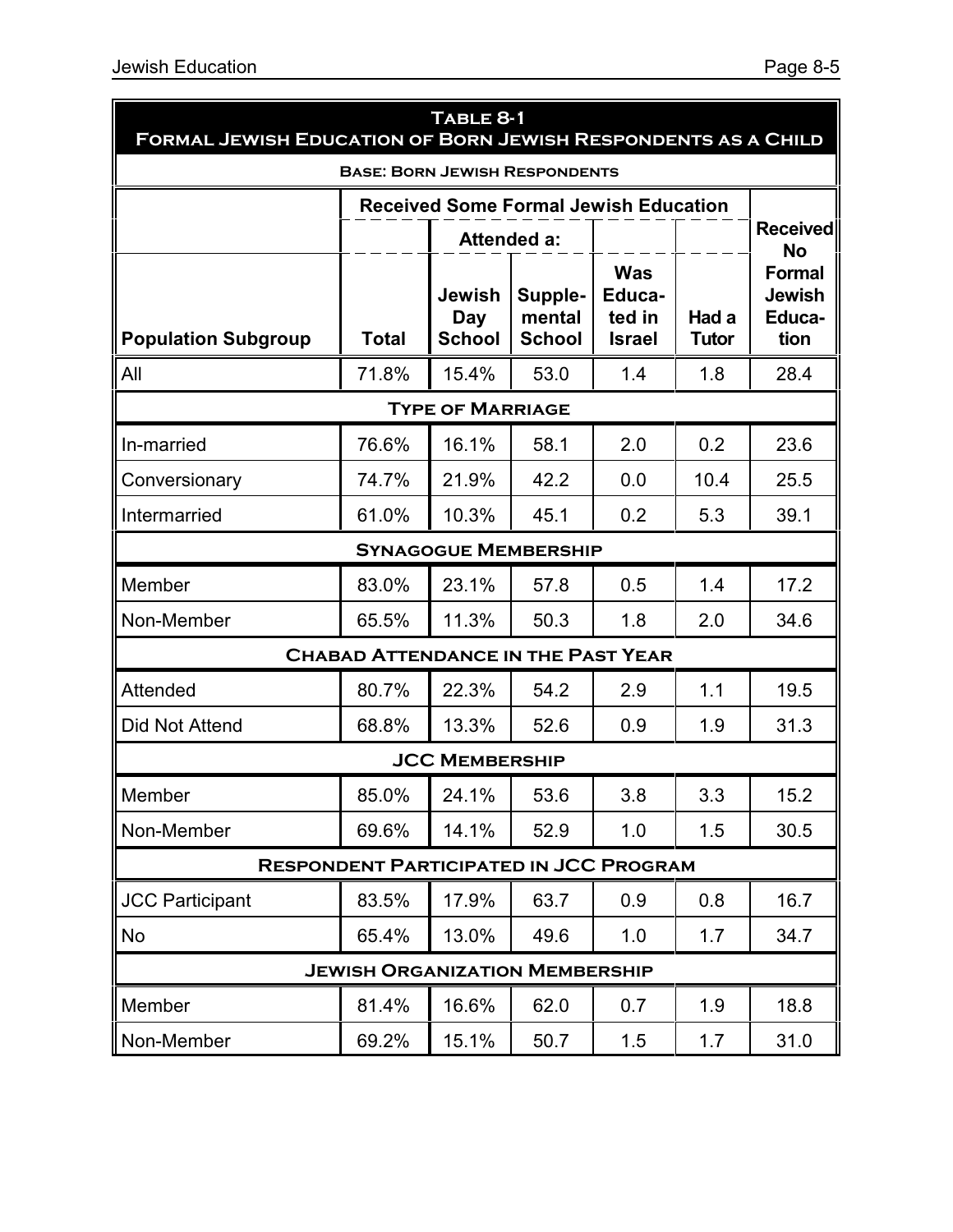**Table 8-1**
**Formal Jewish Education of Born Jewish Respondents as a Child**

**Base: Born Jewish Respondents**

| | Received Some Formal Jewish Education | | | | | Received No Formal Jewish Education |
|---|---|---|---|---|---|---|
| | | Attended a: | | | | |
| Population Subgroup | Total | Jewish Day School | Supple-mental School | Was Educa-ted in Israel | Had a Tutor | |
| All | 71.8% | 15.4% | 53.0 | 1.4 | 1.8 | 28.4 |
| **Type of Marriage** | | | | | | |
| In-married | 76.6% | 16.1% | 58.1 | 2.0 | 0.2 | 23.6 |
| Conversionary | 74.7% | 21.9% | 42.2 | 0.0 | 10.4 | 25.5 |
| Intermarried | 61.0% | 10.3% | 45.1 | 0.2 | 5.3 | 39.1 |
| **Synagogue Membership** | | | | | | |
| Member | 83.0% | 23.1% | 57.8 | 0.5 | 1.4 | 17.2 |
| Non-Member | 65.5% | 11.3% | 50.3 | 1.8 | 2.0 | 34.6 |
| **Chabad Attendance in the Past Year** | | | | | | |
| Attended | 80.7% | 22.3% | 54.2 | 2.9 | 1.1 | 19.5 |
| Did Not Attend | 68.8% | 13.3% | 52.6 | 0.9 | 1.9 | 31.3 |
| **JCC Membership** | | | | | | |
| Member | 85.0% | 24.1% | 53.6 | 3.8 | 3.3 | 15.2 |
| Non-Member | 69.6% | 14.1% | 52.9 | 1.0 | 1.5 | 30.5 |
| **Respondent Participated in JCC Program** | | | | | | |
| JCC Participant | 83.5% | 17.9% | 63.7 | 0.9 | 0.8 | 16.7 |
| No | 65.4% | 13.0% | 49.6 | 1.0 | 1.7 | 34.7 |
| **Jewish Organization Membership** | | | | | | |
| Member | 81.4% | 16.6% | 62.0 | 0.7 | 1.9 | 18.8 |
| Non-Member | 69.2% | 15.1% | 50.7 | 1.5 | 1.7 | 31.0 |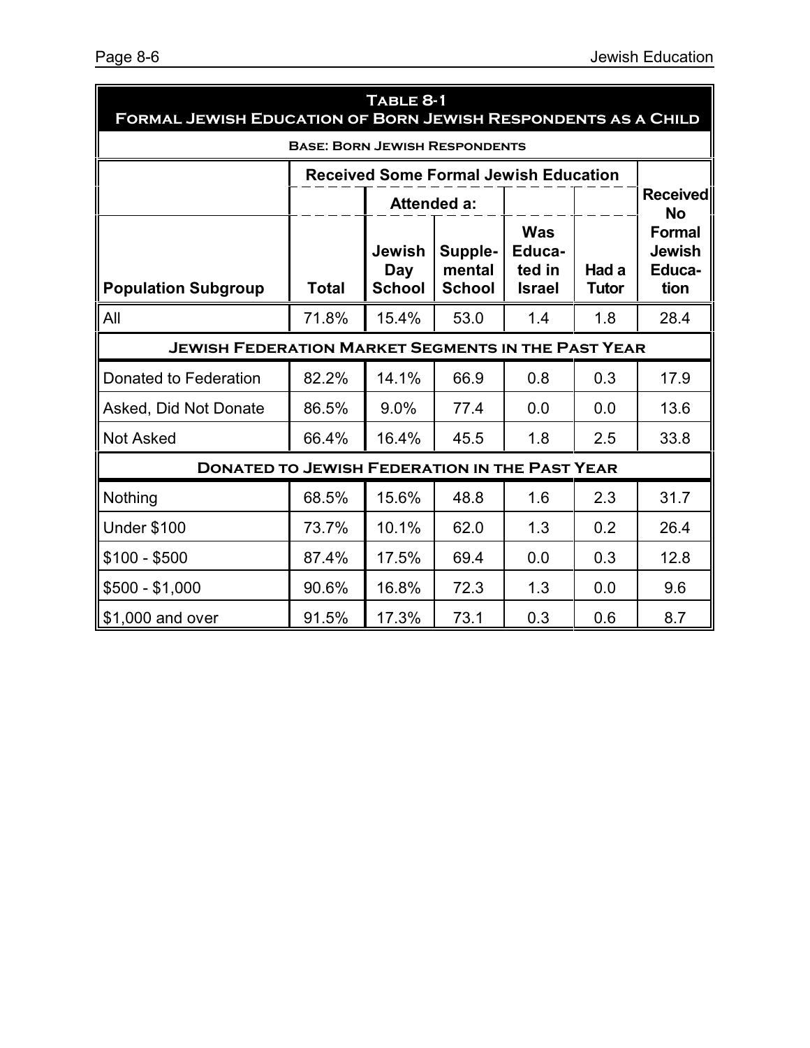## Table 8-1
## Formal Jewish Education of Born Jewish Respondents as a Child

**Base: Born Jewish Respondents**

| | Received Some Formal Jewish Education | | | | | Received No Formal Jewish Education |
|---|---|---|---|---|---|---|
| | | Attended a: | | | | |
| **Population Subgroup** | **Total** | **Jewish Day School** | **Supple-mental School** | **Was Educa-ted in Israel** | **Had a Tutor** | |
| All | 71.8% | 15.4% | 53.0 | 1.4 | 1.8 | 28.4 |
| **Jewish Federation Market Segments in the Past Year** | | | | | | |
| Donated to Federation | 82.2% | 14.1% | 66.9 | 0.8 | 0.3 | 17.9 |
| Asked, Did Not Donate | 86.5% | 9.0% | 77.4 | 0.0 | 0.0 | 13.6 |
| Not Asked | 66.4% | 16.4% | 45.5 | 1.8 | 2.5 | 33.8 |
| **Donated to Jewish Federation in the Past Year** | | | | | | |
| Nothing | 68.5% | 15.6% | 48.8 | 1.6 | 2.3 | 31.7 |
| Under $100 | 73.7% | 10.1% | 62.0 | 1.3 | 0.2 | 26.4 |
| $100 - $500 | 87.4% | 17.5% | 69.4 | 0.0 | 0.3 | 12.8 |
| $500 - $1,000 | 90.6% | 16.8% | 72.3 | 1.3 | 0.0 | 9.6 |
| $1,000 and over | 91.5% | 17.3% | 73.1 | 0.3 | 0.6 | 8.7 |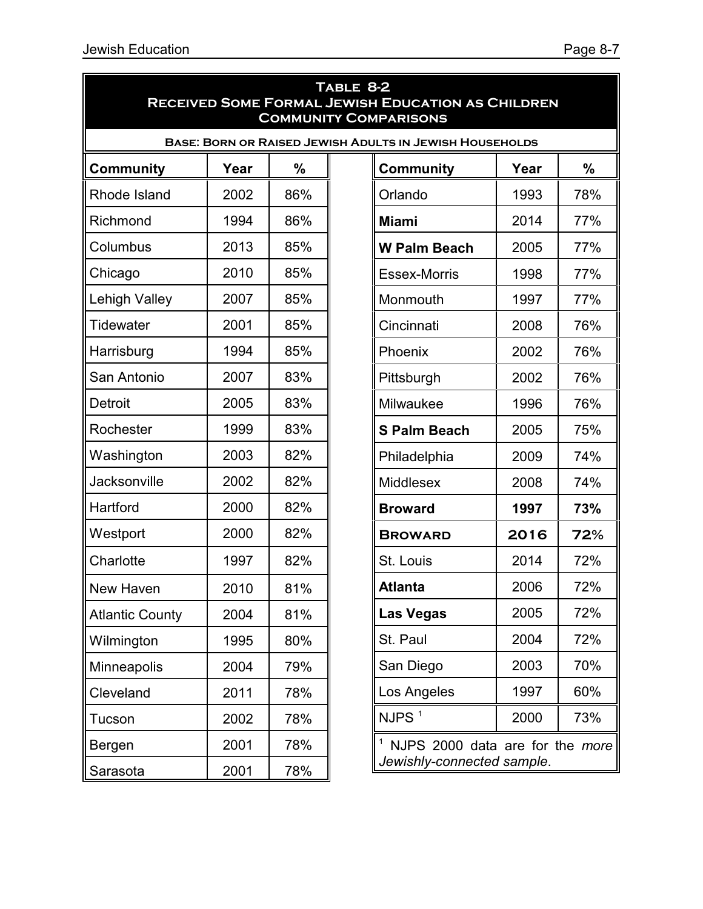**Table 8-2**
**Received Some Formal Jewish Education as Children**
**Community Comparisons**

**Base: Born or Raised Jewish Adults in Jewish Households**

| Community | Year | % |
|---|---|---|
| Rhode Island | 2002 | 86% |
| Richmond | 1994 | 86% |
| Columbus | 2013 | 85% |
| Chicago | 2010 | 85% |
| Lehigh Valley | 2007 | 85% |
| Tidewater | 2001 | 85% |
| Harrisburg | 1994 | 85% |
| San Antonio | 2007 | 83% |
| Detroit | 2005 | 83% |
| Rochester | 1999 | 83% |
| Washington | 2003 | 82% |
| Jacksonville | 2002 | 82% |
| Hartford | 2000 | 82% |
| Westport | 2000 | 82% |
| Charlotte | 1997 | 82% |
| New Haven | 2010 | 81% |
| Atlantic County | 2004 | 81% |
| Wilmington | 1995 | 80% |
| Minneapolis | 2004 | 79% |
| Cleveland | 2011 | 78% |
| Tucson | 2002 | 78% |
| Bergen | 2001 | 78% |
| Sarasota | 2001 | 78% |
| Orlando | 1993 | 78% |
| **Miami** | 2014 | 77% |
| **W Palm Beach** | 2005 | 77% |
| Essex-Morris | 1998 | 77% |
| Monmouth | 1997 | 77% |
| Cincinnati | 2008 | 76% |
| Phoenix | 2002 | 76% |
| Pittsburgh | 2002 | 76% |
| Milwaukee | 1996 | 76% |
| **S Palm Beach** | 2005 | 75% |
| Philadelphia | 2009 | 74% |
| Middlesex | 2008 | 74% |
| **Broward** | **1997** | **73%** |
| **BROWARD** | **2016** | **72%** |
| St. Louis | 2014 | 72% |
| **Atlanta** | 2006 | 72% |
| **Las Vegas** | 2005 | 72% |
| St. Paul | 2004 | 72% |
| San Diego | 2003 | 70% |
| Los Angeles | 1997 | 60% |
| NJPS [1] | 2000 | 73% |

[1] NJPS 2000 data are for the *more Jewishly-connected sample*.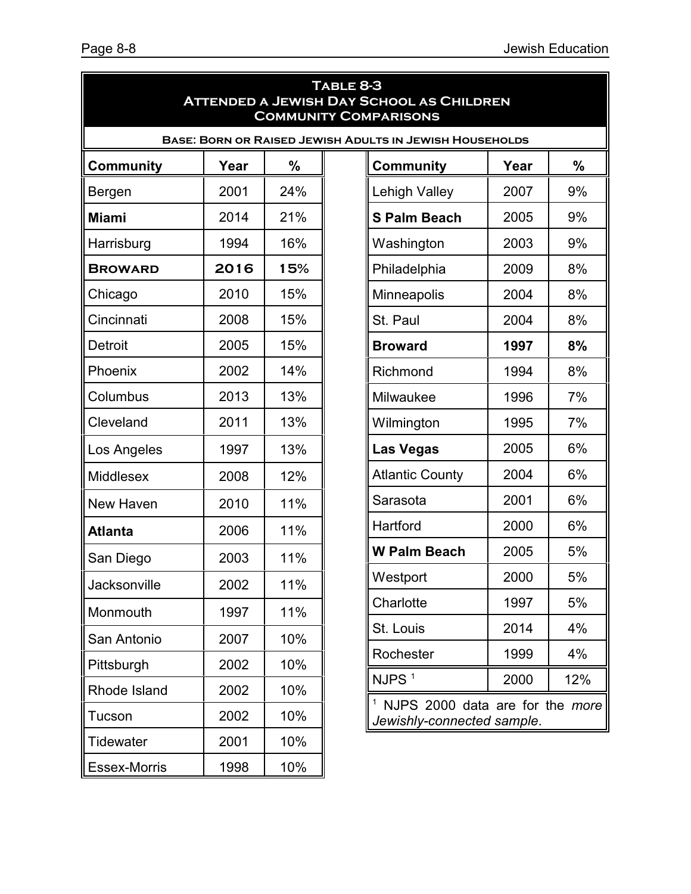## Table 8-3
## Attended a Jewish Day School as Children
## Community Comparisons

**Base: Born or Raised Jewish Adults in Jewish Households**

| Community | Year | % |
|---|---|---|
| Bergen | 2001 | 24% |
| **Miami** | 2014 | 21% |
| Harrisburg | 1994 | 16% |
| **Broward** | **2016** | **15%** |
| Chicago | 2010 | 15% |
| Cincinnati | 2008 | 15% |
| Detroit | 2005 | 15% |
| Phoenix | 2002 | 14% |
| Columbus | 2013 | 13% |
| Cleveland | 2011 | 13% |
| Los Angeles | 1997 | 13% |
| Middlesex | 2008 | 12% |
| New Haven | 2010 | 11% |
| **Atlanta** | 2006 | 11% |
| San Diego | 2003 | 11% |
| Jacksonville | 2002 | 11% |
| Monmouth | 1997 | 11% |
| San Antonio | 2007 | 10% |
| Pittsburgh | 2002 | 10% |
| Rhode Island | 2002 | 10% |
| Tucson | 2002 | 10% |
| Tidewater | 2001 | 10% |
| Essex-Morris | 1998 | 10% |
| Lehigh Valley | 2007 | 9% |
| **S Palm Beach** | 2005 | 9% |
| Washington | 2003 | 9% |
| Philadelphia | 2009 | 8% |
| Minneapolis | 2004 | 8% |
| St. Paul | 2004 | 8% |
| **Broward** | **1997** | **8%** |
| Richmond | 1994 | 8% |
| Milwaukee | 1996 | 7% |
| Wilmington | 1995 | 7% |
| **Las Vegas** | 2005 | 6% |
| Atlantic County | 2004 | 6% |
| Sarasota | 2001 | 6% |
| Hartford | 2000 | 6% |
| **W Palm Beach** | 2005 | 5% |
| Westport | 2000 | 5% |
| Charlotte | 1997 | 5% |
| St. Louis | 2014 | 4% |
| Rochester | 1999 | 4% |
| NJPS [1] | 2000 | 12% |

[1] NJPS 2000 data are for the *more Jewishly-connected sample*.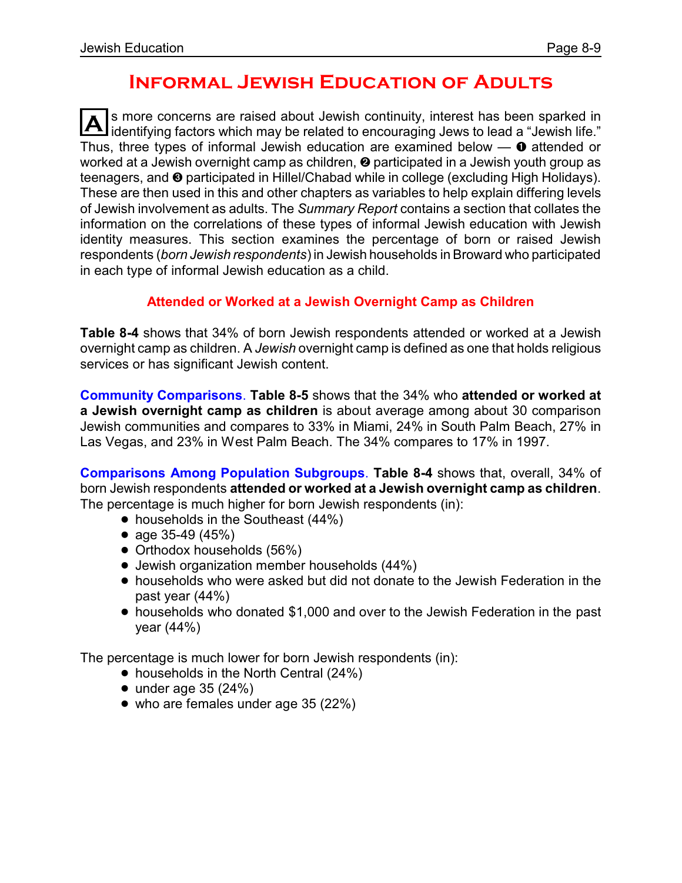# Informal Jewish Education of Adults

As more concerns are raised about Jewish continuity, interest has been sparked in identifying factors which may be related to encouraging Jews to lead a "Jewish life." Thus, three types of informal Jewish education are examined below — ❶ attended or worked at a Jewish overnight camp as children, ❷ participated in a Jewish youth group as teenagers, and ❸ participated in Hillel/Chabad while in college (excluding High Holidays). These are then used in this and other chapters as variables to help explain differing levels of Jewish involvement as adults. The *Summary Report* contains a section that collates the information on the correlations of these types of informal Jewish education with Jewish identity measures. This section examines the percentage of born or raised Jewish respondents (*born Jewish respondents*) in Jewish households in Broward who participated in each type of informal Jewish education as a child.

## Attended or Worked at a Jewish Overnight Camp as Children

**Table 8-4** shows that 34% of born Jewish respondents attended or worked at a Jewish overnight camp as children. A *Jewish* overnight camp is defined as one that holds religious services or has significant Jewish content.

**Community Comparisons**. **Table 8-5** shows that the 34% who **attended or worked at a Jewish overnight camp as children** is about average among about 30 comparison Jewish communities and compares to 33% in Miami, 24% in South Palm Beach, 27% in Las Vegas, and 23% in West Palm Beach. The 34% compares to 17% in 1997.

**Comparisons Among Population Subgroups**. **Table 8-4** shows that, overall, 34% of born Jewish respondents **attended or worked at a Jewish overnight camp as children**. The percentage is much higher for born Jewish respondents (in):

- households in the Southeast (44%)
- age 35-49 (45%)
- Orthodox households (56%)
- Jewish organization member households (44%)
- households who were asked but did not donate to the Jewish Federation in the past year (44%)
- households who donated $1,000 and over to the Jewish Federation in the past year (44%)

The percentage is much lower for born Jewish respondents (in):

- households in the North Central (24%)
- under age 35 (24%)
- who are females under age 35 (22%)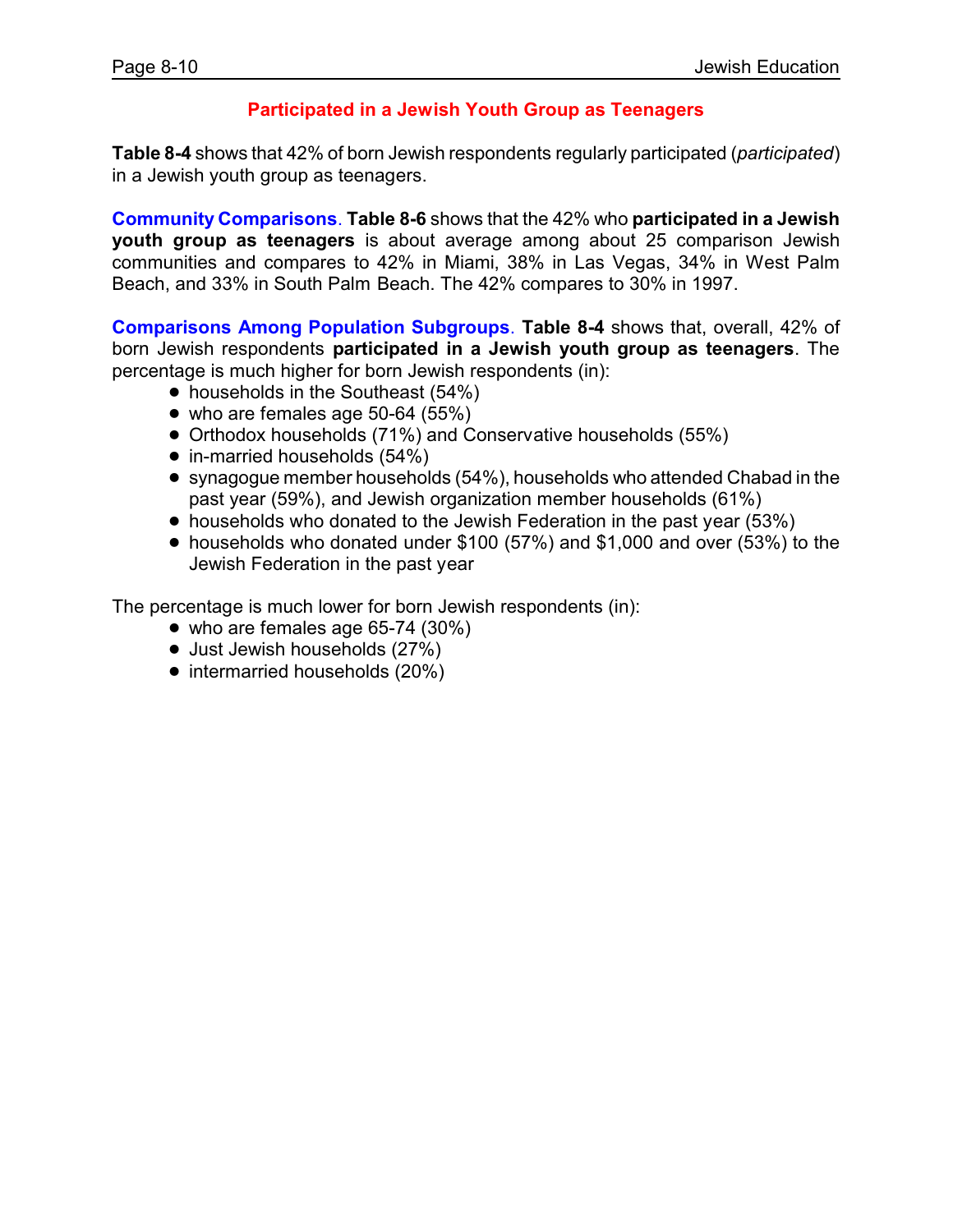## Participated in a Jewish Youth Group as Teenagers

**Table 8-4** shows that 42% of born Jewish respondents regularly participated (*participated*) in a Jewish youth group as teenagers.

**Community Comparisons**. **Table 8-6** shows that the 42% who **participated in a Jewish youth group as teenagers** is about average among about 25 comparison Jewish communities and compares to 42% in Miami, 38% in Las Vegas, 34% in West Palm Beach, and 33% in South Palm Beach. The 42% compares to 30% in 1997.

**Comparisons Among Population Subgroups**. **Table 8-4** shows that, overall, 42% of born Jewish respondents **participated in a Jewish youth group as teenagers**. The percentage is much higher for born Jewish respondents (in):

- households in the Southeast (54%)
- who are females age 50-64 (55%)
- Orthodox households (71%) and Conservative households (55%)
- in-married households (54%)
- synagogue member households (54%), households who attended Chabad in the past year (59%), and Jewish organization member households (61%)
- households who donated to the Jewish Federation in the past year (53%)
- households who donated under $100 (57%) and $1,000 and over (53%) to the Jewish Federation in the past year

The percentage is much lower for born Jewish respondents (in):

- who are females age 65-74 (30%)
- Just Jewish households (27%)
- intermarried households (20%)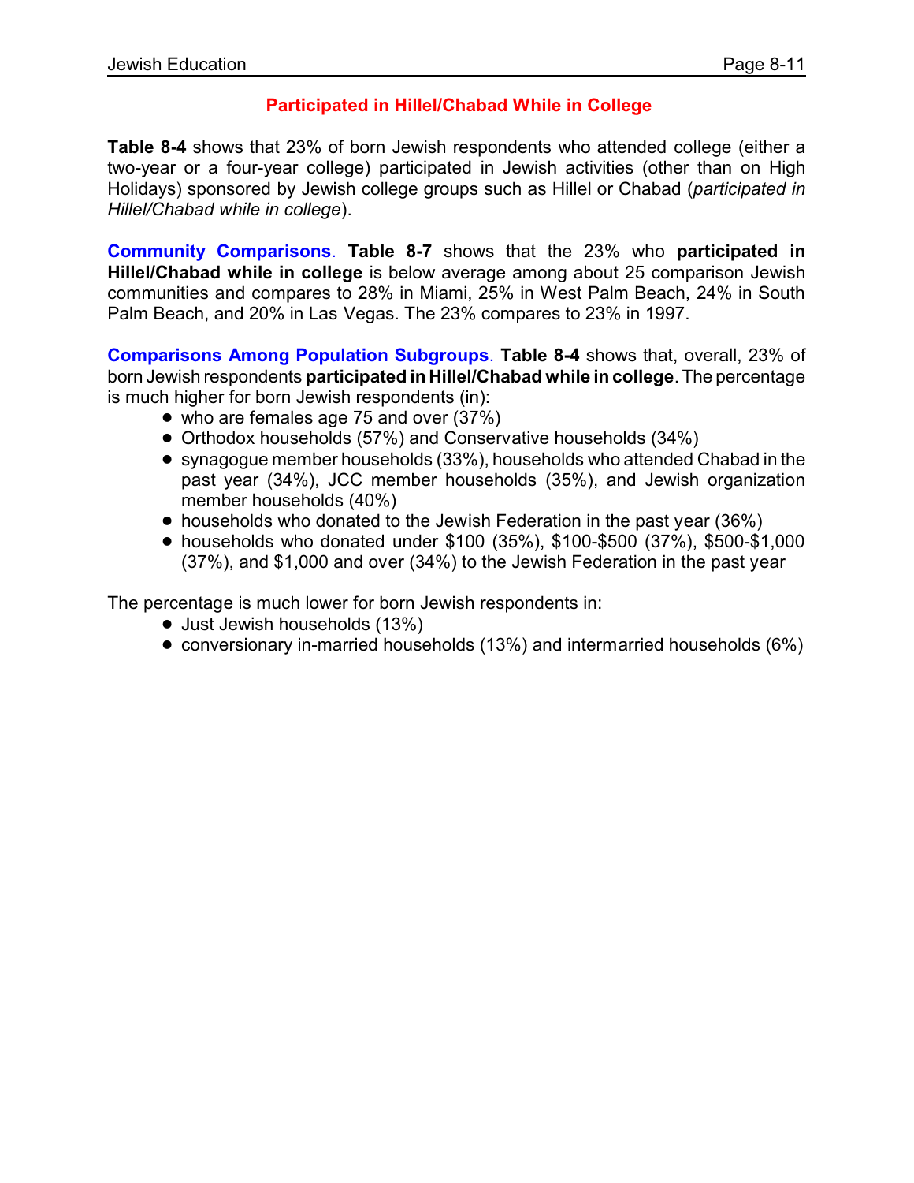## Participated in Hillel/Chabad While in College

**Table 8-4** shows that 23% of born Jewish respondents who attended college (either a two-year or a four-year college) participated in Jewish activities (other than on High Holidays) sponsored by Jewish college groups such as Hillel or Chabad (*participated in Hillel/Chabad while in college*).

**Community Comparisons**. **Table 8-7** shows that the 23% who **participated in Hillel/Chabad while in college** is below average among about 25 comparison Jewish communities and compares to 28% in Miami, 25% in West Palm Beach, 24% in South Palm Beach, and 20% in Las Vegas. The 23% compares to 23% in 1997.

**Comparisons Among Population Subgroups**. **Table 8-4** shows that, overall, 23% of born Jewish respondents **participated in Hillel/Chabad while in college**. The percentage is much higher for born Jewish respondents (in):

- who are females age 75 and over (37%)
- Orthodox households (57%) and Conservative households (34%)
- synagogue member households (33%), households who attended Chabad in the past year (34%), JCC member households (35%), and Jewish organization member households (40%)
- households who donated to the Jewish Federation in the past year (36%)
- households who donated under $100 (35%), $100-$500 (37%), $500-$1,000 (37%), and $1,000 and over (34%) to the Jewish Federation in the past year

The percentage is much lower for born Jewish respondents in:

- Just Jewish households (13%)
- conversionary in-married households (13%) and intermarried households (6%)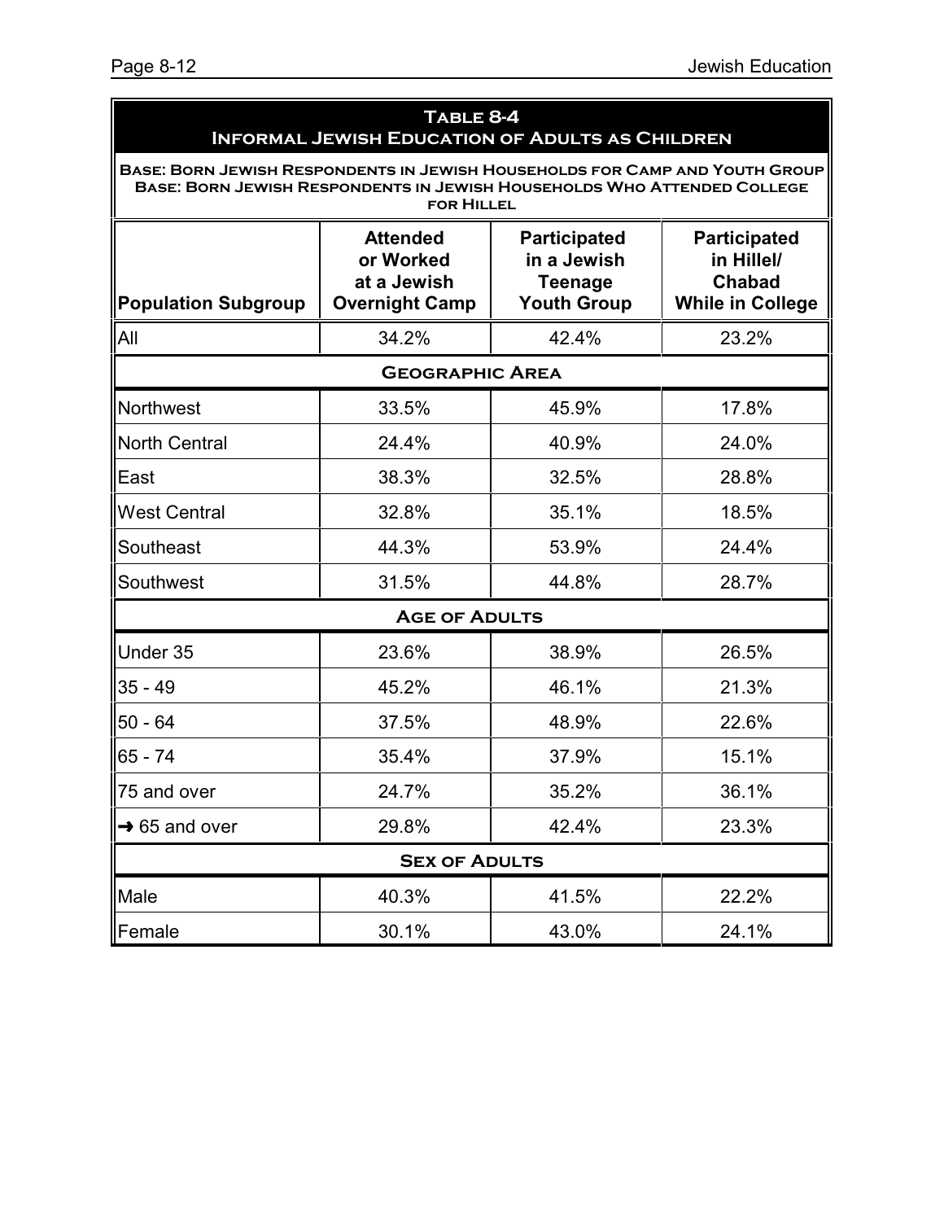## Table 8-4
## Informal Jewish Education of Adults as Children

**Base: Born Jewish Respondents in Jewish Households for Camp and Youth Group**
**Base: Born Jewish Respondents in Jewish Households Who Attended College for Hillel**

| Population Subgroup | Attended or Worked at a Jewish Overnight Camp | Participated in a Jewish Teenage Youth Group | Participated in Hillel/ Chabad While in College |
|---|---|---|---|
| All | 34.2% | 42.4% | 23.2% |
| **Geographic Area** | | | |
| Northwest | 33.5% | 45.9% | 17.8% |
| North Central | 24.4% | 40.9% | 24.0% |
| East | 38.3% | 32.5% | 28.8% |
| West Central | 32.8% | 35.1% | 18.5% |
| Southeast | 44.3% | 53.9% | 24.4% |
| Southwest | 31.5% | 44.8% | 28.7% |
| **Age of Adults** | | | |
| Under 35 | 23.6% | 38.9% | 26.5% |
| 35 - 49 | 45.2% | 46.1% | 21.3% |
| 50 - 64 | 37.5% | 48.9% | 22.6% |
| 65 - 74 | 35.4% | 37.9% | 15.1% |
| 75 and over | 24.7% | 35.2% | 36.1% |
| ➜ 65 and over | 29.8% | 42.4% | 23.3% |
| **Sex of Adults** | | | |
| Male | 40.3% | 41.5% | 22.2% |
| Female | 30.1% | 43.0% | 24.1% |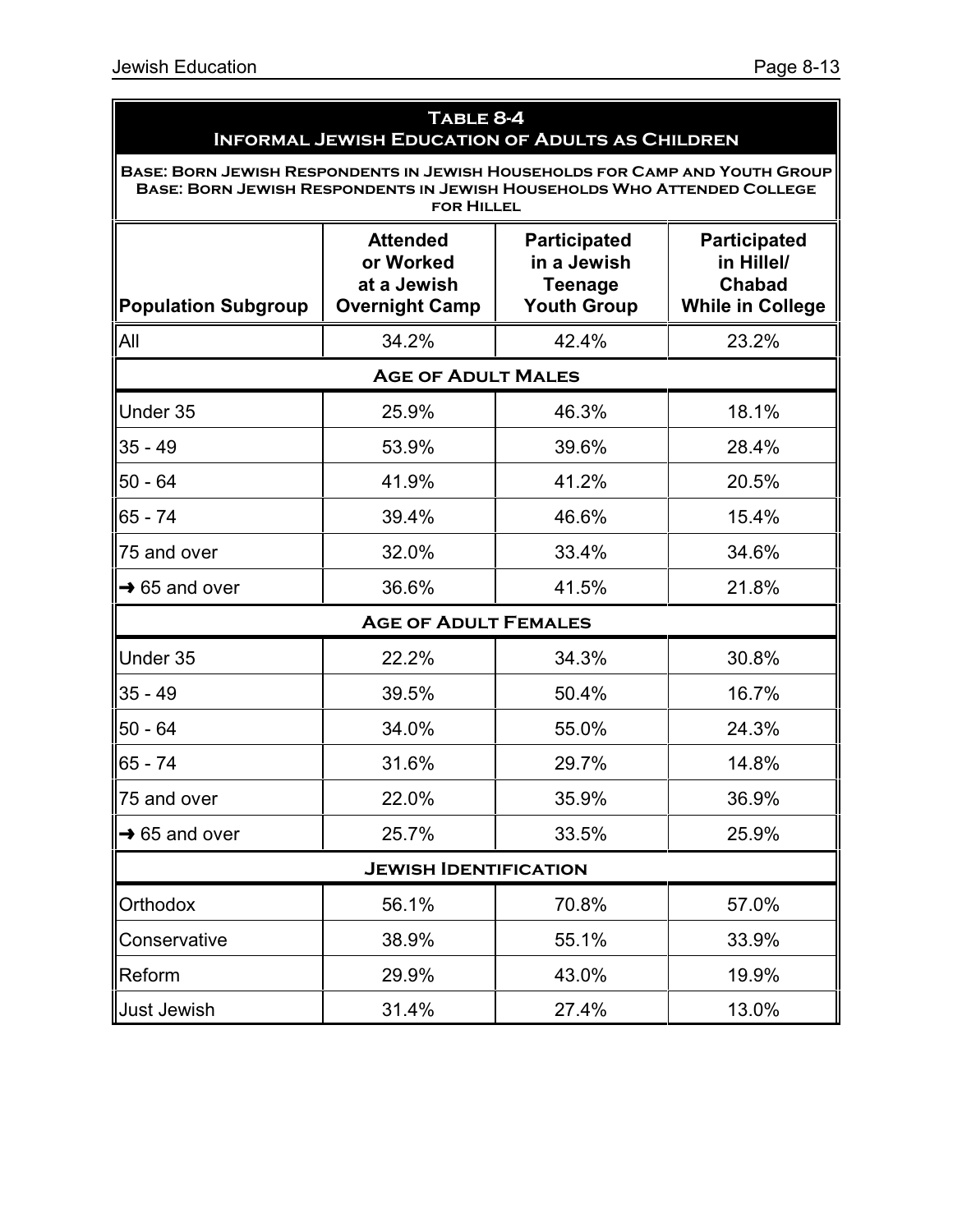**Table 8-4**
**Informal Jewish Education of Adults as Children**

Base: Born Jewish Respondents in Jewish Households for Camp and Youth Group
Base: Born Jewish Respondents in Jewish Households Who Attended College for Hillel

| Population Subgroup | Attended or Worked at a Jewish Overnight Camp | Participated in a Jewish Teenage Youth Group | Participated in Hillel/ Chabad While in College |
|---|---|---|---|
| All | 34.2% | 42.4% | 23.2% |
| **Age of Adult Males** | | | |
| Under 35 | 25.9% | 46.3% | 18.1% |
| 35 - 49 | 53.9% | 39.6% | 28.4% |
| 50 - 64 | 41.9% | 41.2% | 20.5% |
| 65 - 74 | 39.4% | 46.6% | 15.4% |
| 75 and over | 32.0% | 33.4% | 34.6% |
| ➜ 65 and over | 36.6% | 41.5% | 21.8% |
| **Age of Adult Females** | | | |
| Under 35 | 22.2% | 34.3% | 30.8% |
| 35 - 49 | 39.5% | 50.4% | 16.7% |
| 50 - 64 | 34.0% | 55.0% | 24.3% |
| 65 - 74 | 31.6% | 29.7% | 14.8% |
| 75 and over | 22.0% | 35.9% | 36.9% |
| ➜ 65 and over | 25.7% | 33.5% | 25.9% |
| **Jewish Identification** | | | |
| Orthodox | 56.1% | 70.8% | 57.0% |
| Conservative | 38.9% | 55.1% | 33.9% |
| Reform | 29.9% | 43.0% | 19.9% |
| Just Jewish | 31.4% | 27.4% | 13.0% |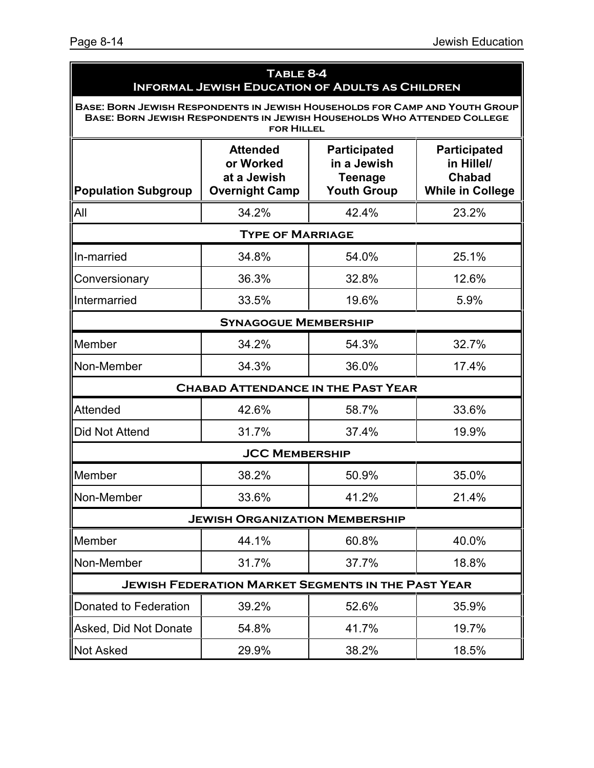## Table 8-4
## Informal Jewish Education of Adults as Children

**Base: Born Jewish Respondents in Jewish Households for Camp and Youth Group**
**Base: Born Jewish Respondents in Jewish Households Who Attended College for Hillel**

| Population Subgroup | Attended or Worked at a Jewish Overnight Camp | Participated in a Jewish Teenage Youth Group | Participated in Hillel/ Chabad While in College |
|---|---|---|---|
| All | 34.2% | 42.4% | 23.2% |
| **Type of Marriage** | | | |
| In-married | 34.8% | 54.0% | 25.1% |
| Conversionary | 36.3% | 32.8% | 12.6% |
| Intermarried | 33.5% | 19.6% | 5.9% |
| **Synagogue Membership** | | | |
| Member | 34.2% | 54.3% | 32.7% |
| Non-Member | 34.3% | 36.0% | 17.4% |
| **Chabad Attendance in the Past Year** | | | |
| Attended | 42.6% | 58.7% | 33.6% |
| Did Not Attend | 31.7% | 37.4% | 19.9% |
| **JCC Membership** | | | |
| Member | 38.2% | 50.9% | 35.0% |
| Non-Member | 33.6% | 41.2% | 21.4% |
| **Jewish Organization Membership** | | | |
| Member | 44.1% | 60.8% | 40.0% |
| Non-Member | 31.7% | 37.7% | 18.8% |
| **Jewish Federation Market Segments in the Past Year** | | | |
| Donated to Federation | 39.2% | 52.6% | 35.9% |
| Asked, Did Not Donate | 54.8% | 41.7% | 19.7% |
| Not Asked | 29.9% | 38.2% | 18.5% |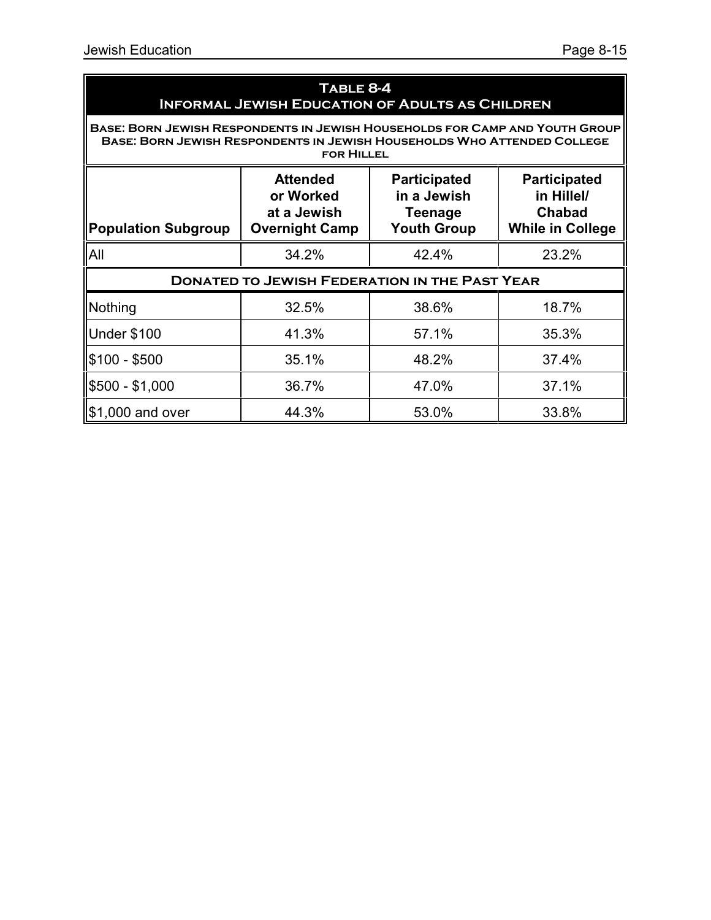## Table 8-4
## Informal Jewish Education of Adults as Children

**Base: Born Jewish Respondents in Jewish Households for Camp and Youth Group**
**Base: Born Jewish Respondents in Jewish Households Who Attended College for Hillel**

| Population Subgroup | Attended or Worked at a Jewish Overnight Camp | Participated in a Jewish Teenage Youth Group | Participated in Hillel/ Chabad While in College |
|---|---|---|---|
| All | 34.2% | 42.4% | 23.2% |
| **Donated to Jewish Federation in the Past Year** | | | |
| Nothing | 32.5% | 38.6% | 18.7% |
| Under $100 | 41.3% | 57.1% | 35.3% |
| $100 - $500 | 35.1% | 48.2% | 37.4% |
| $500 - $1,000 | 36.7% | 47.0% | 37.1% |
| $1,000 and over | 44.3% | 53.0% | 33.8% |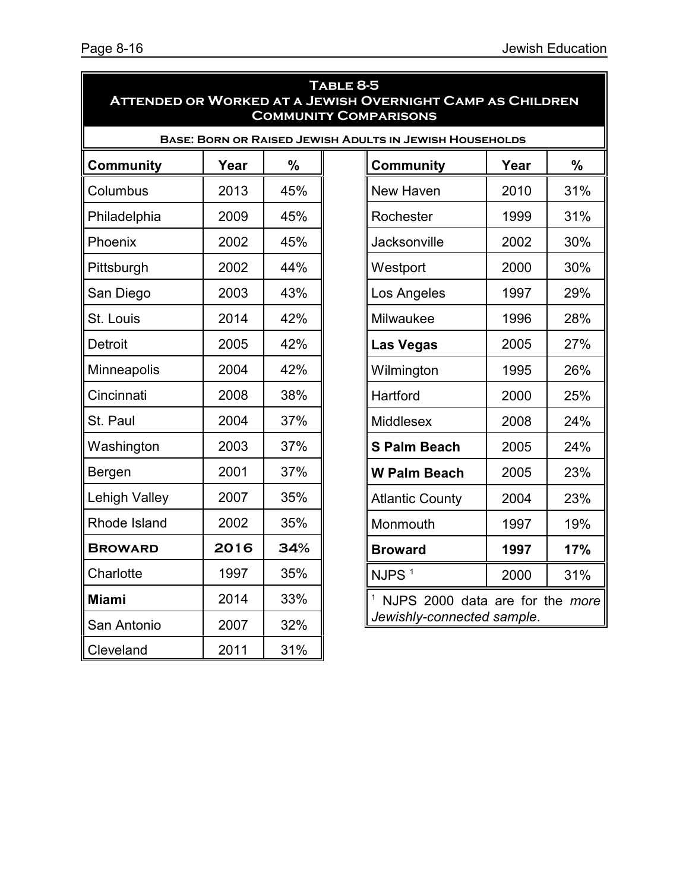# Table 8-5
## Attended or Worked at a Jewish Overnight Camp as Children
### Community Comparisons

**Base: Born or Raised Jewish Adults in Jewish Households**

| Community | Year | % |
|---|---|---|
| Columbus | 2013 | 45% |
| Philadelphia | 2009 | 45% |
| Phoenix | 2002 | 45% |
| Pittsburgh | 2002 | 44% |
| San Diego | 2003 | 43% |
| St. Louis | 2014 | 42% |
| Detroit | 2005 | 42% |
| Minneapolis | 2004 | 42% |
| Cincinnati | 2008 | 38% |
| St. Paul | 2004 | 37% |
| Washington | 2003 | 37% |
| Bergen | 2001 | 37% |
| Lehigh Valley | 2007 | 35% |
| Rhode Island | 2002 | 35% |
| **Broward** | **2016** | **34%** |
| Charlotte | 1997 | 35% |
| **Miami** | 2014 | 33% |
| San Antonio | 2007 | 32% |
| Cleveland | 2011 | 31% |
| New Haven | 2010 | 31% |
| Rochester | 1999 | 31% |
| Jacksonville | 2002 | 30% |
| Westport | 2000 | 30% |
| Los Angeles | 1997 | 29% |
| Milwaukee | 1996 | 28% |
| **Las Vegas** | 2005 | 27% |
| Wilmington | 1995 | 26% |
| Hartford | 2000 | 25% |
| Middlesex | 2008 | 24% |
| **S Palm Beach** | 2005 | 24% |
| **W Palm Beach** | 2005 | 23% |
| Atlantic County | 2004 | 23% |
| Monmouth | 1997 | 19% |
| **Broward** | **1997** | **17%** |
| NJPS [1] | 2000 | 31% |

[1] NJPS 2000 data are for the *more Jewishly-connected sample*.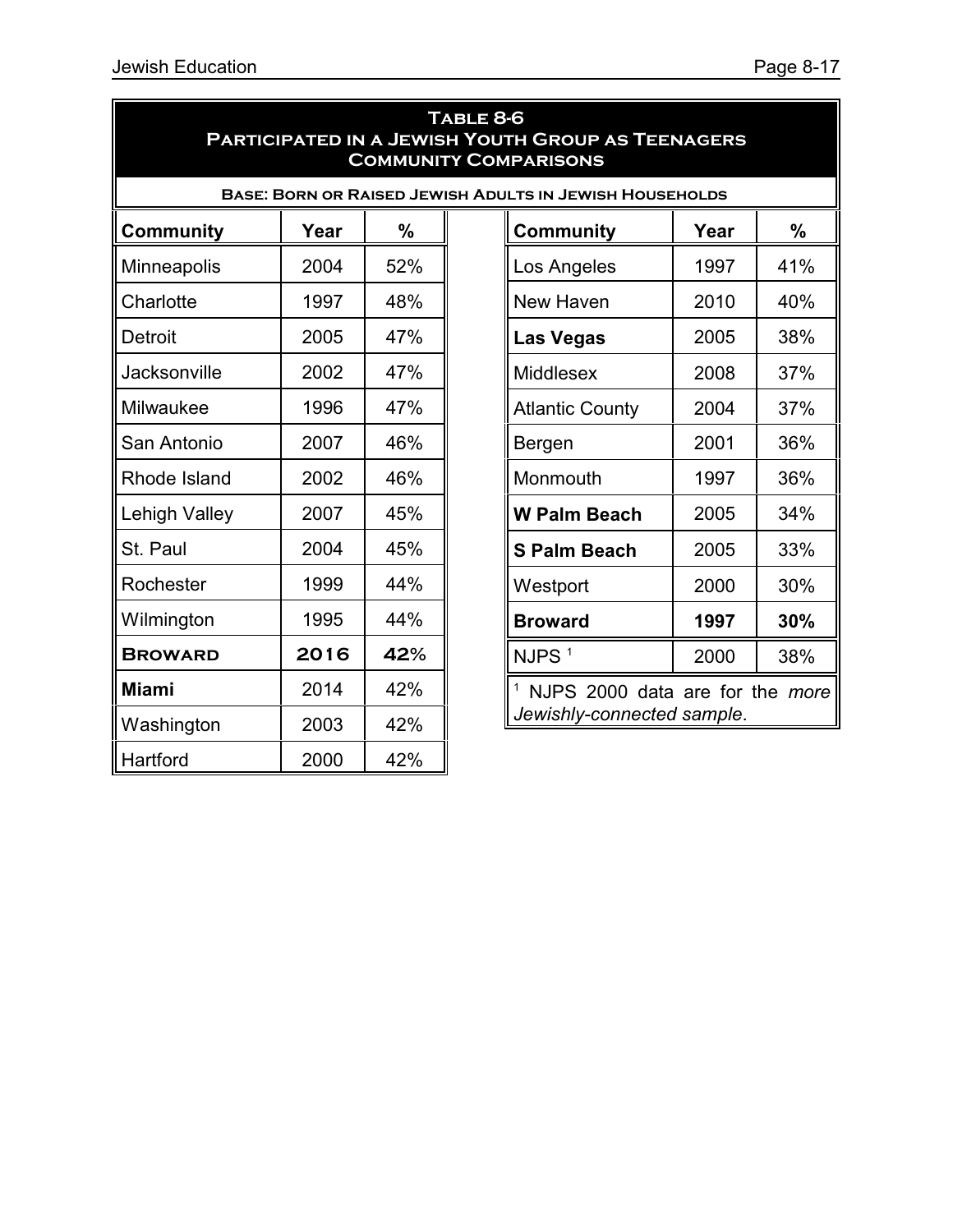## Table 8-6
## Participated in a Jewish Youth Group as Teenagers
## Community Comparisons

**Base: Born or Raised Jewish Adults in Jewish Households**

| Community | Year | % |
|---|---|---|
| Minneapolis | 2004 | 52% |
| Charlotte | 1997 | 48% |
| Detroit | 2005 | 47% |
| Jacksonville | 2002 | 47% |
| Milwaukee | 1996 | 47% |
| San Antonio | 2007 | 46% |
| Rhode Island | 2002 | 46% |
| Lehigh Valley | 2007 | 45% |
| St. Paul | 2004 | 45% |
| Rochester | 1999 | 44% |
| Wilmington | 1995 | 44% |
| **BROWARD** | **2016** | **42%** |
| **Miami** | 2014 | 42% |
| Washington | 2003 | 42% |
| Hartford | 2000 | 42% |
| Los Angeles | 1997 | 41% |
| New Haven | 2010 | 40% |
| **Las Vegas** | 2005 | 38% |
| Middlesex | 2008 | 37% |
| Atlantic County | 2004 | 37% |
| Bergen | 2001 | 36% |
| Monmouth | 1997 | 36% |
| **W Palm Beach** | 2005 | 34% |
| **S Palm Beach** | 2005 | 33% |
| Westport | 2000 | 30% |
| **Broward** | **1997** | **30%** |
| NJPS [1] | 2000 | 38% |

[1] NJPS 2000 data are for the *more Jewishly-connected sample*.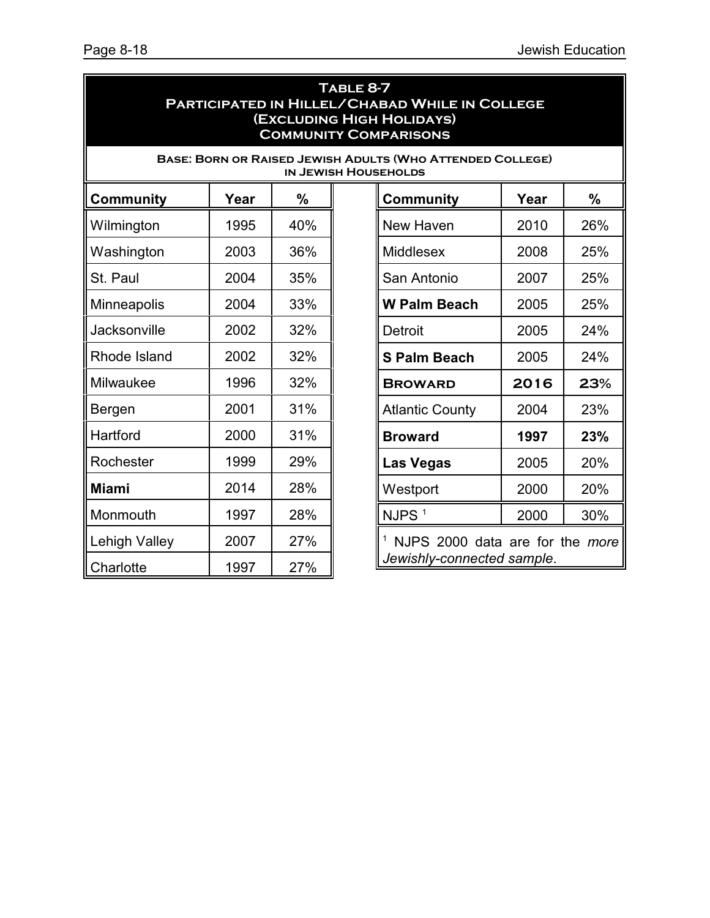**Table 8-7**
**Participated in Hillel/Chabad While in College (Excluding High Holidays)**
**Community Comparisons**

**Base: Born or Raised Jewish Adults (Who Attended College) in Jewish Households**

| Community | Year | % | Community | Year | % |
|---|---|---|---|---|---|
| Wilmington | 1995 | 40% | New Haven | 2010 | 26% |
| Washington | 2003 | 36% | Middlesex | 2008 | 25% |
| St. Paul | 2004 | 35% | San Antonio | 2007 | 25% |
| Minneapolis | 2004 | 33% | **W Palm Beach** | 2005 | 25% |
| Jacksonville | 2002 | 32% | Detroit | 2005 | 24% |
| Rhode Island | 2002 | 32% | **S Palm Beach** | 2005 | 24% |
| Milwaukee | 1996 | 32% | **BROWARD** | **2016** | **23%** |
| Bergen | 2001 | 31% | Atlantic County | 2004 | 23% |
| Hartford | 2000 | 31% | **Broward** | **1997** | **23%** |
| Rochester | 1999 | 29% | **Las Vegas** | 2005 | 20% |
| **Miami** | 2014 | 28% | Westport | 2000 | 20% |
| Monmouth | 1997 | 28% | NJPS [1] | 2000 | 30% |
| Lehigh Valley | 2007 | 27% | | | |
| Charlotte | 1997 | 27% | | | |

[1] NJPS 2000 data are for the *more Jewishly-connected sample*.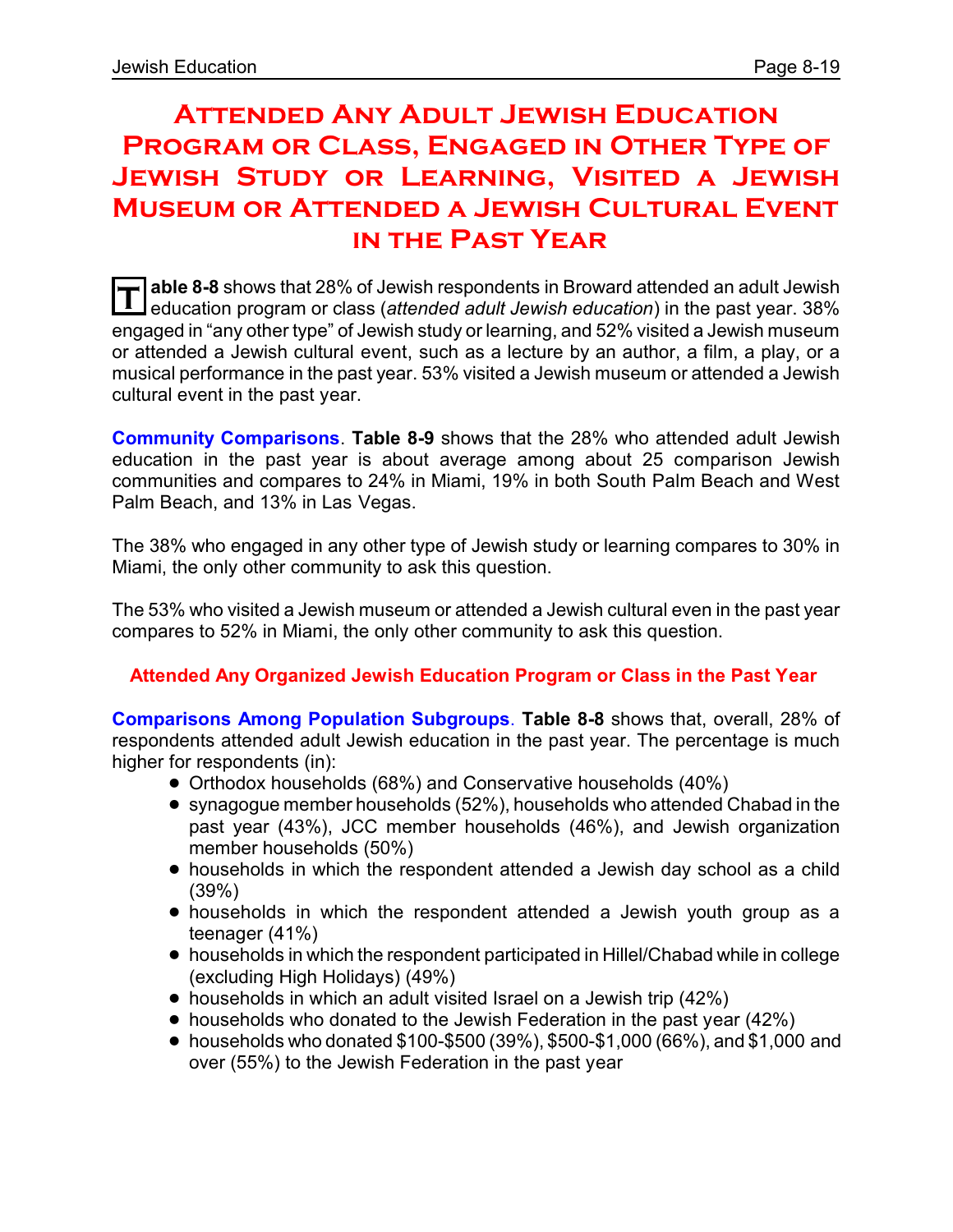# Attended Any Adult Jewish Education Program or Class, Engaged in Other Type of Jewish Study or Learning, Visited a Jewish Museum or Attended a Jewish Cultural Event in the Past Year

**Table 8-8** shows that 28% of Jewish respondents in Broward attended an adult Jewish education program or class (*attended adult Jewish education*) in the past year. 38% engaged in "any other type" of Jewish study or learning, and 52% visited a Jewish museum or attended a Jewish cultural event, such as a lecture by an author, a film, a play, or a musical performance in the past year. 53% visited a Jewish museum or attended a Jewish cultural event in the past year.

**Community Comparisons**. **Table 8-9** shows that the 28% who attended adult Jewish education in the past year is about average among about 25 comparison Jewish communities and compares to 24% in Miami, 19% in both South Palm Beach and West Palm Beach, and 13% in Las Vegas.

The 38% who engaged in any other type of Jewish study or learning compares to 30% in Miami, the only other community to ask this question.

The 53% who visited a Jewish museum or attended a Jewish cultural even in the past year compares to 52% in Miami, the only other community to ask this question.

### Attended Any Organized Jewish Education Program or Class in the Past Year

**Comparisons Among Population Subgroups**. **Table 8-8** shows that, overall, 28% of respondents attended adult Jewish education in the past year. The percentage is much higher for respondents (in):

- Orthodox households (68%) and Conservative households (40%)
- synagogue member households (52%), households who attended Chabad in the past year (43%), JCC member households (46%), and Jewish organization member households (50%)
- households in which the respondent attended a Jewish day school as a child (39%)
- households in which the respondent attended a Jewish youth group as a teenager (41%)
- households in which the respondent participated in Hillel/Chabad while in college (excluding High Holidays) (49%)
- households in which an adult visited Israel on a Jewish trip (42%)
- households who donated to the Jewish Federation in the past year (42%)
- households who donated $100-$500 (39%), $500-$1,000 (66%), and $1,000 and over (55%) to the Jewish Federation in the past year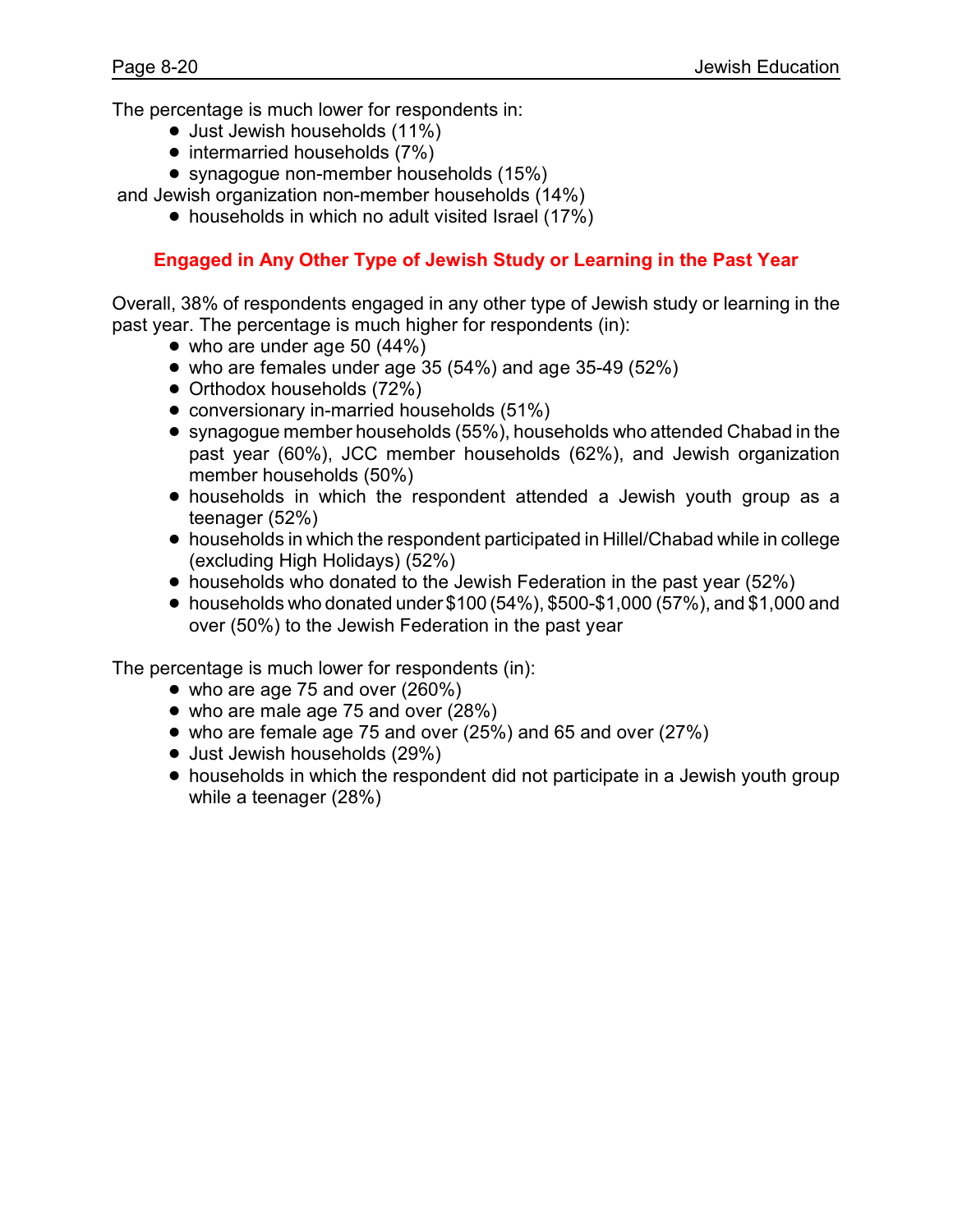The percentage is much lower for respondents in:

- Just Jewish households (11%)
- intermarried households (7%)
- synagogue non-member households (15%)

and Jewish organization non-member households (14%)

- households in which no adult visited Israel (17%)

## Engaged in Any Other Type of Jewish Study or Learning in the Past Year

Overall, 38% of respondents engaged in any other type of Jewish study or learning in the past year. The percentage is much higher for respondents (in):

- who are under age 50 (44%)
- who are females under age 35 (54%) and age 35-49 (52%)
- Orthodox households (72%)
- conversionary in-married households (51%)
- synagogue member households (55%), households who attended Chabad in the past year (60%), JCC member households (62%), and Jewish organization member households (50%)
- households in which the respondent attended a Jewish youth group as a teenager (52%)
- households in which the respondent participated in Hillel/Chabad while in college (excluding High Holidays) (52%)
- households who donated to the Jewish Federation in the past year (52%)
- households who donated under $100 (54%), $500-$1,000 (57%), and $1,000 and over (50%) to the Jewish Federation in the past year

The percentage is much lower for respondents (in):

- who are age 75 and over (260%)
- who are male age 75 and over (28%)
- who are female age 75 and over (25%) and 65 and over (27%)
- Just Jewish households (29%)
- households in which the respondent did not participate in a Jewish youth group while a teenager (28%)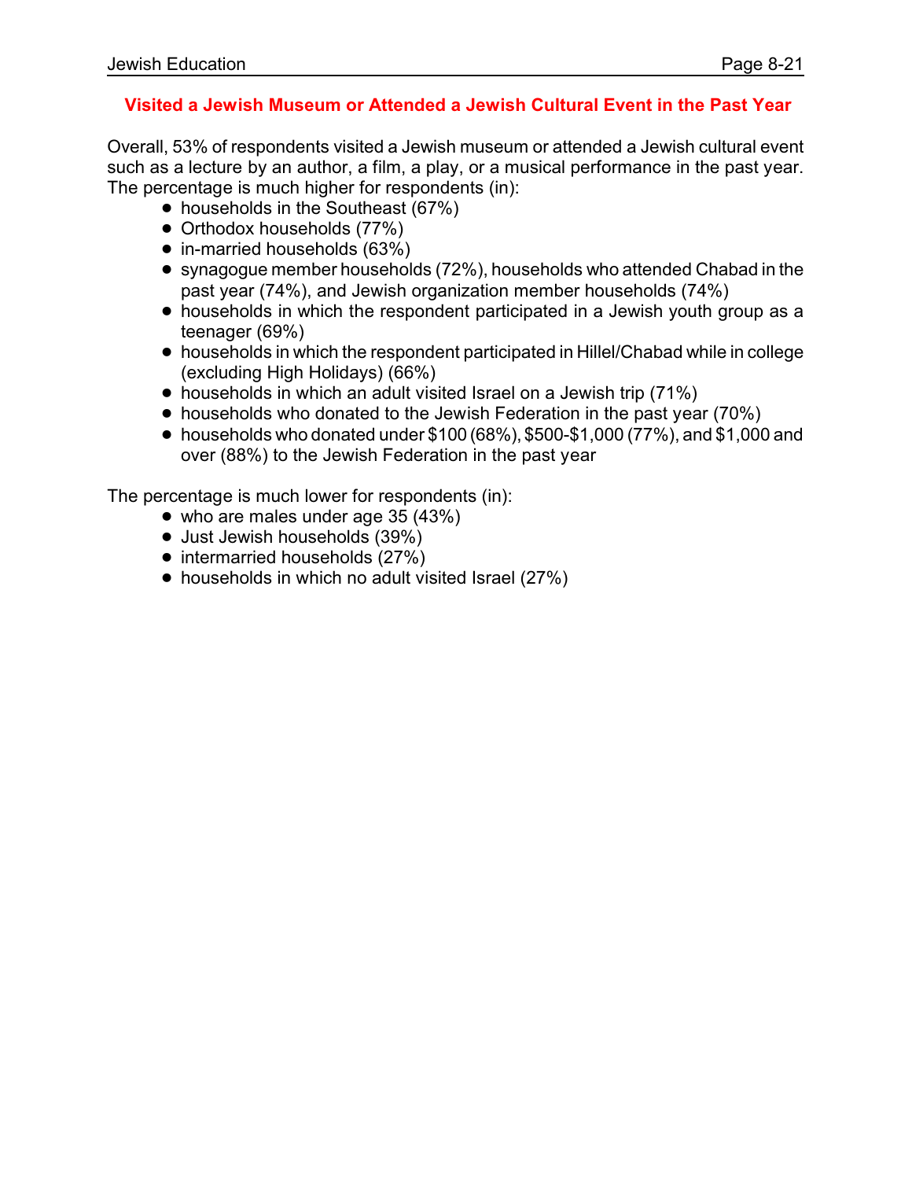## Visited a Jewish Museum or Attended a Jewish Cultural Event in the Past Year

Overall, 53% of respondents visited a Jewish museum or attended a Jewish cultural event such as a lecture by an author, a film, a play, or a musical performance in the past year. The percentage is much higher for respondents (in):

- households in the Southeast (67%)
- Orthodox households (77%)
- in-married households (63%)
- synagogue member households (72%), households who attended Chabad in the past year (74%), and Jewish organization member households (74%)
- households in which the respondent participated in a Jewish youth group as a teenager (69%)
- households in which the respondent participated in Hillel/Chabad while in college (excluding High Holidays) (66%)
- households in which an adult visited Israel on a Jewish trip (71%)
- households who donated to the Jewish Federation in the past year (70%)
- households who donated under $100 (68%), $500-$1,000 (77%), and $1,000 and over (88%) to the Jewish Federation in the past year

The percentage is much lower for respondents (in):

- who are males under age 35 (43%)
- Just Jewish households (39%)
- intermarried households (27%)
- households in which no adult visited Israel (27%)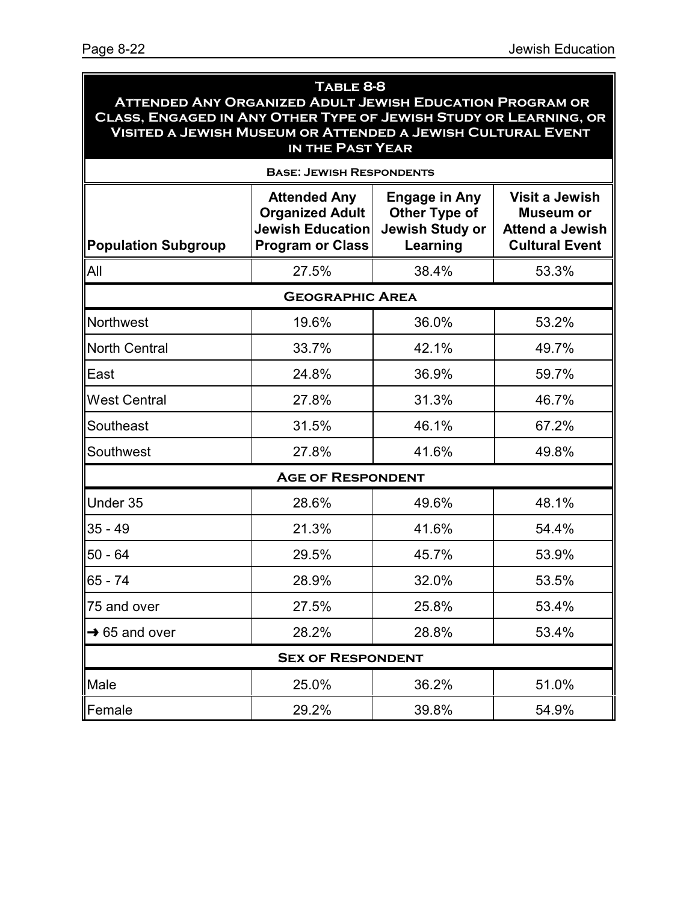## Table 8-8
## Attended Any Organized Adult Jewish Education Program or Class, Engaged in Any Other Type of Jewish Study or Learning, or Visited a Jewish Museum or Attended a Jewish Cultural Event in the Past Year

**Base: Jewish Respondents**

| Population Subgroup | Attended Any Organized Adult Jewish Education Program or Class | Engage in Any Other Type of Jewish Study or Learning | Visit a Jewish Museum or Attend a Jewish Cultural Event |
|---|---|---|---|
| All | 27.5% | 38.4% | 53.3% |
| **Geographic Area** | | | |
| Northwest | 19.6% | 36.0% | 53.2% |
| North Central | 33.7% | 42.1% | 49.7% |
| East | 24.8% | 36.9% | 59.7% |
| West Central | 27.8% | 31.3% | 46.7% |
| Southeast | 31.5% | 46.1% | 67.2% |
| Southwest | 27.8% | 41.6% | 49.8% |
| **Age of Respondent** | | | |
| Under 35 | 28.6% | 49.6% | 48.1% |
| 35 - 49 | 21.3% | 41.6% | 54.4% |
| 50 - 64 | 29.5% | 45.7% | 53.9% |
| 65 - 74 | 28.9% | 32.0% | 53.5% |
| 75 and over | 27.5% | 25.8% | 53.4% |
| → 65 and over | 28.2% | 28.8% | 53.4% |
| **Sex of Respondent** | | | |
| Male | 25.0% | 36.2% | 51.0% |
| Female | 29.2% | 39.8% | 54.9% |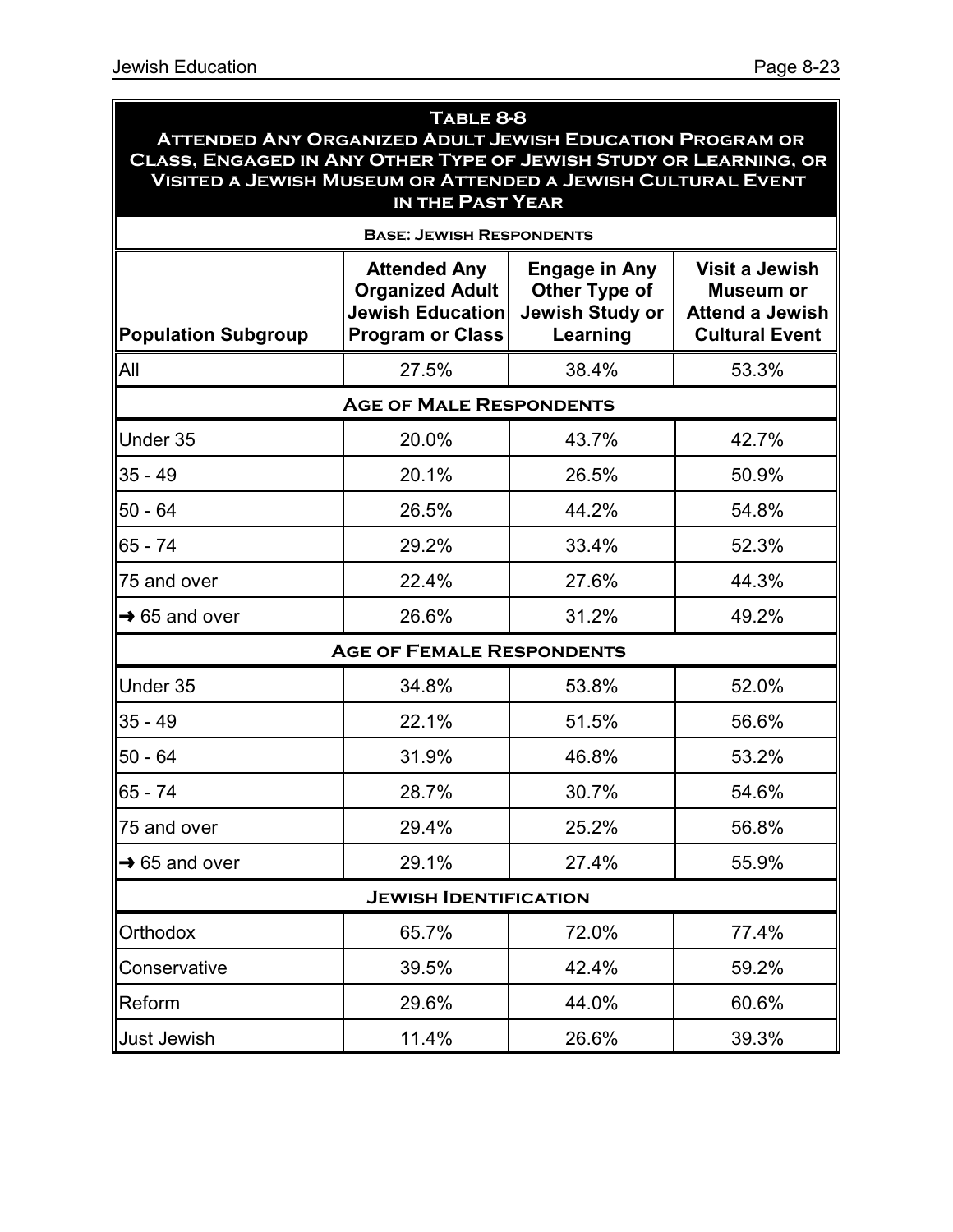**Table 8-8**
**Attended Any Organized Adult Jewish Education Program or Class, Engaged in Any Other Type of Jewish Study or Learning, or Visited a Jewish Museum or Attended a Jewish Cultural Event in the Past Year**

**Base: Jewish Respondents**

| Population Subgroup | Attended Any Organized Adult Jewish Education Program or Class | Engage in Any Other Type of Jewish Study or Learning | Visit a Jewish Museum or Attend a Jewish Cultural Event |
|---|---|---|---|
| All | 27.5% | 38.4% | 53.3% |
| **Age of Male Respondents** | | | |
| Under 35 | 20.0% | 43.7% | 42.7% |
| 35 - 49 | 20.1% | 26.5% | 50.9% |
| 50 - 64 | 26.5% | 44.2% | 54.8% |
| 65 - 74 | 29.2% | 33.4% | 52.3% |
| 75 and over | 22.4% | 27.6% | 44.3% |
| → 65 and over | 26.6% | 31.2% | 49.2% |
| **Age of Female Respondents** | | | |
| Under 35 | 34.8% | 53.8% | 52.0% |
| 35 - 49 | 22.1% | 51.5% | 56.6% |
| 50 - 64 | 31.9% | 46.8% | 53.2% |
| 65 - 74 | 28.7% | 30.7% | 54.6% |
| 75 and over | 29.4% | 25.2% | 56.8% |
| → 65 and over | 29.1% | 27.4% | 55.9% |
| **Jewish Identification** | | | |
| Orthodox | 65.7% | 72.0% | 77.4% |
| Conservative | 39.5% | 42.4% | 59.2% |
| Reform | 29.6% | 44.0% | 60.6% |
| Just Jewish | 11.4% | 26.6% | 39.3% |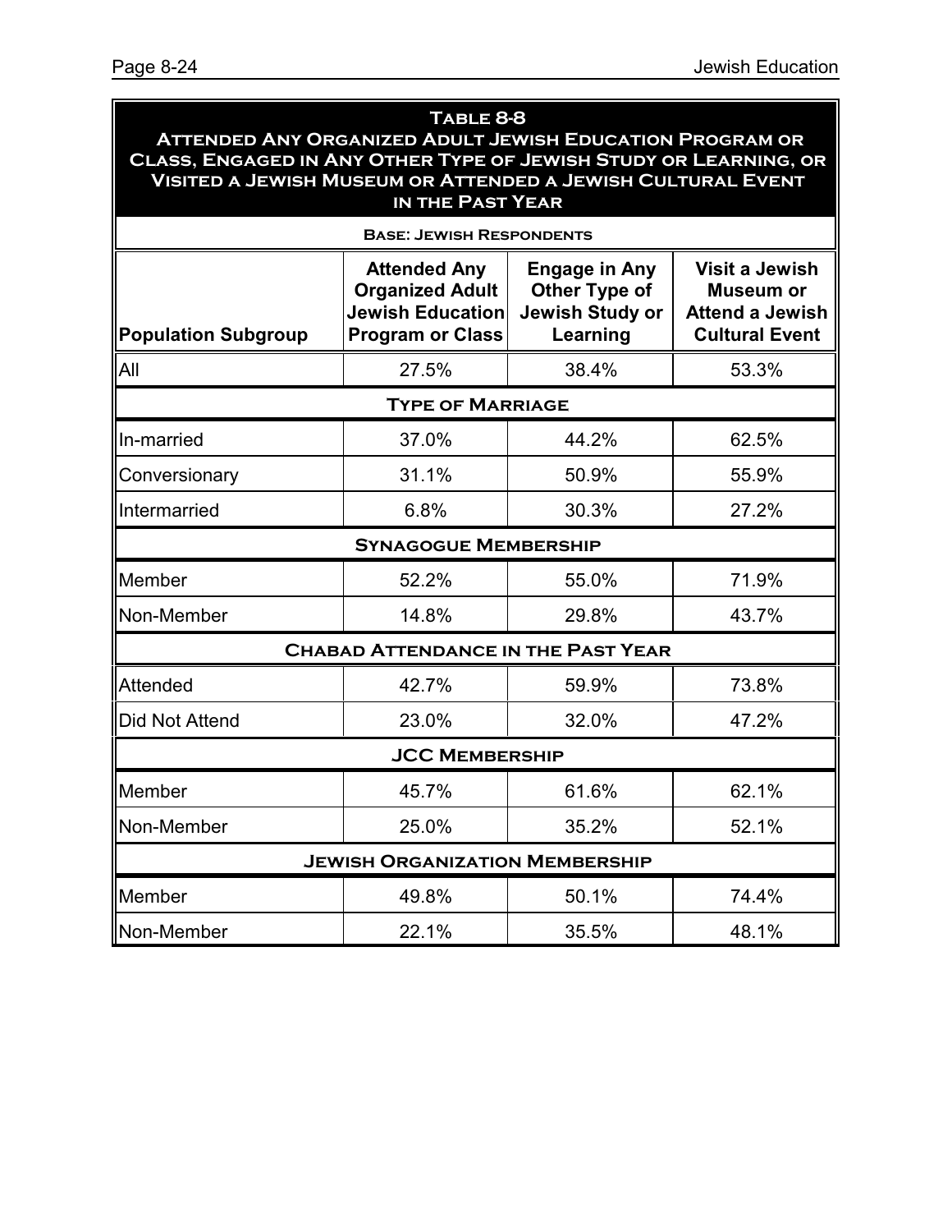## Table 8-8
## Attended Any Organized Adult Jewish Education Program or Class, Engaged in Any Other Type of Jewish Study or Learning, or Visited a Jewish Museum or Attended a Jewish Cultural Event in the Past Year

**Base: Jewish Respondents**

| Population Subgroup | Attended Any Organized Adult Jewish Education Program or Class | Engage in Any Other Type of Jewish Study or Learning | Visit a Jewish Museum or Attend a Jewish Cultural Event |
|---|---|---|---|
| All | 27.5% | 38.4% | 53.3% |
| **Type of Marriage** | | | |
| In-married | 37.0% | 44.2% | 62.5% |
| Conversionary | 31.1% | 50.9% | 55.9% |
| Intermarried | 6.8% | 30.3% | 27.2% |
| **Synagogue Membership** | | | |
| Member | 52.2% | 55.0% | 71.9% |
| Non-Member | 14.8% | 29.8% | 43.7% |
| **Chabad Attendance in the Past Year** | | | |
| Attended | 42.7% | 59.9% | 73.8% |
| Did Not Attend | 23.0% | 32.0% | 47.2% |
| **JCC Membership** | | | |
| Member | 45.7% | 61.6% | 62.1% |
| Non-Member | 25.0% | 35.2% | 52.1% |
| **Jewish Organization Membership** | | | |
| Member | 49.8% | 50.1% | 74.4% |
| Non-Member | 22.1% | 35.5% | 48.1% |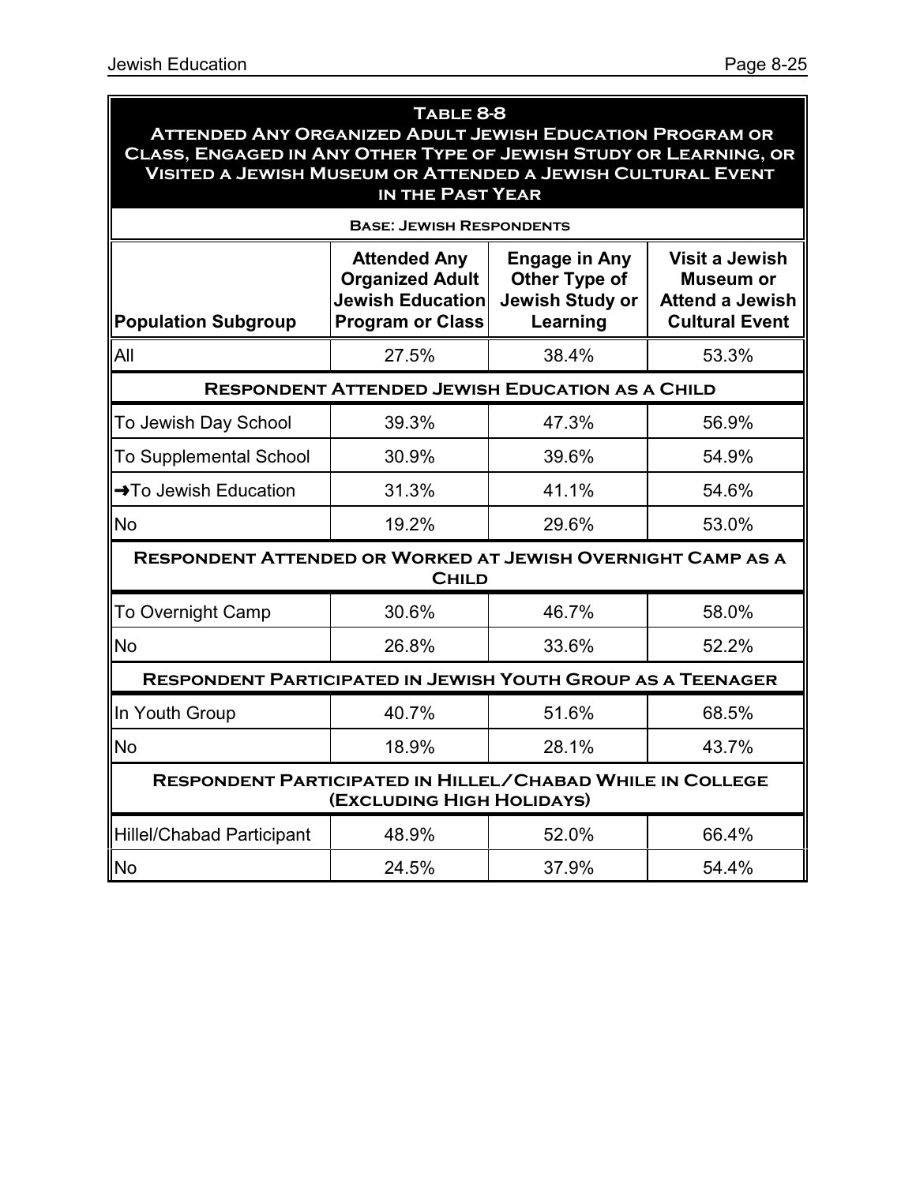**Table 8-8**
**Attended Any Organized Adult Jewish Education Program or Class, Engaged in Any Other Type of Jewish Study or Learning, or Visited a Jewish Museum or Attended a Jewish Cultural Event in the Past Year**

**Base: Jewish Respondents**

| Population Subgroup | Attended Any Organized Adult Jewish Education Program or Class | Engage in Any Other Type of Jewish Study or Learning | Visit a Jewish Museum or Attend a Jewish Cultural Event |
|---|---|---|---|
| All | 27.5% | 38.4% | 53.3% |
| **Respondent Attended Jewish Education as a Child** | | | |
| To Jewish Day School | 39.3% | 47.3% | 56.9% |
| To Supplemental School | 30.9% | 39.6% | 54.9% |
| ➜To Jewish Education | 31.3% | 41.1% | 54.6% |
| No | 19.2% | 29.6% | 53.0% |
| **Respondent Attended or Worked at Jewish Overnight Camp as a Child** | | | |
| To Overnight Camp | 30.6% | 46.7% | 58.0% |
| No | 26.8% | 33.6% | 52.2% |
| **Respondent Participated in Jewish Youth Group as a Teenager** | | | |
| In Youth Group | 40.7% | 51.6% | 68.5% |
| No | 18.9% | 28.1% | 43.7% |
| **Respondent Participated in Hillel/Chabad While in College (Excluding High Holidays)** | | | |
| Hillel/Chabad Participant | 48.9% | 52.0% | 66.4% |
| No | 24.5% | 37.9% | 54.4% |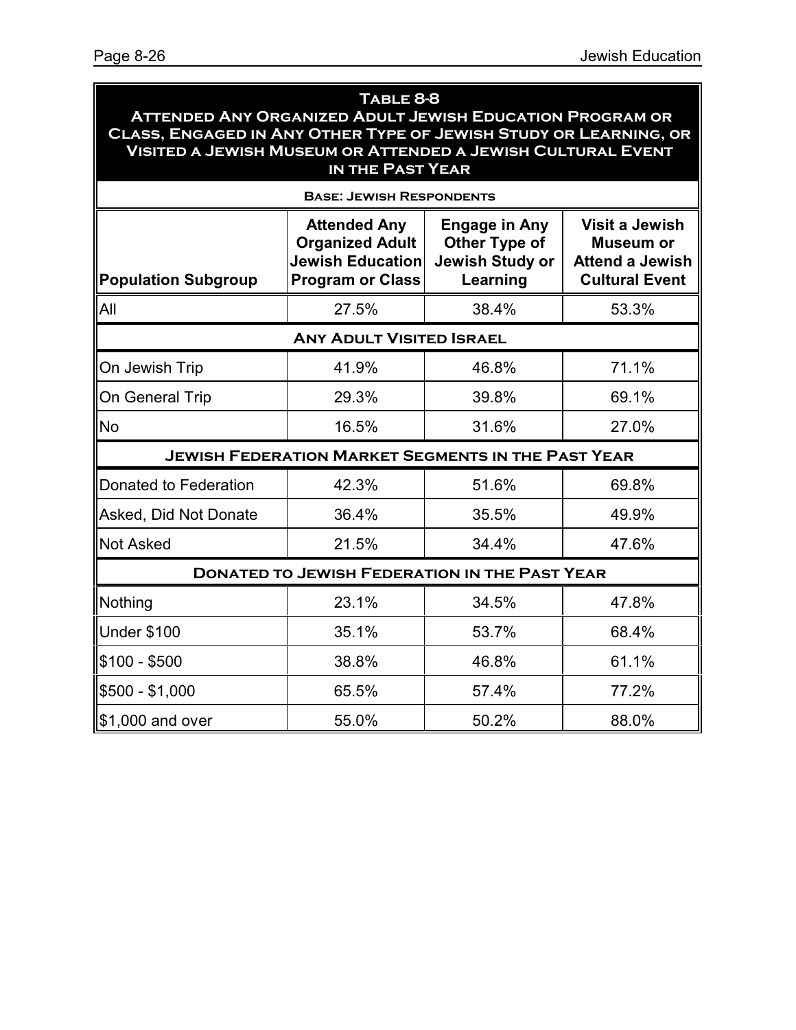## Table 8-8
## Attended Any Organized Adult Jewish Education Program or Class, Engaged in Any Other Type of Jewish Study or Learning, or Visited a Jewish Museum or Attended a Jewish Cultural Event in the Past Year

**Base: Jewish Respondents**

| Population Subgroup | Attended Any Organized Adult Jewish Education Program or Class | Engage in Any Other Type of Jewish Study or Learning | Visit a Jewish Museum or Attend a Jewish Cultural Event |
|---|---|---|---|
| All | 27.5% | 38.4% | 53.3% |
| **Any Adult Visited Israel** | | | |
| On Jewish Trip | 41.9% | 46.8% | 71.1% |
| On General Trip | 29.3% | 39.8% | 69.1% |
| No | 16.5% | 31.6% | 27.0% |
| **Jewish Federation Market Segments in the Past Year** | | | |
| Donated to Federation | 42.3% | 51.6% | 69.8% |
| Asked, Did Not Donate | 36.4% | 35.5% | 49.9% |
| Not Asked | 21.5% | 34.4% | 47.6% |
| **Donated to Jewish Federation in the Past Year** | | | |
| Nothing | 23.1% | 34.5% | 47.8% |
| Under $100 | 35.1% | 53.7% | 68.4% |
| $100 - $500 | 38.8% | 46.8% | 61.1% |
| $500 - $1,000 | 65.5% | 57.4% | 77.2% |
| $1,000 and over | 55.0% | 50.2% | 88.0% |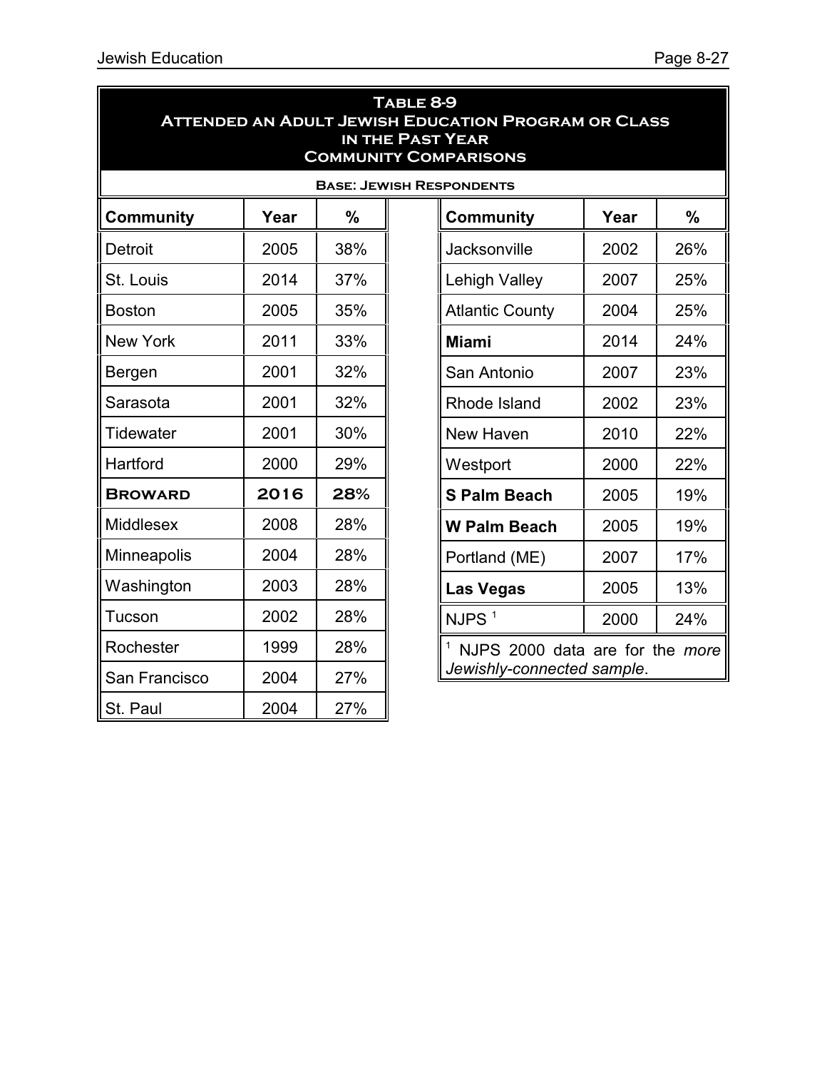**Table 8-9**
**Attended an Adult Jewish Education Program or Class in the Past Year**
**Community Comparisons**

**Base: Jewish Respondents**

| Community | Year | % |
|---|---|---|
| Detroit | 2005 | 38% |
| St. Louis | 2014 | 37% |
| Boston | 2005 | 35% |
| New York | 2011 | 33% |
| Bergen | 2001 | 32% |
| Sarasota | 2001 | 32% |
| Tidewater | 2001 | 30% |
| Hartford | 2000 | 29% |
| **Broward** | **2016** | **28%** |
| Middlesex | 2008 | 28% |
| Minneapolis | 2004 | 28% |
| Washington | 2003 | 28% |
| Tucson | 2002 | 28% |
| Rochester | 1999 | 28% |
| San Francisco | 2004 | 27% |
| St. Paul | 2004 | 27% |
| Jacksonville | 2002 | 26% |
| Lehigh Valley | 2007 | 25% |
| Atlantic County | 2004 | 25% |
| **Miami** | 2014 | 24% |
| San Antonio | 2007 | 23% |
| Rhode Island | 2002 | 23% |
| New Haven | 2010 | 22% |
| Westport | 2000 | 22% |
| **S Palm Beach** | 2005 | 19% |
| **W Palm Beach** | 2005 | 19% |
| Portland (ME) | 2007 | 17% |
| **Las Vegas** | 2005 | 13% |
| NJPS [1] | 2000 | 24% |

[1] NJPS 2000 data are for the *more Jewishly-connected sample*.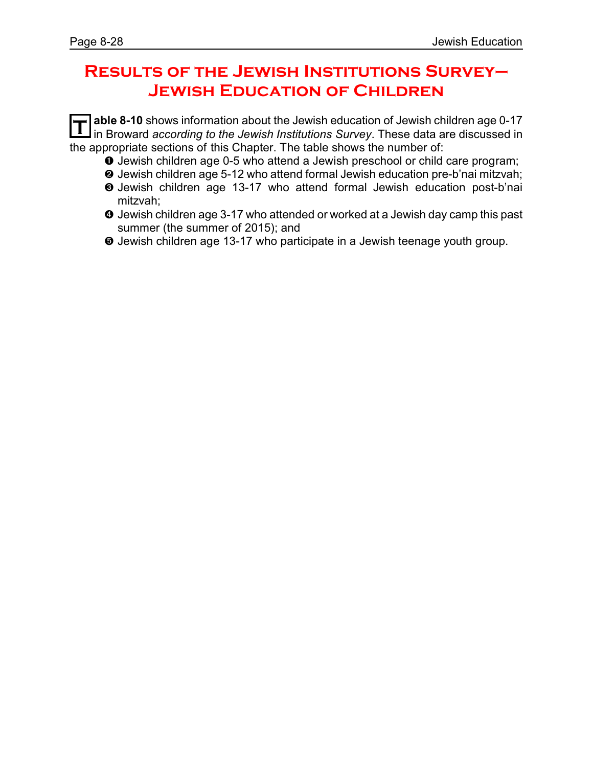# Results of the Jewish Institutions Survey—Jewish Education of Children

**Table 8-10** shows information about the Jewish education of Jewish children age 0-17 in Broward *according to the Jewish Institutions Survey*. These data are discussed in the appropriate sections of this Chapter. The table shows the number of:

- ❶ Jewish children age 0-5 who attend a Jewish preschool or child care program;
- ❷ Jewish children age 5-12 who attend formal Jewish education pre-b'nai mitzvah;
- ❸ Jewish children age 13-17 who attend formal Jewish education post-b'nai mitzvah;
- ❹ Jewish children age 3-17 who attended or worked at a Jewish day camp this past summer (the summer of 2015); and
- ❺ Jewish children age 13-17 who participate in a Jewish teenage youth group.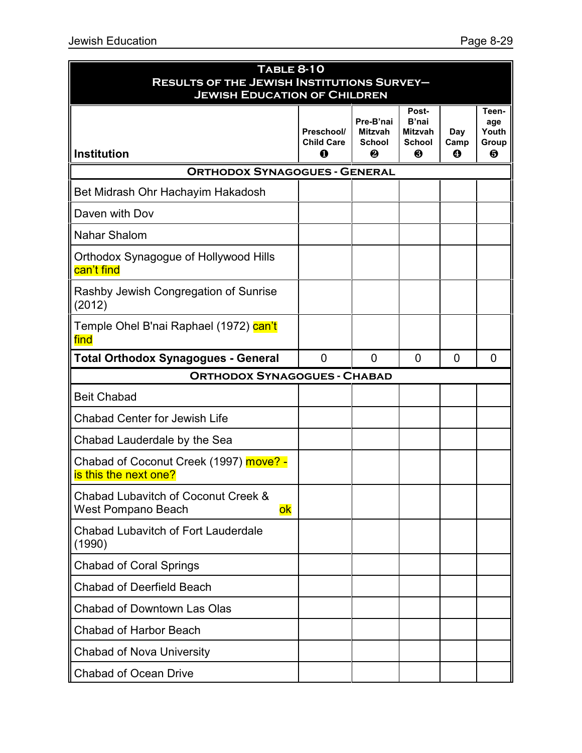**Table 8-10**
**Results of the Jewish Institutions Survey— Jewish Education of Children**

| Institution | Preschool/ Child Care ❶ | Pre-B'nai Mitzvah School ❷ | Post-B'nai Mitzvah School ❸ | Day Camp ❹ | Teen-age Youth Group ❺ |
|---|---|---|---|---|---|
| **Orthodox Synagogues - General** | | | | | |
| Bet Midrash Ohr Hachayim Hakadosh | | | | | |
| Daven with Dov | | | | | |
| Nahar Shalom | | | | | |
| Orthodox Synagogue of Hollywood Hills can't find | | | | | |
| Rashby Jewish Congregation of Sunrise (2012) | | | | | |
| Temple Ohel B'nai Raphael (1972) can't find | | | | | |
| **Total Orthodox Synagogues - General** | 0 | 0 | 0 | 0 | 0 |
| **Orthodox Synagogues - Chabad** | | | | | |
| Beit Chabad | | | | | |
| Chabad Center for Jewish Life | | | | | |
| Chabad Lauderdale by the Sea | | | | | |
| Chabad of Coconut Creek (1997) move? - is this the next one? | | | | | |
| Chabad Lubavitch of Coconut Creek & West Pompano Beach ok | | | | | |
| Chabad Lubavitch of Fort Lauderdale (1990) | | | | | |
| Chabad of Coral Springs | | | | | |
| Chabad of Deerfield Beach | | | | | |
| Chabad of Downtown Las Olas | | | | | |
| Chabad of Harbor Beach | | | | | |
| Chabad of Nova University | | | | | |
| Chabad of Ocean Drive | | | | | |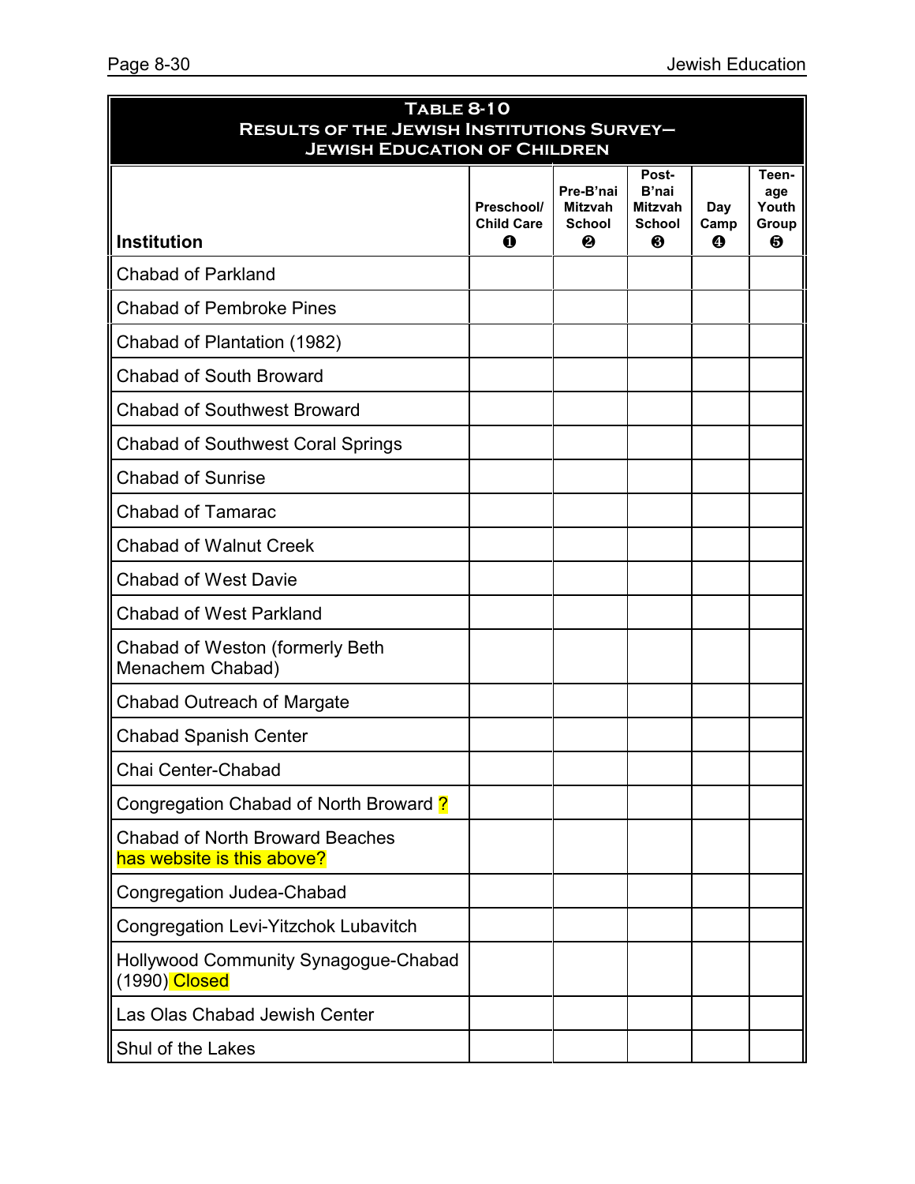## Table 8-10
## Results of the Jewish Institutions Survey— Jewish Education of Children

| Institution | Preschool/ Child Care ❶ | Pre-B'nai Mitzvah School ❷ | Post-B'nai Mitzvah School ❸ | Day Camp ❹ | Teen-age Youth Group ❺ |
|---|---|---|---|---|---|
| Chabad of Parkland | | | | | |
| Chabad of Pembroke Pines | | | | | |
| Chabad of Plantation (1982) | | | | | |
| Chabad of South Broward | | | | | |
| Chabad of Southwest Broward | | | | | |
| Chabad of Southwest Coral Springs | | | | | |
| Chabad of Sunrise | | | | | |
| Chabad of Tamarac | | | | | |
| Chabad of Walnut Creek | | | | | |
| Chabad of West Davie | | | | | |
| Chabad of West Parkland | | | | | |
| Chabad of Weston (formerly Beth Menachem Chabad) | | | | | |
| Chabad Outreach of Margate | | | | | |
| Chabad Spanish Center | | | | | |
| Chai Center-Chabad | | | | | |
| Congregation Chabad of North Broward ? | | | | | |
| Chabad of North Broward Beaches has website is this above? | | | | | |
| Congregation Judea-Chabad | | | | | |
| Congregation Levi-Yitzchok Lubavitch | | | | | |
| Hollywood Community Synagogue-Chabad (1990) Closed | | | | | |
| Las Olas Chabad Jewish Center | | | | | |
| Shul of the Lakes | | | | | |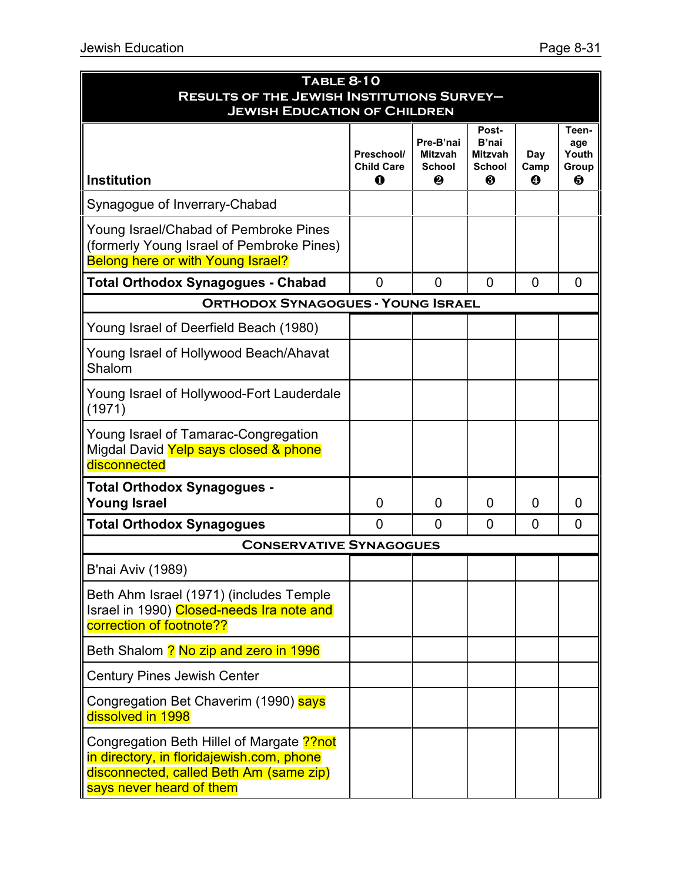**TABLE 8-10**
**RESULTS OF THE JEWISH INSTITUTIONS SURVEY—**
**JEWISH EDUCATION OF CHILDREN**

| Institution | Preschool/ Child Care ❶ | Pre-B'nai Mitzvah School ❷ | Post-B'nai Mitzvah School ❸ | Day Camp ❹ | Teen-age Youth Group ❺ |
|---|---|---|---|---|---|
| Synagogue of Inverrary-Chabad | | | | | |
| Young Israel/Chabad of Pembroke Pines (formerly Young Israel of Pembroke Pines) Belong here or with Young Israel? | | | | | |
| **Total Orthodox Synagogues - Chabad** | 0 | 0 | 0 | 0 | 0 |
| **ORTHODOX SYNAGOGUES - YOUNG ISRAEL** | | | | | |
| Young Israel of Deerfield Beach (1980) | | | | | |
| Young Israel of Hollywood Beach/Ahavat Shalom | | | | | |
| Young Israel of Hollywood-Fort Lauderdale (1971) | | | | | |
| Young Israel of Tamarac-Congregation Migdal David Yelp says closed & phone disconnected | | | | | |
| **Total Orthodox Synagogues - Young Israel** | 0 | 0 | 0 | 0 | 0 |
| **Total Orthodox Synagogues** | 0 | 0 | 0 | 0 | 0 |
| **CONSERVATIVE SYNAGOGUES** | | | | | |
| B'nai Aviv (1989) | | | | | |
| Beth Ahm Israel (1971) (includes Temple Israel in 1990) Closed-needs Ira note and correction of footnote?? | | | | | |
| Beth Shalom ? No zip and zero in 1996 | | | | | |
| Century Pines Jewish Center | | | | | |
| Congregation Bet Chaverim (1990) says dissolved in 1998 | | | | | |
| Congregation Beth Hillel of Margate ??not in directory, in floridajewish.com, phone disconnected, called Beth Am (same zip) says never heard of them | | | | | |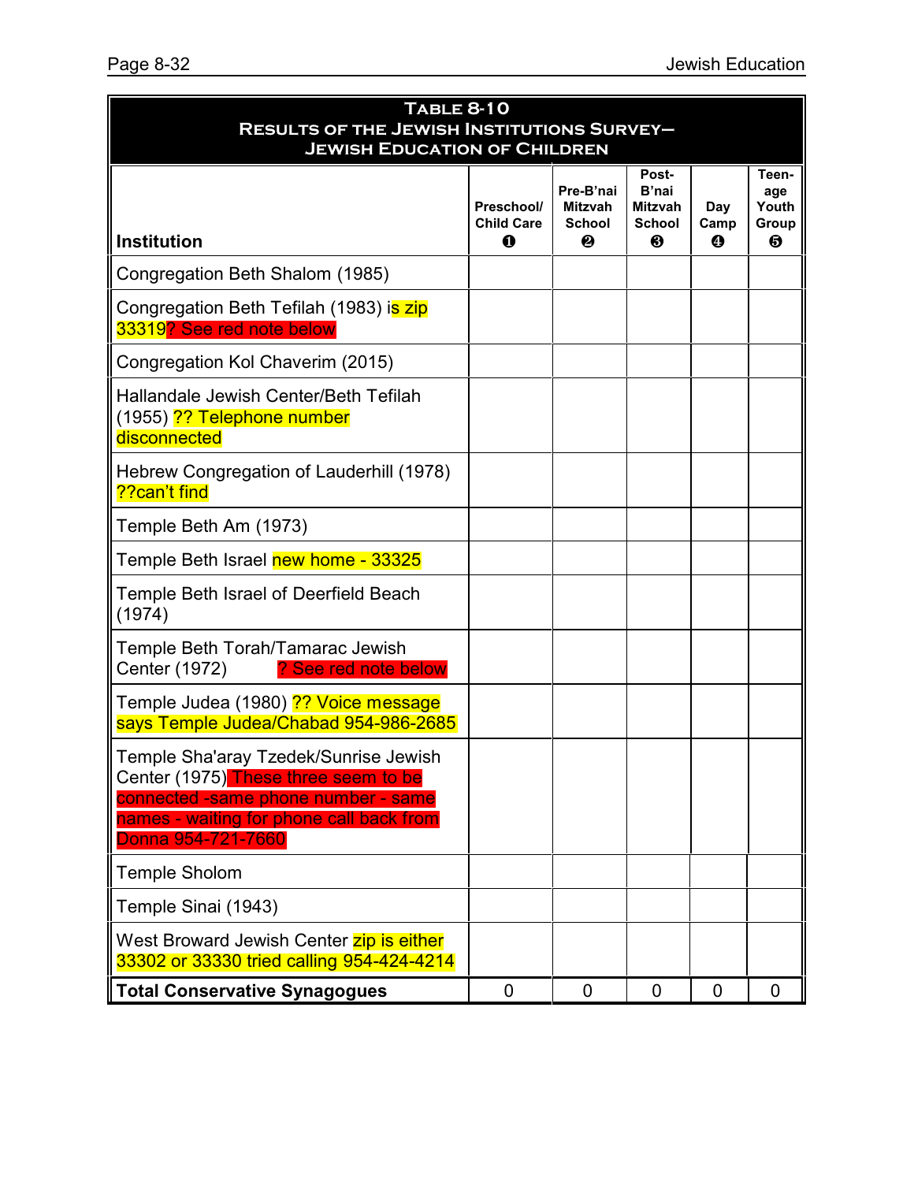## Table 8-10
## Results of the Jewish Institutions Survey— Jewish Education of Children

| Institution | Preschool/ Child Care ❶ | Pre-B'nai Mitzvah School ❷ | Post-B'nai Mitzvah School ❸ | Day Camp ❹ | Teen-age Youth Group ❺ |
|---|---|---|---|---|---|
| Congregation Beth Shalom (1985) | | | | | |
| Congregation Beth Tefilah (1983) is zip 33319? See red note below | | | | | |
| Congregation Kol Chaverim (2015) | | | | | |
| Hallandale Jewish Center/Beth Tefilah (1955) ?? Telephone number disconnected | | | | | |
| Hebrew Congregation of Lauderhill (1978) ??can't find | | | | | |
| Temple Beth Am (1973) | | | | | |
| Temple Beth Israel new home - 33325 | | | | | |
| Temple Beth Israel of Deerfield Beach (1974) | | | | | |
| Temple Beth Torah/Tamarac Jewish Center (1972) ? See red note below | | | | | |
| Temple Judea (1980) ?? Voice message says Temple Judea/Chabad 954-986-2685 | | | | | |
| Temple Sha'aray Tzedek/Sunrise Jewish Center (1975) These three seem to be connected -same phone number - same names - waiting for phone call back from Donna 954-721-7660 | | | | | |
| Temple Sholom | | | | | |
| Temple Sinai (1943) | | | | | |
| West Broward Jewish Center zip is either 33302 or 33330 tried calling 954-424-4214 | | | | | |
| **Total Conservative Synagogues** | 0 | 0 | 0 | 0 | 0 |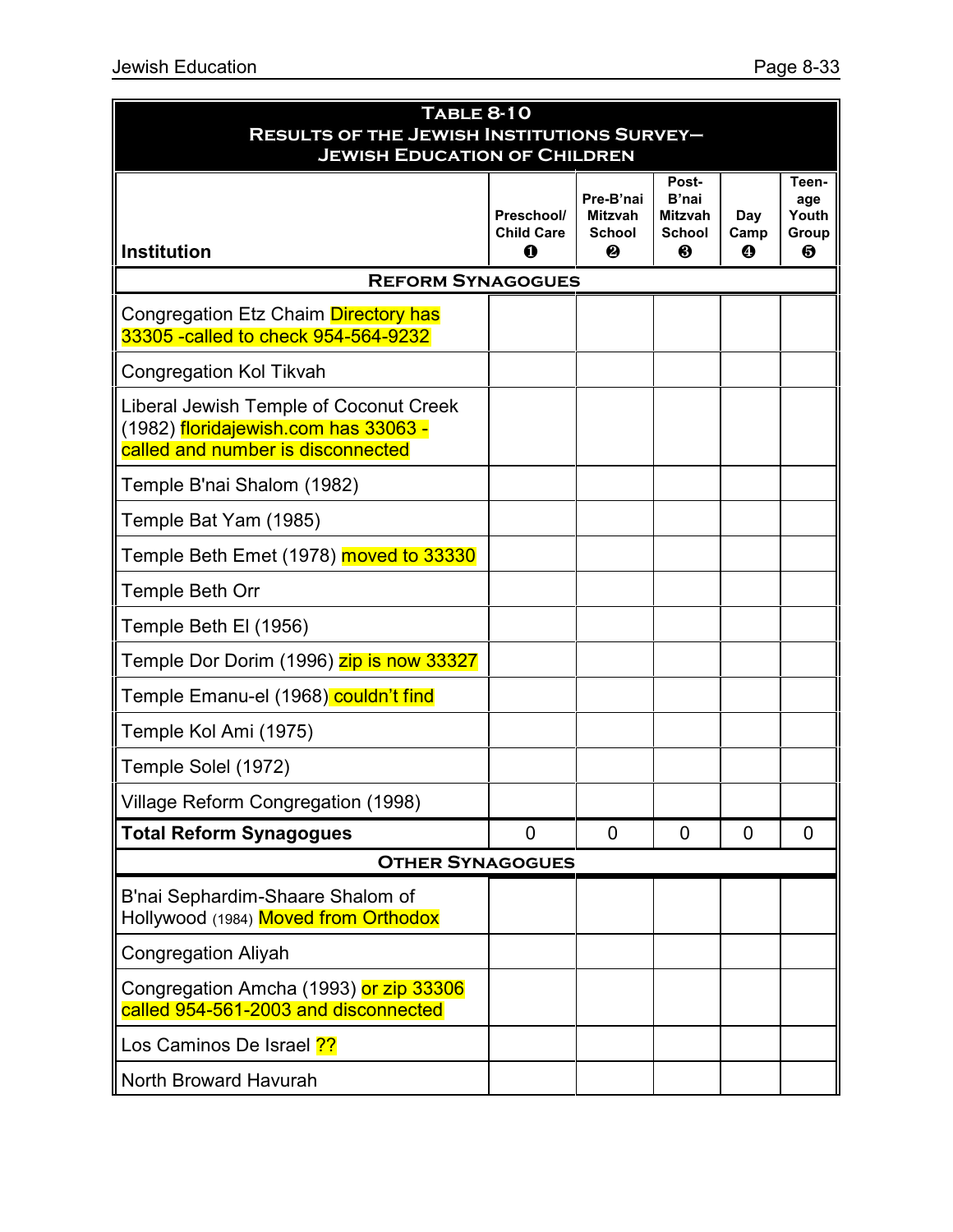| TABLE 8-10<br>RESULTS OF THE JEWISH INSTITUTIONS SURVEY—<br>JEWISH EDUCATION OF CHILDREN | | | | | |
|---|---|---|---|---|---|
| **Institution** | **Preschool/ Child Care ❶** | **Pre-B'nai Mitzvah School ❷** | **Post-B'nai Mitzvah School ❸** | **Day Camp ❹** | **Teen-age Youth Group ❺** |
| **REFORM SYNAGOGUES** | | | | | |
| Congregation Etz Chaim Directory has 33305 -called to check 954-564-9232 | | | | | |
| Congregation Kol Tikvah | | | | | |
| Liberal Jewish Temple of Coconut Creek (1982) floridajewish.com has 33063 - called and number is disconnected | | | | | |
| Temple B'nai Shalom (1982) | | | | | |
| Temple Bat Yam (1985) | | | | | |
| Temple Beth Emet (1978) moved to 33330 | | | | | |
| Temple Beth Orr | | | | | |
| Temple Beth El (1956) | | | | | |
| Temple Dor Dorim (1996) zip is now 33327 | | | | | |
| Temple Emanu-el (1968) couldn't find | | | | | |
| Temple Kol Ami (1975) | | | | | |
| Temple Solel (1972) | | | | | |
| Village Reform Congregation (1998) | | | | | |
| **Total Reform Synagogues** | 0 | 0 | 0 | 0 | 0 |
| **OTHER SYNAGOGUES** | | | | | |
| B'nai Sephardim-Shaare Shalom of Hollywood (1984) Moved from Orthodox | | | | | |
| Congregation Aliyah | | | | | |
| Congregation Amcha (1993) or zip 33306 called 954-561-2003 and disconnected | | | | | |
| Los Caminos De Israel ?? | | | | | |
| North Broward Havurah | | | | | |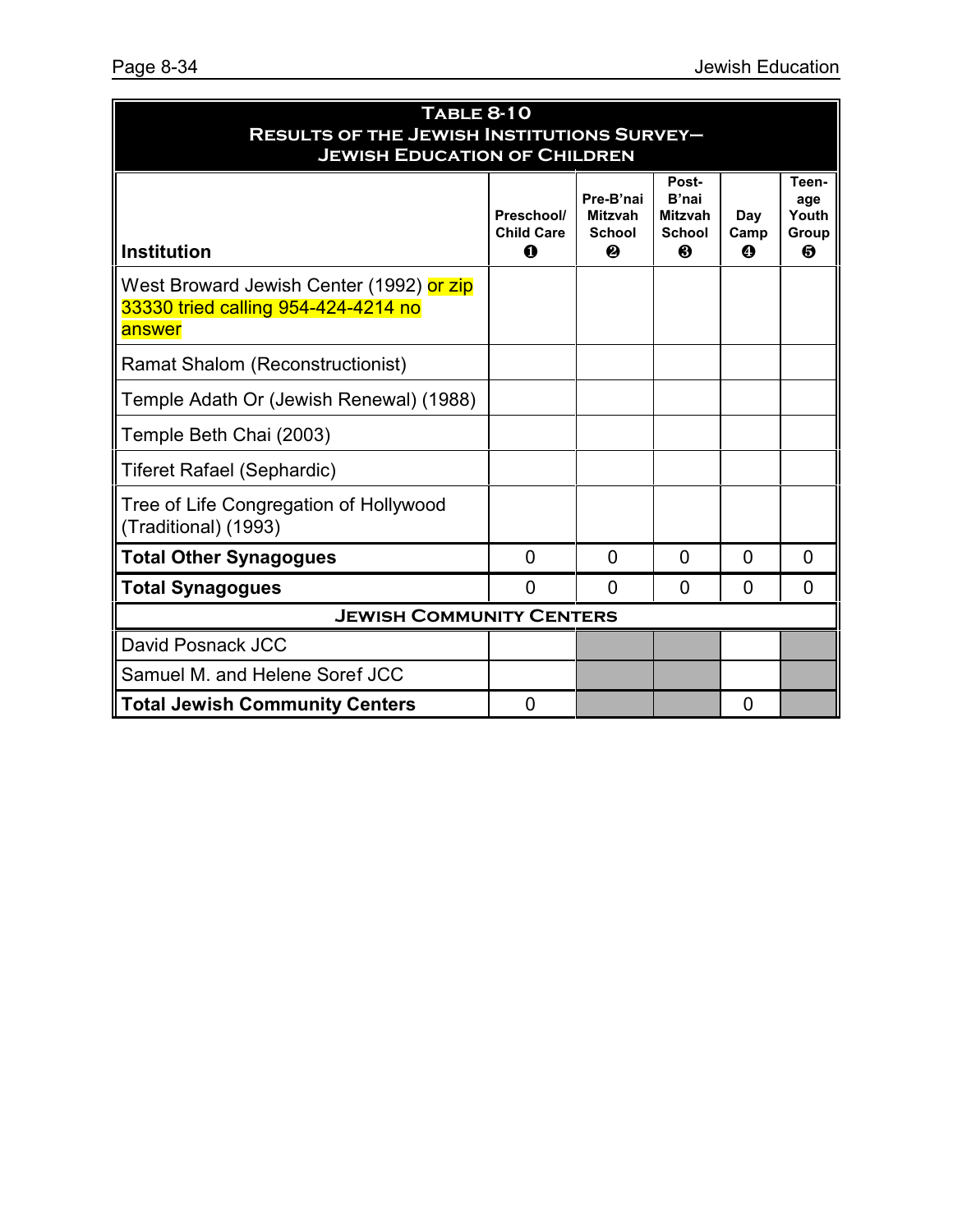**Table 8-10**
**Results of the Jewish Institutions Survey—**
**Jewish Education of Children**

| Institution | Preschool/ Child Care ❶ | Pre-B'nai Mitzvah School ❷ | Post-B'nai Mitzvah School ❸ | Day Camp ❹ | Teen-age Youth Group ❺ |
|---|---|---|---|---|---|
| West Broward Jewish Center (1992) or zip 33330 tried calling 954-424-4214 no answer | | | | | |
| Ramat Shalom (Reconstructionist) | | | | | |
| Temple Adath Or (Jewish Renewal) (1988) | | | | | |
| Temple Beth Chai (2003) | | | | | |
| Tiferet Rafael (Sephardic) | | | | | |
| Tree of Life Congregation of Hollywood (Traditional) (1993) | | | | | |
| **Total Other Synagogues** | 0 | 0 | 0 | 0 | 0 |
| **Total Synagogues** | 0 | 0 | 0 | 0 | 0 |
| **Jewish Community Centers** | | | | | |
| David Posnack JCC | | | | | |
| Samuel M. and Helene Soref JCC | | | | | |
| **Total Jewish Community Centers** | 0 | | | 0 | |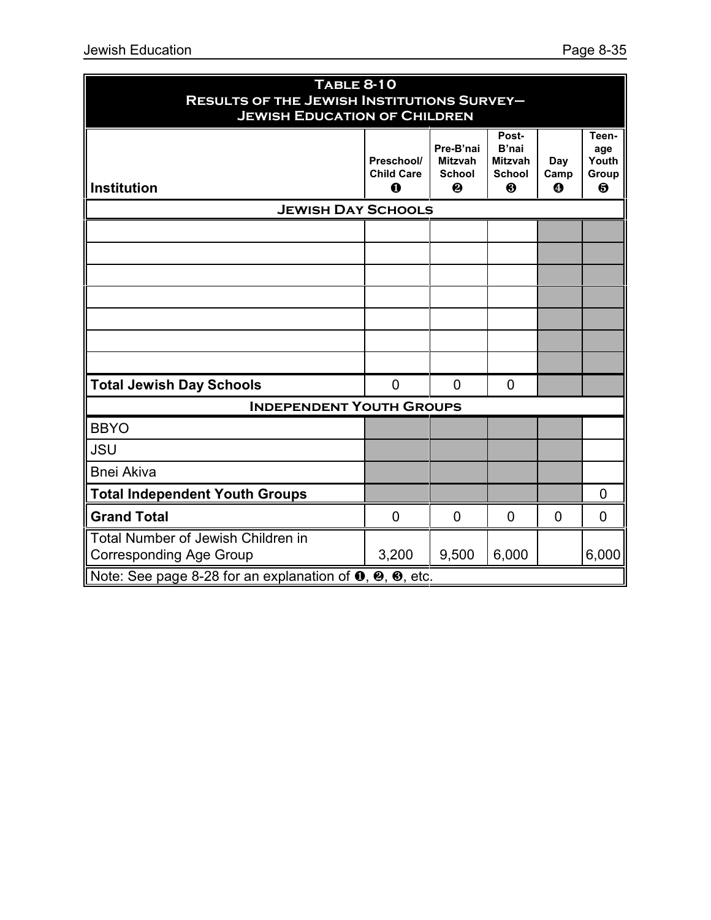## Table 8-10
## Results of the Jewish Institutions Survey— Jewish Education of Children

| Institution | Preschool/ Child Care ❶ | Pre-B'nai Mitzvah School ❷ | Post-B'nai Mitzvah School ❸ | Day Camp ❹ | Teen-age Youth Group ❺ |
|---|---|---|---|---|---|
| **Jewish Day Schools** | | | | | |
| | | | | | |
| | | | | | |
| | | | | | |
| | | | | | |
| | | | | | |
| | | | | | |
| | | | | | |
| **Total Jewish Day Schools** | 0 | 0 | 0 | | |
| **Independent Youth Groups** | | | | | |
| BBYO | | | | | |
| JSU | | | | | |
| Bnei Akiva | | | | | |
| **Total Independent Youth Groups** | | | | | 0 |
| **Grand Total** | 0 | 0 | 0 | 0 | 0 |
| Total Number of Jewish Children in Corresponding Age Group | 3,200 | 9,500 | 6,000 | | 6,000 |

Note: See page 8-28 for an explanation of ❶, ❷, ❸, etc.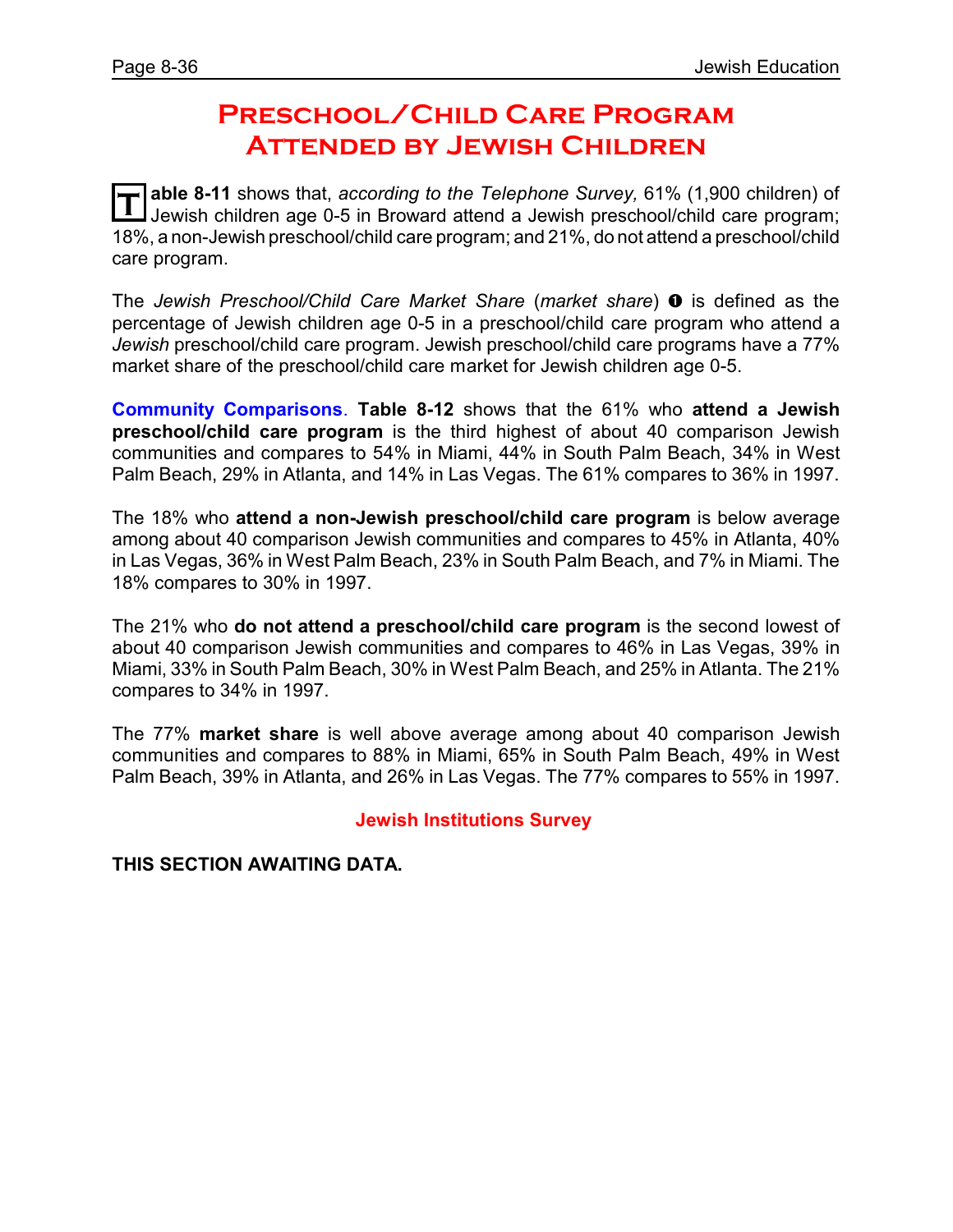# Preschool/Child Care Program Attended by Jewish Children

**Table 8-11** shows that, *according to the Telephone Survey,* 61% (1,900 children) of Jewish children age 0-5 in Broward attend a Jewish preschool/child care program; 18%, a non-Jewish preschool/child care program; and 21%, do not attend a preschool/child care program.

The *Jewish Preschool/Child Care Market Share* (*market share*) ❶ is defined as the percentage of Jewish children age 0-5 in a preschool/child care program who attend a *Jewish* preschool/child care program. Jewish preschool/child care programs have a 77% market share of the preschool/child care market for Jewish children age 0-5.

**Community Comparisons**. **Table 8-12** shows that the 61% who **attend a Jewish preschool/child care program** is the third highest of about 40 comparison Jewish communities and compares to 54% in Miami, 44% in South Palm Beach, 34% in West Palm Beach, 29% in Atlanta, and 14% in Las Vegas. The 61% compares to 36% in 1997.

The 18% who **attend a non-Jewish preschool/child care program** is below average among about 40 comparison Jewish communities and compares to 45% in Atlanta, 40% in Las Vegas, 36% in West Palm Beach, 23% in South Palm Beach, and 7% in Miami. The 18% compares to 30% in 1997.

The 21% who **do not attend a preschool/child care program** is the second lowest of about 40 comparison Jewish communities and compares to 46% in Las Vegas, 39% in Miami, 33% in South Palm Beach, 30% in West Palm Beach, and 25% in Atlanta. The 21% compares to 34% in 1997.

The 77% **market share** is well above average among about 40 comparison Jewish communities and compares to 88% in Miami, 65% in South Palm Beach, 49% in West Palm Beach, 39% in Atlanta, and 26% in Las Vegas. The 77% compares to 55% in 1997.

## Jewish Institutions Survey

**THIS SECTION AWAITING DATA.**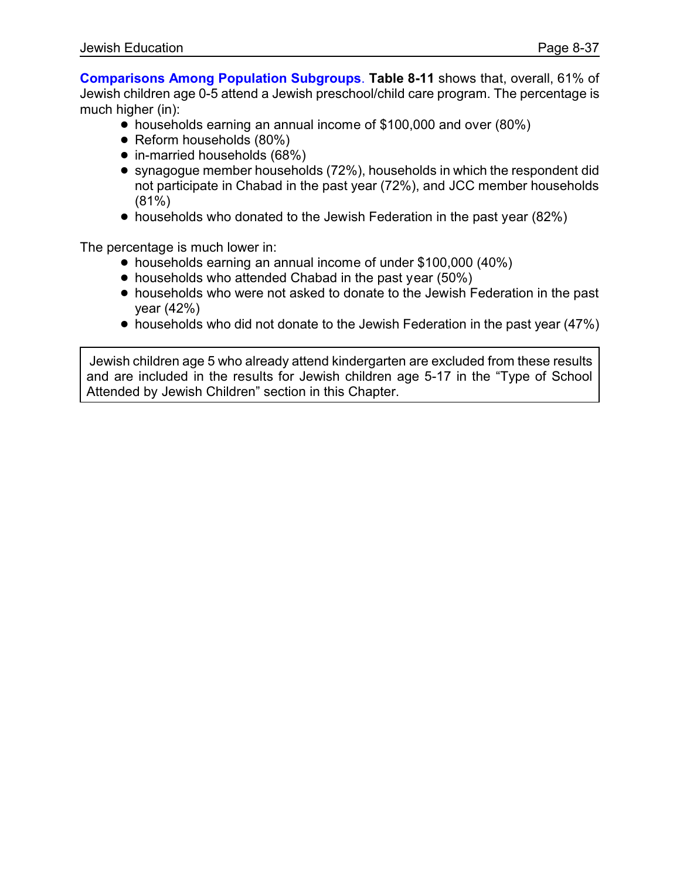**Comparisons Among Population Subgroups**. **Table 8-11** shows that, overall, 61% of Jewish children age 0-5 attend a Jewish preschool/child care program. The percentage is much higher (in):

- households earning an annual income of $100,000 and over (80%)
- Reform households (80%)
- in-married households (68%)
- synagogue member households (72%), households in which the respondent did not participate in Chabad in the past year (72%), and JCC member households (81%)
- households who donated to the Jewish Federation in the past year (82%)

The percentage is much lower in:

- households earning an annual income of under $100,000 (40%)
- households who attended Chabad in the past year (50%)
- households who were not asked to donate to the Jewish Federation in the past year (42%)
- households who did not donate to the Jewish Federation in the past year (47%)

> Jewish children age 5 who already attend kindergarten are excluded from these results and are included in the results for Jewish children age 5-17 in the "Type of School Attended by Jewish Children" section in this Chapter.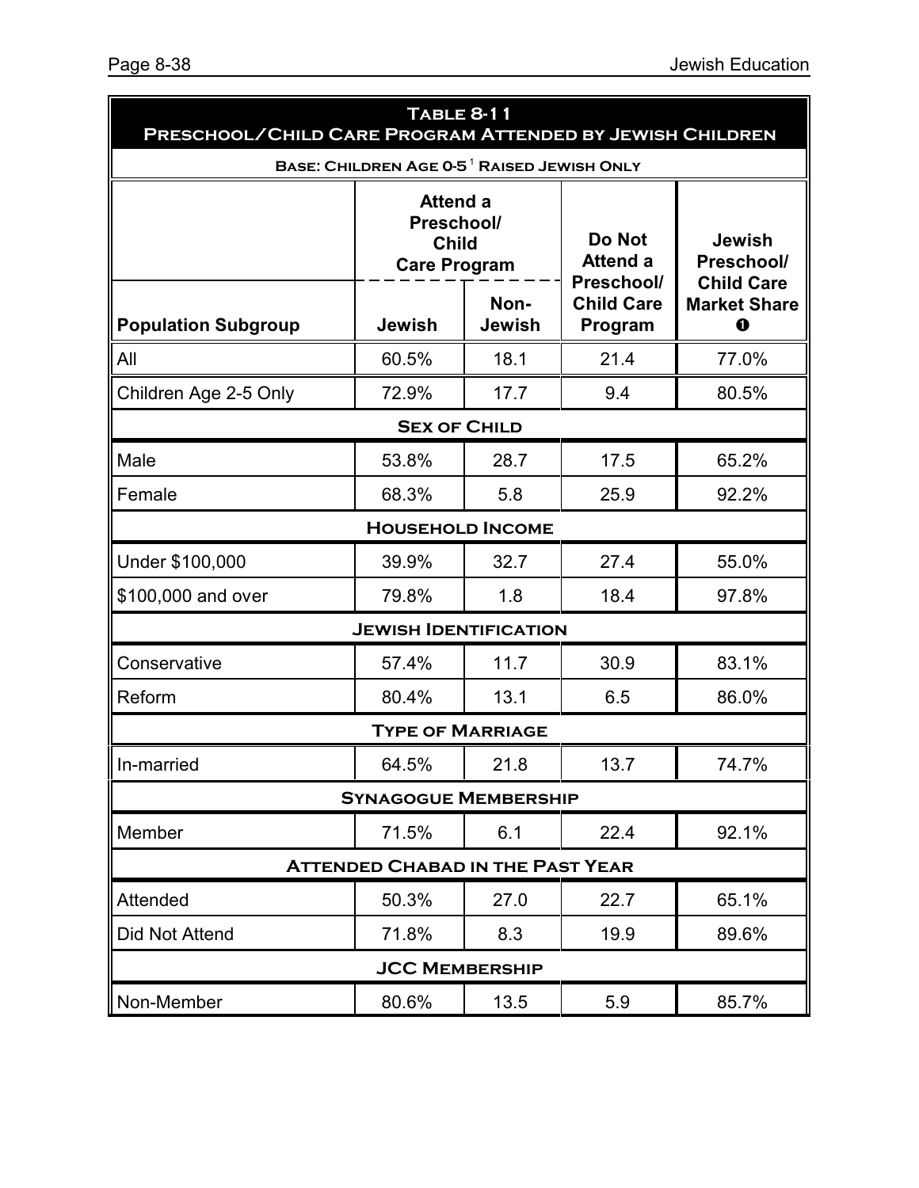## Table 8-11
## Preschool/Child Care Program Attended by Jewish Children

**Base: Children Age 0-5[1] Raised Jewish Only**

| Population Subgroup | Attend a Preschool/ Child Care Program | | Do Not Attend a Preschool/ Child Care Program | Jewish Preschool/ Child Care Market Share ❶ |
|---|---|---|---|---|
| | Jewish | Non-Jewish | | |
| All | 60.5% | 18.1 | 21.4 | 77.0% |
| Children Age 2-5 Only | 72.9% | 17.7 | 9.4 | 80.5% |
| **Sex of Child** | | | | |
| Male | 53.8% | 28.7 | 17.5 | 65.2% |
| Female | 68.3% | 5.8 | 25.9 | 92.2% |
| **Household Income** | | | | |
| Under $100,000 | 39.9% | 32.7 | 27.4 | 55.0% |
| $100,000 and over | 79.8% | 1.8 | 18.4 | 97.8% |
| **Jewish Identification** | | | | |
| Conservative | 57.4% | 11.7 | 30.9 | 83.1% |
| Reform | 80.4% | 13.1 | 6.5 | 86.0% |
| **Type of Marriage** | | | | |
| In-married | 64.5% | 21.8 | 13.7 | 74.7% |
| **Synagogue Membership** | | | | |
| Member | 71.5% | 6.1 | 22.4 | 92.1% |
| **Attended Chabad in the Past Year** | | | | |
| Attended | 50.3% | 27.0 | 22.7 | 65.1% |
| Did Not Attend | 71.8% | 8.3 | 19.9 | 89.6% |
| **JCC Membership** | | | | |
| Non-Member | 80.6% | 13.5 | 5.9 | 85.7% |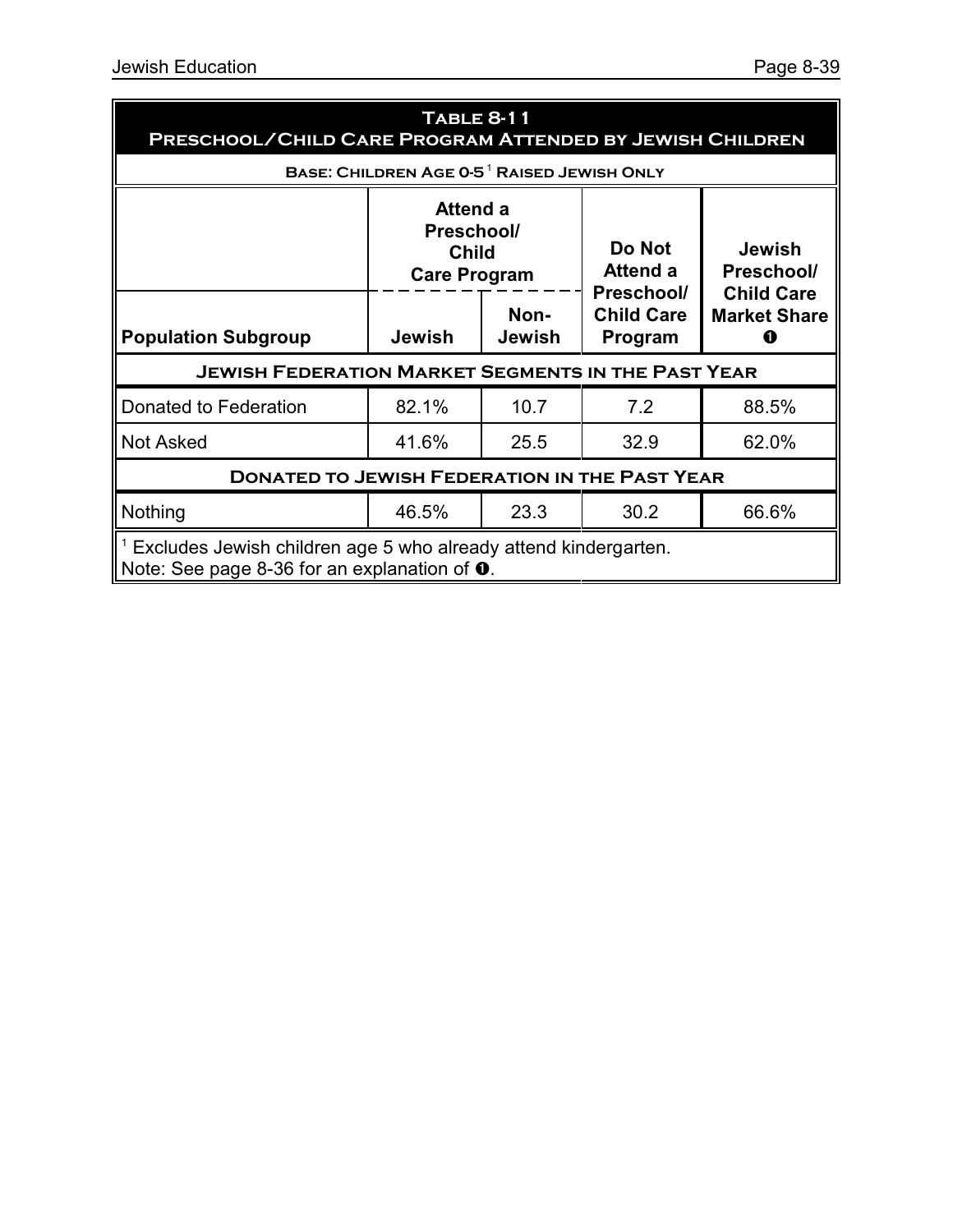**Table 8-11**
**Preschool/Child Care Program Attended by Jewish Children**

**Base: Children Age 0-5[1] Raised Jewish Only**

| Population Subgroup | Attend a Preschool/ Child Care Program | | Do Not Attend a Preschool/ Child Care Program | Jewish Preschool/ Child Care Market Share ❶ |
|---|---|---|---|---|
| | Jewish | Non-Jewish | | |
| **Jewish Federation Market Segments in the Past Year** | | | | |
| Donated to Federation | 82.1% | 10.7 | 7.2 | 88.5% |
| Not Asked | 41.6% | 25.5 | 32.9 | 62.0% |
| **Donated to Jewish Federation in the Past Year** | | | | |
| Nothing | 46.5% | 23.3 | 30.2 | 66.6% |

[1] Excludes Jewish children age 5 who already attend kindergarten.
Note: See page 8-36 for an explanation of ❶.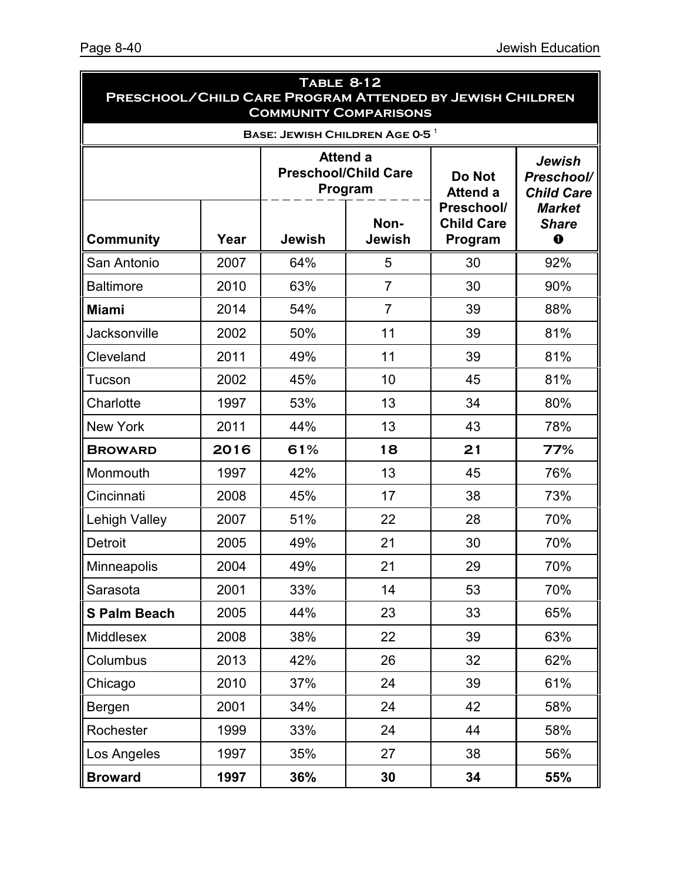## Table 8-12
## Preschool/Child Care Program Attended by Jewish Children
## Community Comparisons

**Base: Jewish Children Age 0-5** [1]

| | | Attend a Preschool/Child Care Program | | Do Not Attend a Preschool/ Child Care Program | *Jewish Preschool/ Child Care Market Share* ❶ |
|---|---|---|---|---|---|
| **Community** | **Year** | **Jewish** | **Non-Jewish** | | |
| San Antonio | 2007 | 64% | 5 | 30 | 92% |
| Baltimore | 2010 | 63% | 7 | 30 | 90% |
| **Miami** | 2014 | 54% | 7 | 39 | 88% |
| Jacksonville | 2002 | 50% | 11 | 39 | 81% |
| Cleveland | 2011 | 49% | 11 | 39 | 81% |
| Tucson | 2002 | 45% | 10 | 45 | 81% |
| Charlotte | 1997 | 53% | 13 | 34 | 80% |
| New York | 2011 | 44% | 13 | 43 | 78% |
| **BROWARD** | **2016** | **61%** | **18** | **21** | **77%** |
| Monmouth | 1997 | 42% | 13 | 45 | 76% |
| Cincinnati | 2008 | 45% | 17 | 38 | 73% |
| Lehigh Valley | 2007 | 51% | 22 | 28 | 70% |
| Detroit | 2005 | 49% | 21 | 30 | 70% |
| Minneapolis | 2004 | 49% | 21 | 29 | 70% |
| Sarasota | 2001 | 33% | 14 | 53 | 70% |
| **S Palm Beach** | 2005 | 44% | 23 | 33 | 65% |
| Middlesex | 2008 | 38% | 22 | 39 | 63% |
| Columbus | 2013 | 42% | 26 | 32 | 62% |
| Chicago | 2010 | 37% | 24 | 39 | 61% |
| Bergen | 2001 | 34% | 24 | 42 | 58% |
| Rochester | 1999 | 33% | 24 | 44 | 58% |
| Los Angeles | 1997 | 35% | 27 | 38 | 56% |
| **Broward** | **1997** | **36%** | **30** | **34** | **55%** |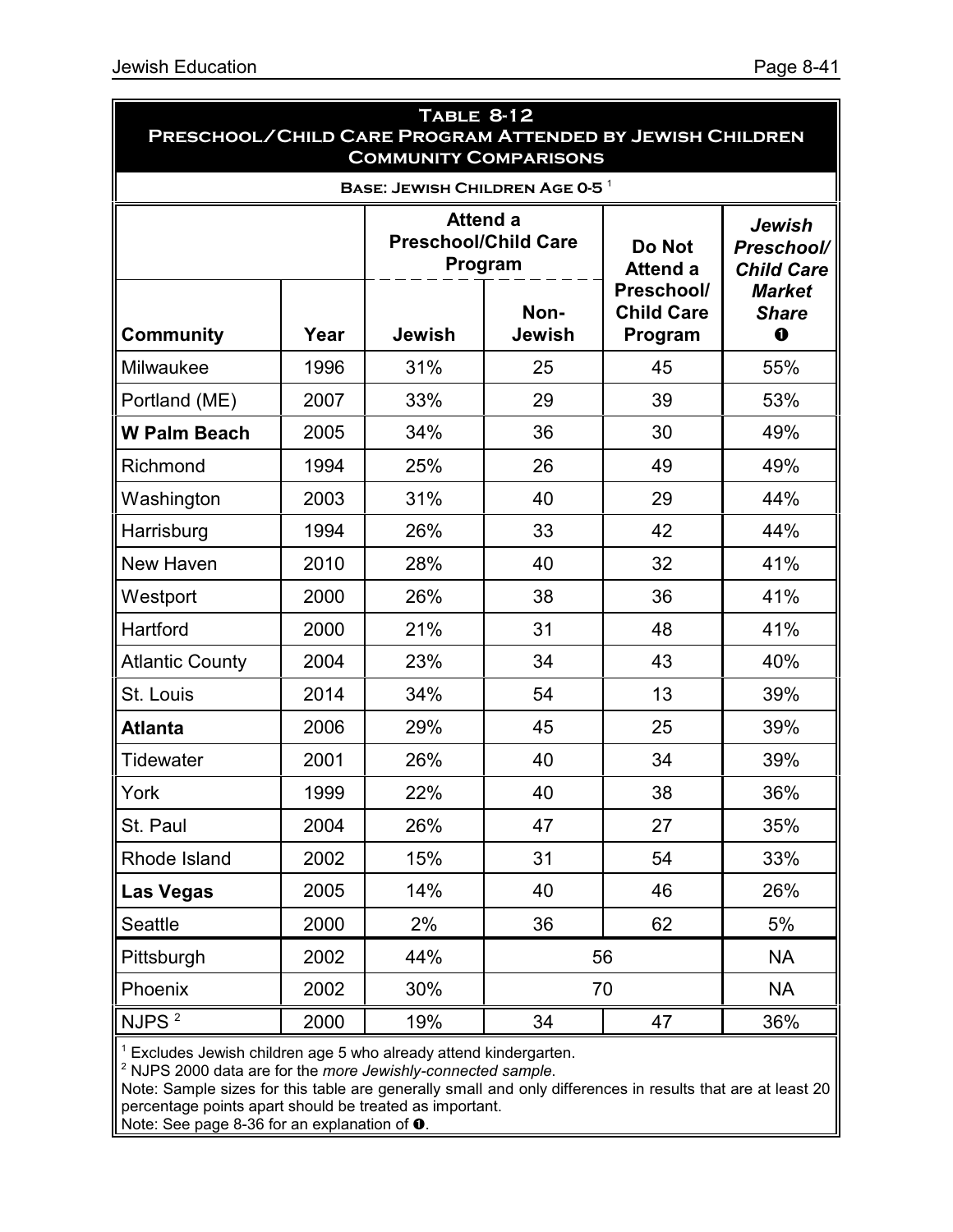## Table 8-12
## Preschool/Child Care Program Attended by Jewish Children
## Community Comparisons

**Base: Jewish Children Age 0-5** [1]

| Community | Year | Attend a Preschool/Child Care Program: Jewish | Attend a Preschool/Child Care Program: Non-Jewish | Do Not Attend a Preschool/ Child Care Program | *Jewish Preschool/ Child Care Market Share* ❶ |
|---|---|---|---|---|---|
| Milwaukee | 1996 | 31% | 25 | 45 | 55% |
| Portland (ME) | 2007 | 33% | 29 | 39 | 53% |
| **W Palm Beach** | 2005 | 34% | 36 | 30 | 49% |
| Richmond | 1994 | 25% | 26 | 49 | 49% |
| Washington | 2003 | 31% | 40 | 29 | 44% |
| Harrisburg | 1994 | 26% | 33 | 42 | 44% |
| New Haven | 2010 | 28% | 40 | 32 | 41% |
| Westport | 2000 | 26% | 38 | 36 | 41% |
| Hartford | 2000 | 21% | 31 | 48 | 41% |
| Atlantic County | 2004 | 23% | 34 | 43 | 40% |
| St. Louis | 2014 | 34% | 54 | 13 | 39% |
| **Atlanta** | 2006 | 29% | 45 | 25 | 39% |
| Tidewater | 2001 | 26% | 40 | 34 | 39% |
| York | 1999 | 22% | 40 | 38 | 36% |
| St. Paul | 2004 | 26% | 47 | 27 | 35% |
| Rhode Island | 2002 | 15% | 31 | 54 | 33% |
| **Las Vegas** | 2005 | 14% | 40 | 46 | 26% |
| Seattle | 2000 | 2% | 36 | 62 | 5% |
| Pittsburgh | 2002 | 44% | 56 | | NA |
| Phoenix | 2002 | 30% | 70 | | NA |
| NJPS [2] | 2000 | 19% | 34 | 47 | 36% |

[1] Excludes Jewish children age 5 who already attend kindergarten.
[2] NJPS 2000 data are for the *more Jewishly-connected sample*.
Note: Sample sizes for this table are generally small and only differences in results that are at least 20 percentage points apart should be treated as important.
Note: See page 8-36 for an explanation of ❶.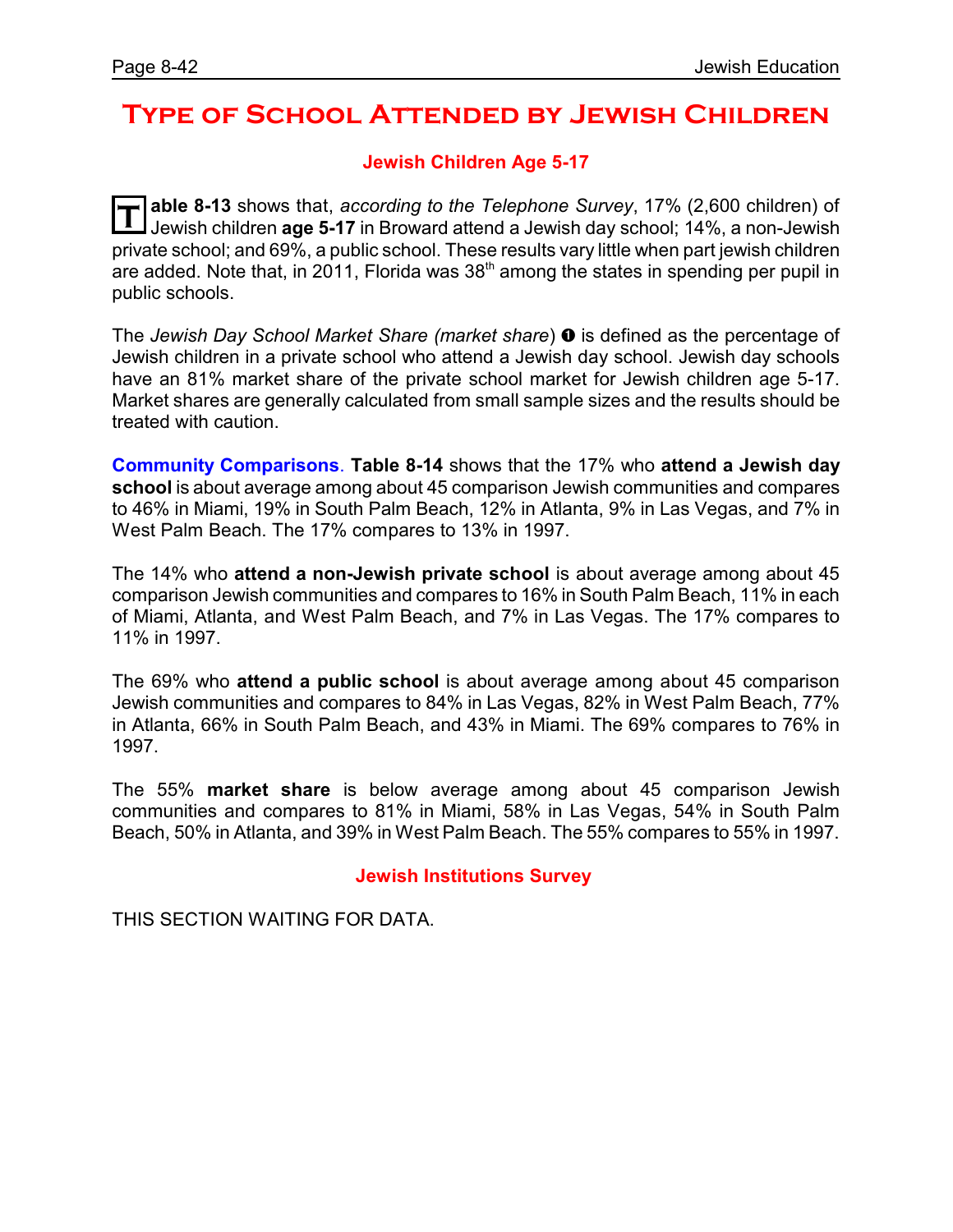# Type of School Attended by Jewish Children

## Jewish Children Age 5-17

**Table 8-13** shows that, *according to the Telephone Survey*, 17% (2,600 children) of Jewish children **age 5-17** in Broward attend a Jewish day school; 14%, a non-Jewish private school; and 69%, a public school. These results vary little when part jewish children are added. Note that, in 2011, Florida was 38th among the states in spending per pupil in public schools.

The *Jewish Day School Market Share (market share)* ❶ is defined as the percentage of Jewish children in a private school who attend a Jewish day school. Jewish day schools have an 81% market share of the private school market for Jewish children age 5-17. Market shares are generally calculated from small sample sizes and the results should be treated with caution.

**Community Comparisons**. **Table 8-14** shows that the 17% who **attend a Jewish day school** is about average among about 45 comparison Jewish communities and compares to 46% in Miami, 19% in South Palm Beach, 12% in Atlanta, 9% in Las Vegas, and 7% in West Palm Beach. The 17% compares to 13% in 1997.

The 14% who **attend a non-Jewish private school** is about average among about 45 comparison Jewish communities and compares to 16% in South Palm Beach, 11% in each of Miami, Atlanta, and West Palm Beach, and 7% in Las Vegas. The 17% compares to 11% in 1997.

The 69% who **attend a public school** is about average among about 45 comparison Jewish communities and compares to 84% in Las Vegas, 82% in West Palm Beach, 77% in Atlanta, 66% in South Palm Beach, and 43% in Miami. The 69% compares to 76% in 1997.

The 55% **market share** is below average among about 45 comparison Jewish communities and compares to 81% in Miami, 58% in Las Vegas, 54% in South Palm Beach, 50% in Atlanta, and 39% in West Palm Beach. The 55% compares to 55% in 1997.

## Jewish Institutions Survey

THIS SECTION WAITING FOR DATA.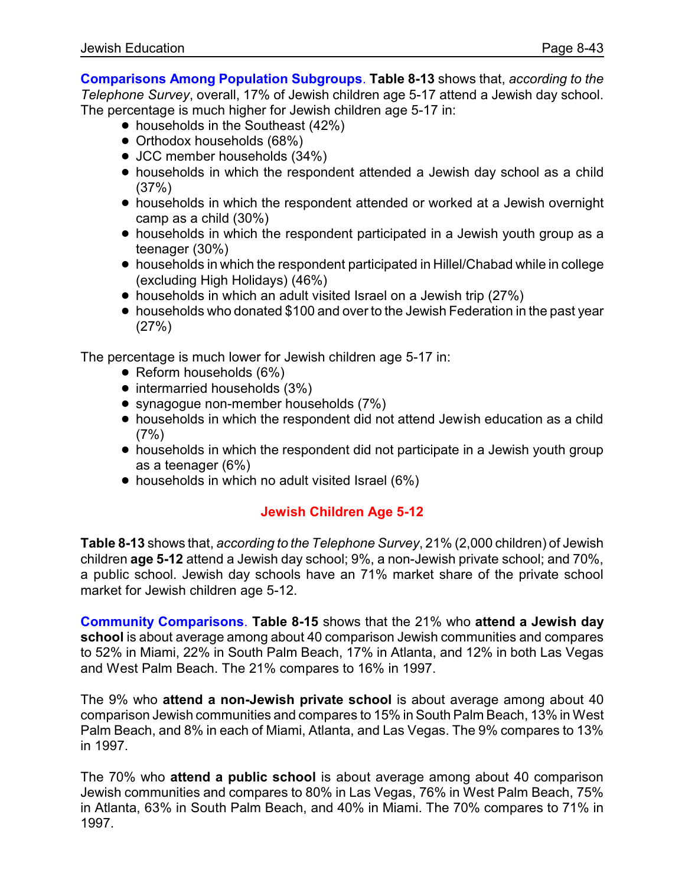**Comparisons Among Population Subgroups**. **Table 8-13** shows that, *according to the Telephone Survey*, overall, 17% of Jewish children age 5-17 attend a Jewish day school. The percentage is much higher for Jewish children age 5-17 in:

- households in the Southeast (42%)
- Orthodox households (68%)
- JCC member households (34%)
- households in which the respondent attended a Jewish day school as a child (37%)
- households in which the respondent attended or worked at a Jewish overnight camp as a child (30%)
- households in which the respondent participated in a Jewish youth group as a teenager (30%)
- households in which the respondent participated in Hillel/Chabad while in college (excluding High Holidays) (46%)
- households in which an adult visited Israel on a Jewish trip (27%)
- households who donated $100 and over to the Jewish Federation in the past year (27%)

The percentage is much lower for Jewish children age 5-17 in:

- Reform households (6%)
- intermarried households (3%)
- synagogue non-member households (7%)
- households in which the respondent did not attend Jewish education as a child (7%)
- households in which the respondent did not participate in a Jewish youth group as a teenager (6%)
- households in which no adult visited Israel (6%)

## Jewish Children Age 5-12

**Table 8-13** shows that, *according to the Telephone Survey*, 21% (2,000 children) of Jewish children **age 5-12** attend a Jewish day school; 9%, a non-Jewish private school; and 70%, a public school. Jewish day schools have an 71% market share of the private school market for Jewish children age 5-12.

**Community Comparisons**. **Table 8-15** shows that the 21% who **attend a Jewish day school** is about average among about 40 comparison Jewish communities and compares to 52% in Miami, 22% in South Palm Beach, 17% in Atlanta, and 12% in both Las Vegas and West Palm Beach. The 21% compares to 16% in 1997.

The 9% who **attend a non-Jewish private school** is about average among about 40 comparison Jewish communities and compares to 15% in South Palm Beach, 13% in West Palm Beach, and 8% in each of Miami, Atlanta, and Las Vegas. The 9% compares to 13% in 1997.

The 70% who **attend a public school** is about average among about 40 comparison Jewish communities and compares to 80% in Las Vegas, 76% in West Palm Beach, 75% in Atlanta, 63% in South Palm Beach, and 40% in Miami. The 70% compares to 71% in 1997.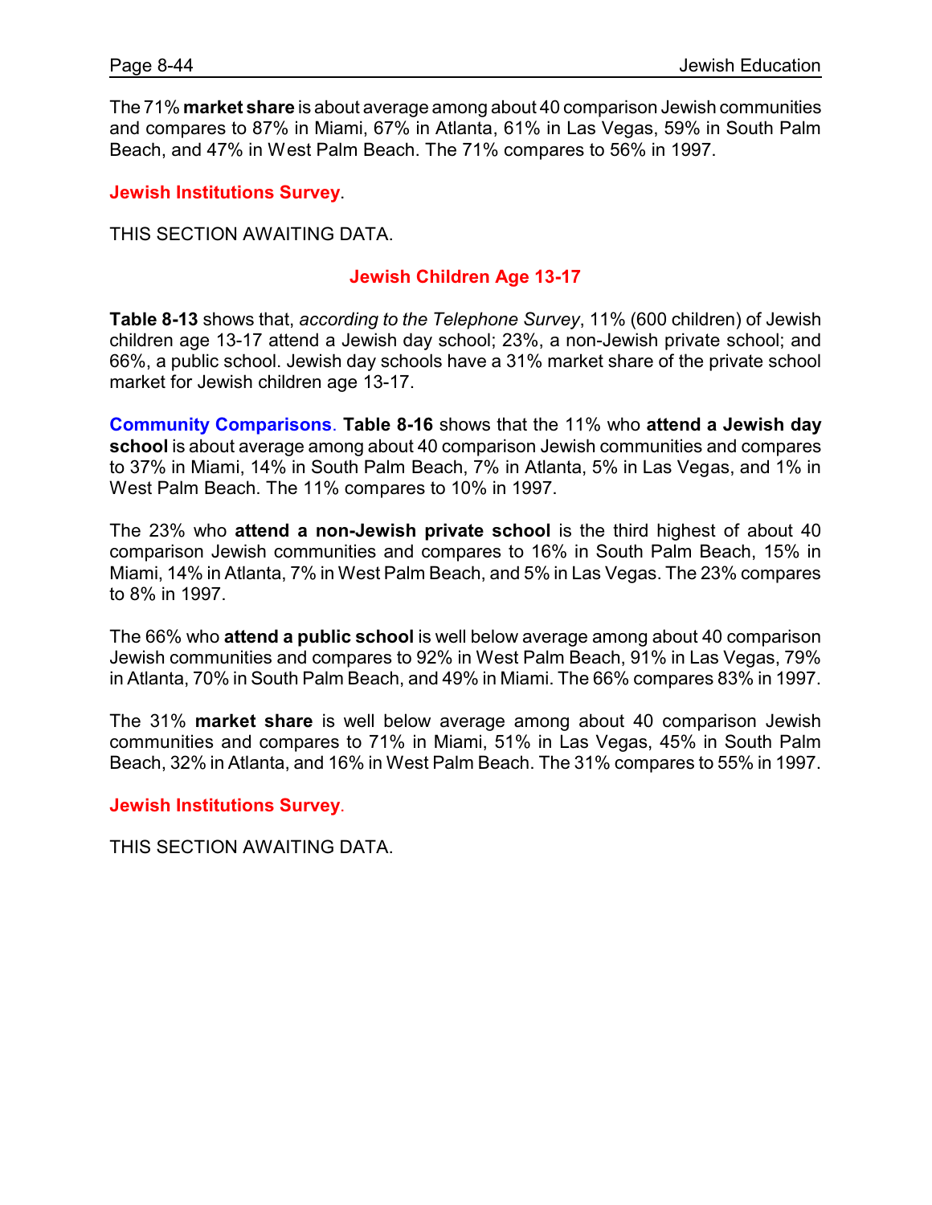The 71% **market share** is about average among about 40 comparison Jewish communities and compares to 87% in Miami, 67% in Atlanta, 61% in Las Vegas, 59% in South Palm Beach, and 47% in West Palm Beach. The 71% compares to 56% in 1997.

**Jewish Institutions Survey**.

THIS SECTION AWAITING DATA.

## Jewish Children Age 13-17

**Table 8-13** shows that, *according to the Telephone Survey*, 11% (600 children) of Jewish children age 13-17 attend a Jewish day school; 23%, a non-Jewish private school; and 66%, a public school. Jewish day schools have a 31% market share of the private school market for Jewish children age 13-17.

**Community Comparisons**. **Table 8-16** shows that the 11% who **attend a Jewish day school** is about average among about 40 comparison Jewish communities and compares to 37% in Miami, 14% in South Palm Beach, 7% in Atlanta, 5% in Las Vegas, and 1% in West Palm Beach. The 11% compares to 10% in 1997.

The 23% who **attend a non-Jewish private school** is the third highest of about 40 comparison Jewish communities and compares to 16% in South Palm Beach, 15% in Miami, 14% in Atlanta, 7% in West Palm Beach, and 5% in Las Vegas. The 23% compares to 8% in 1997.

The 66% who **attend a public school** is well below average among about 40 comparison Jewish communities and compares to 92% in West Palm Beach, 91% in Las Vegas, 79% in Atlanta, 70% in South Palm Beach, and 49% in Miami. The 66% compares 83% in 1997.

The 31% **market share** is well below average among about 40 comparison Jewish communities and compares to 71% in Miami, 51% in Las Vegas, 45% in South Palm Beach, 32% in Atlanta, and 16% in West Palm Beach. The 31% compares to 55% in 1997.

**Jewish Institutions Survey**.

THIS SECTION AWAITING DATA.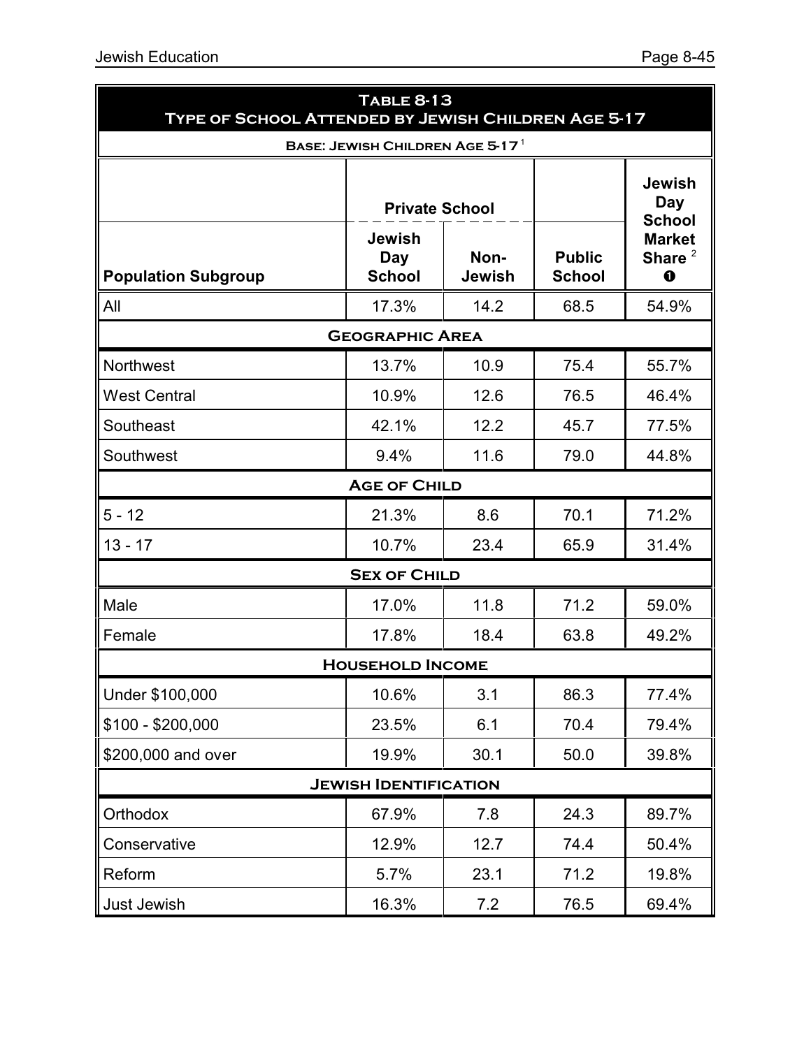**Table 8-13**
**Type of School Attended by Jewish Children Age 5-17**

**Base: Jewish Children Age 5-17** [1]

| | Private School | | | Jewish Day School Market Share [2] ❶ |
|---|---|---|---|---|
| **Population Subgroup** | **Jewish Day School** | **Non-Jewish** | **Public School** | |
| All | 17.3% | 14.2 | 68.5 | 54.9% |
| **Geographic Area** | | | | |
| Northwest | 13.7% | 10.9 | 75.4 | 55.7% |
| West Central | 10.9% | 12.6 | 76.5 | 46.4% |
| Southeast | 42.1% | 12.2 | 45.7 | 77.5% |
| Southwest | 9.4% | 11.6 | 79.0 | 44.8% |
| **Age of Child** | | | | |
| 5 - 12 | 21.3% | 8.6 | 70.1 | 71.2% |
| 13 - 17 | 10.7% | 23.4 | 65.9 | 31.4% |
| **Sex of Child** | | | | |
| Male | 17.0% | 11.8 | 71.2 | 59.0% |
| Female | 17.8% | 18.4 | 63.8 | 49.2% |
| **Household Income** | | | | |
| Under $100,000 | 10.6% | 3.1 | 86.3 | 77.4% |
| $100 - $200,000 | 23.5% | 6.1 | 70.4 | 79.4% |
| $200,000 and over | 19.9% | 30.1 | 50.0 | 39.8% |
| **Jewish Identification** | | | | |
| Orthodox | 67.9% | 7.8 | 24.3 | 89.7% |
| Conservative | 12.9% | 12.7 | 74.4 | 50.4% |
| Reform | 5.7% | 23.1 | 71.2 | 19.8% |
| Just Jewish | 16.3% | 7.2 | 76.5 | 69.4% |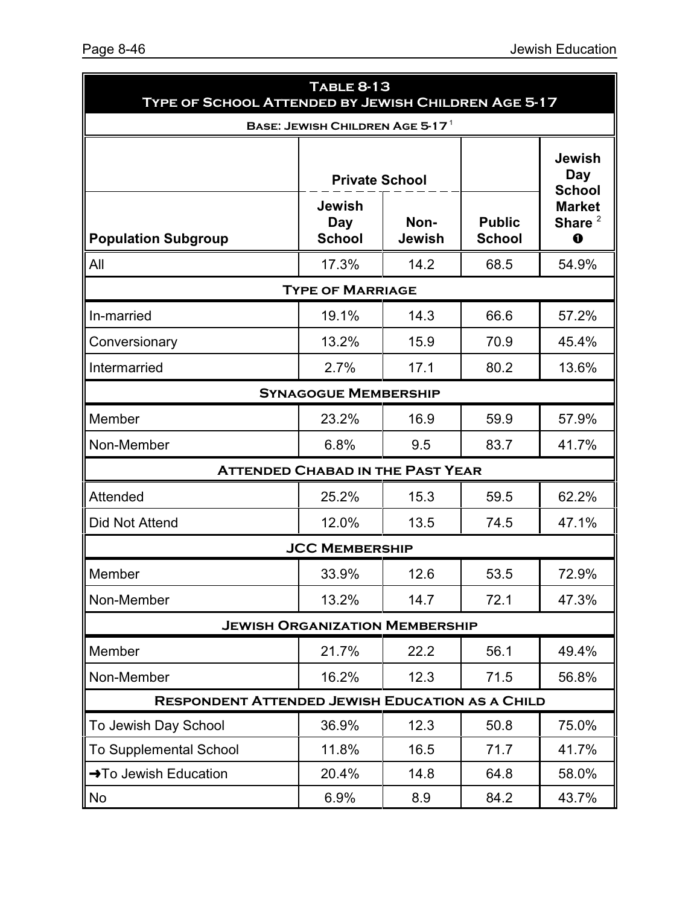**Table 8-13**
**Type of School Attended by Jewish Children Age 5-17**

**Base: Jewish Children Age 5-17** [1]

| Population Subgroup | Private School | | Public School | Jewish Day School Market Share [2] ❶ |
|---|---|---|---|---|
| | Jewish Day School | Non-Jewish | | |
| All | 17.3% | 14.2 | 68.5 | 54.9% |
| **Type of Marriage** | | | | |
| In-married | 19.1% | 14.3 | 66.6 | 57.2% |
| Conversionary | 13.2% | 15.9 | 70.9 | 45.4% |
| Intermarried | 2.7% | 17.1 | 80.2 | 13.6% |
| **Synagogue Membership** | | | | |
| Member | 23.2% | 16.9 | 59.9 | 57.9% |
| Non-Member | 6.8% | 9.5 | 83.7 | 41.7% |
| **Attended Chabad in the Past Year** | | | | |
| Attended | 25.2% | 15.3 | 59.5 | 62.2% |
| Did Not Attend | 12.0% | 13.5 | 74.5 | 47.1% |
| **JCC Membership** | | | | |
| Member | 33.9% | 12.6 | 53.5 | 72.9% |
| Non-Member | 13.2% | 14.7 | 72.1 | 47.3% |
| **Jewish Organization Membership** | | | | |
| Member | 21.7% | 22.2 | 56.1 | 49.4% |
| Non-Member | 16.2% | 12.3 | 71.5 | 56.8% |
| **Respondent Attended Jewish Education as a Child** | | | | |
| To Jewish Day School | 36.9% | 12.3 | 50.8 | 75.0% |
| To Supplemental School | 11.8% | 16.5 | 71.7 | 41.7% |
| ➜To Jewish Education | 20.4% | 14.8 | 64.8 | 58.0% |
| No | 6.9% | 8.9 | 84.2 | 43.7% |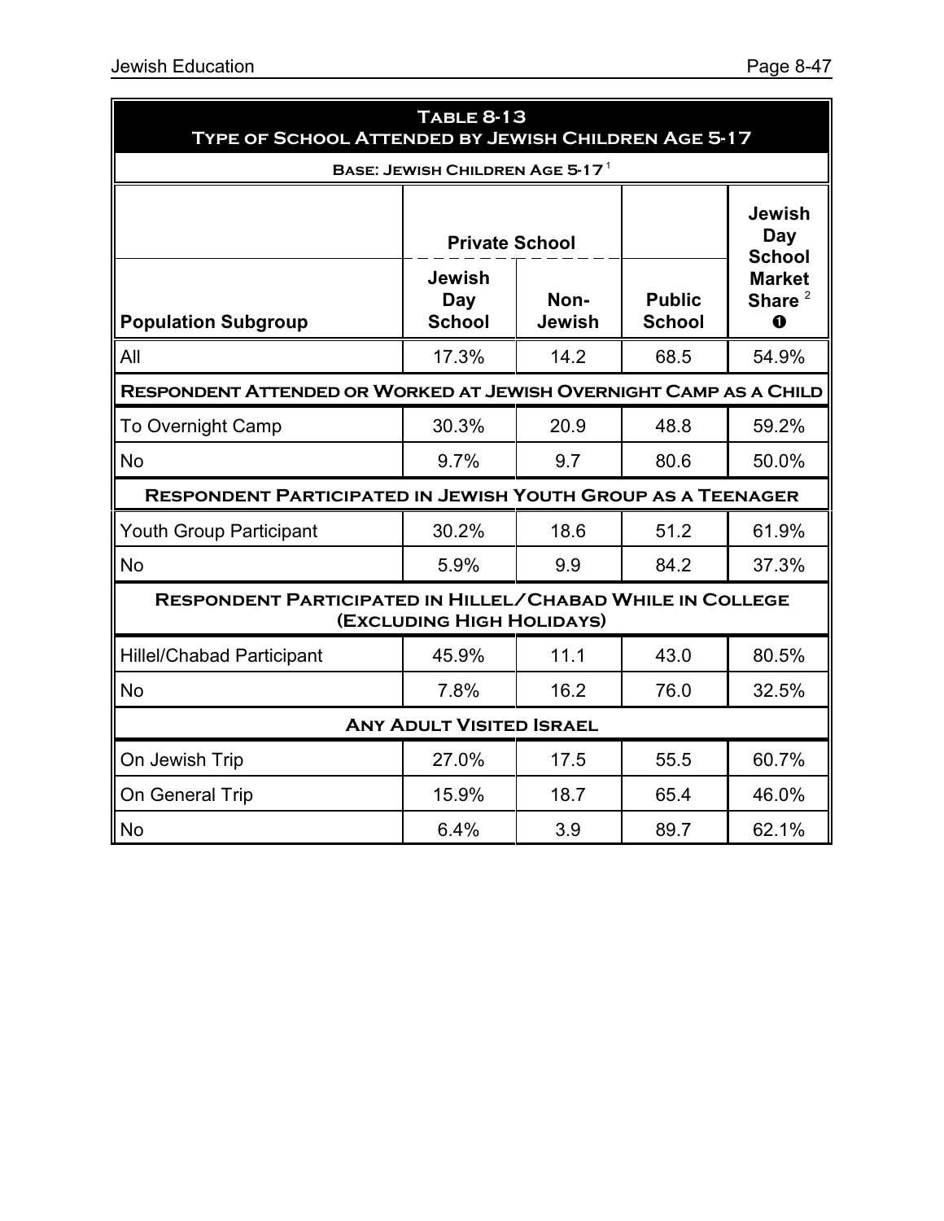**Table 8-13**
**Type of School Attended by Jewish Children Age 5-17**

**Base: Jewish Children Age 5-17** [1]

| Population Subgroup | Private School | | Public School | Jewish Day School Market Share [2] ❶ |
|---|---|---|---|---|
| | Jewish Day School | Non-Jewish | | |
| All | 17.3% | 14.2 | 68.5 | 54.9% |
| **Respondent Attended or Worked at Jewish Overnight Camp as a Child** | | | | |
| To Overnight Camp | 30.3% | 20.9 | 48.8 | 59.2% |
| No | 9.7% | 9.7 | 80.6 | 50.0% |
| **Respondent Participated in Jewish Youth Group as a Teenager** | | | | |
| Youth Group Participant | 30.2% | 18.6 | 51.2 | 61.9% |
| No | 5.9% | 9.9 | 84.2 | 37.3% |
| **Respondent Participated in Hillel/Chabad While in College (Excluding High Holidays)** | | | | |
| Hillel/Chabad Participant | 45.9% | 11.1 | 43.0 | 80.5% |
| No | 7.8% | 16.2 | 76.0 | 32.5% |
| **Any Adult Visited Israel** | | | | |
| On Jewish Trip | 27.0% | 17.5 | 55.5 | 60.7% |
| On General Trip | 15.9% | 18.7 | 65.4 | 46.0% |
| No | 6.4% | 3.9 | 89.7 | 62.1% |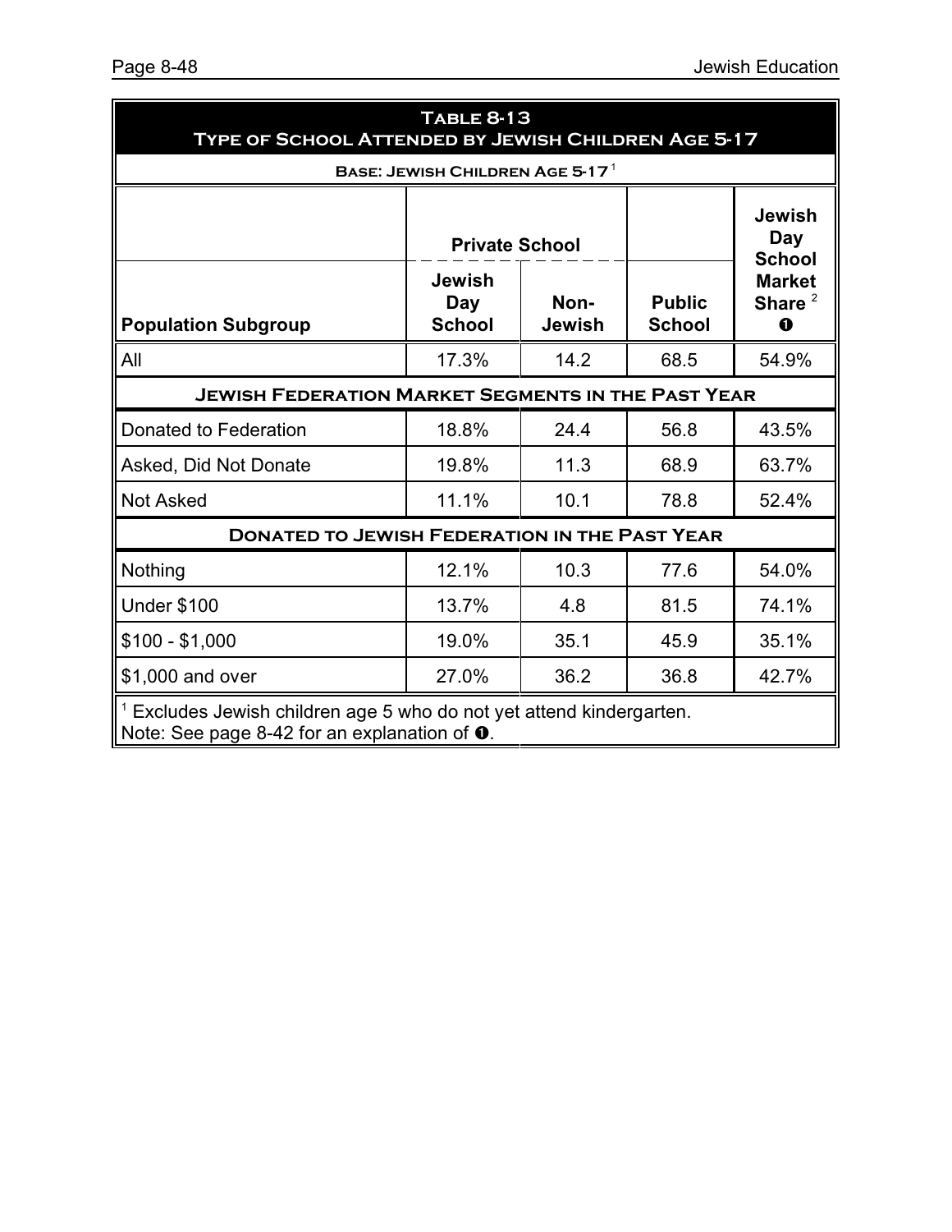**Table 8-13**
**Type of School Attended by Jewish Children Age 5-17**

**Base: Jewish Children Age 5-17**[1]

| Population Subgroup | Private School: Jewish Day School | Private School: Non-Jewish | Public School | Jewish Day School Market Share[2] ❶ |
|---|---|---|---|---|
| All | 17.3% | 14.2 | 68.5 | 54.9% |
| **Jewish Federation Market Segments in the Past Year** | | | | |
| Donated to Federation | 18.8% | 24.4 | 56.8 | 43.5% |
| Asked, Did Not Donate | 19.8% | 11.3 | 68.9 | 63.7% |
| Not Asked | 11.1% | 10.1 | 78.8 | 52.4% |
| **Donated to Jewish Federation in the Past Year** | | | | |
| Nothing | 12.1% | 10.3 | 77.6 | 54.0% |
| Under $100 | 13.7% | 4.8 | 81.5 | 74.1% |
| $100 - $1,000 | 19.0% | 35.1 | 45.9 | 35.1% |
| $1,000 and over | 27.0% | 36.2 | 36.8 | 42.7% |

[1] Excludes Jewish children age 5 who do not yet attend kindergarten.
Note: See page 8-42 for an explanation of ❶.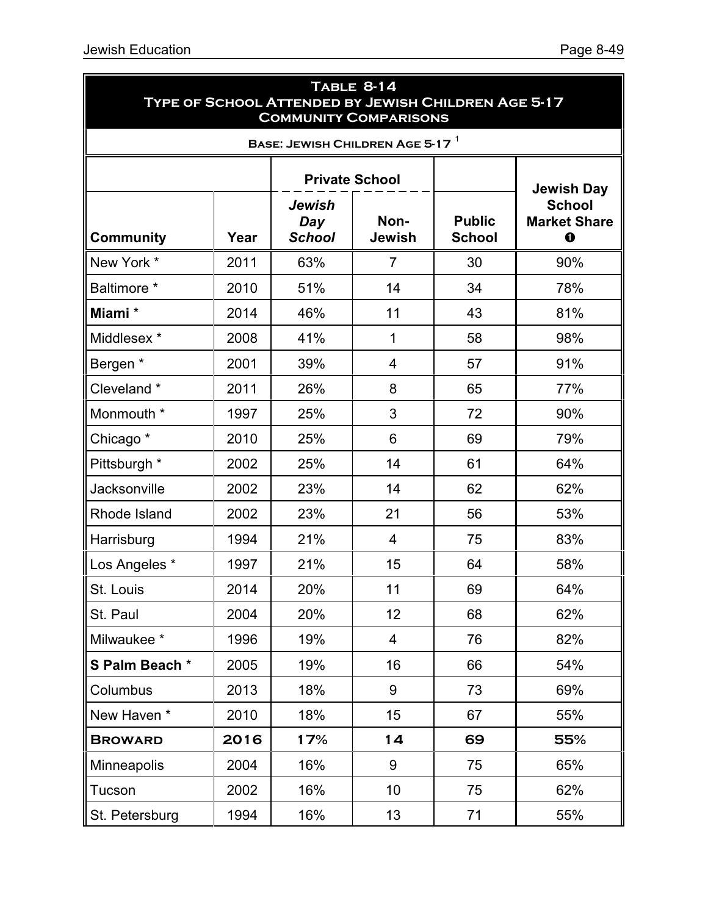## Table 8-14
### Type of School Attended by Jewish Children Age 5-17
### Community Comparisons

Base: Jewish Children Age 5-17 [1]

| | | Private School | | | Jewish Day School Market Share ❶ |
|---|---|---|---|---|---|
| **Community** | **Year** | ***Jewish Day School*** | **Non-Jewish** | **Public School** | |
| New York * | 2011 | 63% | 7 | 30 | 90% |
| Baltimore * | 2010 | 51% | 14 | 34 | 78% |
| **Miami** * | 2014 | 46% | 11 | 43 | 81% |
| Middlesex * | 2008 | 41% | 1 | 58 | 98% |
| Bergen * | 2001 | 39% | 4 | 57 | 91% |
| Cleveland * | 2011 | 26% | 8 | 65 | 77% |
| Monmouth * | 1997 | 25% | 3 | 72 | 90% |
| Chicago * | 2010 | 25% | 6 | 69 | 79% |
| Pittsburgh * | 2002 | 25% | 14 | 61 | 64% |
| Jacksonville | 2002 | 23% | 14 | 62 | 62% |
| Rhode Island | 2002 | 23% | 21 | 56 | 53% |
| Harrisburg | 1994 | 21% | 4 | 75 | 83% |
| Los Angeles * | 1997 | 21% | 15 | 64 | 58% |
| St. Louis | 2014 | 20% | 11 | 69 | 64% |
| St. Paul | 2004 | 20% | 12 | 68 | 62% |
| Milwaukee * | 1996 | 19% | 4 | 76 | 82% |
| **S Palm Beach** * | 2005 | 19% | 16 | 66 | 54% |
| Columbus | 2013 | 18% | 9 | 73 | 69% |
| New Haven * | 2010 | 18% | 15 | 67 | 55% |
| **Broward** | **2016** | **17%** | **14** | **69** | **55%** |
| Minneapolis | 2004 | 16% | 9 | 75 | 65% |
| Tucson | 2002 | 16% | 10 | 75 | 62% |
| St. Petersburg | 1994 | 16% | 13 | 71 | 55% |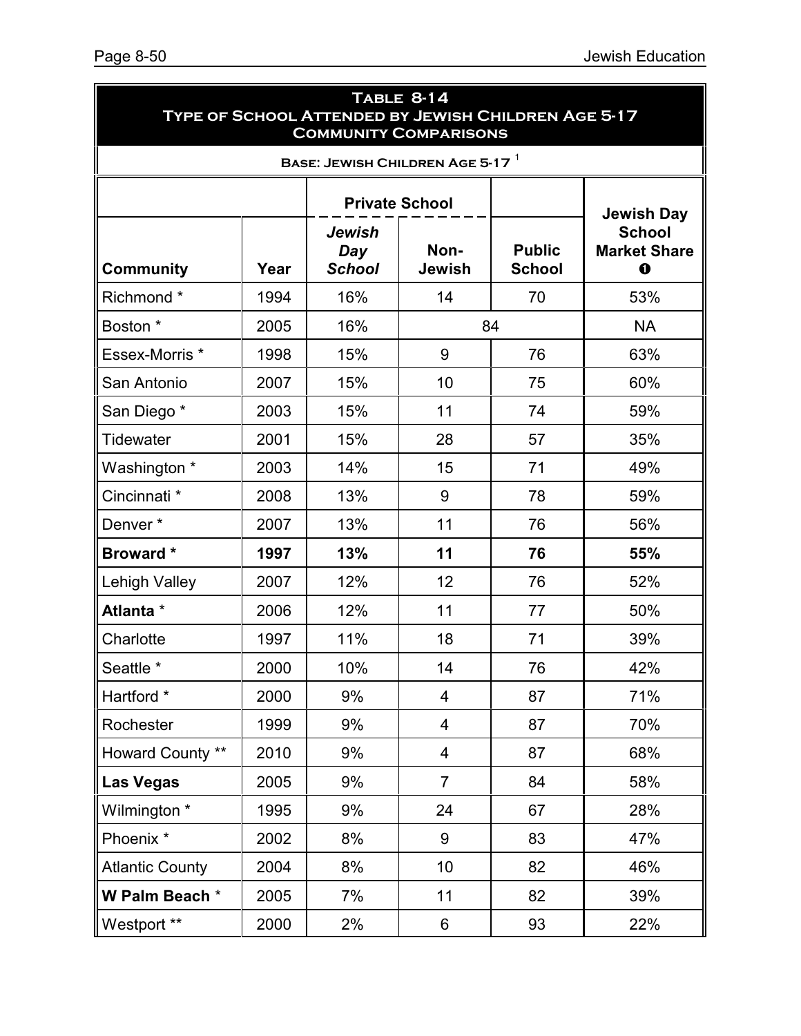## Table 8-14
## Type of School Attended by Jewish Children Age 5-17
## Community Comparisons

Base: Jewish Children Age 5-17 [1]

| | | Private School | | | |
|---|---|---|---|---|---|
| **Community** | **Year** | ***Jewish Day School*** | **Non-Jewish** | **Public School** | **Jewish Day School Market Share ❶** |
| Richmond * | 1994 | 16% | 14 | 70 | 53% |
| Boston * | 2005 | 16% | 84 | | NA |
| Essex-Morris * | 1998 | 15% | 9 | 76 | 63% |
| San Antonio | 2007 | 15% | 10 | 75 | 60% |
| San Diego * | 2003 | 15% | 11 | 74 | 59% |
| Tidewater | 2001 | 15% | 28 | 57 | 35% |
| Washington * | 2003 | 14% | 15 | 71 | 49% |
| Cincinnati * | 2008 | 13% | 9 | 78 | 59% |
| Denver * | 2007 | 13% | 11 | 76 | 56% |
| **Broward *** | **1997** | **13%** | **11** | **76** | **55%** |
| Lehigh Valley | 2007 | 12% | 12 | 76 | 52% |
| **Atlanta** * | 2006 | 12% | 11 | 77 | 50% |
| Charlotte | 1997 | 11% | 18 | 71 | 39% |
| Seattle * | 2000 | 10% | 14 | 76 | 42% |
| Hartford * | 2000 | 9% | 4 | 87 | 71% |
| Rochester | 1999 | 9% | 4 | 87 | 70% |
| Howard County ** | 2010 | 9% | 4 | 87 | 68% |
| **Las Vegas** | 2005 | 9% | 7 | 84 | 58% |
| Wilmington * | 1995 | 9% | 24 | 67 | 28% |
| Phoenix * | 2002 | 8% | 9 | 83 | 47% |
| Atlantic County | 2004 | 8% | 10 | 82 | 46% |
| **W Palm Beach** * | 2005 | 7% | 11 | 82 | 39% |
| Westport ** | 2000 | 2% | 6 | 93 | 22% |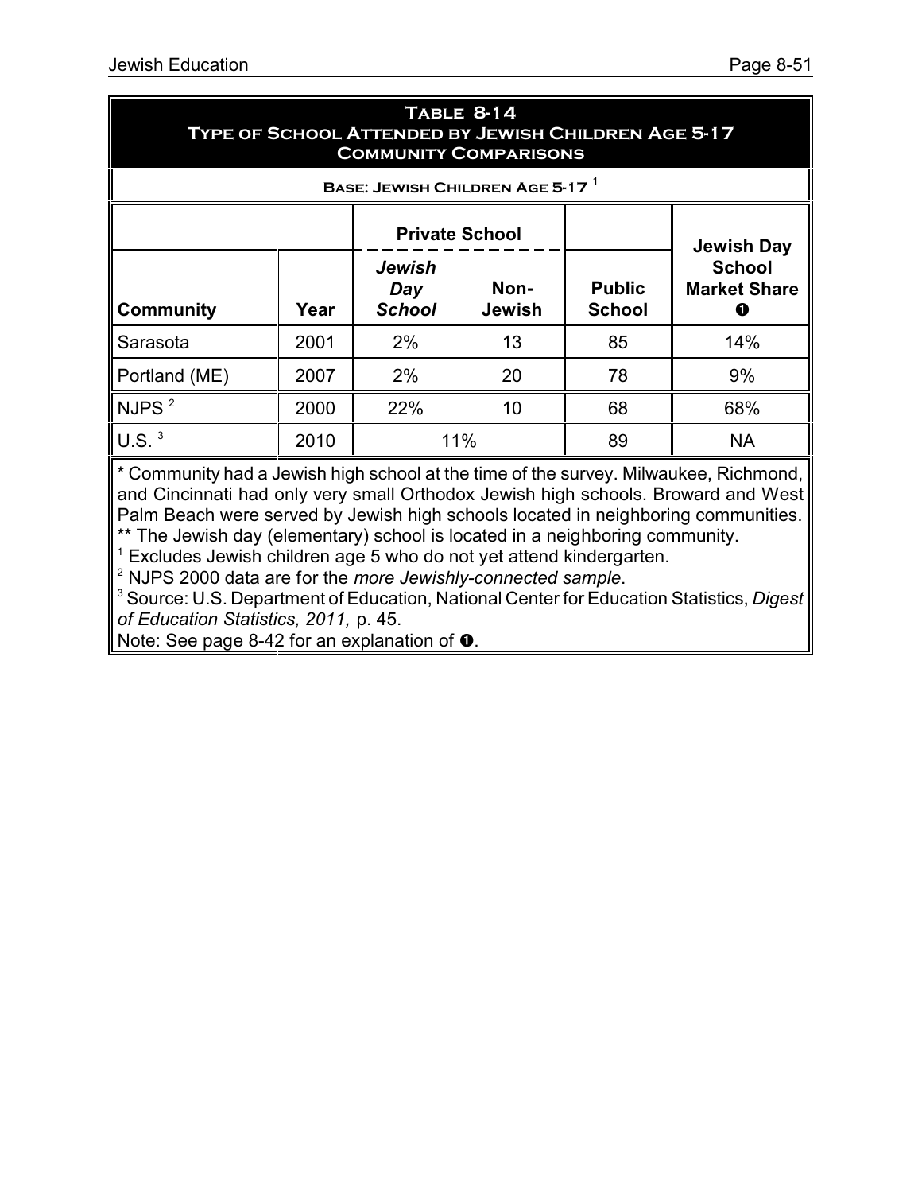## Table 8-14
### Type of School Attended by Jewish Children Age 5-17
### Community Comparisons

**Base: Jewish Children Age 5-17** [1]

| | | Private School | | | Jewish Day School Market Share ❶ |
|---|---|---|---|---|---|
| **Community** | **Year** | ***Jewish Day School*** | **Non-Jewish** | **Public School** | |
| Sarasota | 2001 | 2% | 13 | 85 | 14% |
| Portland (ME) | 2007 | 2% | 20 | 78 | 9% |
| NJPS [2] | 2000 | 22% | 10 | 68 | 68% |
| U.S. [3] | 2010 | 11% | | 89 | NA |

\* Community had a Jewish high school at the time of the survey. Milwaukee, Richmond, and Cincinnati had only very small Orthodox Jewish high schools. Broward and West Palm Beach were served by Jewish high schools located in neighboring communities.

\*\* The Jewish day (elementary) school is located in a neighboring community.

[1] Excludes Jewish children age 5 who do not yet attend kindergarten.

[2] NJPS 2000 data are for the *more Jewishly-connected sample*.

[3] Source: U.S. Department of Education, National Center for Education Statistics, *Digest of Education Statistics, 2011,* p. 45.

Note: See page 8-42 for an explanation of ❶.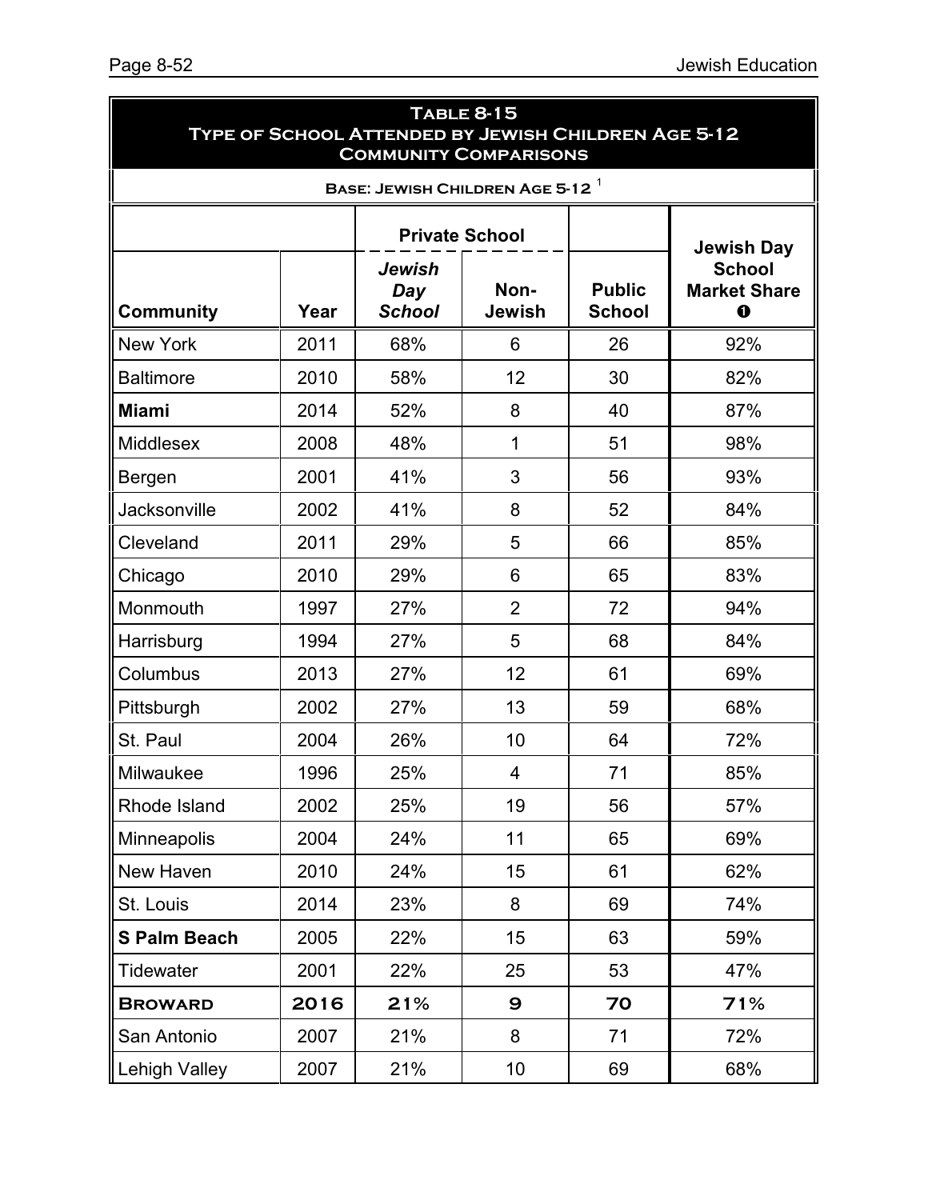## Table 8-15
## Type of School Attended by Jewish Children Age 5-12
## Community Comparisons

**Base: Jewish Children Age 5-12** [1]

| | | Private School | | | |
|---|---|---|---|---|---|
| **Community** | **Year** | ***Jewish Day School*** | **Non-Jewish** | **Public School** | **Jewish Day School Market Share ❶** |
| New York | 2011 | 68% | 6 | 26 | 92% |
| Baltimore | 2010 | 58% | 12 | 30 | 82% |
| **Miami** | 2014 | 52% | 8 | 40 | 87% |
| Middlesex | 2008 | 48% | 1 | 51 | 98% |
| Bergen | 2001 | 41% | 3 | 56 | 93% |
| Jacksonville | 2002 | 41% | 8 | 52 | 84% |
| Cleveland | 2011 | 29% | 5 | 66 | 85% |
| Chicago | 2010 | 29% | 6 | 65 | 83% |
| Monmouth | 1997 | 27% | 2 | 72 | 94% |
| Harrisburg | 1994 | 27% | 5 | 68 | 84% |
| Columbus | 2013 | 27% | 12 | 61 | 69% |
| Pittsburgh | 2002 | 27% | 13 | 59 | 68% |
| St. Paul | 2004 | 26% | 10 | 64 | 72% |
| Milwaukee | 1996 | 25% | 4 | 71 | 85% |
| Rhode Island | 2002 | 25% | 19 | 56 | 57% |
| Minneapolis | 2004 | 24% | 11 | 65 | 69% |
| New Haven | 2010 | 24% | 15 | 61 | 62% |
| St. Louis | 2014 | 23% | 8 | 69 | 74% |
| **S Palm Beach** | 2005 | 22% | 15 | 63 | 59% |
| Tidewater | 2001 | 22% | 25 | 53 | 47% |
| **Broward** | **2016** | **21%** | **9** | **70** | **71%** |
| San Antonio | 2007 | 21% | 8 | 71 | 72% |
| Lehigh Valley | 2007 | 21% | 10 | 69 | 68% |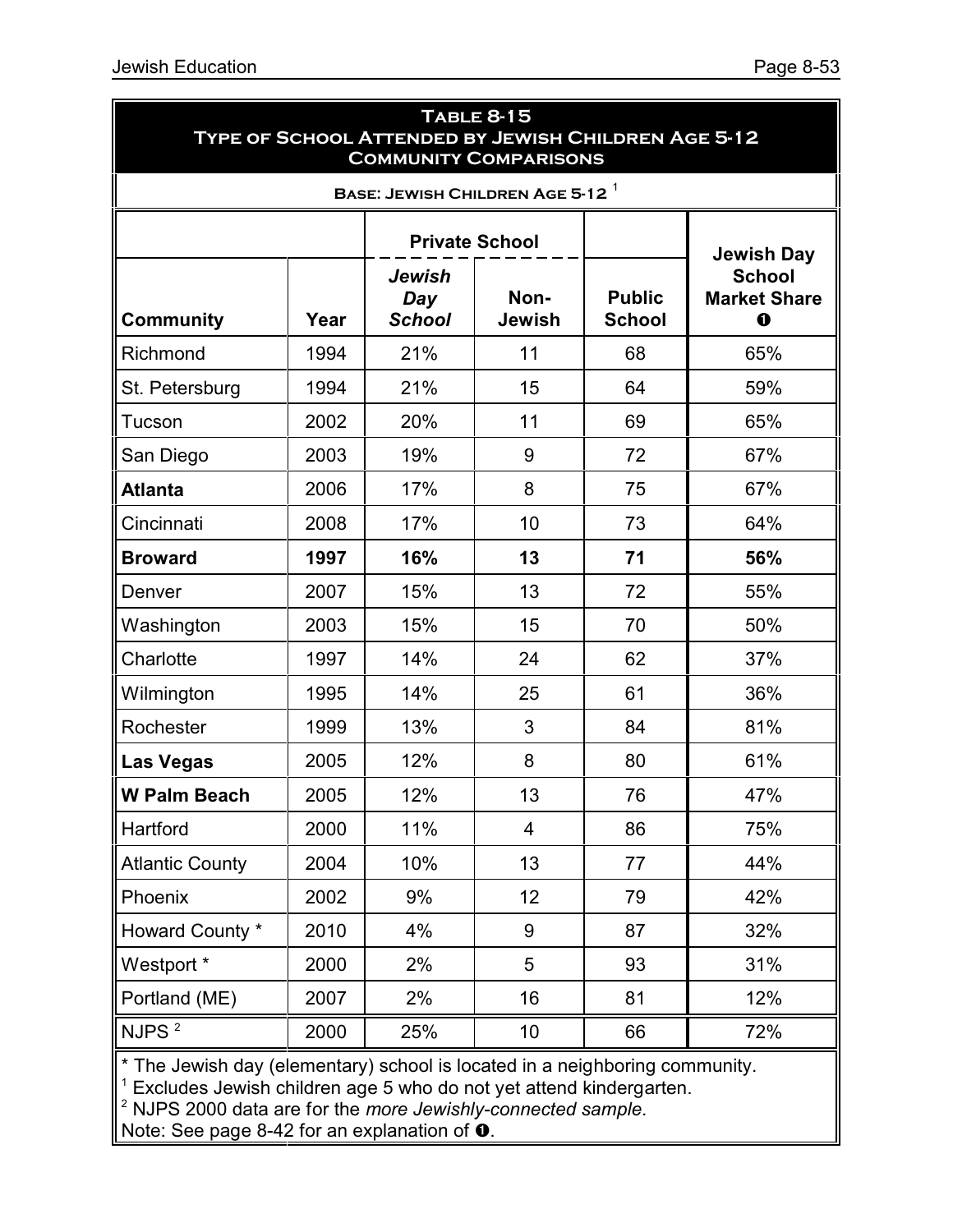## Table 8-15
## Type of School Attended by Jewish Children Age 5-12
## Community Comparisons

**Base: Jewish Children Age 5-12** [1]

| | | Private School | | | Jewish Day School Market Share ❶ |
|---|---|---|---|---|---|
| **Community** | **Year** | ***Jewish Day School*** | **Non-Jewish** | **Public School** | |
| Richmond | 1994 | 21% | 11 | 68 | 65% |
| St. Petersburg | 1994 | 21% | 15 | 64 | 59% |
| Tucson | 2002 | 20% | 11 | 69 | 65% |
| San Diego | 2003 | 19% | 9 | 72 | 67% |
| **Atlanta** | 2006 | 17% | 8 | 75 | 67% |
| Cincinnati | 2008 | 17% | 10 | 73 | 64% |
| **Broward** | **1997** | **16%** | **13** | **71** | **56%** |
| Denver | 2007 | 15% | 13 | 72 | 55% |
| Washington | 2003 | 15% | 15 | 70 | 50% |
| Charlotte | 1997 | 14% | 24 | 62 | 37% |
| Wilmington | 1995 | 14% | 25 | 61 | 36% |
| Rochester | 1999 | 13% | 3 | 84 | 81% |
| **Las Vegas** | 2005 | 12% | 8 | 80 | 61% |
| **W Palm Beach** | 2005 | 12% | 13 | 76 | 47% |
| Hartford | 2000 | 11% | 4 | 86 | 75% |
| Atlantic County | 2004 | 10% | 13 | 77 | 44% |
| Phoenix | 2002 | 9% | 12 | 79 | 42% |
| Howard County * | 2010 | 4% | 9 | 87 | 32% |
| Westport * | 2000 | 2% | 5 | 93 | 31% |
| Portland (ME) | 2007 | 2% | 16 | 81 | 12% |
| NJPS [2] | 2000 | 25% | 10 | 66 | 72% |

\* The Jewish day (elementary) school is located in a neighboring community.
[1] Excludes Jewish children age 5 who do not yet attend kindergarten.
[2] NJPS 2000 data are for the *more Jewishly-connected sample*.
Note: See page 8-42 for an explanation of ❶.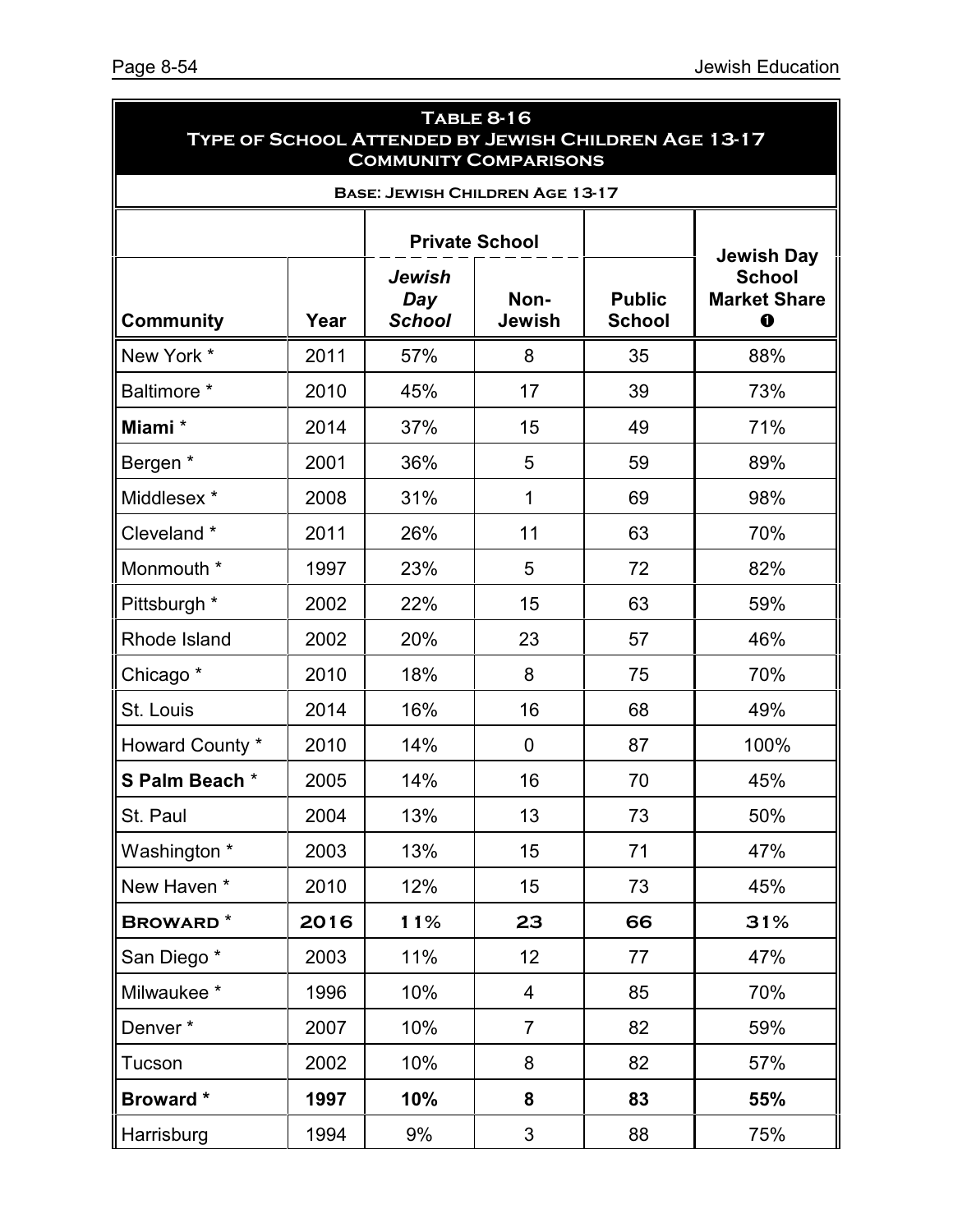## Table 8-16
## Type of School Attended by Jewish Children Age 13-17
## Community Comparisons

**Base: Jewish Children Age 13-17**

| | | Private School | | | Jewish Day School Market Share ❶ |
|---|---|---|---|---|---|
| **Community** | **Year** | ***Jewish Day School*** | **Non-Jewish** | **Public School** | |
| New York * | 2011 | 57% | 8 | 35 | 88% |
| Baltimore * | 2010 | 45% | 17 | 39 | 73% |
| **Miami** * | 2014 | 37% | 15 | 49 | 71% |
| Bergen * | 2001 | 36% | 5 | 59 | 89% |
| Middlesex * | 2008 | 31% | 1 | 69 | 98% |
| Cleveland * | 2011 | 26% | 11 | 63 | 70% |
| Monmouth * | 1997 | 23% | 5 | 72 | 82% |
| Pittsburgh * | 2002 | 22% | 15 | 63 | 59% |
| Rhode Island | 2002 | 20% | 23 | 57 | 46% |
| Chicago * | 2010 | 18% | 8 | 75 | 70% |
| St. Louis | 2014 | 16% | 16 | 68 | 49% |
| Howard County * | 2010 | 14% | 0 | 87 | 100% |
| **S Palm Beach** * | 2005 | 14% | 16 | 70 | 45% |
| St. Paul | 2004 | 13% | 13 | 73 | 50% |
| Washington * | 2003 | 13% | 15 | 71 | 47% |
| New Haven * | 2010 | 12% | 15 | 73 | 45% |
| **BROWARD** * | **2016** | **11%** | **23** | **66** | **31%** |
| San Diego * | 2003 | 11% | 12 | 77 | 47% |
| Milwaukee * | 1996 | 10% | 4 | 85 | 70% |
| Denver * | 2007 | 10% | 7 | 82 | 59% |
| Tucson | 2002 | 10% | 8 | 82 | 57% |
| **Broward *** | **1997** | **10%** | **8** | **83** | **55%** |
| Harrisburg | 1994 | 9% | 3 | 88 | 75% |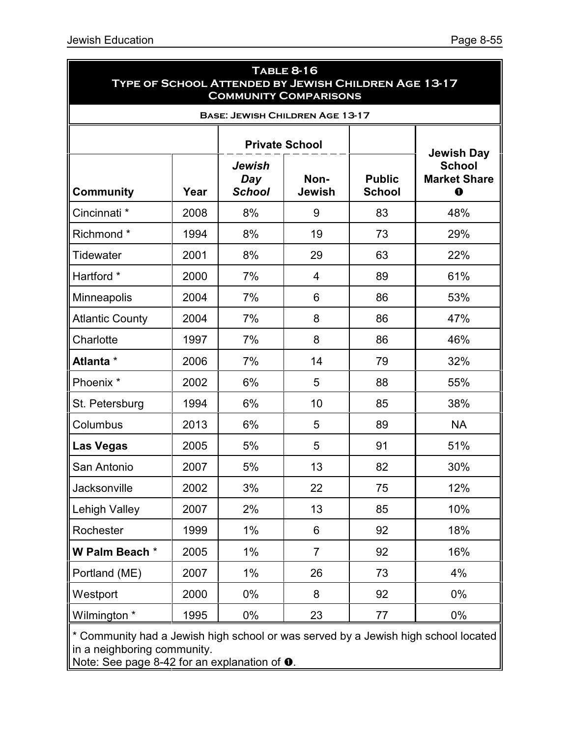## Table 8-16
## Type of School Attended by Jewish Children Age 13-17
## Community Comparisons

**Base: Jewish Children Age 13-17**

| | | Private School | | | |
|---|---|---|---|---|---|
| **Community** | **Year** | ***Jewish Day School*** | **Non-Jewish** | **Public School** | **Jewish Day School Market Share ❶** |
| Cincinnati * | 2008 | 8% | 9 | 83 | 48% |
| Richmond * | 1994 | 8% | 19 | 73 | 29% |
| Tidewater | 2001 | 8% | 29 | 63 | 22% |
| Hartford * | 2000 | 7% | 4 | 89 | 61% |
| Minneapolis | 2004 | 7% | 6 | 86 | 53% |
| Atlantic County | 2004 | 7% | 8 | 86 | 47% |
| Charlotte | 1997 | 7% | 8 | 86 | 46% |
| **Atlanta** * | 2006 | 7% | 14 | 79 | 32% |
| Phoenix * | 2002 | 6% | 5 | 88 | 55% |
| St. Petersburg | 1994 | 6% | 10 | 85 | 38% |
| Columbus | 2013 | 6% | 5 | 89 | NA |
| **Las Vegas** | 2005 | 5% | 5 | 91 | 51% |
| San Antonio | 2007 | 5% | 13 | 82 | 30% |
| Jacksonville | 2002 | 3% | 22 | 75 | 12% |
| Lehigh Valley | 2007 | 2% | 13 | 85 | 10% |
| Rochester | 1999 | 1% | 6 | 92 | 18% |
| **W Palm Beach** * | 2005 | 1% | 7 | 92 | 16% |
| Portland (ME) | 2007 | 1% | 26 | 73 | 4% |
| Westport | 2000 | 0% | 8 | 92 | 0% |
| Wilmington * | 1995 | 0% | 23 | 77 | 0% |

* Community had a Jewish high school or was served by a Jewish high school located in a neighboring community.
Note: See page 8-42 for an explanation of ❶.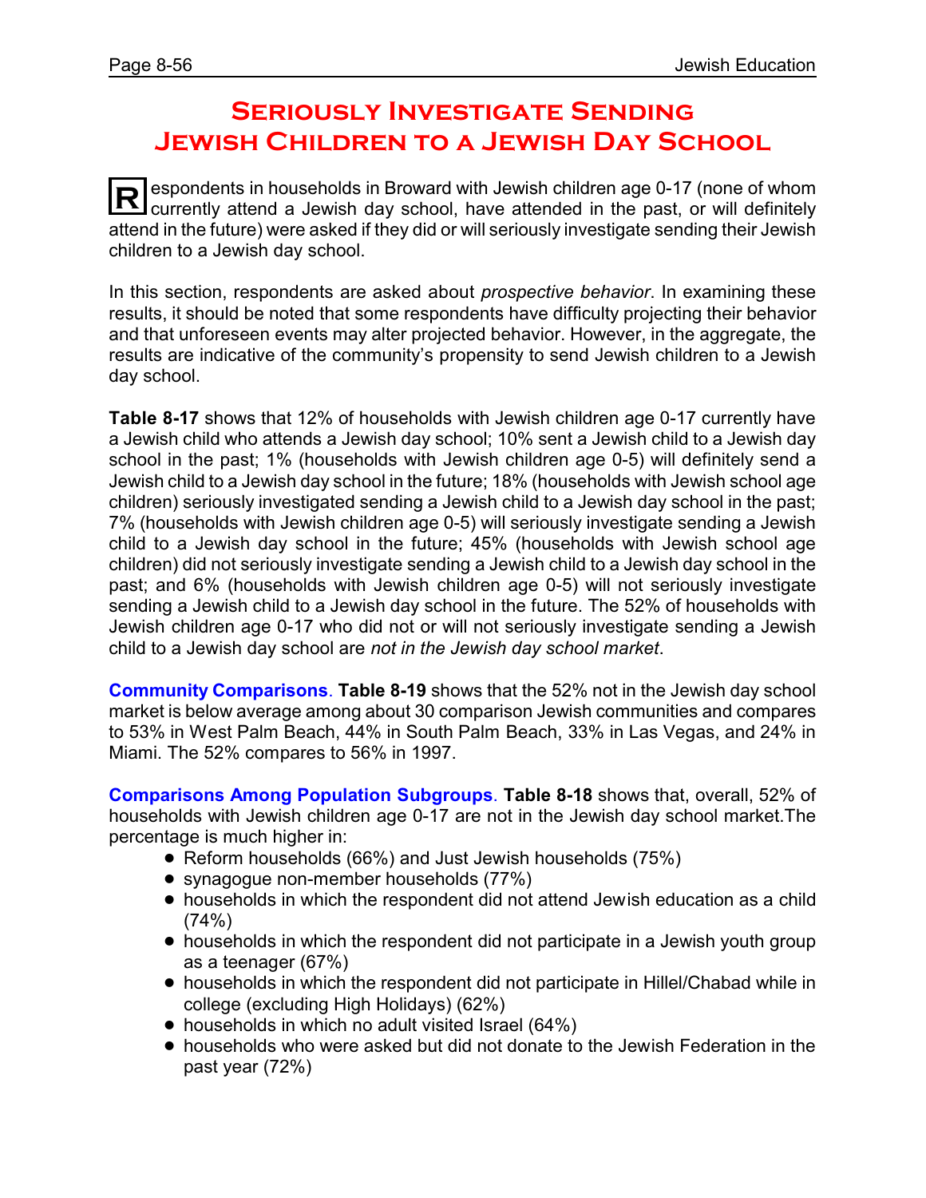# Seriously Investigate Sending Jewish Children to a Jewish Day School

Respondents in households in Broward with Jewish children age 0-17 (none of whom currently attend a Jewish day school, have attended in the past, or will definitely attend in the future) were asked if they did or will seriously investigate sending their Jewish children to a Jewish day school.

In this section, respondents are asked about *prospective behavior*. In examining these results, it should be noted that some respondents have difficulty projecting their behavior and that unforeseen events may alter projected behavior. However, in the aggregate, the results are indicative of the community's propensity to send Jewish children to a Jewish day school.

**Table 8-17** shows that 12% of households with Jewish children age 0-17 currently have a Jewish child who attends a Jewish day school; 10% sent a Jewish child to a Jewish day school in the past; 1% (households with Jewish children age 0-5) will definitely send a Jewish child to a Jewish day school in the future; 18% (households with Jewish school age children) seriously investigated sending a Jewish child to a Jewish day school in the past; 7% (households with Jewish children age 0-5) will seriously investigate sending a Jewish child to a Jewish day school in the future; 45% (households with Jewish school age children) did not seriously investigate sending a Jewish child to a Jewish day school in the past; and 6% (households with Jewish children age 0-5) will not seriously investigate sending a Jewish child to a Jewish day school in the future. The 52% of households with Jewish children age 0-17 who did not or will not seriously investigate sending a Jewish child to a Jewish day school are *not in the Jewish day school market*.

**Community Comparisons**. **Table 8-19** shows that the 52% not in the Jewish day school market is below average among about 30 comparison Jewish communities and compares to 53% in West Palm Beach, 44% in South Palm Beach, 33% in Las Vegas, and 24% in Miami. The 52% compares to 56% in 1997.

**Comparisons Among Population Subgroups**. **Table 8-18** shows that, overall, 52% of households with Jewish children age 0-17 are not in the Jewish day school market.The percentage is much higher in:

- Reform households (66%) and Just Jewish households (75%)
- synagogue non-member households (77%)
- households in which the respondent did not attend Jewish education as a child (74%)
- households in which the respondent did not participate in a Jewish youth group as a teenager (67%)
- households in which the respondent did not participate in Hillel/Chabad while in college (excluding High Holidays) (62%)
- households in which no adult visited Israel (64%)
- households who were asked but did not donate to the Jewish Federation in the past year (72%)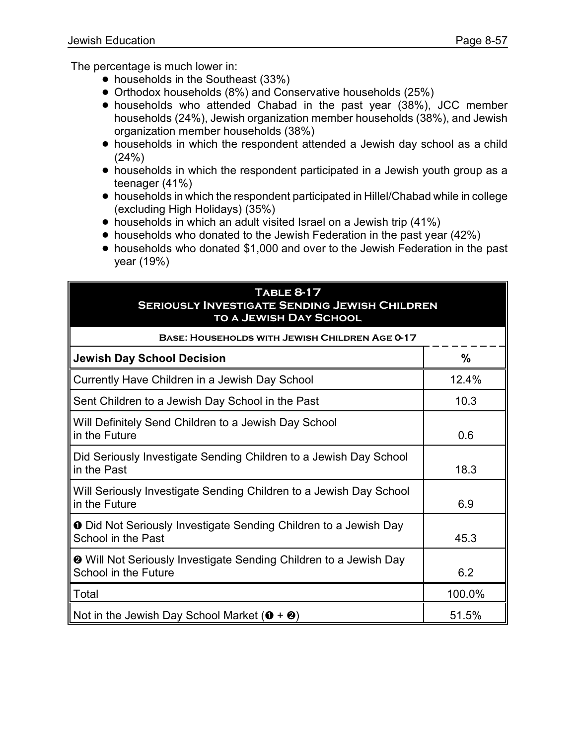The percentage is much lower in:

- households in the Southeast (33%)
- Orthodox households (8%) and Conservative households (25%)
- households who attended Chabad in the past year (38%), JCC member households (24%), Jewish organization member households (38%), and Jewish organization member households (38%)
- households in which the respondent attended a Jewish day school as a child (24%)
- households in which the respondent participated in a Jewish youth group as a teenager (41%)
- households in which the respondent participated in Hillel/Chabad while in college (excluding High Holidays) (35%)
- households in which an adult visited Israel on a Jewish trip (41%)
- households who donated to the Jewish Federation in the past year (42%)
- households who donated $1,000 and over to the Jewish Federation in the past year (19%)

**Table 8-17**
**Seriously Investigate Sending Jewish Children to a Jewish Day School**

Base: Households with Jewish Children Age 0-17

| Jewish Day School Decision | % |
|---|---|
| Currently Have Children in a Jewish Day School | 12.4% |
| Sent Children to a Jewish Day School in the Past | 10.3 |
| Will Definitely Send Children to a Jewish Day School in the Future | 0.6 |
| Did Seriously Investigate Sending Children to a Jewish Day School in the Past | 18.3 |
| Will Seriously Investigate Sending Children to a Jewish Day School in the Future | 6.9 |
| ❶ Did Not Seriously Investigate Sending Children to a Jewish Day School in the Past | 45.3 |
| ❷ Will Not Seriously Investigate Sending Children to a Jewish Day School in the Future | 6.2 |
| Total | 100.0% |
| Not in the Jewish Day School Market (❶ + ❷) | 51.5% |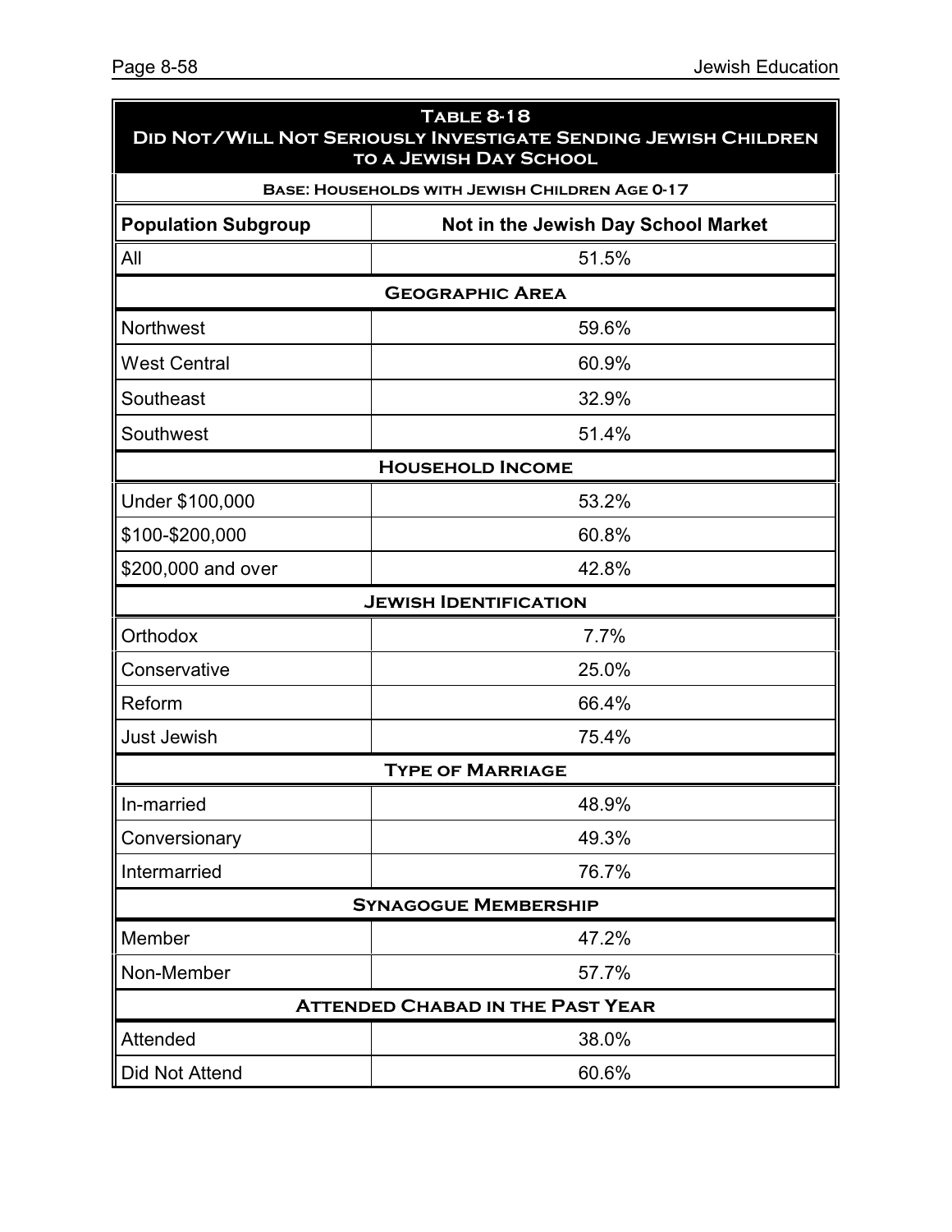## Table 8-18
## Did Not/Will Not Seriously Investigate Sending Jewish Children to a Jewish Day School

**Base: Households with Jewish Children Age 0-17**

| Population Subgroup | Not in the Jewish Day School Market |
|---|---|
| All | 51.5% |
| **Geographic Area** | |
| Northwest | 59.6% |
| West Central | 60.9% |
| Southeast | 32.9% |
| Southwest | 51.4% |
| **Household Income** | |
| Under $100,000 | 53.2% |
| $100-$200,000 | 60.8% |
| $200,000 and over | 42.8% |
| **Jewish Identification** | |
| Orthodox | 7.7% |
| Conservative | 25.0% |
| Reform | 66.4% |
| Just Jewish | 75.4% |
| **Type of Marriage** | |
| In-married | 48.9% |
| Conversionary | 49.3% |
| Intermarried | 76.7% |
| **Synagogue Membership** | |
| Member | 47.2% |
| Non-Member | 57.7% |
| **Attended Chabad in the Past Year** | |
| Attended | 38.0% |
| Did Not Attend | 60.6% |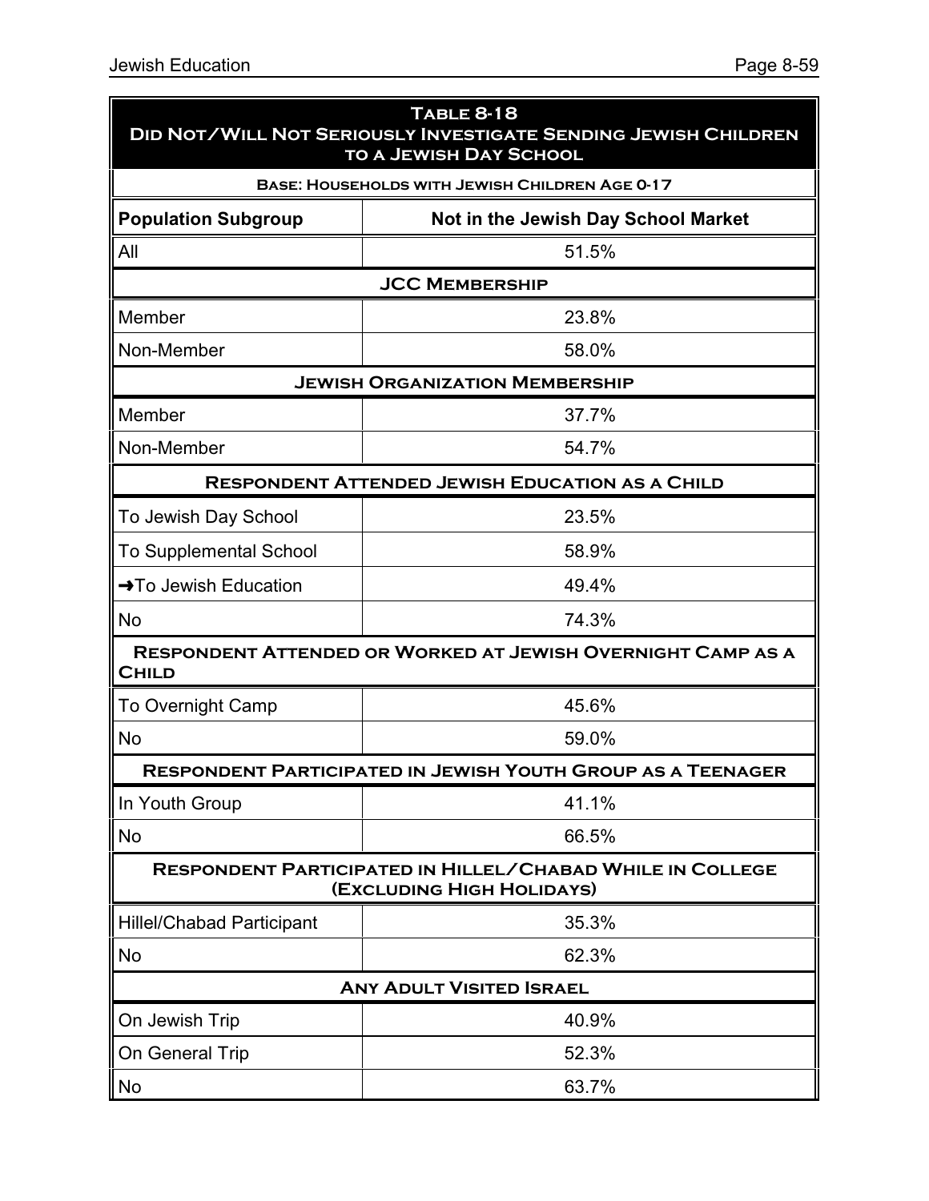**Table 8-18**
**Did Not/Will Not Seriously Investigate Sending Jewish Children to a Jewish Day School**

**Base: Households with Jewish Children Age 0-17**

| Population Subgroup | Not in the Jewish Day School Market |
|---|---|
| All | 51.5% |
| **JCC Membership** | |
| Member | 23.8% |
| Non-Member | 58.0% |
| **Jewish Organization Membership** | |
| Member | 37.7% |
| Non-Member | 54.7% |
| **Respondent Attended Jewish Education as a Child** | |
| To Jewish Day School | 23.5% |
| To Supplemental School | 58.9% |
| ➜To Jewish Education | 49.4% |
| No | 74.3% |
| **Respondent Attended or Worked at Jewish Overnight Camp as a Child** | |
| To Overnight Camp | 45.6% |
| No | 59.0% |
| **Respondent Participated in Jewish Youth Group as a Teenager** | |
| In Youth Group | 41.1% |
| No | 66.5% |
| **Respondent Participated in Hillel/Chabad While in College (Excluding High Holidays)** | |
| Hillel/Chabad Participant | 35.3% |
| No | 62.3% |
| **Any Adult Visited Israel** | |
| On Jewish Trip | 40.9% |
| On General Trip | 52.3% |
| No | 63.7% |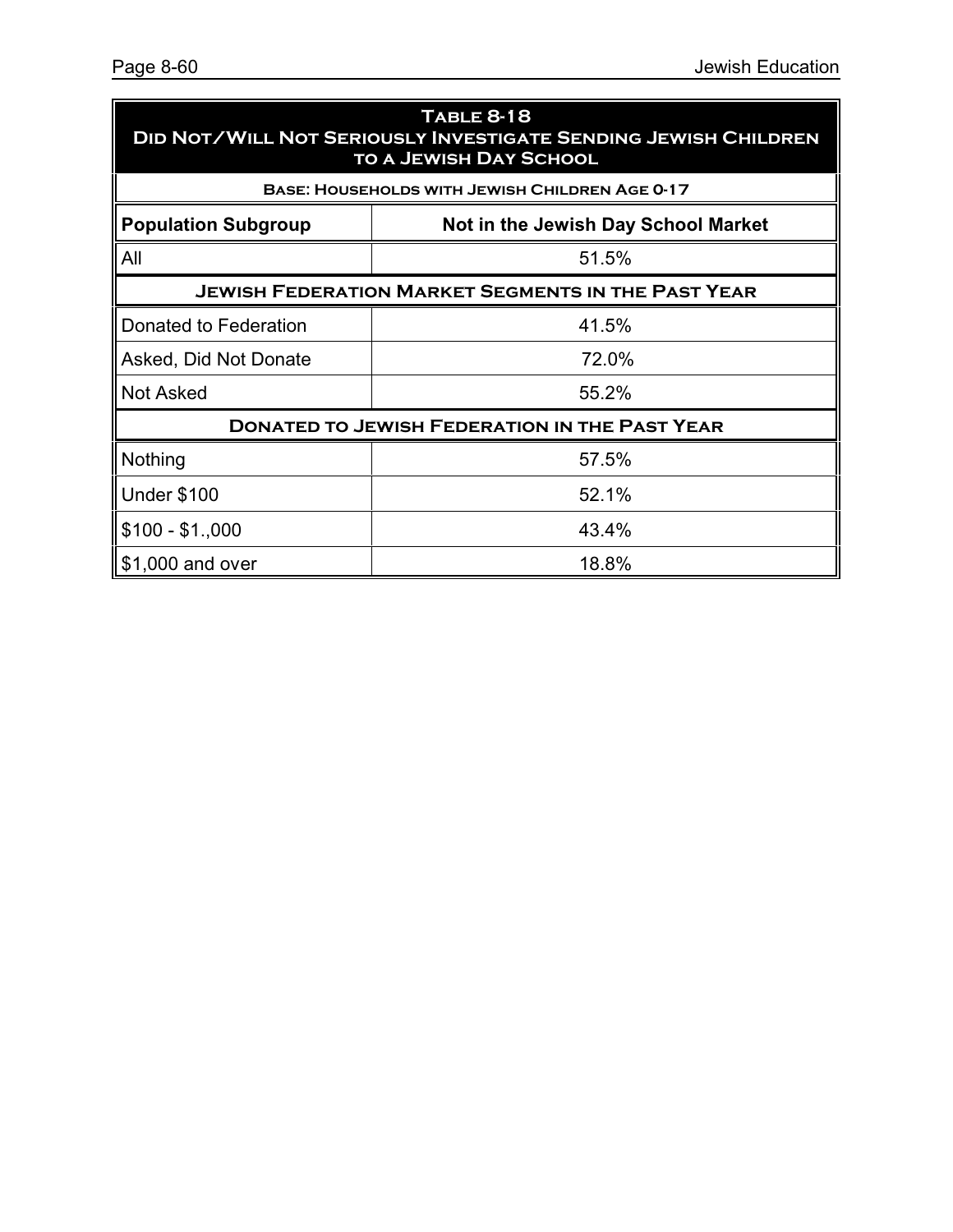**Table 8-18**
**Did Not/Will Not Seriously Investigate Sending Jewish Children to a Jewish Day School**

**Base: Households with Jewish Children Age 0-17**

| Population Subgroup | Not in the Jewish Day School Market |
|---|---|
| All | 51.5% |
| **Jewish Federation Market Segments in the Past Year** | |
| Donated to Federation | 41.5% |
| Asked, Did Not Donate | 72.0% |
| Not Asked | 55.2% |
| **Donated to Jewish Federation in the Past Year** | |
| Nothing | 57.5% |
| Under $100 | 52.1% |
| $100 - $1.,000 | 43.4% |
| $1,000 and over | 18.8% |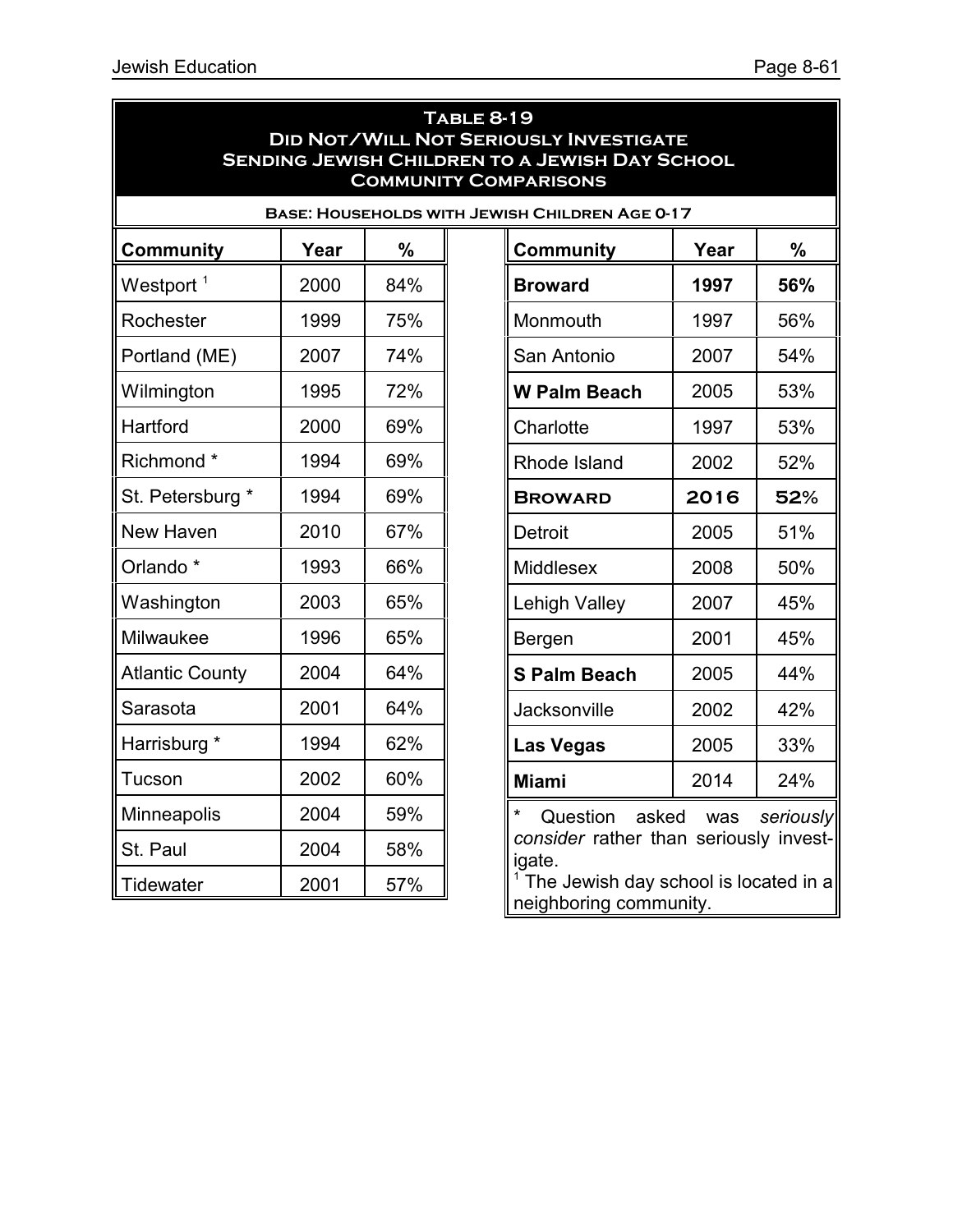**Table 8-19**
**Did Not/Will Not Seriously Investigate Sending Jewish Children to a Jewish Day School**
**Community Comparisons**

**Base: Households with Jewish Children Age 0-17**

| Community | Year | % |
|---|---|---|
| Westport [1] | 2000 | 84% |
| Rochester | 1999 | 75% |
| Portland (ME) | 2007 | 74% |
| Wilmington | 1995 | 72% |
| Hartford | 2000 | 69% |
| Richmond * | 1994 | 69% |
| St. Petersburg * | 1994 | 69% |
| New Haven | 2010 | 67% |
| Orlando * | 1993 | 66% |
| Washington | 2003 | 65% |
| Milwaukee | 1996 | 65% |
| Atlantic County | 2004 | 64% |
| Sarasota | 2001 | 64% |
| Harrisburg * | 1994 | 62% |
| Tucson | 2002 | 60% |
| Minneapolis | 2004 | 59% |
| St. Paul | 2004 | 58% |
| Tidewater | 2001 | 57% |
| **Broward** | **1997** | **56%** |
| Monmouth | 1997 | 56% |
| San Antonio | 2007 | 54% |
| **W Palm Beach** | 2005 | 53% |
| Charlotte | 1997 | 53% |
| Rhode Island | 2002 | 52% |
| **BROWARD** | **2016** | **52%** |
| Detroit | 2005 | 51% |
| Middlesex | 2008 | 50% |
| Lehigh Valley | 2007 | 45% |
| Bergen | 2001 | 45% |
| **S Palm Beach** | 2005 | 44% |
| Jacksonville | 2002 | 42% |
| **Las Vegas** | 2005 | 33% |
| **Miami** | 2014 | 24% |

\* Question asked was *seriously consider* rather than seriously investigate.
[1] The Jewish day school is located in a neighboring community.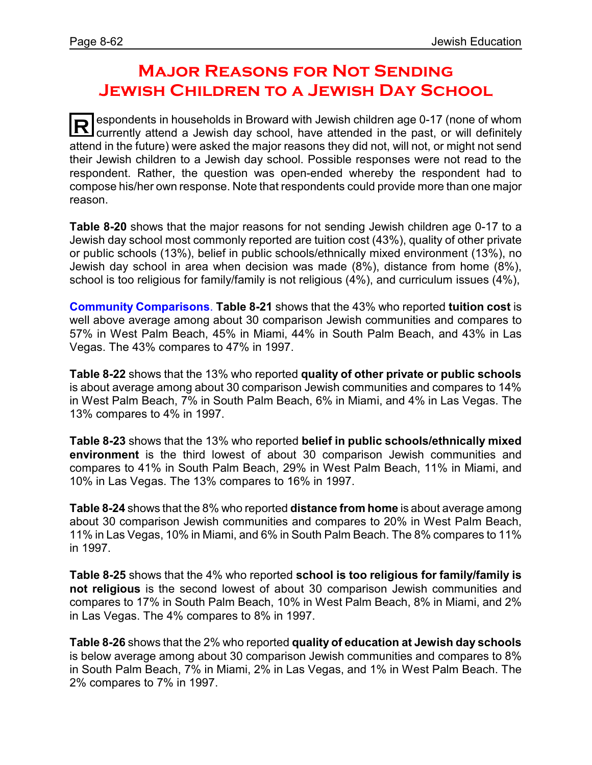# Major Reasons for Not Sending Jewish Children to a Jewish Day School

Respondents in households in Broward with Jewish children age 0-17 (none of whom currently attend a Jewish day school, have attended in the past, or will definitely attend in the future) were asked the major reasons they did not, will not, or might not send their Jewish children to a Jewish day school. Possible responses were not read to the respondent. Rather, the question was open-ended whereby the respondent had to compose his/her own response. Note that respondents could provide more than one major reason.

**Table 8-20** shows that the major reasons for not sending Jewish children age 0-17 to a Jewish day school most commonly reported are tuition cost (43%), quality of other private or public schools (13%), belief in public schools/ethnically mixed environment (13%), no Jewish day school in area when decision was made (8%), distance from home (8%), school is too religious for family/family is not religious (4%), and curriculum issues (4%),

**Community Comparisons**. **Table 8-21** shows that the 43% who reported **tuition cost** is well above average among about 30 comparison Jewish communities and compares to 57% in West Palm Beach, 45% in Miami, 44% in South Palm Beach, and 43% in Las Vegas. The 43% compares to 47% in 1997.

**Table 8-22** shows that the 13% who reported **quality of other private or public schools** is about average among about 30 comparison Jewish communities and compares to 14% in West Palm Beach, 7% in South Palm Beach, 6% in Miami, and 4% in Las Vegas. The 13% compares to 4% in 1997.

**Table 8-23** shows that the 13% who reported **belief in public schools/ethnically mixed environment** is the third lowest of about 30 comparison Jewish communities and compares to 41% in South Palm Beach, 29% in West Palm Beach, 11% in Miami, and 10% in Las Vegas. The 13% compares to 16% in 1997.

**Table 8-24** shows that the 8% who reported **distance from home** is about average among about 30 comparison Jewish communities and compares to 20% in West Palm Beach, 11% in Las Vegas, 10% in Miami, and 6% in South Palm Beach. The 8% compares to 11% in 1997.

**Table 8-25** shows that the 4% who reported **school is too religious for family/family is not religious** is the second lowest of about 30 comparison Jewish communities and compares to 17% in South Palm Beach, 10% in West Palm Beach, 8% in Miami, and 2% in Las Vegas. The 4% compares to 8% in 1997.

**Table 8-26** shows that the 2% who reported **quality of education at Jewish day schools** is below average among about 30 comparison Jewish communities and compares to 8% in South Palm Beach, 7% in Miami, 2% in Las Vegas, and 1% in West Palm Beach. The 2% compares to 7% in 1997.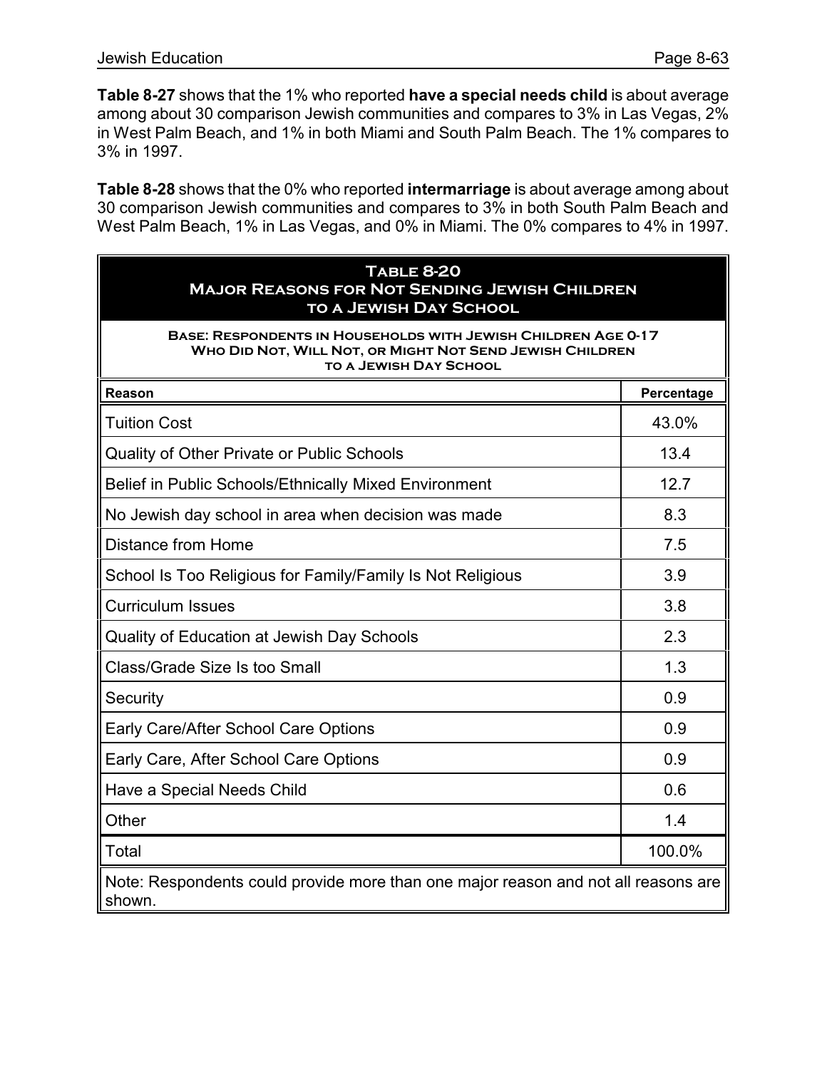**Table 8-27** shows that the 1% who reported **have a special needs child** is about average among about 30 comparison Jewish communities and compares to 3% in Las Vegas, 2% in West Palm Beach, and 1% in both Miami and South Palm Beach. The 1% compares to 3% in 1997.

**Table 8-28** shows that the 0% who reported **intermarriage** is about average among about 30 comparison Jewish communities and compares to 3% in both South Palm Beach and West Palm Beach, 1% in Las Vegas, and 0% in Miami. The 0% compares to 4% in 1997.

**Table 8-20**
**Major Reasons for Not Sending Jewish Children to a Jewish Day School**

Base: Respondents in Households with Jewish Children Age 0-17 Who Did Not, Will Not, or Might Not Send Jewish Children to a Jewish Day School

| Reason | Percentage |
|---|---|
| Tuition Cost | 43.0% |
| Quality of Other Private or Public Schools | 13.4 |
| Belief in Public Schools/Ethnically Mixed Environment | 12.7 |
| No Jewish day school in area when decision was made | 8.3 |
| Distance from Home | 7.5 |
| School Is Too Religious for Family/Family Is Not Religious | 3.9 |
| Curriculum Issues | 3.8 |
| Quality of Education at Jewish Day Schools | 2.3 |
| Class/Grade Size Is too Small | 1.3 |
| Security | 0.9 |
| Early Care/After School Care Options | 0.9 |
| Early Care, After School Care Options | 0.9 |
| Have a Special Needs Child | 0.6 |
| Other | 1.4 |
| Total | 100.0% |

Note: Respondents could provide more than one major reason and not all reasons are shown.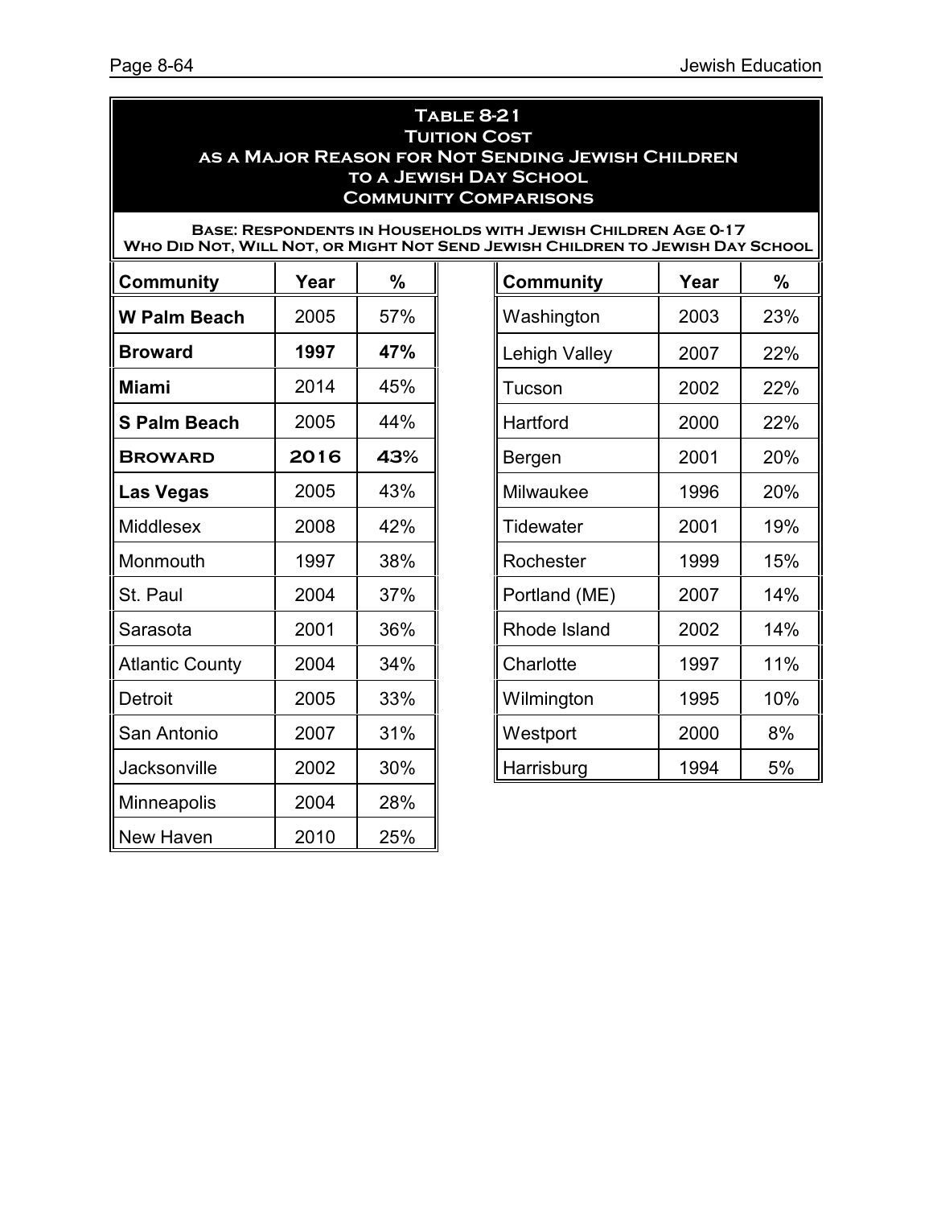**Table 8-21**
**Tuition Cost as a Major Reason for Not Sending Jewish Children to a Jewish Day School**
**Community Comparisons**

**Base: Respondents in Households with Jewish Children Age 0-17 Who Did Not, Will Not, or Might Not Send Jewish Children to Jewish Day School**

| Community | Year | % |
|---|---|---|
| **W Palm Beach** | 2005 | 57% |
| **Broward** | **1997** | **47%** |
| **Miami** | 2014 | 45% |
| **S Palm Beach** | 2005 | 44% |
| **Broward** | **2016** | **43%** |
| **Las Vegas** | 2005 | 43% |
| Middlesex | 2008 | 42% |
| Monmouth | 1997 | 38% |
| St. Paul | 2004 | 37% |
| Sarasota | 2001 | 36% |
| Atlantic County | 2004 | 34% |
| Detroit | 2005 | 33% |
| San Antonio | 2007 | 31% |
| Jacksonville | 2002 | 30% |
| Minneapolis | 2004 | 28% |
| New Haven | 2010 | 25% |
| Washington | 2003 | 23% |
| Lehigh Valley | 2007 | 22% |
| Tucson | 2002 | 22% |
| Hartford | 2000 | 22% |
| Bergen | 2001 | 20% |
| Milwaukee | 1996 | 20% |
| Tidewater | 2001 | 19% |
| Rochester | 1999 | 15% |
| Portland (ME) | 2007 | 14% |
| Rhode Island | 2002 | 14% |
| Charlotte | 1997 | 11% |
| Wilmington | 1995 | 10% |
| Westport | 2000 | 8% |
| Harrisburg | 1994 | 5% |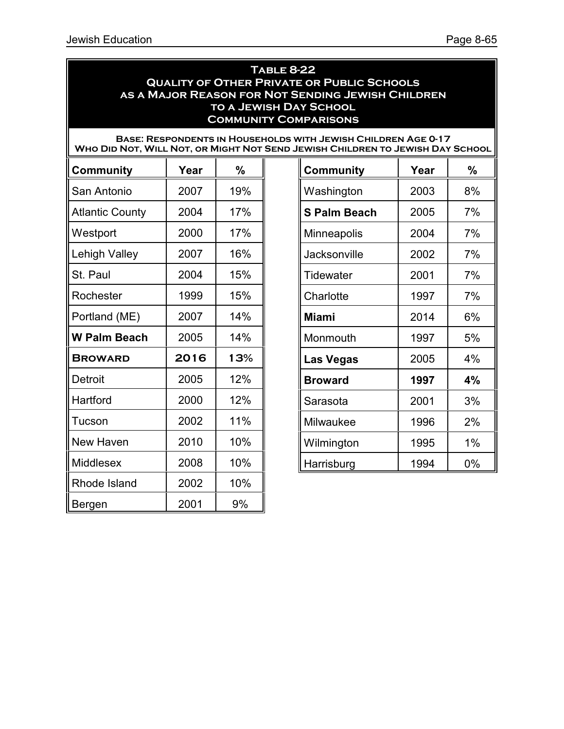## Table 8-22
## Quality of Other Private or Public Schools as a Major Reason for Not Sending Jewish Children to a Jewish Day School
## Community Comparisons

**Base: Respondents in Households with Jewish Children Age 0-17 Who Did Not, Will Not, or Might Not Send Jewish Children to Jewish Day School**

| Community | Year | % |
|---|---|---|
| San Antonio | 2007 | 19% |
| Atlantic County | 2004 | 17% |
| Westport | 2000 | 17% |
| Lehigh Valley | 2007 | 16% |
| St. Paul | 2004 | 15% |
| Rochester | 1999 | 15% |
| Portland (ME) | 2007 | 14% |
| **W Palm Beach** | 2005 | 14% |
| **Broward** | **2016** | **13%** |
| Detroit | 2005 | 12% |
| Hartford | 2000 | 12% |
| Tucson | 2002 | 11% |
| New Haven | 2010 | 10% |
| Middlesex | 2008 | 10% |
| Rhode Island | 2002 | 10% |
| Bergen | 2001 | 9% |
| Washington | 2003 | 8% |
| **S Palm Beach** | 2005 | 7% |
| Minneapolis | 2004 | 7% |
| Jacksonville | 2002 | 7% |
| Tidewater | 2001 | 7% |
| Charlotte | 1997 | 7% |
| **Miami** | 2014 | 6% |
| Monmouth | 1997 | 5% |
| **Las Vegas** | 2005 | 4% |
| **Broward** | **1997** | **4%** |
| Sarasota | 2001 | 3% |
| Milwaukee | 1996 | 2% |
| Wilmington | 1995 | 1% |
| Harrisburg | 1994 | 0% |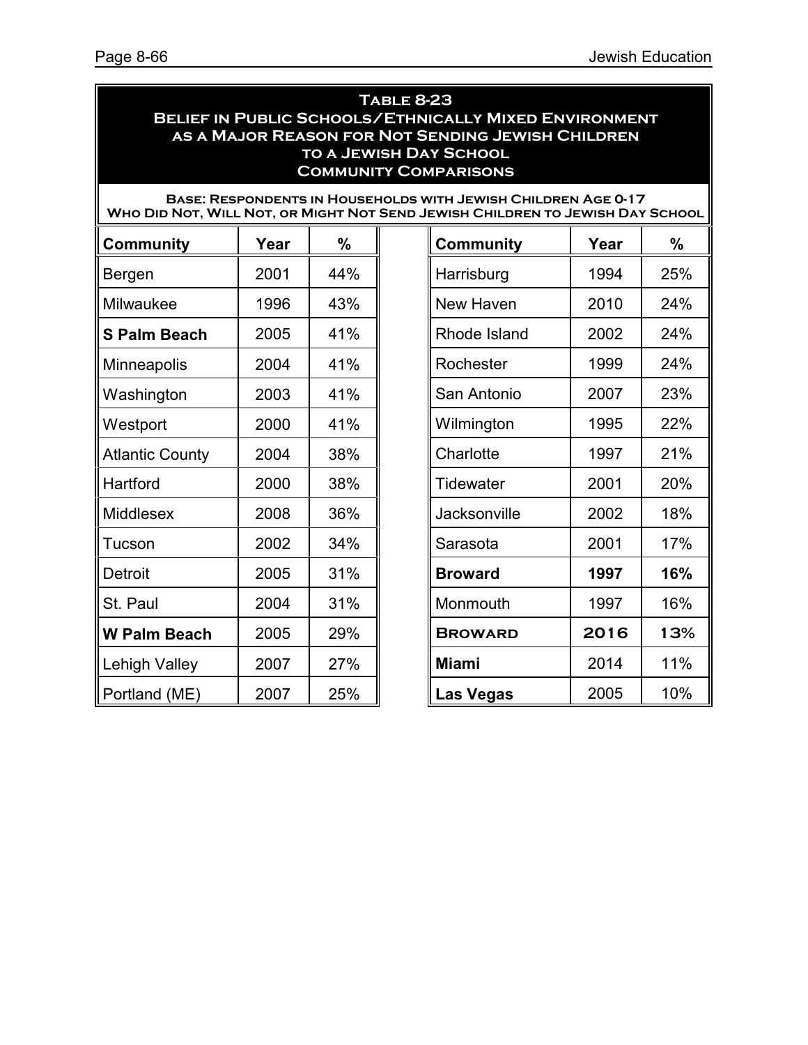## Table 8-23
## Belief in Public Schools/Ethnically Mixed Environment as a Major Reason for Not Sending Jewish Children to a Jewish Day School
## Community Comparisons

**Base: Respondents in Households with Jewish Children Age 0-17 Who Did Not, Will Not, or Might Not Send Jewish Children to Jewish Day School**

| Community | Year | % | Community | Year | % |
|---|---|---|---|---|---|
| Bergen | 2001 | 44% | Harrisburg | 1994 | 25% |
| Milwaukee | 1996 | 43% | New Haven | 2010 | 24% |
| **S Palm Beach** | 2005 | 41% | Rhode Island | 2002 | 24% |
| Minneapolis | 2004 | 41% | Rochester | 1999 | 24% |
| Washington | 2003 | 41% | San Antonio | 2007 | 23% |
| Westport | 2000 | 41% | Wilmington | 1995 | 22% |
| Atlantic County | 2004 | 38% | Charlotte | 1997 | 21% |
| Hartford | 2000 | 38% | Tidewater | 2001 | 20% |
| Middlesex | 2008 | 36% | Jacksonville | 2002 | 18% |
| Tucson | 2002 | 34% | Sarasota | 2001 | 17% |
| Detroit | 2005 | 31% | **Broward** | **1997** | **16%** |
| St. Paul | 2004 | 31% | Monmouth | 1997 | 16% |
| **W Palm Beach** | 2005 | 29% | **BROWARD** | **2016** | **13%** |
| Lehigh Valley | 2007 | 27% | **Miami** | 2014 | 11% |
| Portland (ME) | 2007 | 25% | **Las Vegas** | 2005 | 10% |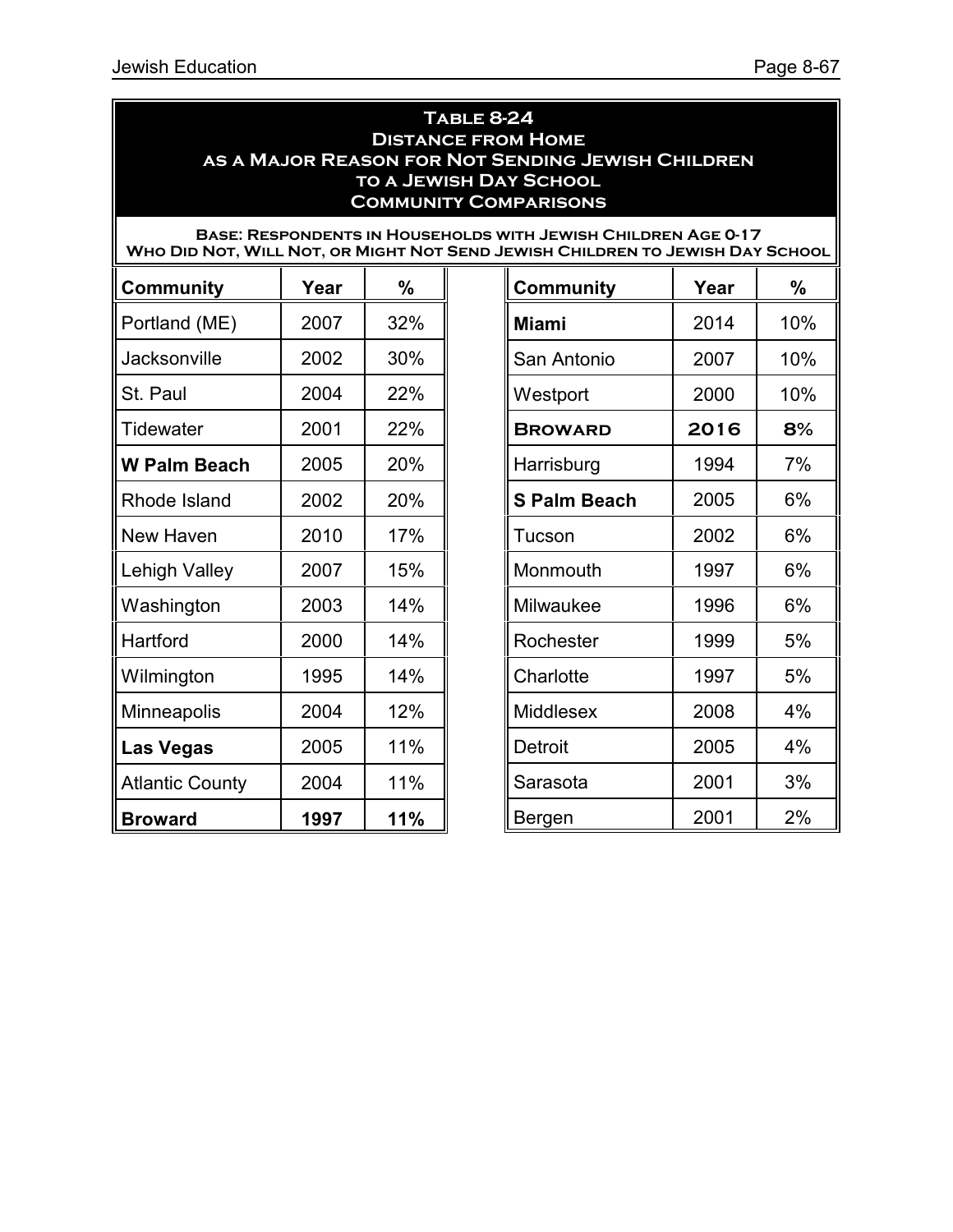**Table 8-24**
**Distance from Home**
**as a Major Reason for Not Sending Jewish Children**
**to a Jewish Day School**
**Community Comparisons**

**Base: Respondents in Households with Jewish Children Age 0-17 Who Did Not, Will Not, or Might Not Send Jewish Children to Jewish Day School**

| Community | Year | % |
|---|---|---|
| Portland (ME) | 2007 | 32% |
| Jacksonville | 2002 | 30% |
| St. Paul | 2004 | 22% |
| Tidewater | 2001 | 22% |
| **W Palm Beach** | 2005 | 20% |
| Rhode Island | 2002 | 20% |
| New Haven | 2010 | 17% |
| Lehigh Valley | 2007 | 15% |
| Washington | 2003 | 14% |
| Hartford | 2000 | 14% |
| Wilmington | 1995 | 14% |
| Minneapolis | 2004 | 12% |
| **Las Vegas** | 2005 | 11% |
| Atlantic County | 2004 | 11% |
| **Broward** | **1997** | **11%** |
| **Miami** | 2014 | 10% |
| San Antonio | 2007 | 10% |
| Westport | 2000 | 10% |
| **Broward** | **2016** | **8%** |
| Harrisburg | 1994 | 7% |
| **S Palm Beach** | 2005 | 6% |
| Tucson | 2002 | 6% |
| Monmouth | 1997 | 6% |
| Milwaukee | 1996 | 6% |
| Rochester | 1999 | 5% |
| Charlotte | 1997 | 5% |
| Middlesex | 2008 | 4% |
| Detroit | 2005 | 4% |
| Sarasota | 2001 | 3% |
| Bergen | 2001 | 2% |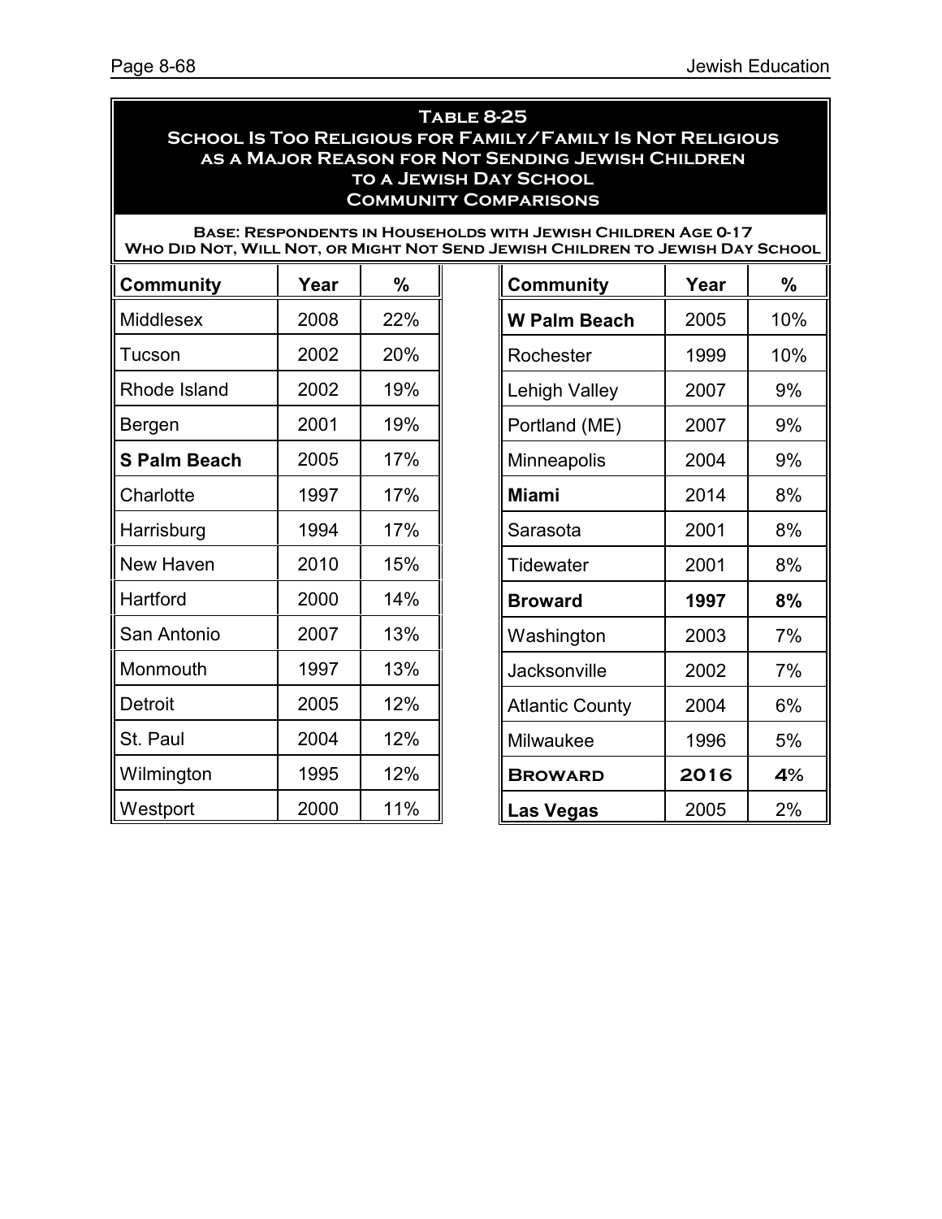## Table 8-25
## School Is Too Religious for Family/Family Is Not Religious as a Major Reason for Not Sending Jewish Children to a Jewish Day School
## Community Comparisons

**Base: Respondents in Households with Jewish Children Age 0-17 Who Did Not, Will Not, or Might Not Send Jewish Children to Jewish Day School**

| Community | Year | % |
|---|---|---|
| Middlesex | 2008 | 22% |
| Tucson | 2002 | 20% |
| Rhode Island | 2002 | 19% |
| Bergen | 2001 | 19% |
| **S Palm Beach** | 2005 | 17% |
| Charlotte | 1997 | 17% |
| Harrisburg | 1994 | 17% |
| New Haven | 2010 | 15% |
| Hartford | 2000 | 14% |
| San Antonio | 2007 | 13% |
| Monmouth | 1997 | 13% |
| Detroit | 2005 | 12% |
| St. Paul | 2004 | 12% |
| Wilmington | 1995 | 12% |
| Westport | 2000 | 11% |
| **W Palm Beach** | 2005 | 10% |
| Rochester | 1999 | 10% |
| Lehigh Valley | 2007 | 9% |
| Portland (ME) | 2007 | 9% |
| Minneapolis | 2004 | 9% |
| **Miami** | 2014 | 8% |
| Sarasota | 2001 | 8% |
| Tidewater | 2001 | 8% |
| **Broward** | **1997** | **8%** |
| Washington | 2003 | 7% |
| Jacksonville | 2002 | 7% |
| Atlantic County | 2004 | 6% |
| Milwaukee | 1996 | 5% |
| **BROWARD** | **2016** | **4%** |
| **Las Vegas** | 2005 | 2% |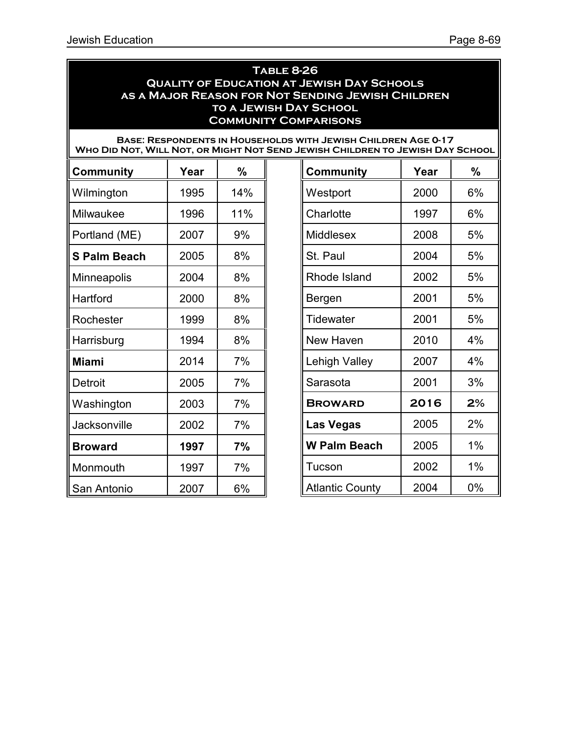## Table 8-26
## Quality of Education at Jewish Day Schools as a Major Reason for Not Sending Jewish Children to a Jewish Day School
## Community Comparisons

**Base: Respondents in Households with Jewish Children Age 0-17 Who Did Not, Will Not, or Might Not Send Jewish Children to Jewish Day School**

| Community | Year | % |
|---|---|---|
| Wilmington | 1995 | 14% |
| Milwaukee | 1996 | 11% |
| Portland (ME) | 2007 | 9% |
| **S Palm Beach** | 2005 | 8% |
| Minneapolis | 2004 | 8% |
| Hartford | 2000 | 8% |
| Rochester | 1999 | 8% |
| Harrisburg | 1994 | 8% |
| **Miami** | 2014 | 7% |
| Detroit | 2005 | 7% |
| Washington | 2003 | 7% |
| Jacksonville | 2002 | 7% |
| **Broward** | **1997** | **7%** |
| Monmouth | 1997 | 7% |
| San Antonio | 2007 | 6% |
| Westport | 2000 | 6% |
| Charlotte | 1997 | 6% |
| Middlesex | 2008 | 5% |
| St. Paul | 2004 | 5% |
| Rhode Island | 2002 | 5% |
| Bergen | 2001 | 5% |
| Tidewater | 2001 | 5% |
| New Haven | 2010 | 4% |
| Lehigh Valley | 2007 | 4% |
| Sarasota | 2001 | 3% |
| **Broward** | **2016** | **2%** |
| **Las Vegas** | 2005 | 2% |
| **W Palm Beach** | 2005 | 1% |
| Tucson | 2002 | 1% |
| Atlantic County | 2004 | 0% |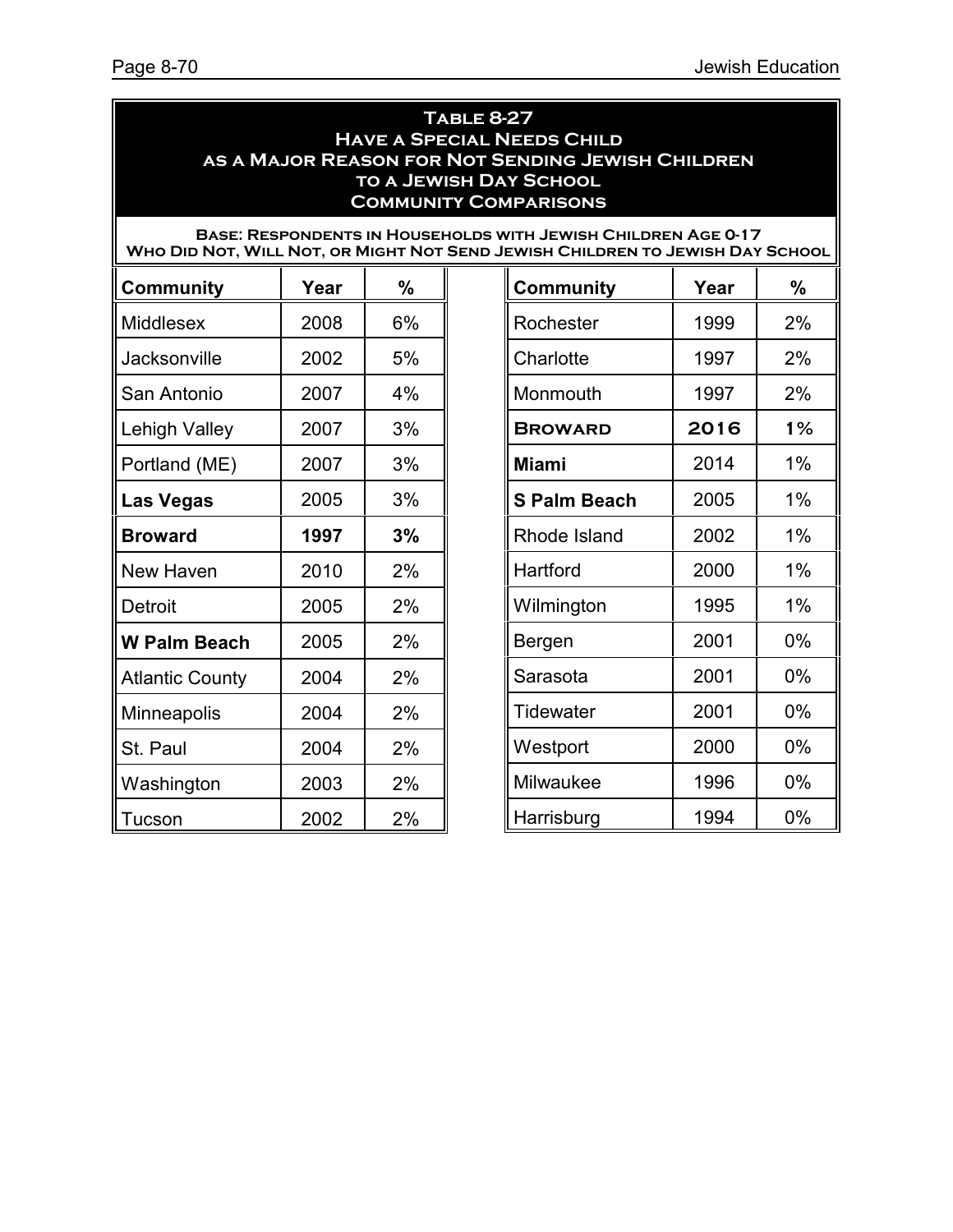**Table 8-27**
**Have a Special Needs Child as a Major Reason for Not Sending Jewish Children to a Jewish Day School**
**Community Comparisons**

**Base: Respondents in Households with Jewish Children Age 0-17 Who Did Not, Will Not, or Might Not Send Jewish Children to Jewish Day School**

| Community | Year | % |
|---|---|---|
| Middlesex | 2008 | 6% |
| Jacksonville | 2002 | 5% |
| San Antonio | 2007 | 4% |
| Lehigh Valley | 2007 | 3% |
| Portland (ME) | 2007 | 3% |
| **Las Vegas** | 2005 | 3% |
| **Broward** | **1997** | **3%** |
| New Haven | 2010 | 2% |
| Detroit | 2005 | 2% |
| **W Palm Beach** | 2005 | 2% |
| Atlantic County | 2004 | 2% |
| Minneapolis | 2004 | 2% |
| St. Paul | 2004 | 2% |
| Washington | 2003 | 2% |
| Tucson | 2002 | 2% |
| Rochester | 1999 | 2% |
| Charlotte | 1997 | 2% |
| Monmouth | 1997 | 2% |
| **Broward** | **2016** | **1%** |
| **Miami** | 2014 | 1% |
| **S Palm Beach** | 2005 | 1% |
| Rhode Island | 2002 | 1% |
| Hartford | 2000 | 1% |
| Wilmington | 1995 | 1% |
| Bergen | 2001 | 0% |
| Sarasota | 2001 | 0% |
| Tidewater | 2001 | 0% |
| Westport | 2000 | 0% |
| Milwaukee | 1996 | 0% |
| Harrisburg | 1994 | 0% |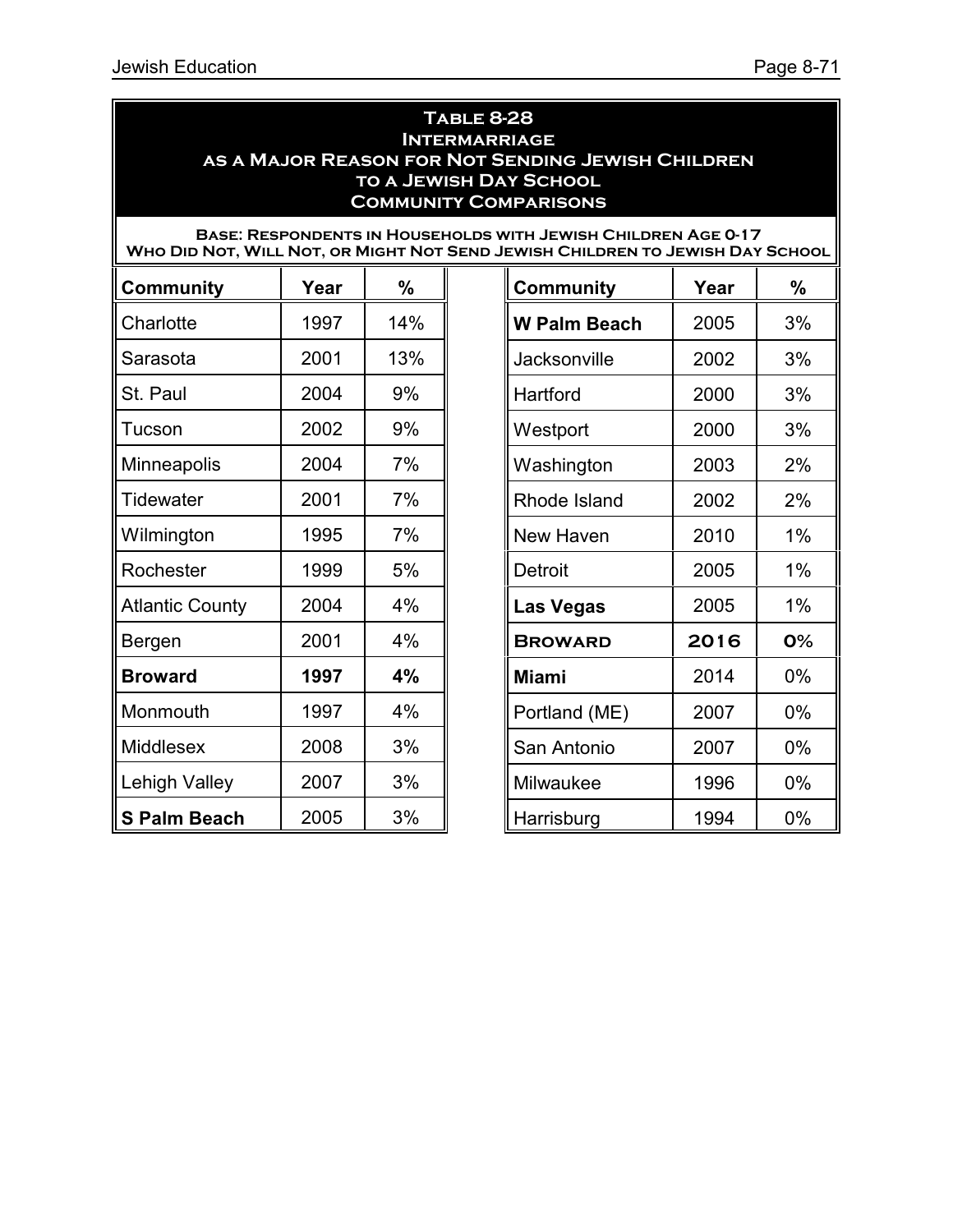## Table 8-28
## Intermarriage as a Major Reason for Not Sending Jewish Children to a Jewish Day School
## Community Comparisons

**Base: Respondents in Households with Jewish Children Age 0-17 Who Did Not, Will Not, or Might Not Send Jewish Children to Jewish Day School**

| Community | Year | % |
|---|---|---|
| Charlotte | 1997 | 14% |
| Sarasota | 2001 | 13% |
| St. Paul | 2004 | 9% |
| Tucson | 2002 | 9% |
| Minneapolis | 2004 | 7% |
| Tidewater | 2001 | 7% |
| Wilmington | 1995 | 7% |
| Rochester | 1999 | 5% |
| Atlantic County | 2004 | 4% |
| Bergen | 2001 | 4% |
| **Broward** | **1997** | **4%** |
| Monmouth | 1997 | 4% |
| Middlesex | 2008 | 3% |
| Lehigh Valley | 2007 | 3% |
| **S Palm Beach** | 2005 | 3% |
| **W Palm Beach** | 2005 | 3% |
| Jacksonville | 2002 | 3% |
| Hartford | 2000 | 3% |
| Westport | 2000 | 3% |
| Washington | 2003 | 2% |
| Rhode Island | 2002 | 2% |
| New Haven | 2010 | 1% |
| Detroit | 2005 | 1% |
| **Las Vegas** | 2005 | 1% |
| **Broward** | **2016** | **0%** |
| **Miami** | 2014 | 0% |
| Portland (ME) | 2007 | 0% |
| San Antonio | 2007 | 0% |
| Milwaukee | 1996 | 0% |
| Harrisburg | 1994 | 0% |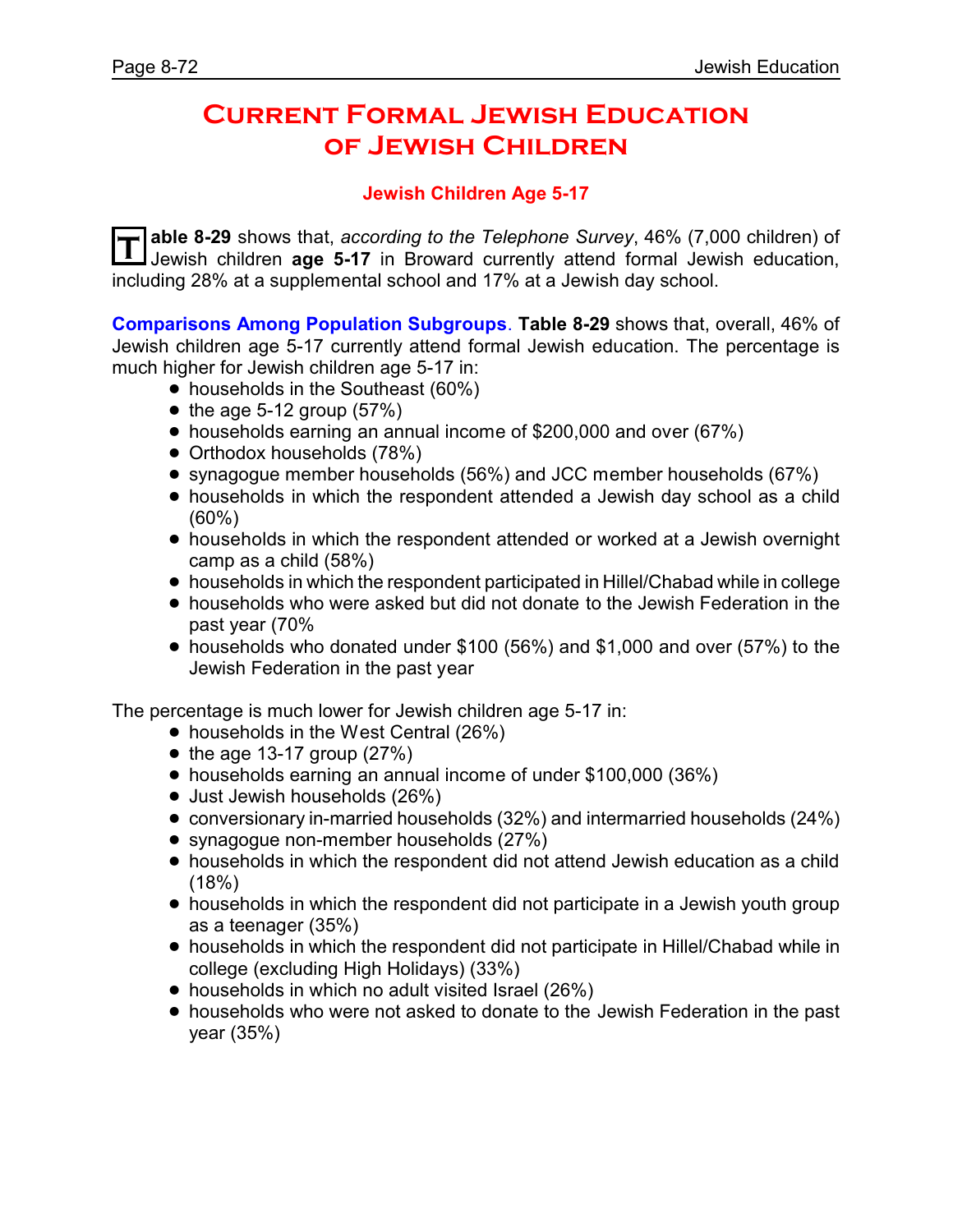# Current Formal Jewish Education of Jewish Children

### Jewish Children Age 5-17

**Table 8-29** shows that, *according to the Telephone Survey*, 46% (7,000 children) of Jewish children **age 5-17** in Broward currently attend formal Jewish education, including 28% at a supplemental school and 17% at a Jewish day school.

**Comparisons Among Population Subgroups**. **Table 8-29** shows that, overall, 46% of Jewish children age 5-17 currently attend formal Jewish education. The percentage is much higher for Jewish children age 5-17 in:

- households in the Southeast (60%)
- the age 5-12 group (57%)
- households earning an annual income of $200,000 and over (67%)
- Orthodox households (78%)
- synagogue member households (56%) and JCC member households (67%)
- households in which the respondent attended a Jewish day school as a child (60%)
- households in which the respondent attended or worked at a Jewish overnight camp as a child (58%)
- households in which the respondent participated in Hillel/Chabad while in college
- households who were asked but did not donate to the Jewish Federation in the past year (70%
- households who donated under $100 (56%) and $1,000 and over (57%) to the Jewish Federation in the past year

The percentage is much lower for Jewish children age 5-17 in:

- households in the West Central (26%)
- the age 13-17 group (27%)
- households earning an annual income of under $100,000 (36%)
- Just Jewish households (26%)
- conversionary in-married households (32%) and intermarried households (24%)
- synagogue non-member households (27%)
- households in which the respondent did not attend Jewish education as a child (18%)
- households in which the respondent did not participate in a Jewish youth group as a teenager (35%)
- households in which the respondent did not participate in Hillel/Chabad while in college (excluding High Holidays) (33%)
- households in which no adult visited Israel (26%)
- households who were not asked to donate to the Jewish Federation in the past year (35%)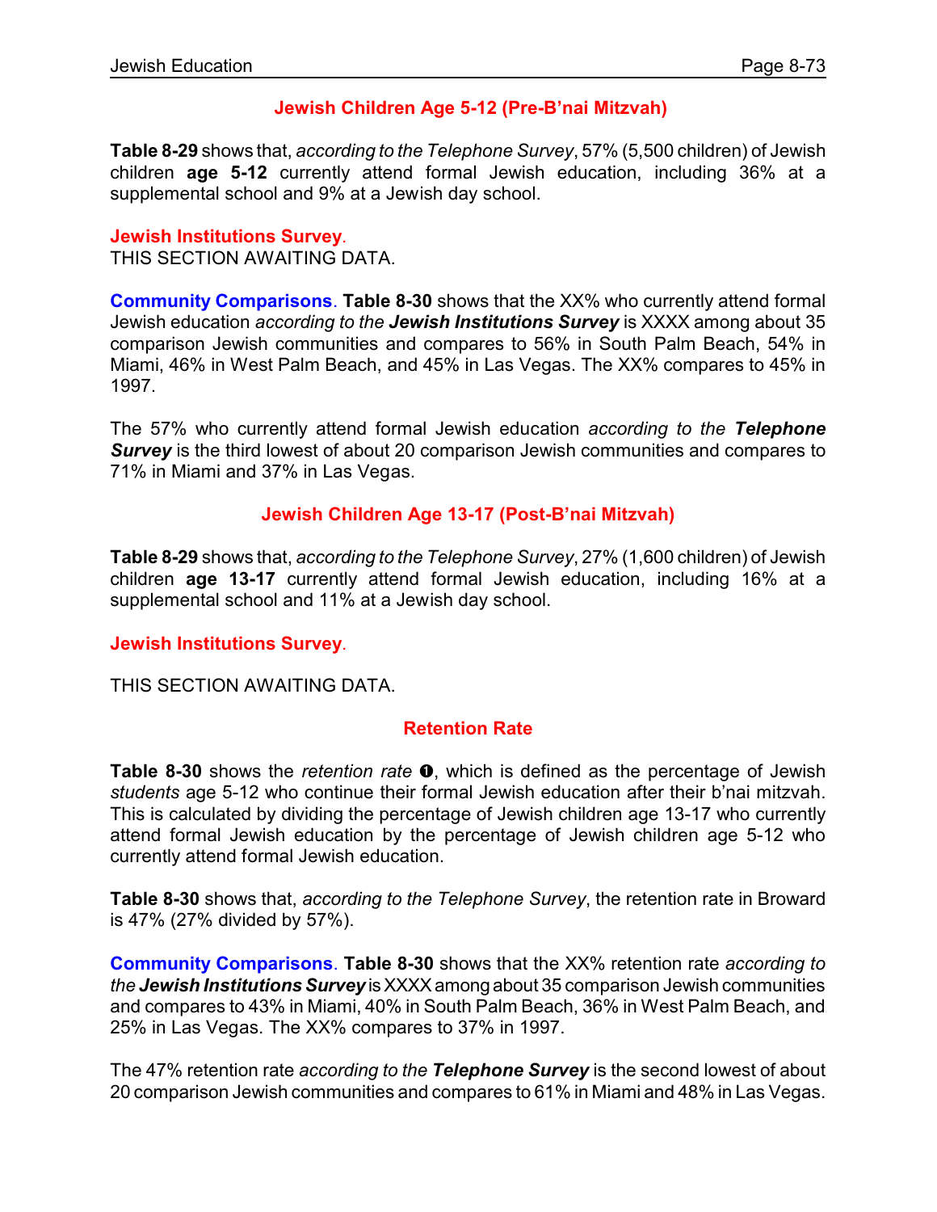## Jewish Children Age 5-12 (Pre-B'nai Mitzvah)

**Table 8-29** shows that, *according to the Telephone Survey*, 57% (5,500 children) of Jewish children **age 5-12** currently attend formal Jewish education, including 36% at a supplemental school and 9% at a Jewish day school.

**Jewish Institutions Survey**.
THIS SECTION AWAITING DATA.

**Community Comparisons**. **Table 8-30** shows that the XX% who currently attend formal Jewish education *according to the* ***Jewish Institutions Survey*** is XXXX among about 35 comparison Jewish communities and compares to 56% in South Palm Beach, 54% in Miami, 46% in West Palm Beach, and 45% in Las Vegas. The XX% compares to 45% in 1997.

The 57% who currently attend formal Jewish education *according to the* ***Telephone Survey*** is the third lowest of about 20 comparison Jewish communities and compares to 71% in Miami and 37% in Las Vegas.

## Jewish Children Age 13-17 (Post-B'nai Mitzvah)

**Table 8-29** shows that, *according to the Telephone Survey*, 27% (1,600 children) of Jewish children **age 13-17** currently attend formal Jewish education, including 16% at a supplemental school and 11% at a Jewish day school.

**Jewish Institutions Survey**.

THIS SECTION AWAITING DATA.

## Retention Rate

**Table 8-30** shows the *retention rate* ❶, which is defined as the percentage of Jewish *students* age 5-12 who continue their formal Jewish education after their b'nai mitzvah. This is calculated by dividing the percentage of Jewish children age 13-17 who currently attend formal Jewish education by the percentage of Jewish children age 5-12 who currently attend formal Jewish education.

**Table 8-30** shows that, *according to the Telephone Survey*, the retention rate in Broward is 47% (27% divided by 57%).

**Community Comparisons**. **Table 8-30** shows that the XX% retention rate *according to the* ***Jewish Institutions Survey*** is XXXX among about 35 comparison Jewish communities and compares to 43% in Miami, 40% in South Palm Beach, 36% in West Palm Beach, and 25% in Las Vegas. The XX% compares to 37% in 1997.

The 47% retention rate *according to the* ***Telephone Survey*** is the second lowest of about 20 comparison Jewish communities and compares to 61% in Miami and 48% in Las Vegas.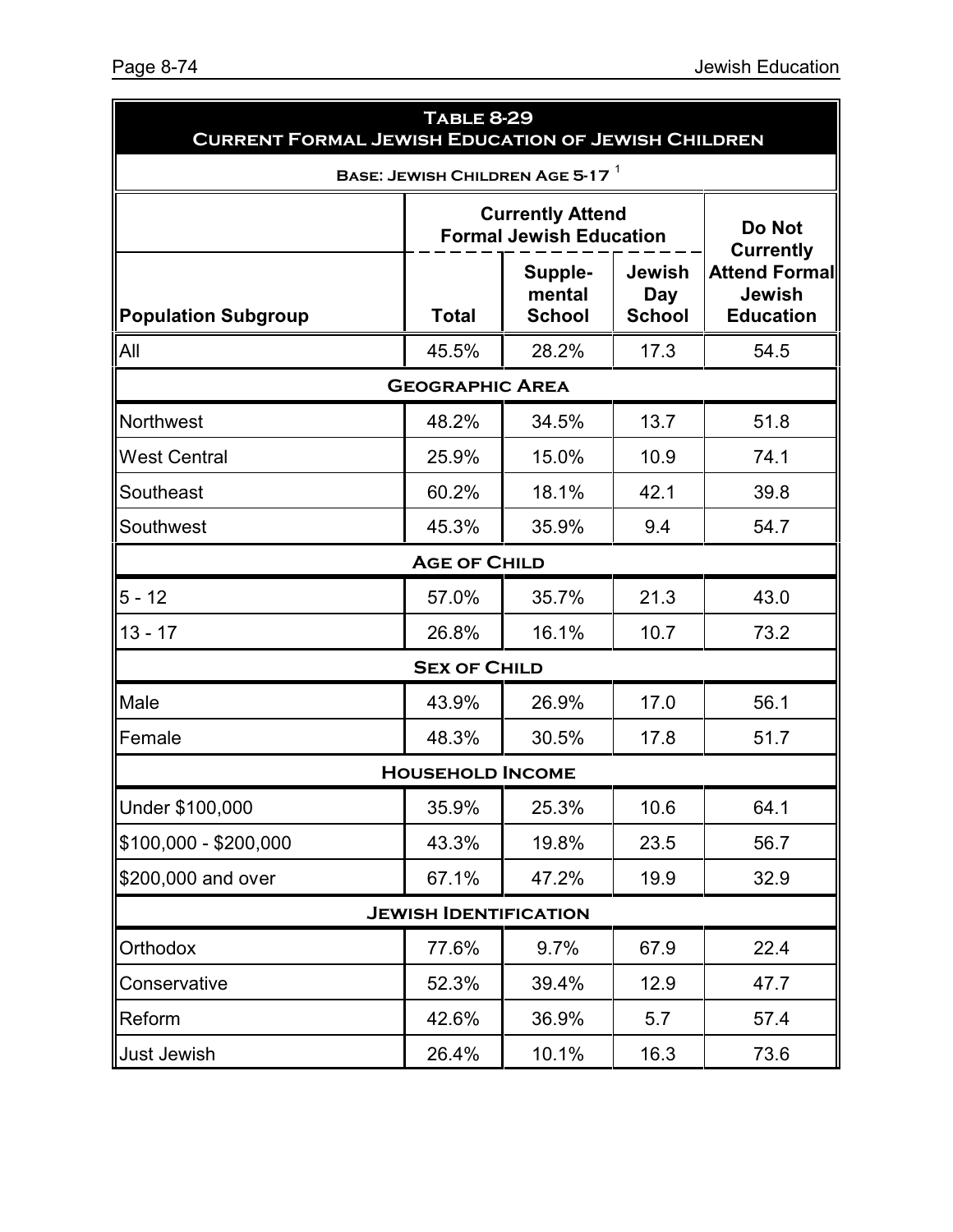## Table 8-29
## Current Formal Jewish Education of Jewish Children

**Base: Jewish Children Age 5-17** [1]

| Population Subgroup | Currently Attend Formal Jewish Education | | | Do Not Currently Attend Formal Jewish Education |
|---|---|---|---|---|
| | Total | Supple-mental School | Jewish Day School | |
| All | 45.5% | 28.2% | 17.3 | 54.5 |
| **Geographic Area** | | | | |
| Northwest | 48.2% | 34.5% | 13.7 | 51.8 |
| West Central | 25.9% | 15.0% | 10.9 | 74.1 |
| Southeast | 60.2% | 18.1% | 42.1 | 39.8 |
| Southwest | 45.3% | 35.9% | 9.4 | 54.7 |
| **Age of Child** | | | | |
| 5 - 12 | 57.0% | 35.7% | 21.3 | 43.0 |
| 13 - 17 | 26.8% | 16.1% | 10.7 | 73.2 |
| **Sex of Child** | | | | |
| Male | 43.9% | 26.9% | 17.0 | 56.1 |
| Female | 48.3% | 30.5% | 17.8 | 51.7 |
| **Household Income** | | | | |
| Under $100,000 | 35.9% | 25.3% | 10.6 | 64.1 |
| $100,000 - $200,000 | 43.3% | 19.8% | 23.5 | 56.7 |
| $200,000 and over | 67.1% | 47.2% | 19.9 | 32.9 |
| **Jewish Identification** | | | | |
| Orthodox | 77.6% | 9.7% | 67.9 | 22.4 |
| Conservative | 52.3% | 39.4% | 12.9 | 47.7 |
| Reform | 42.6% | 36.9% | 5.7 | 57.4 |
| Just Jewish | 26.4% | 10.1% | 16.3 | 73.6 |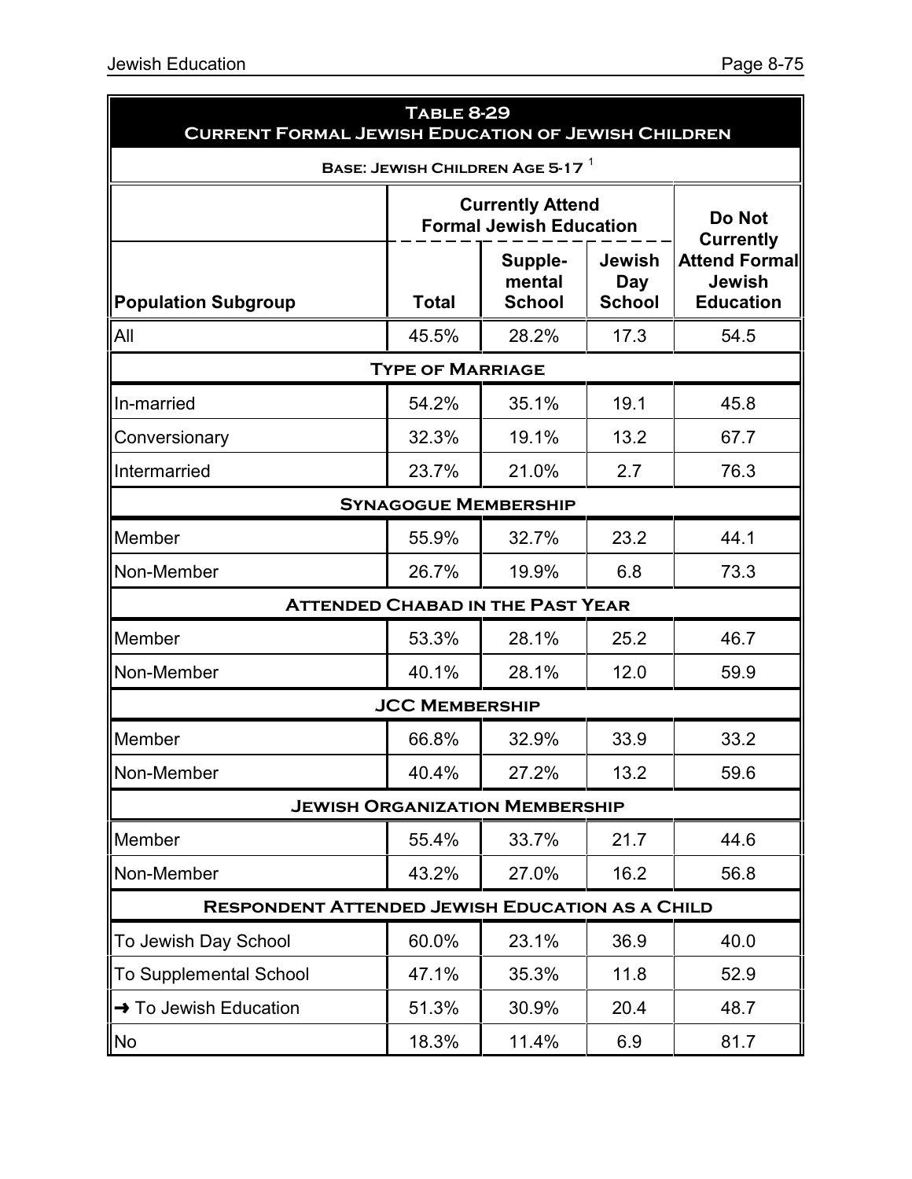**Table 8-29**
**Current Formal Jewish Education of Jewish Children**

**Base: Jewish Children Age 5-17** [1]

| Population Subgroup | Currently Attend Formal Jewish Education | | | Do Not Currently Attend Formal Jewish Education |
|---|---|---|---|---|
| | Total | Supple-mental School | Jewish Day School | |
| All | 45.5% | 28.2% | 17.3 | 54.5 |
| **Type of Marriage** | | | | |
| In-married | 54.2% | 35.1% | 19.1 | 45.8 |
| Conversionary | 32.3% | 19.1% | 13.2 | 67.7 |
| Intermarried | 23.7% | 21.0% | 2.7 | 76.3 |
| **Synagogue Membership** | | | | |
| Member | 55.9% | 32.7% | 23.2 | 44.1 |
| Non-Member | 26.7% | 19.9% | 6.8 | 73.3 |
| **Attended Chabad in the Past Year** | | | | |
| Member | 53.3% | 28.1% | 25.2 | 46.7 |
| Non-Member | 40.1% | 28.1% | 12.0 | 59.9 |
| **JCC Membership** | | | | |
| Member | 66.8% | 32.9% | 33.9 | 33.2 |
| Non-Member | 40.4% | 27.2% | 13.2 | 59.6 |
| **Jewish Organization Membership** | | | | |
| Member | 55.4% | 33.7% | 21.7 | 44.6 |
| Non-Member | 43.2% | 27.0% | 16.2 | 56.8 |
| **Respondent Attended Jewish Education as a Child** | | | | |
| To Jewish Day School | 60.0% | 23.1% | 36.9 | 40.0 |
| To Supplemental School | 47.1% | 35.3% | 11.8 | 52.9 |
| → To Jewish Education | 51.3% | 30.9% | 20.4 | 48.7 |
| No | 18.3% | 11.4% | 6.9 | 81.7 |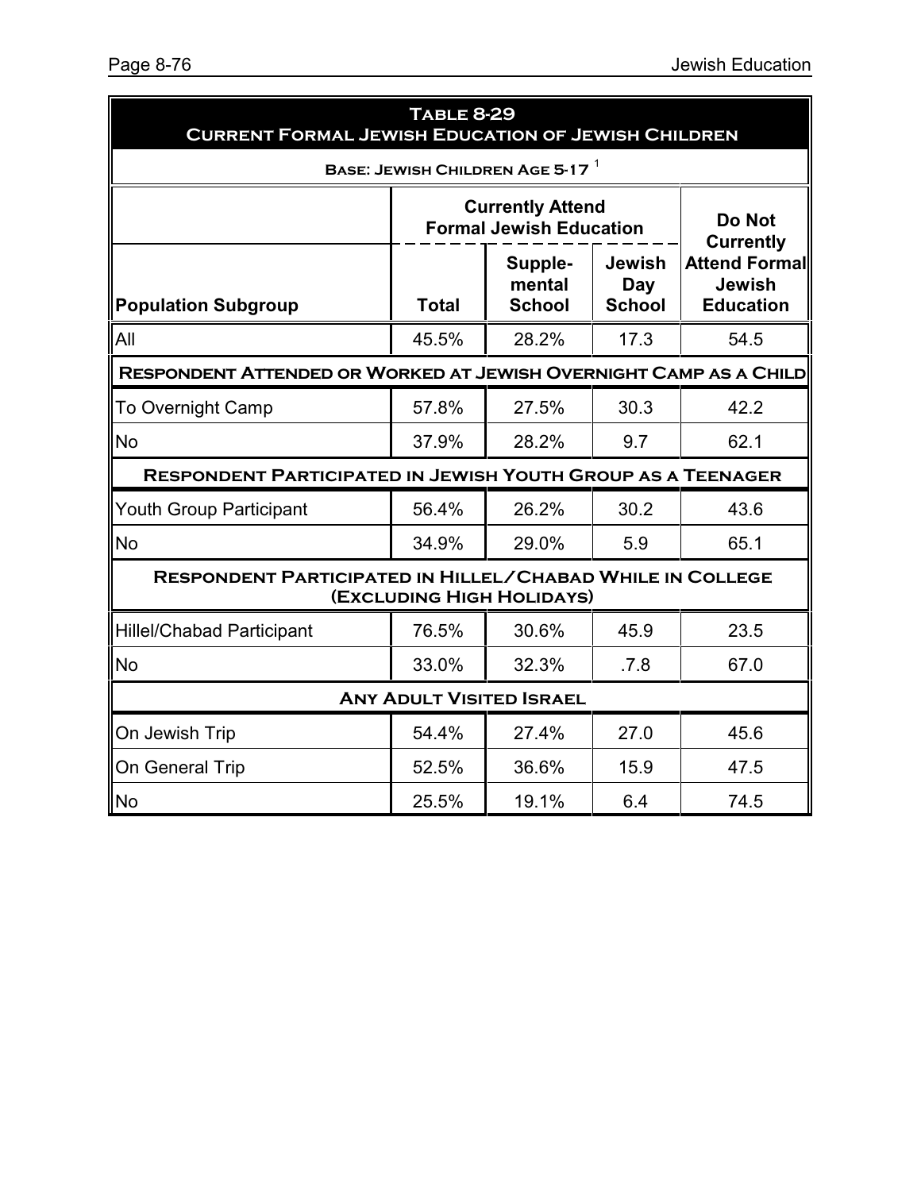**Table 8-29**
**Current Formal Jewish Education of Jewish Children**

**Base: Jewish Children Age 5-17** [1]

| Population Subgroup | Currently Attend Formal Jewish Education | | | Do Not Currently Attend Formal Jewish Education |
|---|---|---|---|---|
| | Total | Supple-mental School | Jewish Day School | |
| All | 45.5% | 28.2% | 17.3 | 54.5 |
| **Respondent Attended or Worked at Jewish Overnight Camp as a Child** | | | | |
| To Overnight Camp | 57.8% | 27.5% | 30.3 | 42.2 |
| No | 37.9% | 28.2% | 9.7 | 62.1 |
| **Respondent Participated in Jewish Youth Group as a Teenager** | | | | |
| Youth Group Participant | 56.4% | 26.2% | 30.2 | 43.6 |
| No | 34.9% | 29.0% | 5.9 | 65.1 |
| **Respondent Participated in Hillel/Chabad While in College (Excluding High Holidays)** | | | | |
| Hillel/Chabad Participant | 76.5% | 30.6% | 45.9 | 23.5 |
| No | 33.0% | 32.3% | .7.8 | 67.0 |
| **Any Adult Visited Israel** | | | | |
| On Jewish Trip | 54.4% | 27.4% | 27.0 | 45.6 |
| On General Trip | 52.5% | 36.6% | 15.9 | 47.5 |
| No | 25.5% | 19.1% | 6.4 | 74.5 |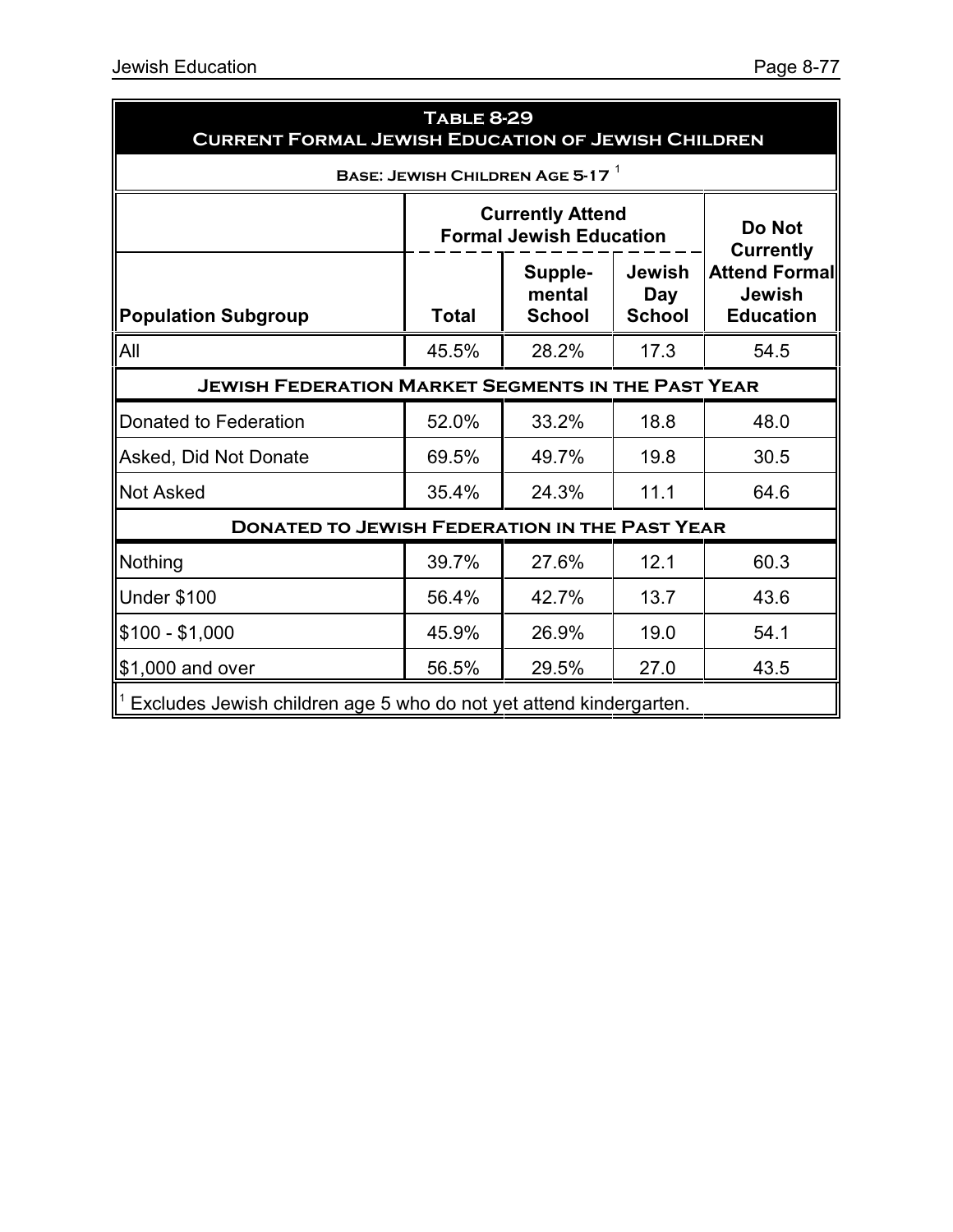**Table 8-29**
**Current Formal Jewish Education of Jewish Children**

**Base: Jewish Children Age 5-17** [1]

| Population Subgroup | Currently Attend Formal Jewish Education | | | Do Not Currently Attend Formal Jewish Education |
|---|---|---|---|---|
| | Total | Supple-mental School | Jewish Day School | |
| All | 45.5% | 28.2% | 17.3 | 54.5 |
| **Jewish Federation Market Segments in the Past Year** | | | | |
| Donated to Federation | 52.0% | 33.2% | 18.8 | 48.0 |
| Asked, Did Not Donate | 69.5% | 49.7% | 19.8 | 30.5 |
| Not Asked | 35.4% | 24.3% | 11.1 | 64.6 |
| **Donated to Jewish Federation in the Past Year** | | | | |
| Nothing | 39.7% | 27.6% | 12.1 | 60.3 |
| Under $100 | 56.4% | 42.7% | 13.7 | 43.6 |
| $100 - $1,000 | 45.9% | 26.9% | 19.0 | 54.1 |
| $1,000 and over | 56.5% | 29.5% | 27.0 | 43.5 |

[1] Excludes Jewish children age 5 who do not yet attend kindergarten.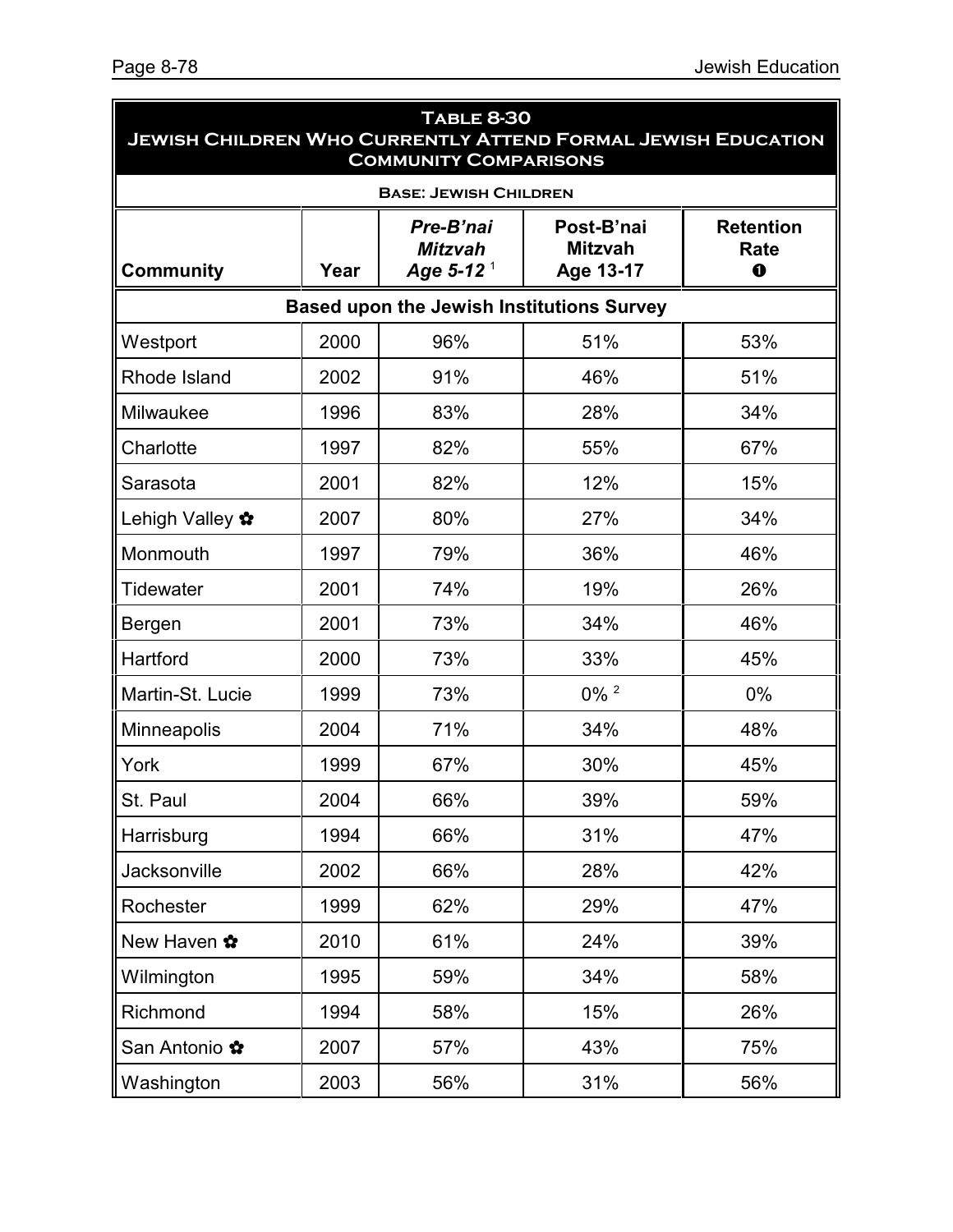**Table 8-30**
**Jewish Children Who Currently Attend Formal Jewish Education**
**Community Comparisons**

**Base: Jewish Children**

| Community | Year | *Pre-B'nai Mitzvah Age 5-12* [1] | Post-B'nai Mitzvah Age 13-17 | Retention Rate ❶ |
|---|---|---|---|---|
| **Based upon the Jewish Institutions Survey** | | | | |
| Westport | 2000 | 96% | 51% | 53% |
| Rhode Island | 2002 | 91% | 46% | 51% |
| Milwaukee | 1996 | 83% | 28% | 34% |
| Charlotte | 1997 | 82% | 55% | 67% |
| Sarasota | 2001 | 82% | 12% | 15% |
| Lehigh Valley ✿ | 2007 | 80% | 27% | 34% |
| Monmouth | 1997 | 79% | 36% | 46% |
| Tidewater | 2001 | 74% | 19% | 26% |
| Bergen | 2001 | 73% | 34% | 46% |
| Hartford | 2000 | 73% | 33% | 45% |
| Martin-St. Lucie | 1999 | 73% | 0% [2] | 0% |
| Minneapolis | 2004 | 71% | 34% | 48% |
| York | 1999 | 67% | 30% | 45% |
| St. Paul | 2004 | 66% | 39% | 59% |
| Harrisburg | 1994 | 66% | 31% | 47% |
| Jacksonville | 2002 | 66% | 28% | 42% |
| Rochester | 1999 | 62% | 29% | 47% |
| New Haven ✿ | 2010 | 61% | 24% | 39% |
| Wilmington | 1995 | 59% | 34% | 58% |
| Richmond | 1994 | 58% | 15% | 26% |
| San Antonio ✿ | 2007 | 57% | 43% | 75% |
| Washington | 2003 | 56% | 31% | 56% |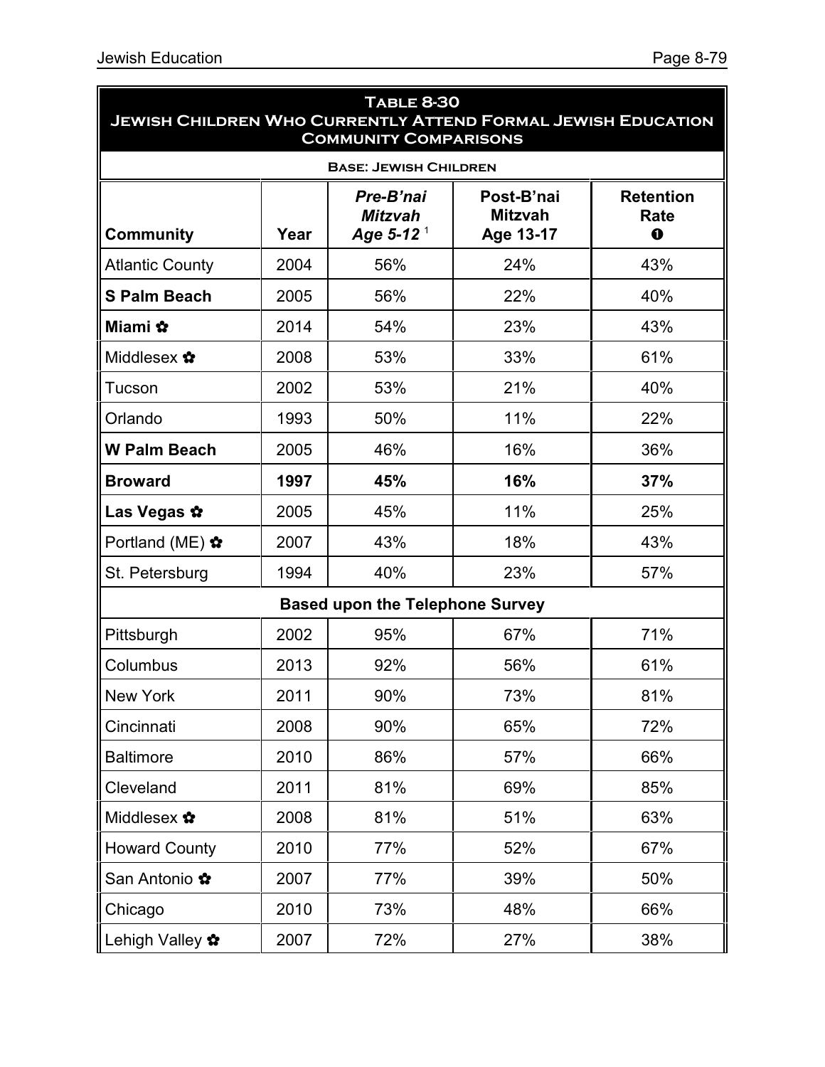## Table 8-30
## Jewish Children Who Currently Attend Formal Jewish Education Community Comparisons

**Base: Jewish Children**

| Community | Year | *Pre-B'nai Mitzvah Age 5-12*[1] | Post-B'nai Mitzvah Age 13-17 | Retention Rate ❶ |
|---|---|---|---|---|
| Atlantic County | 2004 | 56% | 24% | 43% |
| **S Palm Beach** | 2005 | 56% | 22% | 40% |
| **Miami** ✿ | 2014 | 54% | 23% | 43% |
| Middlesex ✿ | 2008 | 53% | 33% | 61% |
| Tucson | 2002 | 53% | 21% | 40% |
| Orlando | 1993 | 50% | 11% | 22% |
| **W Palm Beach** | 2005 | 46% | 16% | 36% |
| **Broward** | **1997** | **45%** | **16%** | **37%** |
| **Las Vegas** ✿ | 2005 | 45% | 11% | 25% |
| Portland (ME) ✿ | 2007 | 43% | 18% | 43% |
| St. Petersburg | 1994 | 40% | 23% | 57% |
| **Based upon the Telephone Survey** | | | | |
| Pittsburgh | 2002 | 95% | 67% | 71% |
| Columbus | 2013 | 92% | 56% | 61% |
| New York | 2011 | 90% | 73% | 81% |
| Cincinnati | 2008 | 90% | 65% | 72% |
| Baltimore | 2010 | 86% | 57% | 66% |
| Cleveland | 2011 | 81% | 69% | 85% |
| Middlesex ✿ | 2008 | 81% | 51% | 63% |
| Howard County | 2010 | 77% | 52% | 67% |
| San Antonio ✿ | 2007 | 77% | 39% | 50% |
| Chicago | 2010 | 73% | 48% | 66% |
| Lehigh Valley ✿ | 2007 | 72% | 27% | 38% |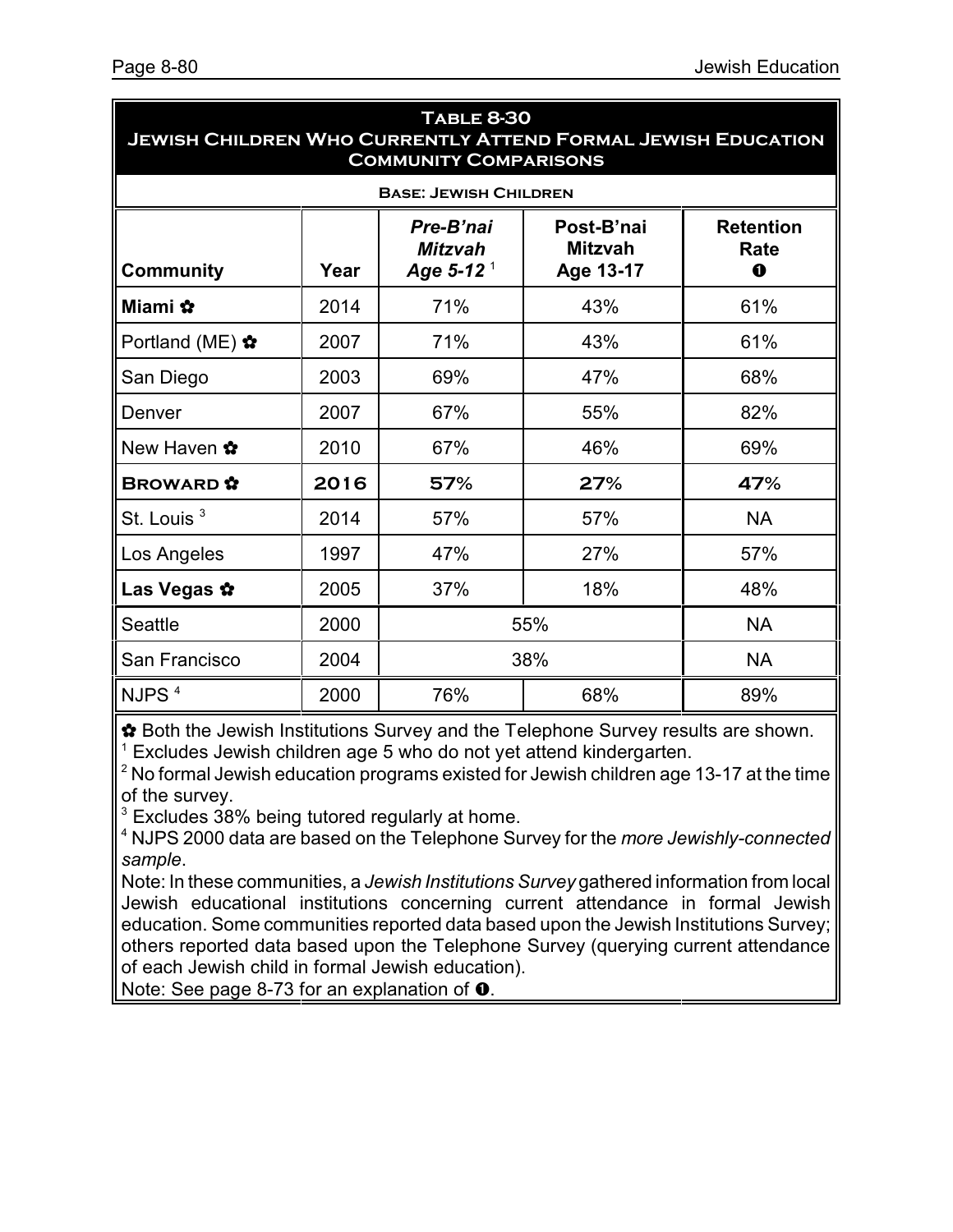## Table 8-30
## Jewish Children Who Currently Attend Formal Jewish Education
## Community Comparisons

**Base: Jewish Children**

| Community | Year | *Pre-B'nai Mitzvah Age 5-12* [1] | Post-B'nai Mitzvah Age 13-17 | Retention Rate ❶ |
|---|---|---|---|---|
| **Miami** ✿ | 2014 | 71% | 43% | 61% |
| Portland (ME) ✿ | 2007 | 71% | 43% | 61% |
| San Diego | 2003 | 69% | 47% | 68% |
| Denver | 2007 | 67% | 55% | 82% |
| New Haven ✿ | 2010 | 67% | 46% | 69% |
| **Broward** ✿ | **2016** | **57%** | **27%** | **47%** |
| St. Louis [3] | 2014 | 57% | 57% | NA |
| Los Angeles | 1997 | 47% | 27% | 57% |
| **Las Vegas** ✿ | 2005 | 37% | 18% | 48% |
| Seattle | 2000 | 55% | | NA |
| San Francisco | 2004 | 38% | | NA |
| NJPS [4] | 2000 | 76% | 68% | 89% |

✿ Both the Jewish Institutions Survey and the Telephone Survey results are shown.
[1] Excludes Jewish children age 5 who do not yet attend kindergarten.
[2] No formal Jewish education programs existed for Jewish children age 13-17 at the time of the survey.
[3] Excludes 38% being tutored regularly at home.
[4] NJPS 2000 data are based on the Telephone Survey for the *more Jewishly-connected sample*.
Note: In these communities, a *Jewish Institutions Survey* gathered information from local Jewish educational institutions concerning current attendance in formal Jewish education. Some communities reported data based upon the Jewish Institutions Survey; others reported data based upon the Telephone Survey (querying current attendance of each Jewish child in formal Jewish education).
Note: See page 8-73 for an explanation of ❶.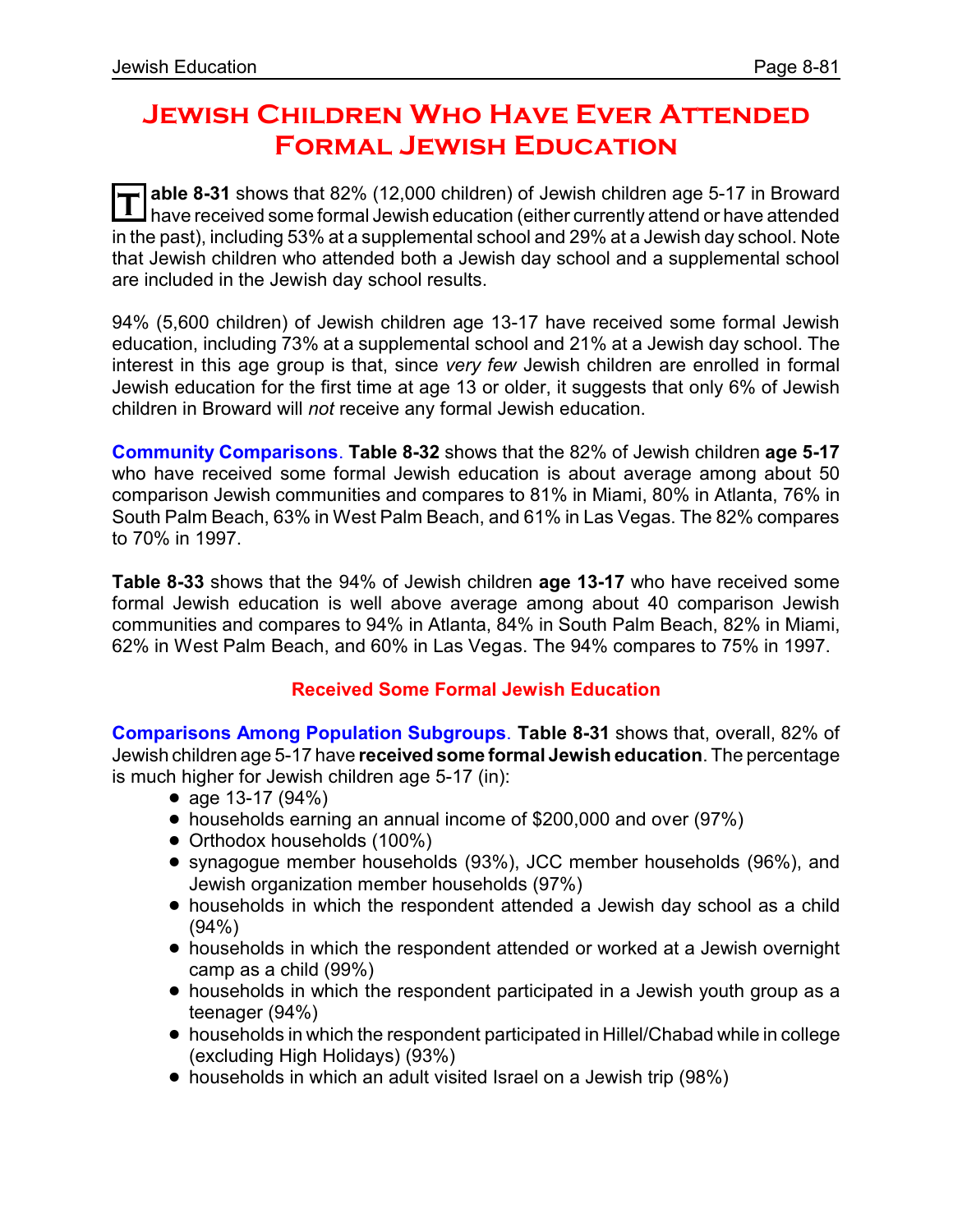# Jewish Children Who Have Ever Attended Formal Jewish Education

**Table 8-31** shows that 82% (12,000 children) of Jewish children age 5-17 in Broward have received some formal Jewish education (either currently attend or have attended in the past), including 53% at a supplemental school and 29% at a Jewish day school. Note that Jewish children who attended both a Jewish day school and a supplemental school are included in the Jewish day school results.

94% (5,600 children) of Jewish children age 13-17 have received some formal Jewish education, including 73% at a supplemental school and 21% at a Jewish day school. The interest in this age group is that, since *very few* Jewish children are enrolled in formal Jewish education for the first time at age 13 or older, it suggests that only 6% of Jewish children in Broward will *not* receive any formal Jewish education.

**Community Comparisons**. **Table 8-32** shows that the 82% of Jewish children **age 5-17** who have received some formal Jewish education is about average among about 50 comparison Jewish communities and compares to 81% in Miami, 80% in Atlanta, 76% in South Palm Beach, 63% in West Palm Beach, and 61% in Las Vegas. The 82% compares to 70% in 1997.

**Table 8-33** shows that the 94% of Jewish children **age 13-17** who have received some formal Jewish education is well above average among about 40 comparison Jewish communities and compares to 94% in Atlanta, 84% in South Palm Beach, 82% in Miami, 62% in West Palm Beach, and 60% in Las Vegas. The 94% compares to 75% in 1997.

### Received Some Formal Jewish Education

**Comparisons Among Population Subgroups**. **Table 8-31** shows that, overall, 82% of Jewish children age 5-17 have **received some formal Jewish education**. The percentage is much higher for Jewish children age 5-17 (in):

- age 13-17 (94%)
- households earning an annual income of $200,000 and over (97%)
- Orthodox households (100%)
- synagogue member households (93%), JCC member households (96%), and Jewish organization member households (97%)
- households in which the respondent attended a Jewish day school as a child (94%)
- households in which the respondent attended or worked at a Jewish overnight camp as a child (99%)
- households in which the respondent participated in a Jewish youth group as a teenager (94%)
- households in which the respondent participated in Hillel/Chabad while in college (excluding High Holidays) (93%)
- households in which an adult visited Israel on a Jewish trip (98%)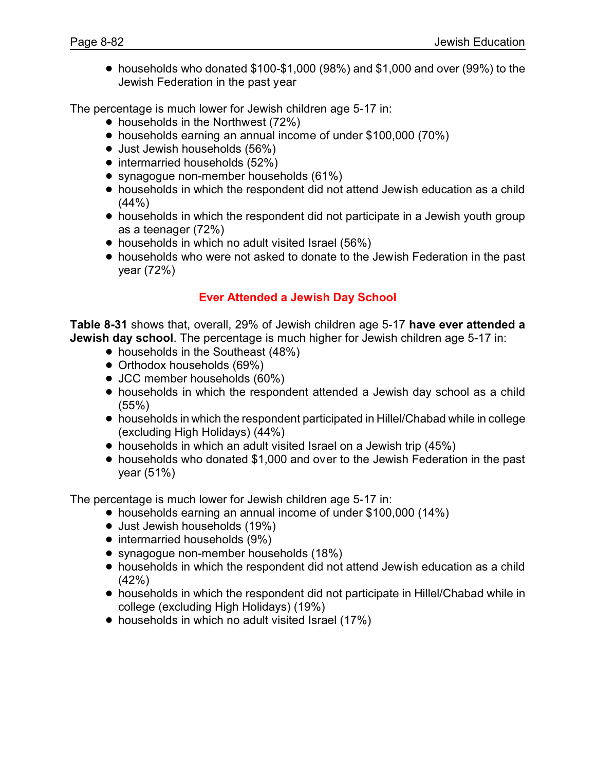- households who donated $100-$1,000 (98%) and $1,000 and over (99%) to the Jewish Federation in the past year

The percentage is much lower for Jewish children age 5-17 in:

- households in the Northwest (72%)
- households earning an annual income of under $100,000 (70%)
- Just Jewish households (56%)
- intermarried households (52%)
- synagogue non-member households (61%)
- households in which the respondent did not attend Jewish education as a child (44%)
- households in which the respondent did not participate in a Jewish youth group as a teenager (72%)
- households in which no adult visited Israel (56%)
- households who were not asked to donate to the Jewish Federation in the past year (72%)

## Ever Attended a Jewish Day School

**Table 8-31** shows that, overall, 29% of Jewish children age 5-17 **have ever attended a Jewish day school**. The percentage is much higher for Jewish children age 5-17 in:

- households in the Southeast (48%)
- Orthodox households (69%)
- JCC member households (60%)
- households in which the respondent attended a Jewish day school as a child (55%)
- households in which the respondent participated in Hillel/Chabad while in college (excluding High Holidays) (44%)
- households in which an adult visited Israel on a Jewish trip (45%)
- households who donated $1,000 and over to the Jewish Federation in the past year (51%)

The percentage is much lower for Jewish children age 5-17 in:

- households earning an annual income of under $100,000 (14%)
- Just Jewish households (19%)
- intermarried households (9%)
- synagogue non-member households (18%)
- households in which the respondent did not attend Jewish education as a child (42%)
- households in which the respondent did not participate in Hillel/Chabad while in college (excluding High Holidays) (19%)
- households in which no adult visited Israel (17%)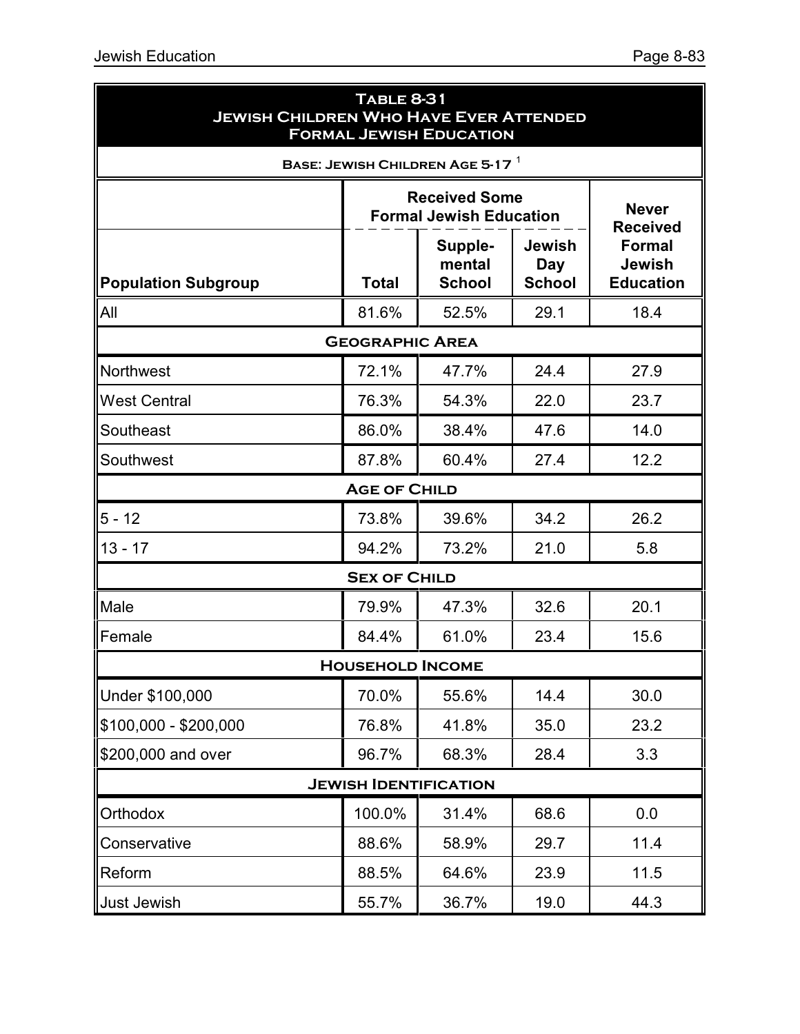**Table 8-31**
**Jewish Children Who Have Ever Attended Formal Jewish Education**

**Base: Jewish Children Age 5-17** [1]

| | Received Some Formal Jewish Education | | | Never Received Formal Jewish Education |
|---|---|---|---|---|
| **Population Subgroup** | **Total** | **Supple-mental School** | **Jewish Day School** | |
| All | 81.6% | 52.5% | 29.1 | 18.4 |
| **Geographic Area** | | | | |
| Northwest | 72.1% | 47.7% | 24.4 | 27.9 |
| West Central | 76.3% | 54.3% | 22.0 | 23.7 |
| Southeast | 86.0% | 38.4% | 47.6 | 14.0 |
| Southwest | 87.8% | 60.4% | 27.4 | 12.2 |
| **Age of Child** | | | | |
| 5 - 12 | 73.8% | 39.6% | 34.2 | 26.2 |
| 13 - 17 | 94.2% | 73.2% | 21.0 | 5.8 |
| **Sex of Child** | | | | |
| Male | 79.9% | 47.3% | 32.6 | 20.1 |
| Female | 84.4% | 61.0% | 23.4 | 15.6 |
| **Household Income** | | | | |
| Under $100,000 | 70.0% | 55.6% | 14.4 | 30.0 |
| $100,000 - $200,000 | 76.8% | 41.8% | 35.0 | 23.2 |
| $200,000 and over | 96.7% | 68.3% | 28.4 | 3.3 |
| **Jewish Identification** | | | | |
| Orthodox | 100.0% | 31.4% | 68.6 | 0.0 |
| Conservative | 88.6% | 58.9% | 29.7 | 11.4 |
| Reform | 88.5% | 64.6% | 23.9 | 11.5 |
| Just Jewish | 55.7% | 36.7% | 19.0 | 44.3 |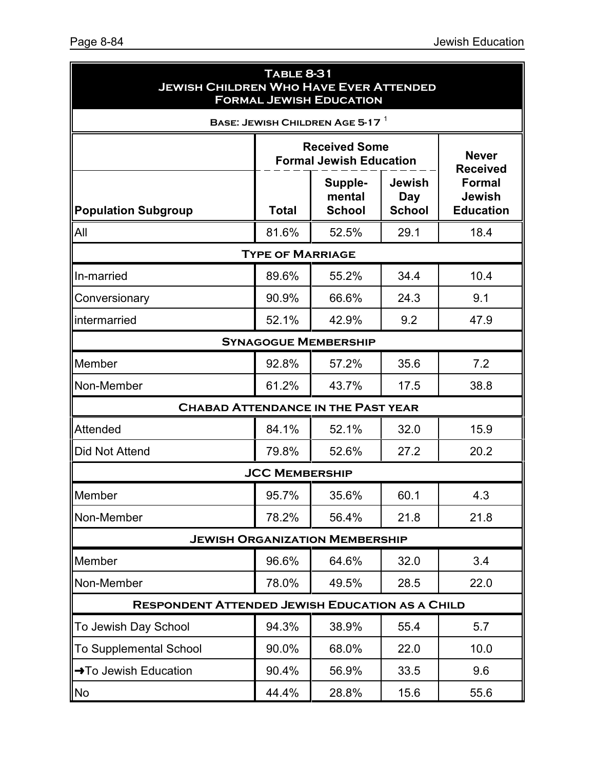**Table 8-31**
**Jewish Children Who Have Ever Attended Formal Jewish Education**

**Base: Jewish Children Age 5-17** [1]

| Population Subgroup | Received Some Formal Jewish Education | | | Never Received Formal Jewish Education |
|---|---|---|---|---|
| | Total | Supple-mental School | Jewish Day School | |
| All | 81.6% | 52.5% | 29.1 | 18.4 |
| **Type of Marriage** | | | | |
| In-married | 89.6% | 55.2% | 34.4 | 10.4 |
| Conversionary | 90.9% | 66.6% | 24.3 | 9.1 |
| intermarried | 52.1% | 42.9% | 9.2 | 47.9 |
| **Synagogue Membership** | | | | |
| Member | 92.8% | 57.2% | 35.6 | 7.2 |
| Non-Member | 61.2% | 43.7% | 17.5 | 38.8 |
| **Chabad Attendance in the Past Year** | | | | |
| Attended | 84.1% | 52.1% | 32.0 | 15.9 |
| Did Not Attend | 79.8% | 52.6% | 27.2 | 20.2 |
| **JCC Membership** | | | | |
| Member | 95.7% | 35.6% | 60.1 | 4.3 |
| Non-Member | 78.2% | 56.4% | 21.8 | 21.8 |
| **Jewish Organization Membership** | | | | |
| Member | 96.6% | 64.6% | 32.0 | 3.4 |
| Non-Member | 78.0% | 49.5% | 28.5 | 22.0 |
| **Respondent Attended Jewish Education as a Child** | | | | |
| To Jewish Day School | 94.3% | 38.9% | 55.4 | 5.7 |
| To Supplemental School | 90.0% | 68.0% | 22.0 | 10.0 |
| ➜To Jewish Education | 90.4% | 56.9% | 33.5 | 9.6 |
| No | 44.4% | 28.8% | 15.6 | 55.6 |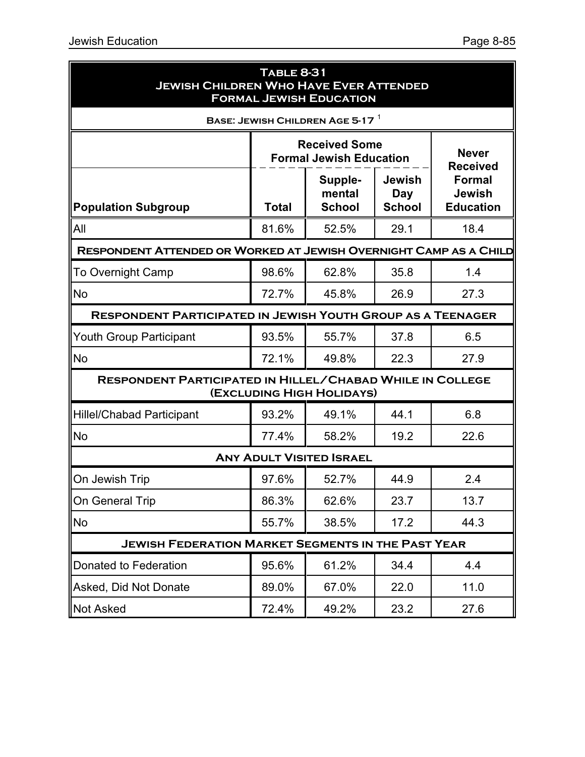**Table 8-31**
**Jewish Children Who Have Ever Attended Formal Jewish Education**

**Base: Jewish Children Age 5-17** [1]

| Population Subgroup | Received Some Formal Jewish Education | | | Never Received Formal Jewish Education |
|---|---|---|---|---|
| | Total | Supple-mental School | Jewish Day School | |
| All | 81.6% | 52.5% | 29.1 | 18.4 |
| **Respondent Attended or Worked at Jewish Overnight Camp as a Child** | | | | |
| To Overnight Camp | 98.6% | 62.8% | 35.8 | 1.4 |
| No | 72.7% | 45.8% | 26.9 | 27.3 |
| **Respondent Participated in Jewish Youth Group as a Teenager** | | | | |
| Youth Group Participant | 93.5% | 55.7% | 37.8 | 6.5 |
| No | 72.1% | 49.8% | 22.3 | 27.9 |
| **Respondent Participated in Hillel/Chabad While in College (Excluding High Holidays)** | | | | |
| Hillel/Chabad Participant | 93.2% | 49.1% | 44.1 | 6.8 |
| No | 77.4% | 58.2% | 19.2 | 22.6 |
| **Any Adult Visited Israel** | | | | |
| On Jewish Trip | 97.6% | 52.7% | 44.9 | 2.4 |
| On General Trip | 86.3% | 62.6% | 23.7 | 13.7 |
| No | 55.7% | 38.5% | 17.2 | 44.3 |
| **Jewish Federation Market Segments in the Past Year** | | | | |
| Donated to Federation | 95.6% | 61.2% | 34.4 | 4.4 |
| Asked, Did Not Donate | 89.0% | 67.0% | 22.0 | 11.0 |
| Not Asked | 72.4% | 49.2% | 23.2 | 27.6 |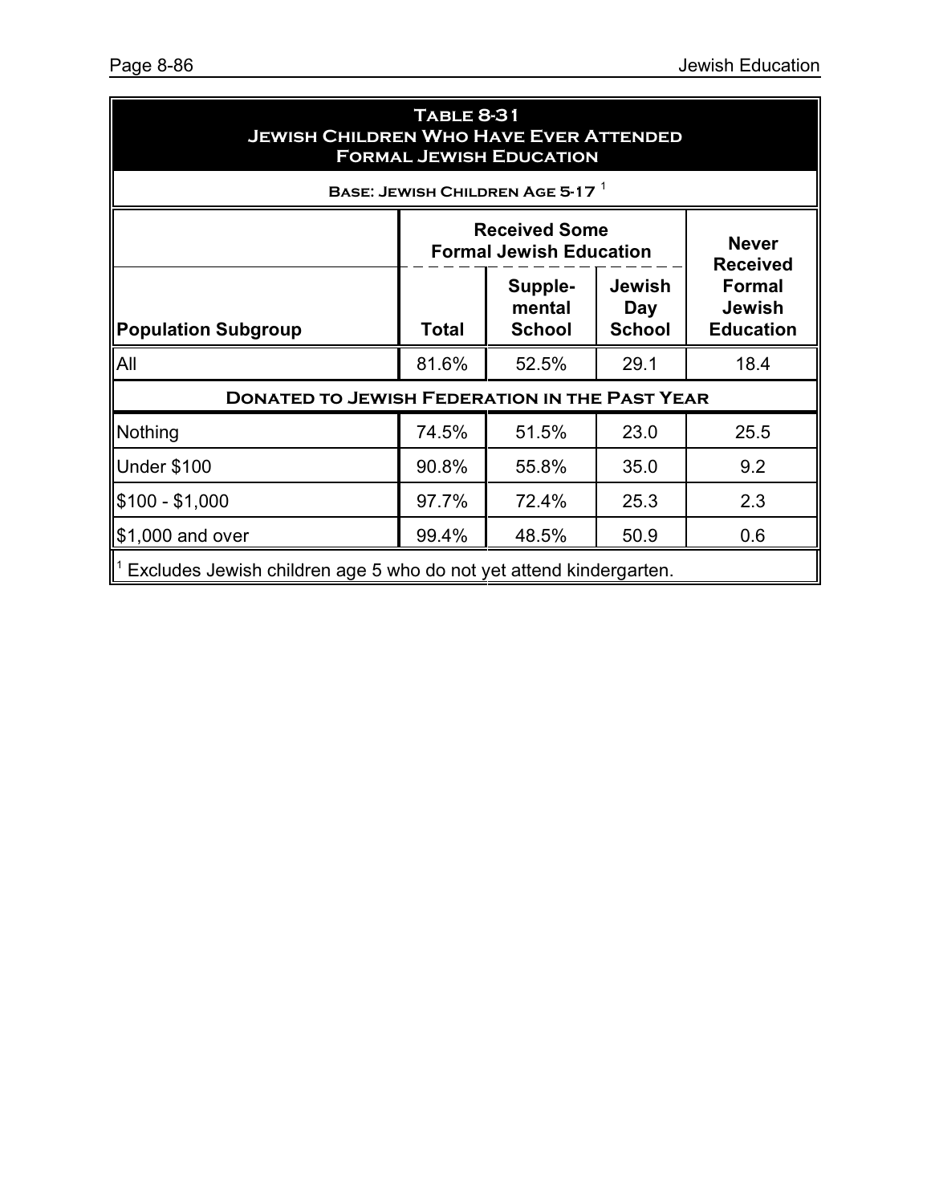## Table 8-31
## Jewish Children Who Have Ever Attended Formal Jewish Education

**Base: Jewish Children Age 5-17** [1]

| Population Subgroup | Received Some Formal Jewish Education | | | Never Received Formal Jewish Education |
|---|---|---|---|---|
| | Total | Supple-mental School | Jewish Day School | |
| All | 81.6% | 52.5% | 29.1 | 18.4 |
| **Donated to Jewish Federation in the Past Year** | | | | |
| Nothing | 74.5% | 51.5% | 23.0 | 25.5 |
| Under $100 | 90.8% | 55.8% | 35.0 | 9.2 |
| $100 - $1,000 | 97.7% | 72.4% | 25.3 | 2.3 |
| $1,000 and over | 99.4% | 48.5% | 50.9 | 0.6 |

[1] Excludes Jewish children age 5 who do not yet attend kindergarten.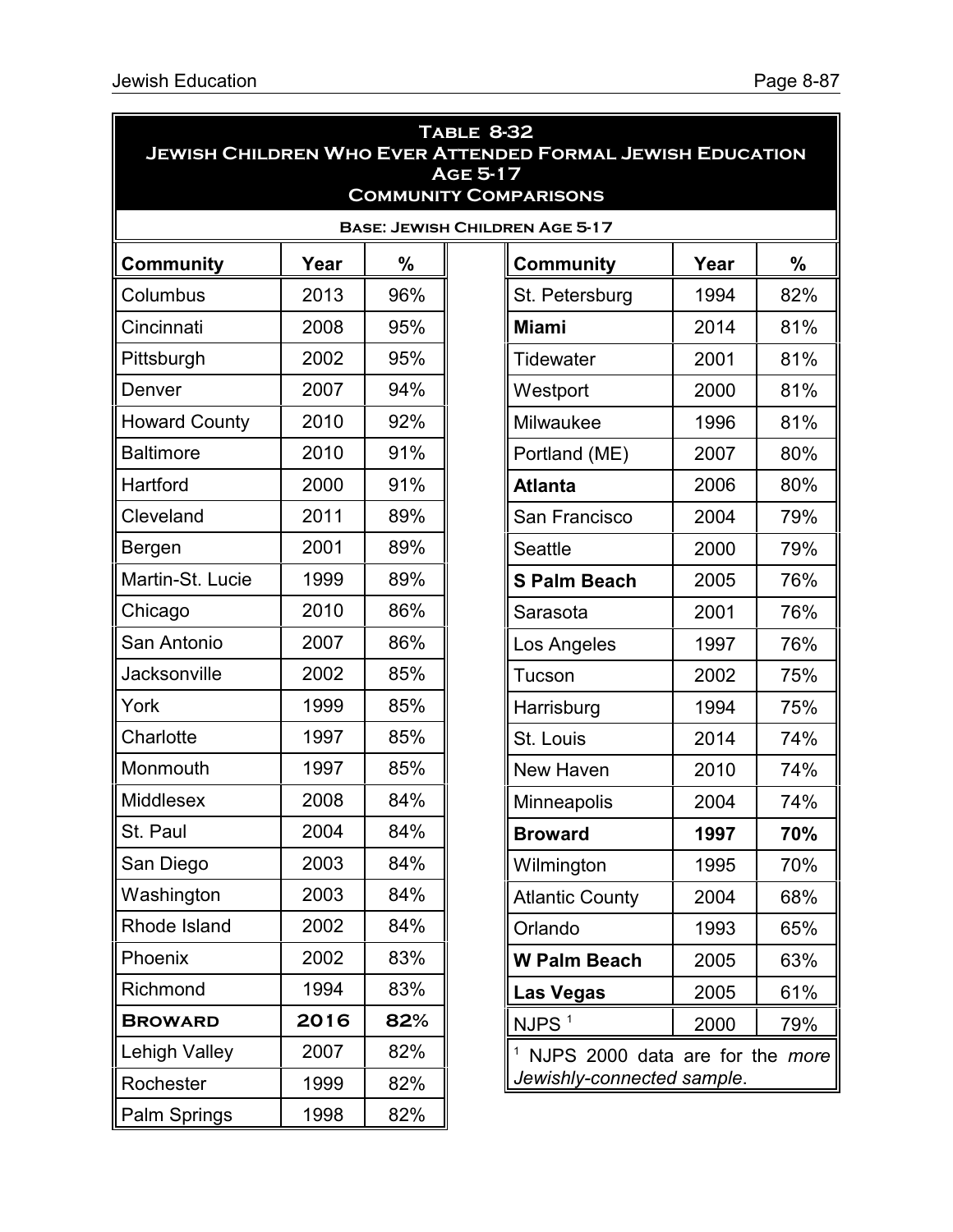**Table 8-32**
**Jewish Children Who Ever Attended Formal Jewish Education**
**Age 5-17**
**Community Comparisons**

**Base: Jewish Children Age 5-17**

| Community | Year | % |
|---|---|---|
| Columbus | 2013 | 96% |
| Cincinnati | 2008 | 95% |
| Pittsburgh | 2002 | 95% |
| Denver | 2007 | 94% |
| Howard County | 2010 | 92% |
| Baltimore | 2010 | 91% |
| Hartford | 2000 | 91% |
| Cleveland | 2011 | 89% |
| Bergen | 2001 | 89% |
| Martin-St. Lucie | 1999 | 89% |
| Chicago | 2010 | 86% |
| San Antonio | 2007 | 86% |
| Jacksonville | 2002 | 85% |
| York | 1999 | 85% |
| Charlotte | 1997 | 85% |
| Monmouth | 1997 | 85% |
| Middlesex | 2008 | 84% |
| St. Paul | 2004 | 84% |
| San Diego | 2003 | 84% |
| Washington | 2003 | 84% |
| Rhode Island | 2002 | 84% |
| Phoenix | 2002 | 83% |
| Richmond | 1994 | 83% |
| **Broward** | **2016** | **82%** |
| Lehigh Valley | 2007 | 82% |
| Rochester | 1999 | 82% |
| Palm Springs | 1998 | 82% |
| St. Petersburg | 1994 | 82% |
| **Miami** | 2014 | 81% |
| Tidewater | 2001 | 81% |
| Westport | 2000 | 81% |
| Milwaukee | 1996 | 81% |
| Portland (ME) | 2007 | 80% |
| **Atlanta** | 2006 | 80% |
| San Francisco | 2004 | 79% |
| Seattle | 2000 | 79% |
| **S Palm Beach** | 2005 | 76% |
| Sarasota | 2001 | 76% |
| Los Angeles | 1997 | 76% |
| Tucson | 2002 | 75% |
| Harrisburg | 1994 | 75% |
| St. Louis | 2014 | 74% |
| New Haven | 2010 | 74% |
| Minneapolis | 2004 | 74% |
| **Broward** | **1997** | **70%** |
| Wilmington | 1995 | 70% |
| Atlantic County | 2004 | 68% |
| Orlando | 1993 | 65% |
| **W Palm Beach** | 2005 | 63% |
| **Las Vegas** | 2005 | 61% |
| NJPS [1] | 2000 | 79% |

[1] NJPS 2000 data are for the *more Jewishly-connected sample*.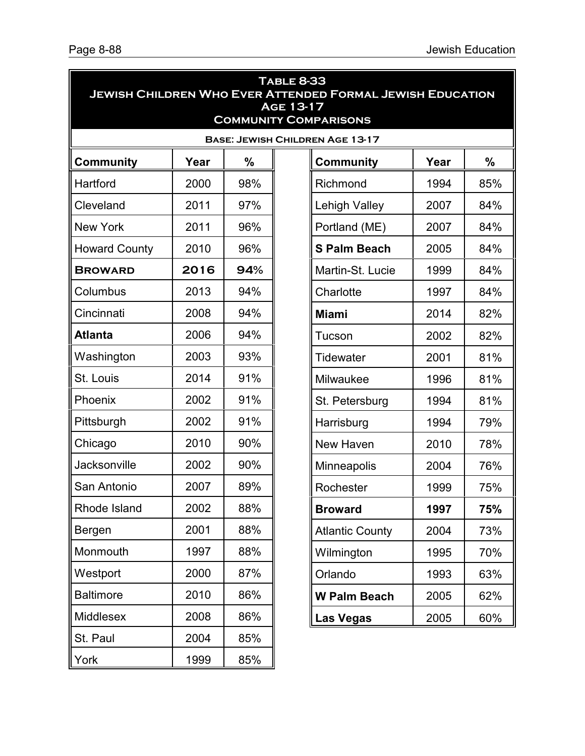**Table 8-33**
**Jewish Children Who Ever Attended Formal Jewish Education**
**Age 13-17**
**Community Comparisons**

**Base: Jewish Children Age 13-17**

| Community | Year | % | Community | Year | % |
|---|---|---|---|---|---|
| Hartford | 2000 | 98% | Richmond | 1994 | 85% |
| Cleveland | 2011 | 97% | Lehigh Valley | 2007 | 84% |
| New York | 2011 | 96% | Portland (ME) | 2007 | 84% |
| Howard County | 2010 | 96% | **S Palm Beach** | 2005 | 84% |
| **Broward** | **2016** | **94%** | Martin-St. Lucie | 1999 | 84% |
| Columbus | 2013 | 94% | Charlotte | 1997 | 84% |
| Cincinnati | 2008 | 94% | **Miami** | 2014 | 82% |
| **Atlanta** | 2006 | 94% | Tucson | 2002 | 82% |
| Washington | 2003 | 93% | Tidewater | 2001 | 81% |
| St. Louis | 2014 | 91% | Milwaukee | 1996 | 81% |
| Phoenix | 2002 | 91% | St. Petersburg | 1994 | 81% |
| Pittsburgh | 2002 | 91% | Harrisburg | 1994 | 79% |
| Chicago | 2010 | 90% | New Haven | 2010 | 78% |
| Jacksonville | 2002 | 90% | Minneapolis | 2004 | 76% |
| San Antonio | 2007 | 89% | Rochester | 1999 | 75% |
| Rhode Island | 2002 | 88% | **Broward** | **1997** | **75%** |
| Bergen | 2001 | 88% | Atlantic County | 2004 | 73% |
| Monmouth | 1997 | 88% | Wilmington | 1995 | 70% |
| Westport | 2000 | 87% | Orlando | 1993 | 63% |
| Baltimore | 2010 | 86% | **W Palm Beach** | 2005 | 62% |
| Middlesex | 2008 | 86% | **Las Vegas** | 2005 | 60% |
| St. Paul | 2004 | 85% | | | |
| York | 1999 | 85% | | | |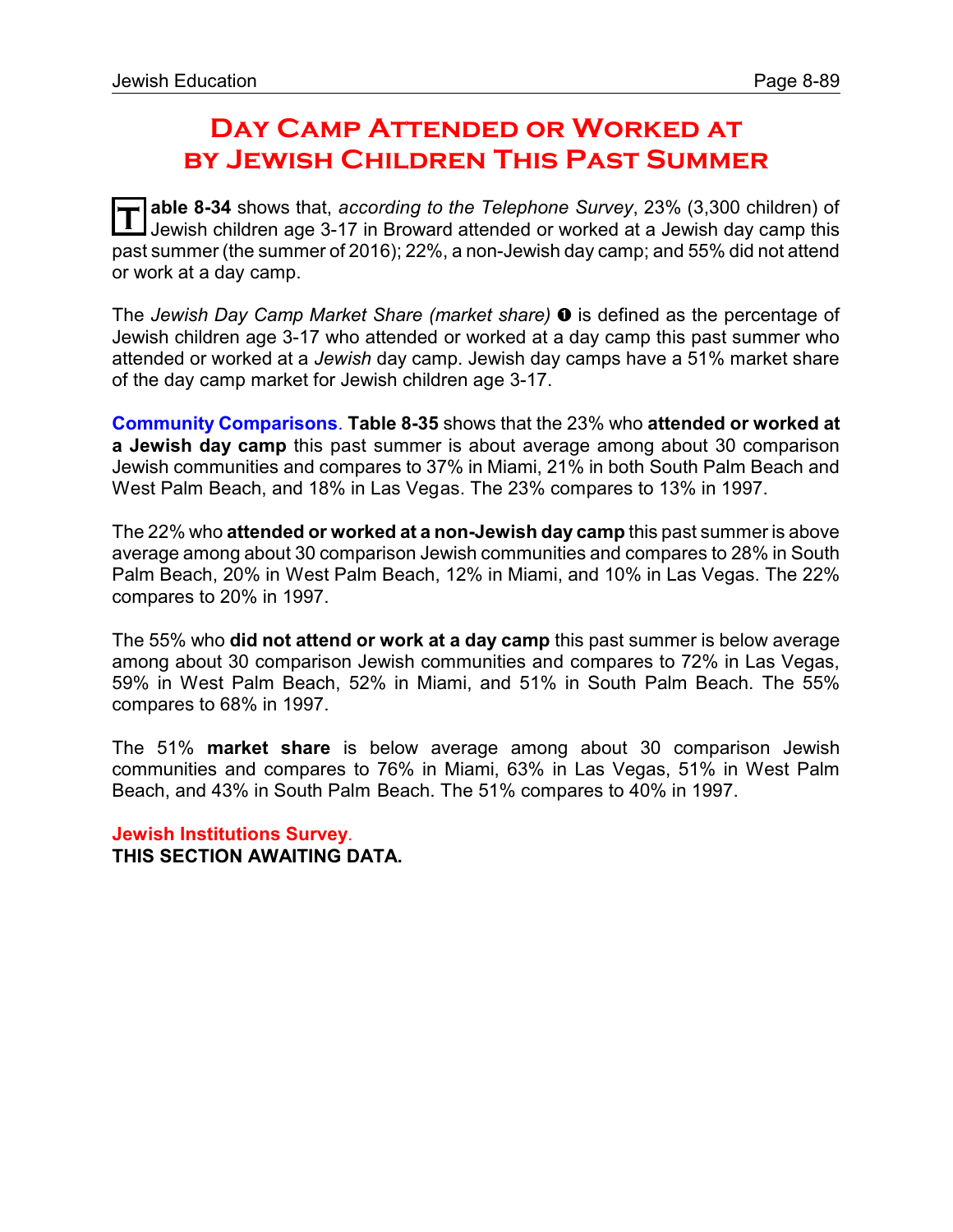# Day Camp Attended or Worked at by Jewish Children This Past Summer

**Table 8-34** shows that, *according to the Telephone Survey*, 23% (3,300 children) of Jewish children age 3-17 in Broward attended or worked at a Jewish day camp this past summer (the summer of 2016); 22%, a non-Jewish day camp; and 55% did not attend or work at a day camp.

The *Jewish Day Camp Market Share (market share)* ❶ is defined as the percentage of Jewish children age 3-17 who attended or worked at a day camp this past summer who attended or worked at a *Jewish* day camp. Jewish day camps have a 51% market share of the day camp market for Jewish children age 3-17.

**Community Comparisons**. **Table 8-35** shows that the 23% who **attended or worked at a Jewish day camp** this past summer is about average among about 30 comparison Jewish communities and compares to 37% in Miami, 21% in both South Palm Beach and West Palm Beach, and 18% in Las Vegas. The 23% compares to 13% in 1997.

The 22% who **attended or worked at a non-Jewish day camp** this past summer is above average among about 30 comparison Jewish communities and compares to 28% in South Palm Beach, 20% in West Palm Beach, 12% in Miami, and 10% in Las Vegas. The 22% compares to 20% in 1997.

The 55% who **did not attend or work at a day camp** this past summer is below average among about 30 comparison Jewish communities and compares to 72% in Las Vegas, 59% in West Palm Beach, 52% in Miami, and 51% in South Palm Beach. The 55% compares to 68% in 1997.

The 51% **market share** is below average among about 30 comparison Jewish communities and compares to 76% in Miami, 63% in Las Vegas, 51% in West Palm Beach, and 43% in South Palm Beach. The 51% compares to 40% in 1997.

**Jewish Institutions Survey**.
**THIS SECTION AWAITING DATA.**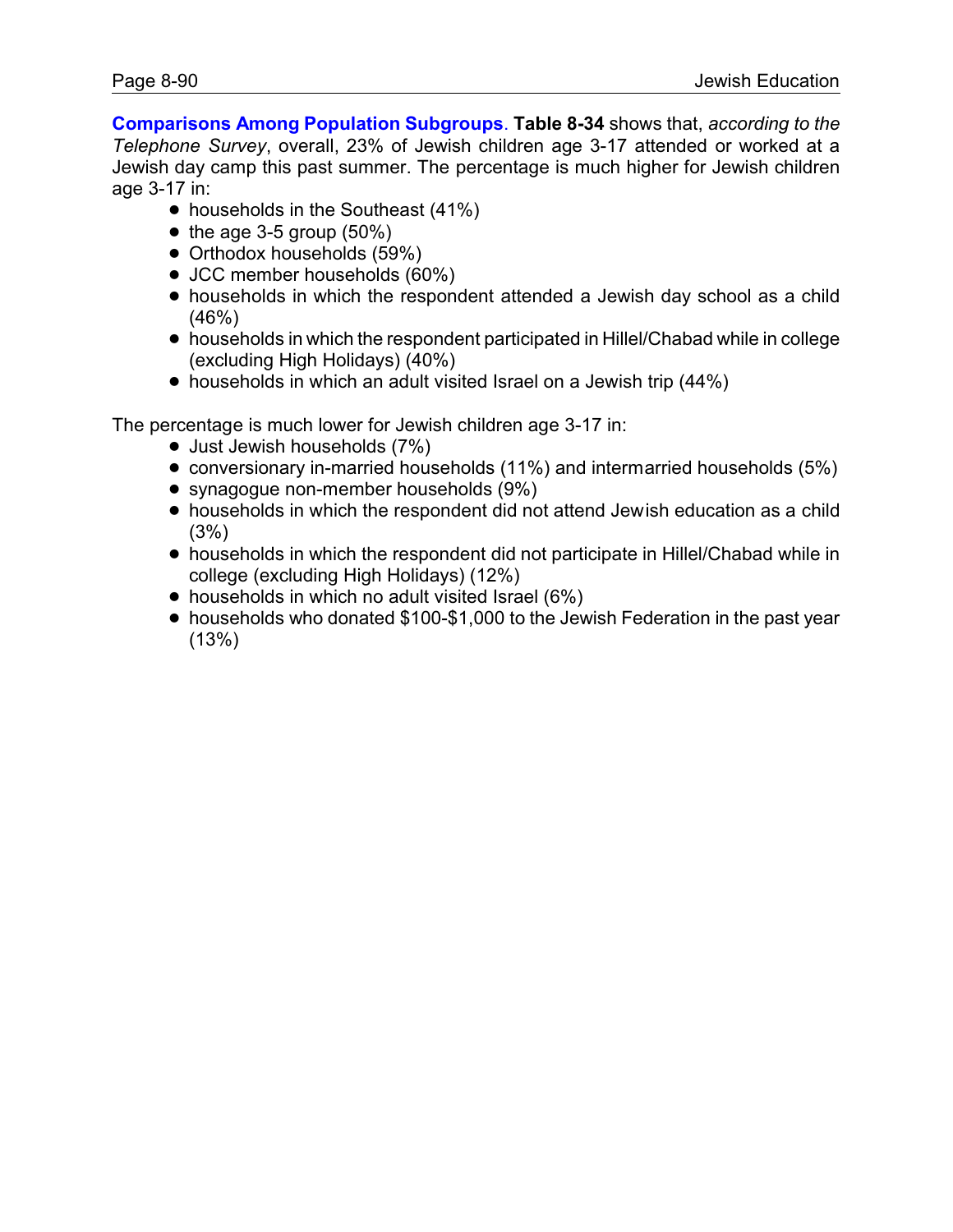**Comparisons Among Population Subgroups**. **Table 8-34** shows that, *according to the Telephone Survey*, overall, 23% of Jewish children age 3-17 attended or worked at a Jewish day camp this past summer. The percentage is much higher for Jewish children age 3-17 in:

- households in the Southeast (41%)
- the age 3-5 group (50%)
- Orthodox households (59%)
- JCC member households (60%)
- households in which the respondent attended a Jewish day school as a child (46%)
- households in which the respondent participated in Hillel/Chabad while in college (excluding High Holidays) (40%)
- households in which an adult visited Israel on a Jewish trip (44%)

The percentage is much lower for Jewish children age 3-17 in:

- Just Jewish households (7%)
- conversionary in-married households (11%) and intermarried households (5%)
- synagogue non-member households (9%)
- households in which the respondent did not attend Jewish education as a child (3%)
- households in which the respondent did not participate in Hillel/Chabad while in college (excluding High Holidays) (12%)
- households in which no adult visited Israel (6%)
- households who donated $100-$1,000 to the Jewish Federation in the past year (13%)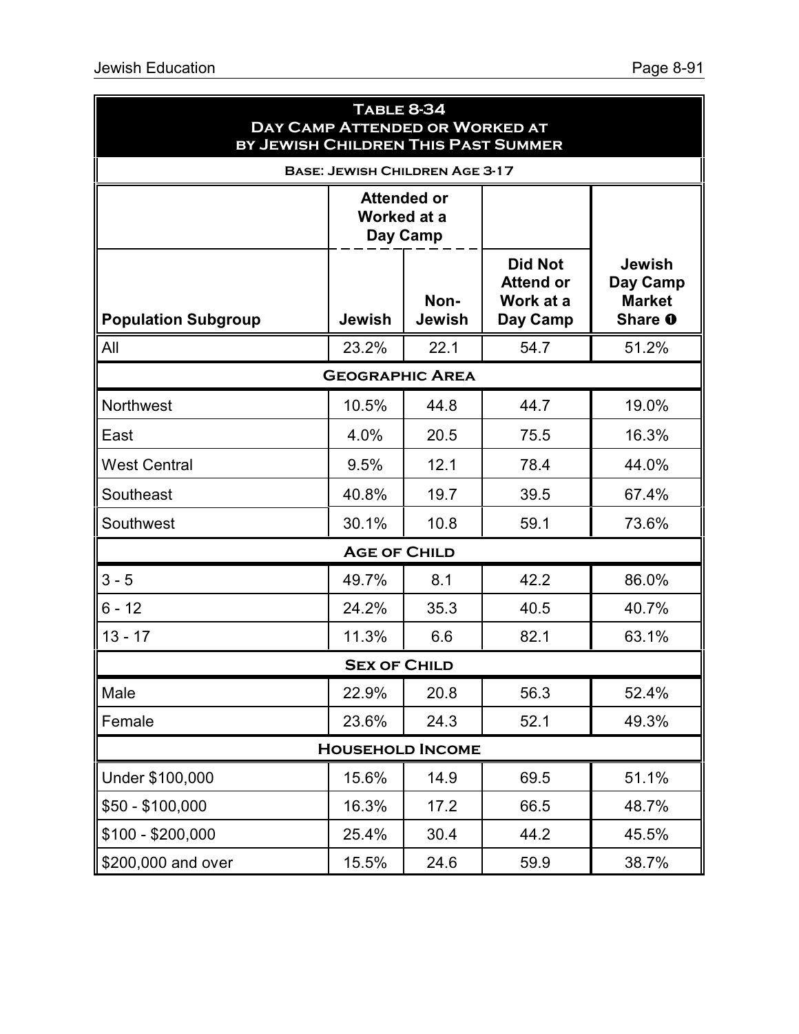**Table 8-34**
**Day Camp Attended or Worked at by Jewish Children This Past Summer**

**Base: Jewish Children Age 3-17**

| | Attended or Worked at a Day Camp | | | |
|---|---|---|---|---|
| **Population Subgroup** | **Jewish** | **Non-Jewish** | **Did Not Attend or Work at a Day Camp** | **Jewish Day Camp Market Share ❶** |
| All | 23.2% | 22.1 | 54.7 | 51.2% |
| **Geographic Area** | | | | |
| Northwest | 10.5% | 44.8 | 44.7 | 19.0% |
| East | 4.0% | 20.5 | 75.5 | 16.3% |
| West Central | 9.5% | 12.1 | 78.4 | 44.0% |
| Southeast | 40.8% | 19.7 | 39.5 | 67.4% |
| Southwest | 30.1% | 10.8 | 59.1 | 73.6% |
| **Age of Child** | | | | |
| 3 - 5 | 49.7% | 8.1 | 42.2 | 86.0% |
| 6 - 12 | 24.2% | 35.3 | 40.5 | 40.7% |
| 13 - 17 | 11.3% | 6.6 | 82.1 | 63.1% |
| **Sex of Child** | | | | |
| Male | 22.9% | 20.8 | 56.3 | 52.4% |
| Female | 23.6% | 24.3 | 52.1 | 49.3% |
| **Household Income** | | | | |
| Under $100,000 | 15.6% | 14.9 | 69.5 | 51.1% |
| $50 - $100,000 | 16.3% | 17.2 | 66.5 | 48.7% |
| $100 - $200,000 | 25.4% | 30.4 | 44.2 | 45.5% |
| $200,000 and over | 15.5% | 24.6 | 59.9 | 38.7% |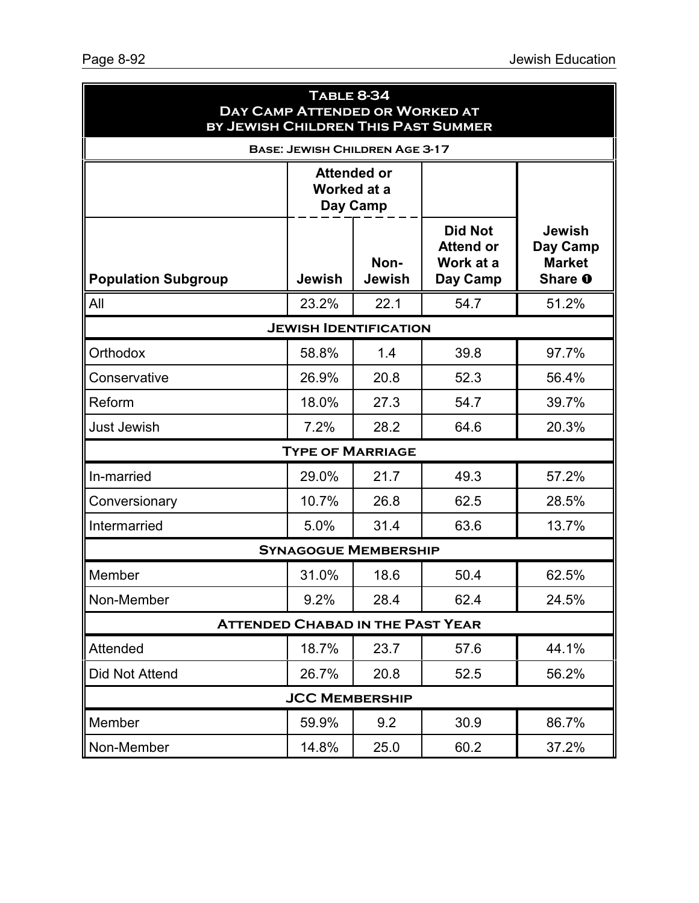**Table 8-34**
**Day Camp Attended or Worked at by Jewish Children This Past Summer**

**Base: Jewish Children Age 3-17**

| Population Subgroup | Attended or Worked at a Day Camp | | Did Not Attend or Work at a Day Camp | Jewish Day Camp Market Share ❶ |
|---|---|---|---|---|
| | Jewish | Non-Jewish | | |
| All | 23.2% | 22.1 | 54.7 | 51.2% |
| **Jewish Identification** | | | | |
| Orthodox | 58.8% | 1.4 | 39.8 | 97.7% |
| Conservative | 26.9% | 20.8 | 52.3 | 56.4% |
| Reform | 18.0% | 27.3 | 54.7 | 39.7% |
| Just Jewish | 7.2% | 28.2 | 64.6 | 20.3% |
| **Type of Marriage** | | | | |
| In-married | 29.0% | 21.7 | 49.3 | 57.2% |
| Conversionary | 10.7% | 26.8 | 62.5 | 28.5% |
| Intermarried | 5.0% | 31.4 | 63.6 | 13.7% |
| **Synagogue Membership** | | | | |
| Member | 31.0% | 18.6 | 50.4 | 62.5% |
| Non-Member | 9.2% | 28.4 | 62.4 | 24.5% |
| **Attended Chabad in the Past Year** | | | | |
| Attended | 18.7% | 23.7 | 57.6 | 44.1% |
| Did Not Attend | 26.7% | 20.8 | 52.5 | 56.2% |
| **JCC Membership** | | | | |
| Member | 59.9% | 9.2 | 30.9 | 86.7% |
| Non-Member | 14.8% | 25.0 | 60.2 | 37.2% |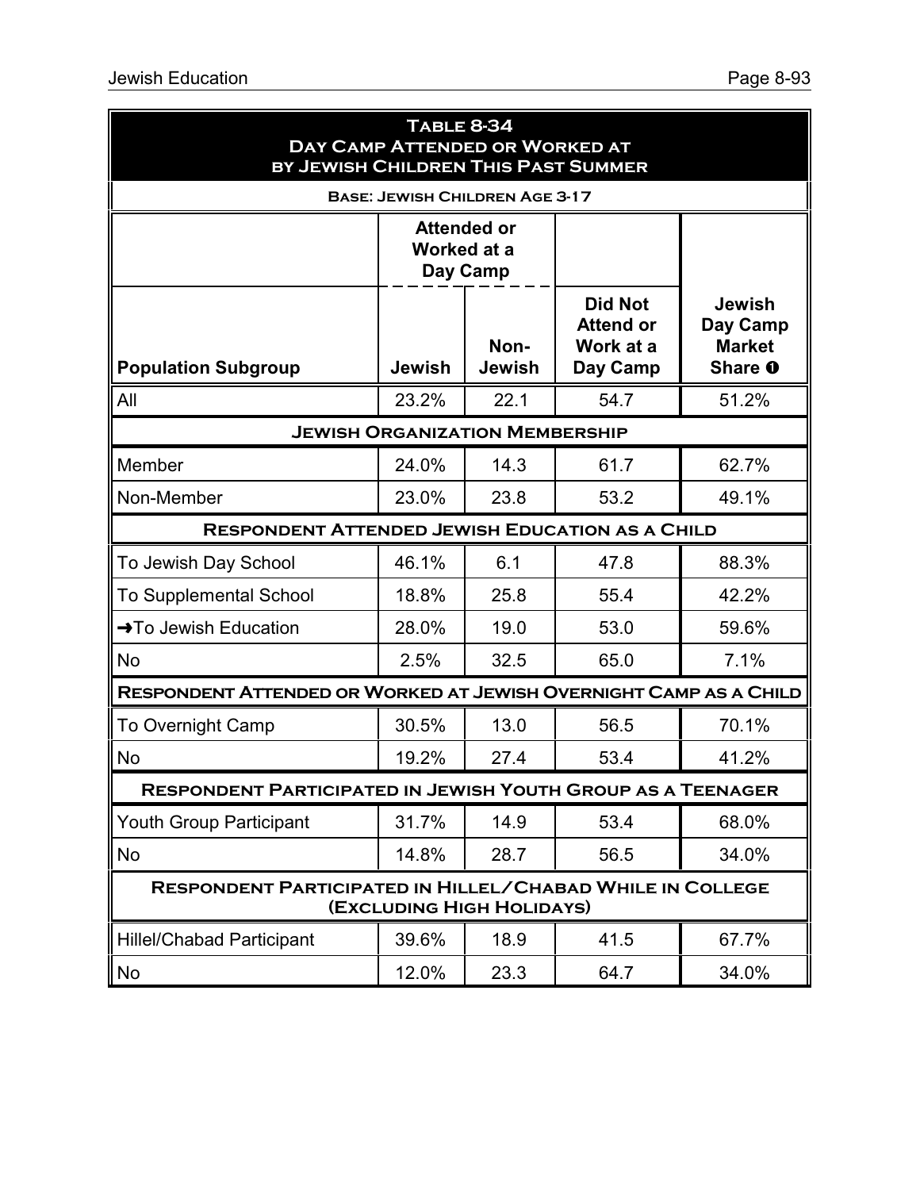**Table 8-34**
**Day Camp Attended or Worked at by Jewish Children This Past Summer**

**Base: Jewish Children Age 3-17**

| | Attended or Worked at a Day Camp | | | |
|---|---|---|---|---|
| **Population Subgroup** | **Jewish** | **Non-Jewish** | **Did Not Attend or Work at a Day Camp** | **Jewish Day Camp Market Share ❶** |
| All | 23.2% | 22.1 | 54.7 | 51.2% |
| **Jewish Organization Membership** | | | | |
| Member | 24.0% | 14.3 | 61.7 | 62.7% |
| Non-Member | 23.0% | 23.8 | 53.2 | 49.1% |
| **Respondent Attended Jewish Education as a Child** | | | | |
| To Jewish Day School | 46.1% | 6.1 | 47.8 | 88.3% |
| To Supplemental School | 18.8% | 25.8 | 55.4 | 42.2% |
| →To Jewish Education | 28.0% | 19.0 | 53.0 | 59.6% |
| No | 2.5% | 32.5 | 65.0 | 7.1% |
| **Respondent Attended or Worked at Jewish Overnight Camp as a Child** | | | | |
| To Overnight Camp | 30.5% | 13.0 | 56.5 | 70.1% |
| No | 19.2% | 27.4 | 53.4 | 41.2% |
| **Respondent Participated in Jewish Youth Group as a Teenager** | | | | |
| Youth Group Participant | 31.7% | 14.9 | 53.4 | 68.0% |
| No | 14.8% | 28.7 | 56.5 | 34.0% |
| **Respondent Participated in Hillel/Chabad While in College (Excluding High Holidays)** | | | | |
| Hillel/Chabad Participant | 39.6% | 18.9 | 41.5 | 67.7% |
| No | 12.0% | 23.3 | 64.7 | 34.0% |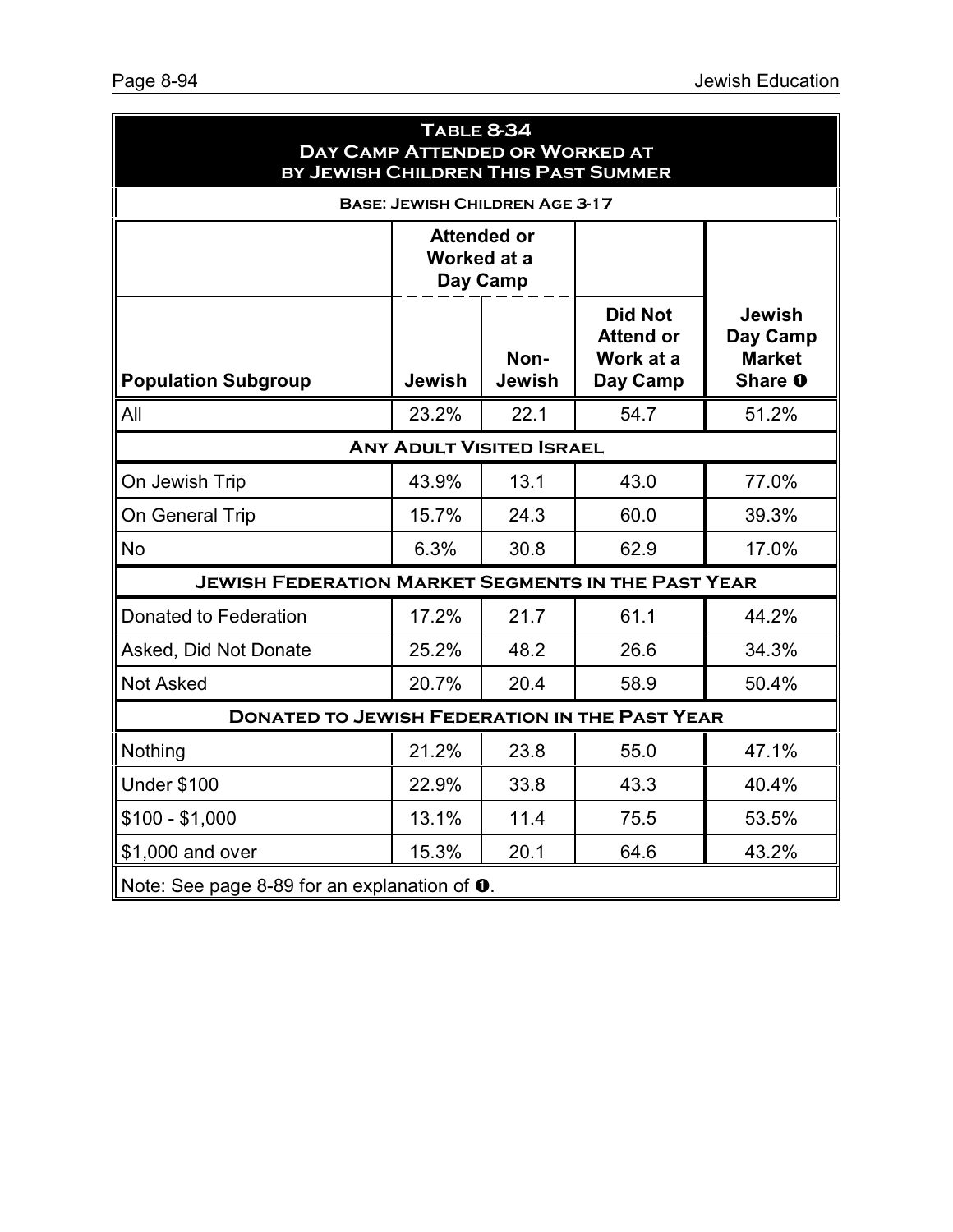**Table 8-34**
**Day Camp Attended or Worked at by Jewish Children This Past Summer**

**Base: Jewish Children Age 3-17**

| | Attended or Worked at a Day Camp | | | |
|---|---|---|---|---|
| **Population Subgroup** | **Jewish** | **Non-Jewish** | **Did Not Attend or Work at a Day Camp** | **Jewish Day Camp Market Share ❶** |
| All | 23.2% | 22.1 | 54.7 | 51.2% |
| **Any Adult Visited Israel** | | | | |
| On Jewish Trip | 43.9% | 13.1 | 43.0 | 77.0% |
| On General Trip | 15.7% | 24.3 | 60.0 | 39.3% |
| No | 6.3% | 30.8 | 62.9 | 17.0% |
| **Jewish Federation Market Segments in the Past Year** | | | | |
| Donated to Federation | 17.2% | 21.7 | 61.1 | 44.2% |
| Asked, Did Not Donate | 25.2% | 48.2 | 26.6 | 34.3% |
| Not Asked | 20.7% | 20.4 | 58.9 | 50.4% |
| **Donated to Jewish Federation in the Past Year** | | | | |
| Nothing | 21.2% | 23.8 | 55.0 | 47.1% |
| Under $100 | 22.9% | 33.8 | 43.3 | 40.4% |
| $100 - $1,000 | 13.1% | 11.4 | 75.5 | 53.5% |
| $1,000 and over | 15.3% | 20.1 | 64.6 | 43.2% |

Note: See page 8-89 for an explanation of ❶.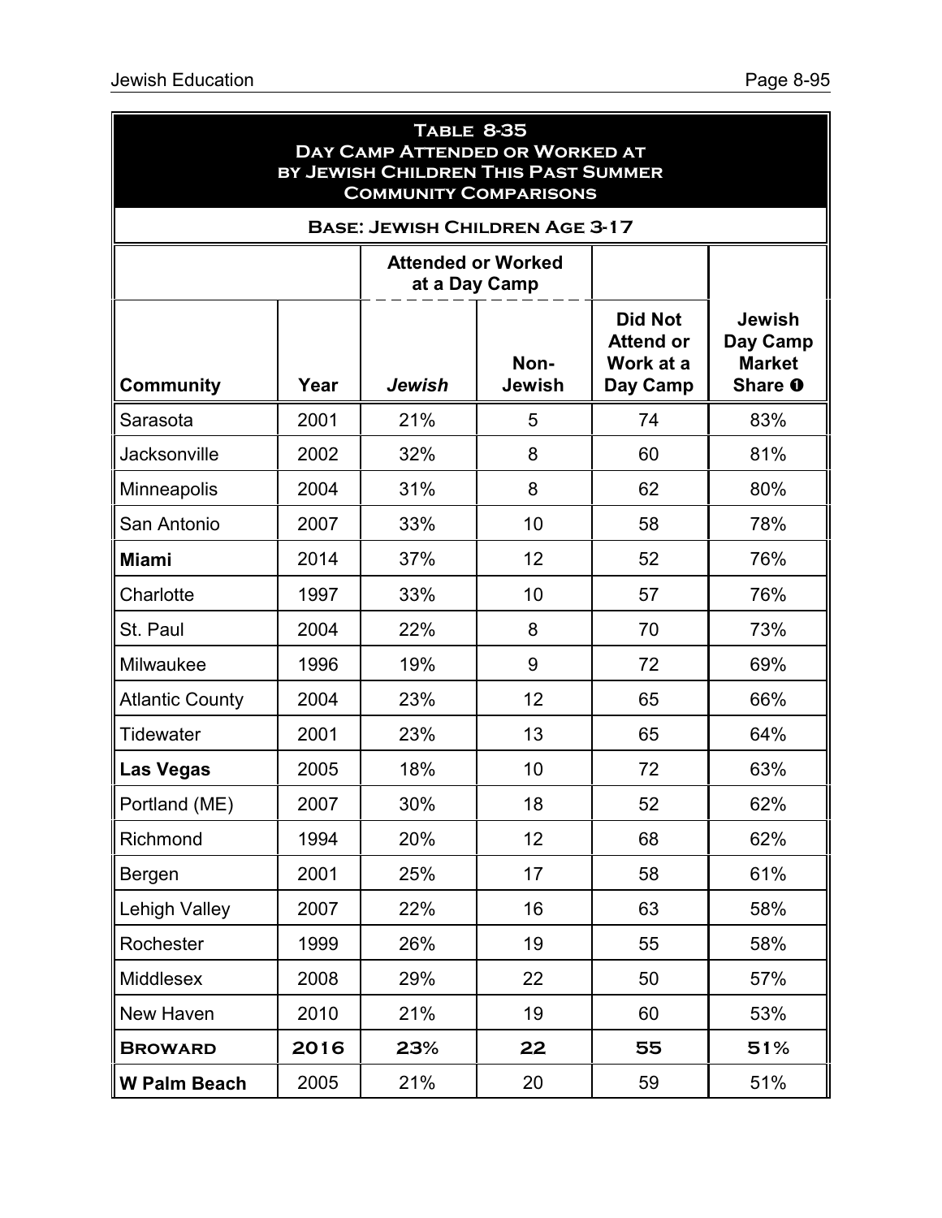**Table 8-35**
**Day Camp Attended or Worked at by Jewish Children This Past Summer**
**Community Comparisons**

**Base: Jewish Children Age 3-17**

| | | Attended or Worked at a Day Camp | | | |
|---|---|---|---|---|---|
| **Community** | **Year** | ***Jewish*** | **Non-Jewish** | **Did Not Attend or Work at a Day Camp** | **Jewish Day Camp Market Share ❶** |
| Sarasota | 2001 | 21% | 5 | 74 | 83% |
| Jacksonville | 2002 | 32% | 8 | 60 | 81% |
| Minneapolis | 2004 | 31% | 8 | 62 | 80% |
| San Antonio | 2007 | 33% | 10 | 58 | 78% |
| **Miami** | 2014 | 37% | 12 | 52 | 76% |
| Charlotte | 1997 | 33% | 10 | 57 | 76% |
| St. Paul | 2004 | 22% | 8 | 70 | 73% |
| Milwaukee | 1996 | 19% | 9 | 72 | 69% |
| Atlantic County | 2004 | 23% | 12 | 65 | 66% |
| Tidewater | 2001 | 23% | 13 | 65 | 64% |
| **Las Vegas** | 2005 | 18% | 10 | 72 | 63% |
| Portland (ME) | 2007 | 30% | 18 | 52 | 62% |
| Richmond | 1994 | 20% | 12 | 68 | 62% |
| Bergen | 2001 | 25% | 17 | 58 | 61% |
| Lehigh Valley | 2007 | 22% | 16 | 63 | 58% |
| Rochester | 1999 | 26% | 19 | 55 | 58% |
| Middlesex | 2008 | 29% | 22 | 50 | 57% |
| New Haven | 2010 | 21% | 19 | 60 | 53% |
| **Broward** | **2016** | **23%** | **22** | **55** | **51%** |
| **W Palm Beach** | 2005 | 21% | 20 | 59 | 51% |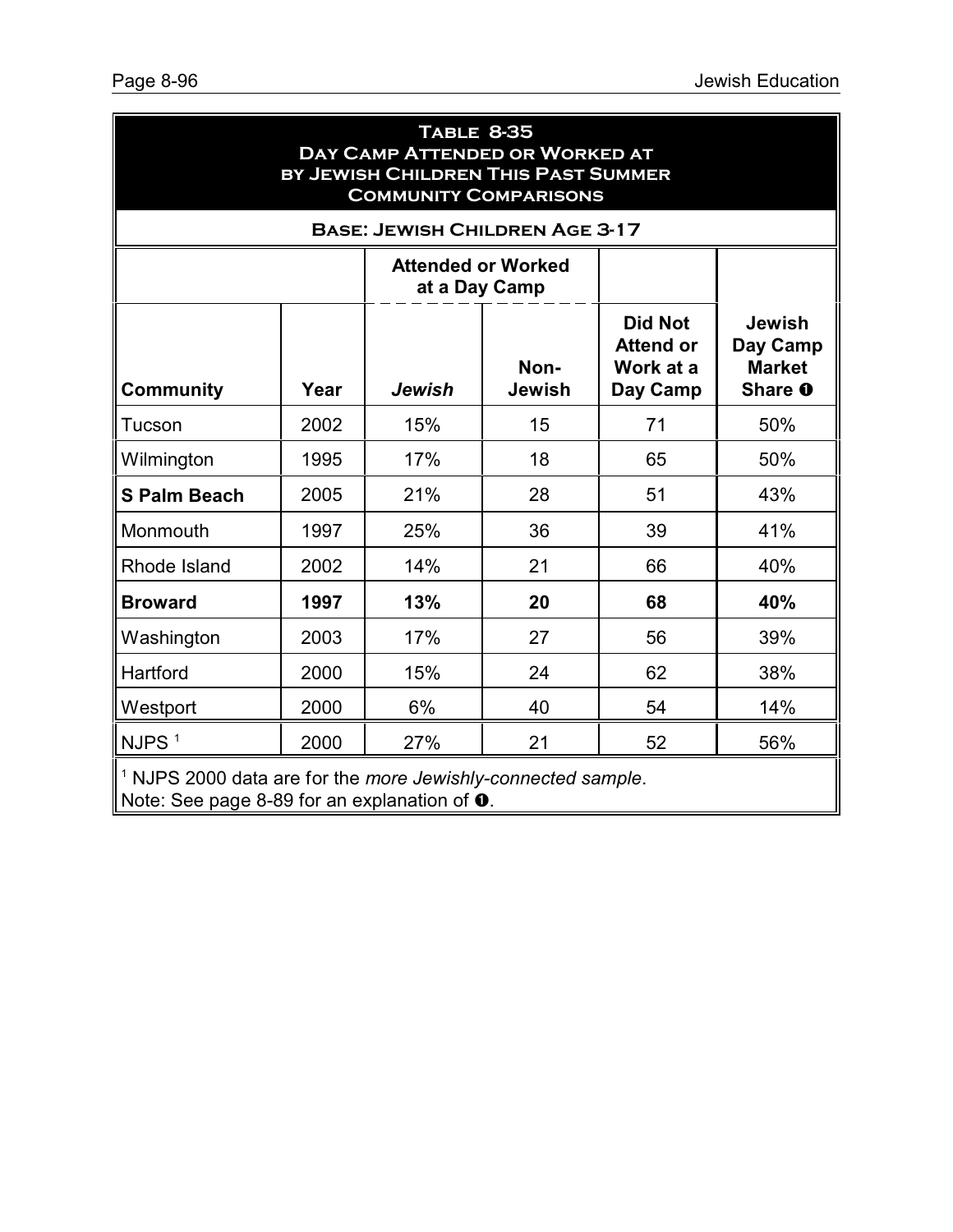## Table 8-35
## Day Camp Attended or Worked at by Jewish Children This Past Summer
## Community Comparisons

**Base: Jewish Children Age 3-17**

| | | Attended or Worked at a Day Camp | | | |
|---|---|---|---|---|---|
| **Community** | **Year** | ***Jewish*** | **Non-Jewish** | **Did Not Attend or Work at a Day Camp** | **Jewish Day Camp Market Share ❶** |
| Tucson | 2002 | 15% | 15 | 71 | 50% |
| Wilmington | 1995 | 17% | 18 | 65 | 50% |
| **S Palm Beach** | 2005 | 21% | 28 | 51 | 43% |
| Monmouth | 1997 | 25% | 36 | 39 | 41% |
| Rhode Island | 2002 | 14% | 21 | 66 | 40% |
| **Broward** | **1997** | **13%** | **20** | **68** | **40%** |
| Washington | 2003 | 17% | 27 | 56 | 39% |
| Hartford | 2000 | 15% | 24 | 62 | 38% |
| Westport | 2000 | 6% | 40 | 54 | 14% |
| NJPS [1] | 2000 | 27% | 21 | 52 | 56% |

[1] NJPS 2000 data are for the *more Jewishly-connected sample*.
Note: See page 8-89 for an explanation of ❶.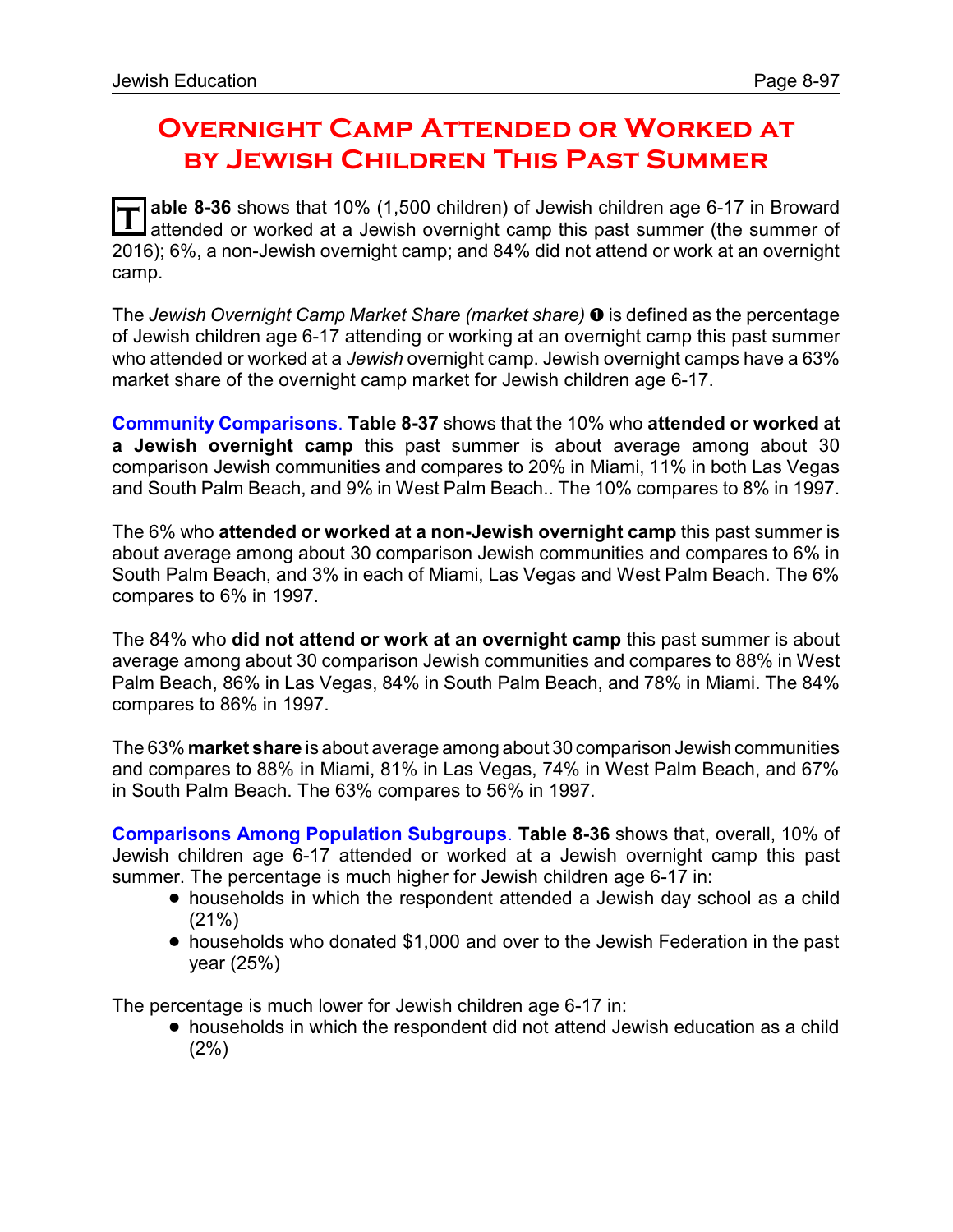# Overnight Camp Attended or Worked at by Jewish Children This Past Summer

**Table 8-36** shows that 10% (1,500 children) of Jewish children age 6-17 in Broward attended or worked at a Jewish overnight camp this past summer (the summer of 2016); 6%, a non-Jewish overnight camp; and 84% did not attend or work at an overnight camp.

The *Jewish Overnight Camp Market Share (market share)* ❶ is defined as the percentage of Jewish children age 6-17 attending or working at an overnight camp this past summer who attended or worked at a *Jewish* overnight camp. Jewish overnight camps have a 63% market share of the overnight camp market for Jewish children age 6-17.

**Community Comparisons**. **Table 8-37** shows that the 10% who **attended or worked at a Jewish overnight camp** this past summer is about average among about 30 comparison Jewish communities and compares to 20% in Miami, 11% in both Las Vegas and South Palm Beach, and 9% in West Palm Beach.. The 10% compares to 8% in 1997.

The 6% who **attended or worked at a non-Jewish overnight camp** this past summer is about average among about 30 comparison Jewish communities and compares to 6% in South Palm Beach, and 3% in each of Miami, Las Vegas and West Palm Beach. The 6% compares to 6% in 1997.

The 84% who **did not attend or work at an overnight camp** this past summer is about average among about 30 comparison Jewish communities and compares to 88% in West Palm Beach, 86% in Las Vegas, 84% in South Palm Beach, and 78% in Miami. The 84% compares to 86% in 1997.

The 63% **market share** is about average among about 30 comparison Jewish communities and compares to 88% in Miami, 81% in Las Vegas, 74% in West Palm Beach, and 67% in South Palm Beach. The 63% compares to 56% in 1997.

**Comparisons Among Population Subgroups**. **Table 8-36** shows that, overall, 10% of Jewish children age 6-17 attended or worked at a Jewish overnight camp this past summer. The percentage is much higher for Jewish children age 6-17 in:

- households in which the respondent attended a Jewish day school as a child (21%)
- households who donated $1,000 and over to the Jewish Federation in the past year (25%)

The percentage is much lower for Jewish children age 6-17 in:

- households in which the respondent did not attend Jewish education as a child (2%)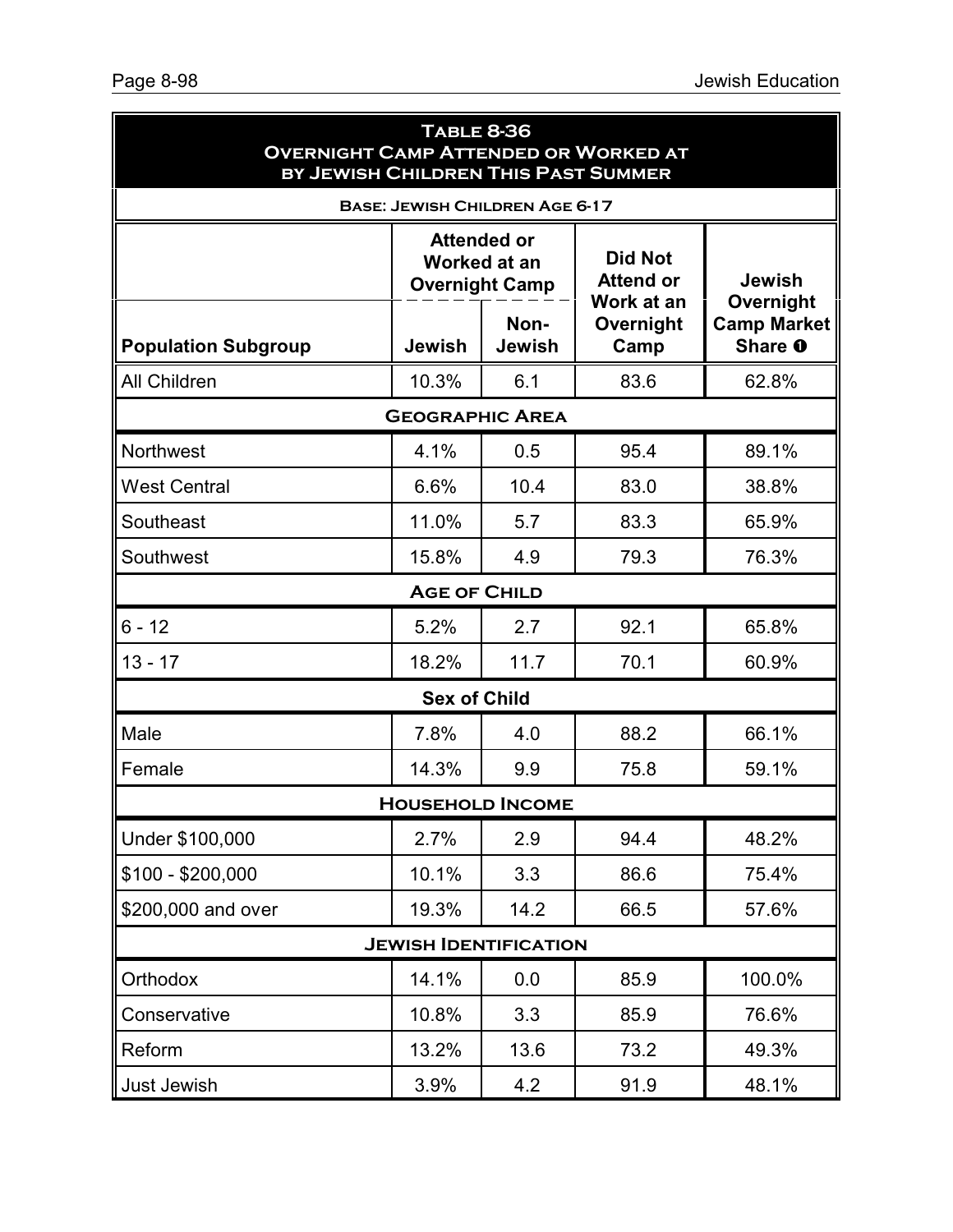## Table 8-36
## Overnight Camp Attended or Worked at by Jewish Children This Past Summer

**Base: Jewish Children Age 6-17**

| Population Subgroup | Attended or Worked at an Overnight Camp | | Did Not Attend or Work at an Overnight Camp | Jewish Overnight Camp Market Share ❶ |
|---|---|---|---|---|
| | Jewish | Non-Jewish | | |
| All Children | 10.3% | 6.1 | 83.6 | 62.8% |
| **Geographic Area** | | | | |
| Northwest | 4.1% | 0.5 | 95.4 | 89.1% |
| West Central | 6.6% | 10.4 | 83.0 | 38.8% |
| Southeast | 11.0% | 5.7 | 83.3 | 65.9% |
| Southwest | 15.8% | 4.9 | 79.3 | 76.3% |
| **Age of Child** | | | | |
| 6 - 12 | 5.2% | 2.7 | 92.1 | 65.8% |
| 13 - 17 | 18.2% | 11.7 | 70.1 | 60.9% |
| **Sex of Child** | | | | |
| Male | 7.8% | 4.0 | 88.2 | 66.1% |
| Female | 14.3% | 9.9 | 75.8 | 59.1% |
| **Household Income** | | | | |
| Under $100,000 | 2.7% | 2.9 | 94.4 | 48.2% |
| $100 - $200,000 | 10.1% | 3.3 | 86.6 | 75.4% |
| $200,000 and over | 19.3% | 14.2 | 66.5 | 57.6% |
| **Jewish Identification** | | | | |
| Orthodox | 14.1% | 0.0 | 85.9 | 100.0% |
| Conservative | 10.8% | 3.3 | 85.9 | 76.6% |
| Reform | 13.2% | 13.6 | 73.2 | 49.3% |
| Just Jewish | 3.9% | 4.2 | 91.9 | 48.1% |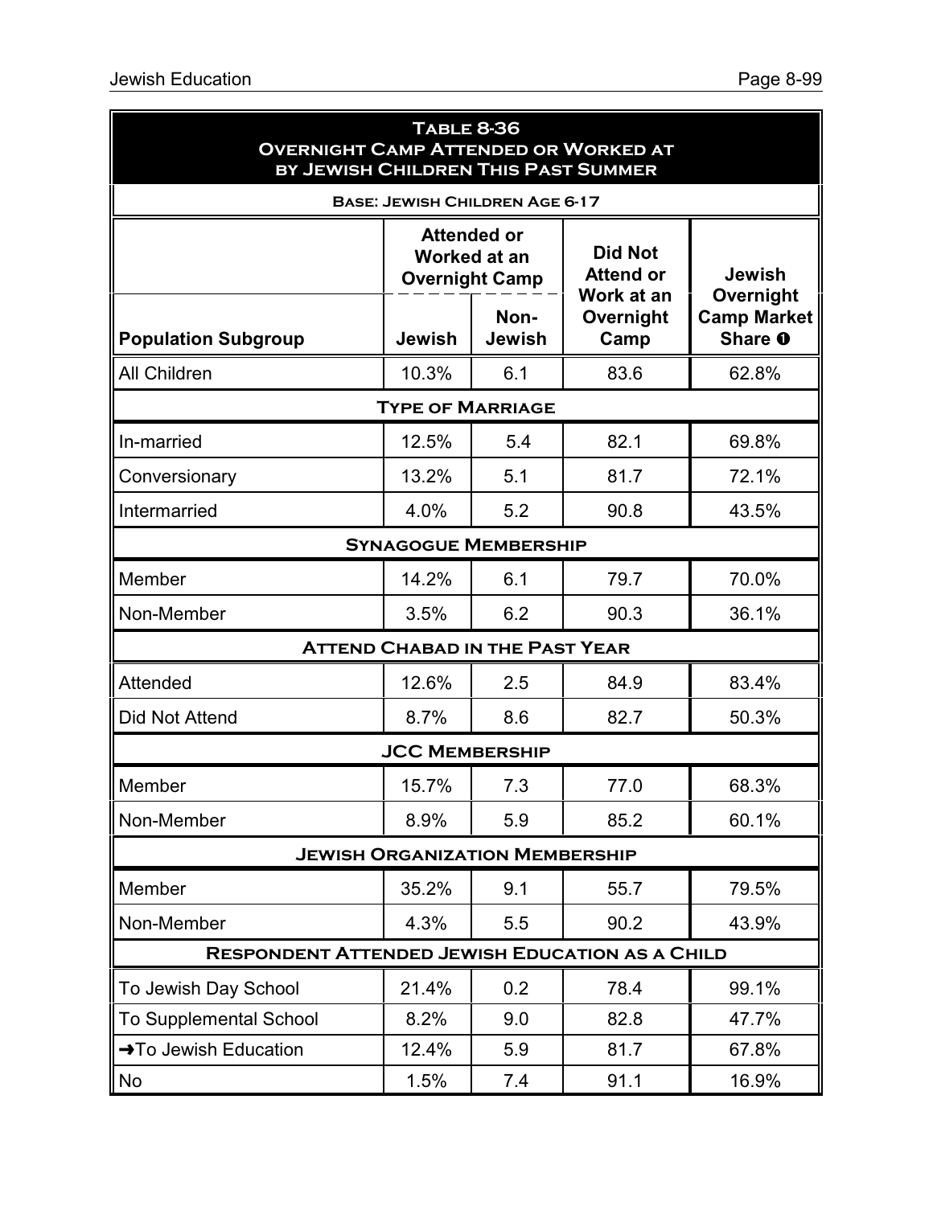## Table 8-36
## Overnight Camp Attended or Worked at by Jewish Children This Past Summer

**Base: Jewish Children Age 6-17**

| Population Subgroup | Attended or Worked at an Overnight Camp | | Did Not Attend or Work at an Overnight Camp | Jewish Overnight Camp Market Share ❶ |
|---|---|---|---|---|
| | Jewish | Non-Jewish | | |
| All Children | 10.3% | 6.1 | 83.6 | 62.8% |
| **Type of Marriage** | | | | |
| In-married | 12.5% | 5.4 | 82.1 | 69.8% |
| Conversionary | 13.2% | 5.1 | 81.7 | 72.1% |
| Intermarried | 4.0% | 5.2 | 90.8 | 43.5% |
| **Synagogue Membership** | | | | |
| Member | 14.2% | 6.1 | 79.7 | 70.0% |
| Non-Member | 3.5% | 6.2 | 90.3 | 36.1% |
| **Attend Chabad in the Past Year** | | | | |
| Attended | 12.6% | 2.5 | 84.9 | 83.4% |
| Did Not Attend | 8.7% | 8.6 | 82.7 | 50.3% |
| **JCC Membership** | | | | |
| Member | 15.7% | 7.3 | 77.0 | 68.3% |
| Non-Member | 8.9% | 5.9 | 85.2 | 60.1% |
| **Jewish Organization Membership** | | | | |
| Member | 35.2% | 9.1 | 55.7 | 79.5% |
| Non-Member | 4.3% | 5.5 | 90.2 | 43.9% |
| **Respondent Attended Jewish Education as a Child** | | | | |
| To Jewish Day School | 21.4% | 0.2 | 78.4 | 99.1% |
| To Supplemental School | 8.2% | 9.0 | 82.8 | 47.7% |
| ➜To Jewish Education | 12.4% | 5.9 | 81.7 | 67.8% |
| No | 1.5% | 7.4 | 91.1 | 16.9% |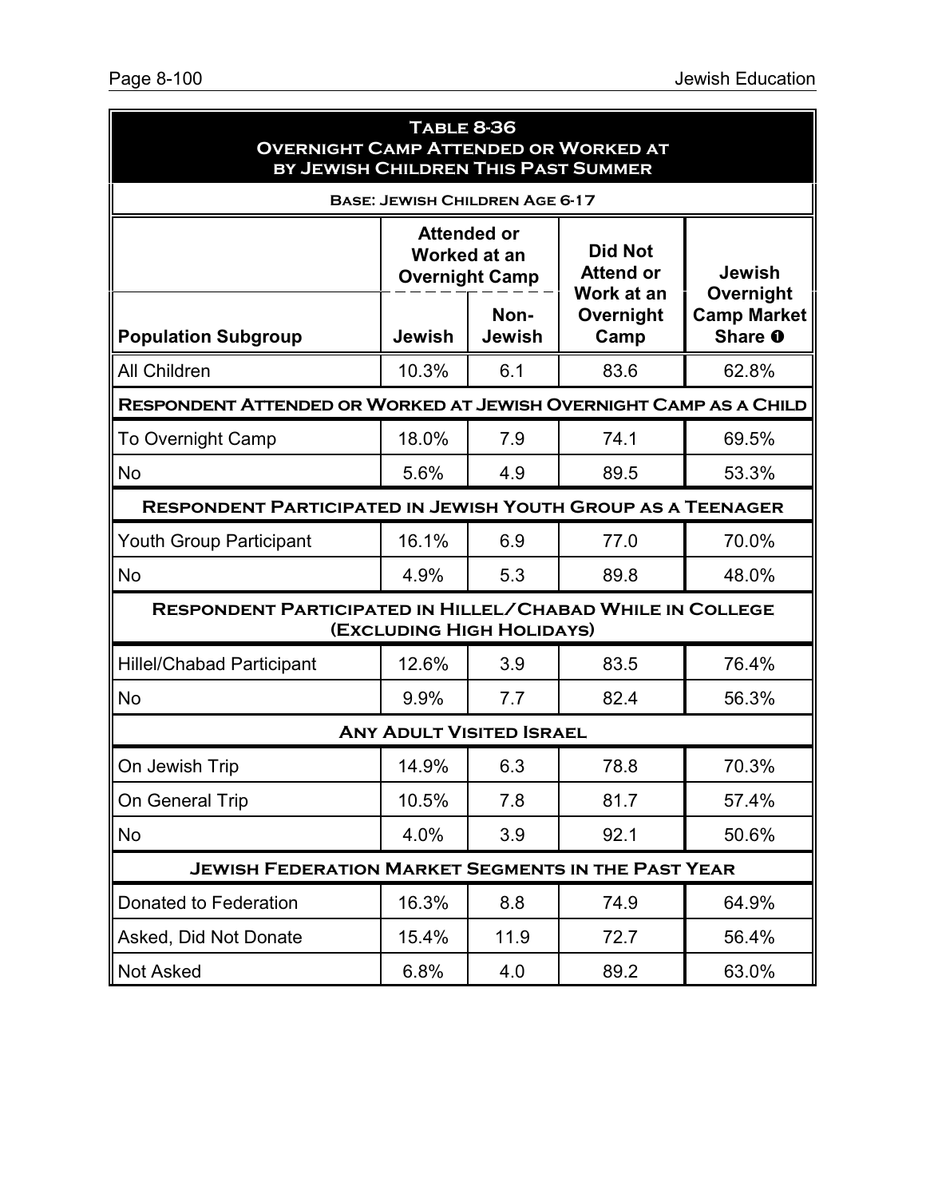**Table 8-36**
**Overnight Camp Attended or Worked at by Jewish Children This Past Summer**

**Base: Jewish Children Age 6-17**

| Population Subgroup | Attended or Worked at an Overnight Camp | | Did Not Attend or Work at an Overnight Camp | Jewish Overnight Camp Market Share ➊ |
|---|---|---|---|---|
| | Jewish | Non-Jewish | | |
| All Children | 10.3% | 6.1 | 83.6 | 62.8% |
| **Respondent Attended or Worked at Jewish Overnight Camp as a Child** | | | | |
| To Overnight Camp | 18.0% | 7.9 | 74.1 | 69.5% |
| No | 5.6% | 4.9 | 89.5 | 53.3% |
| **Respondent Participated in Jewish Youth Group as a Teenager** | | | | |
| Youth Group Participant | 16.1% | 6.9 | 77.0 | 70.0% |
| No | 4.9% | 5.3 | 89.8 | 48.0% |
| **Respondent Participated in Hillel/Chabad While in College (Excluding High Holidays)** | | | | |
| Hillel/Chabad Participant | 12.6% | 3.9 | 83.5 | 76.4% |
| No | 9.9% | 7.7 | 82.4 | 56.3% |
| **Any Adult Visited Israel** | | | | |
| On Jewish Trip | 14.9% | 6.3 | 78.8 | 70.3% |
| On General Trip | 10.5% | 7.8 | 81.7 | 57.4% |
| No | 4.0% | 3.9 | 92.1 | 50.6% |
| **Jewish Federation Market Segments in the Past Year** | | | | |
| Donated to Federation | 16.3% | 8.8 | 74.9 | 64.9% |
| Asked, Did Not Donate | 15.4% | 11.9 | 72.7 | 56.4% |
| Not Asked | 6.8% | 4.0 | 89.2 | 63.0% |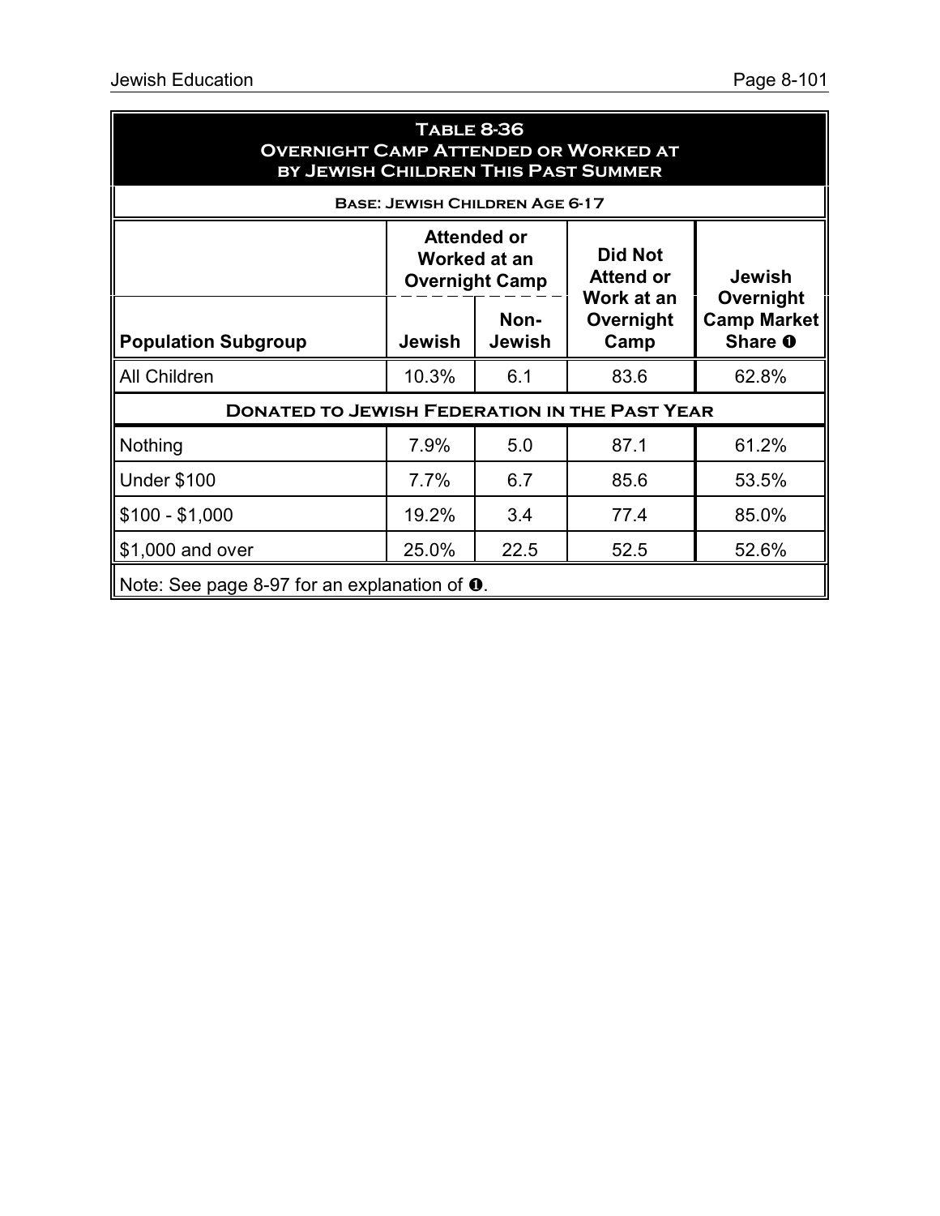## Table 8-36
## Overnight Camp Attended or Worked at by Jewish Children This Past Summer

**Base: Jewish Children Age 6-17**

| Population Subgroup | Attended or Worked at an Overnight Camp | | Did Not Attend or Work at an Overnight Camp | Jewish Overnight Camp Market Share ❶ |
|---|---|---|---|---|
| | Jewish | Non-Jewish | | |
| All Children | 10.3% | 6.1 | 83.6 | 62.8% |
| **Donated to Jewish Federation in the Past Year** | | | | |
| Nothing | 7.9% | 5.0 | 87.1 | 61.2% |
| Under $100 | 7.7% | 6.7 | 85.6 | 53.5% |
| $100 - $1,000 | 19.2% | 3.4 | 77.4 | 85.0% |
| $1,000 and over | 25.0% | 22.5 | 52.5 | 52.6% |

Note: See page 8-97 for an explanation of ❶.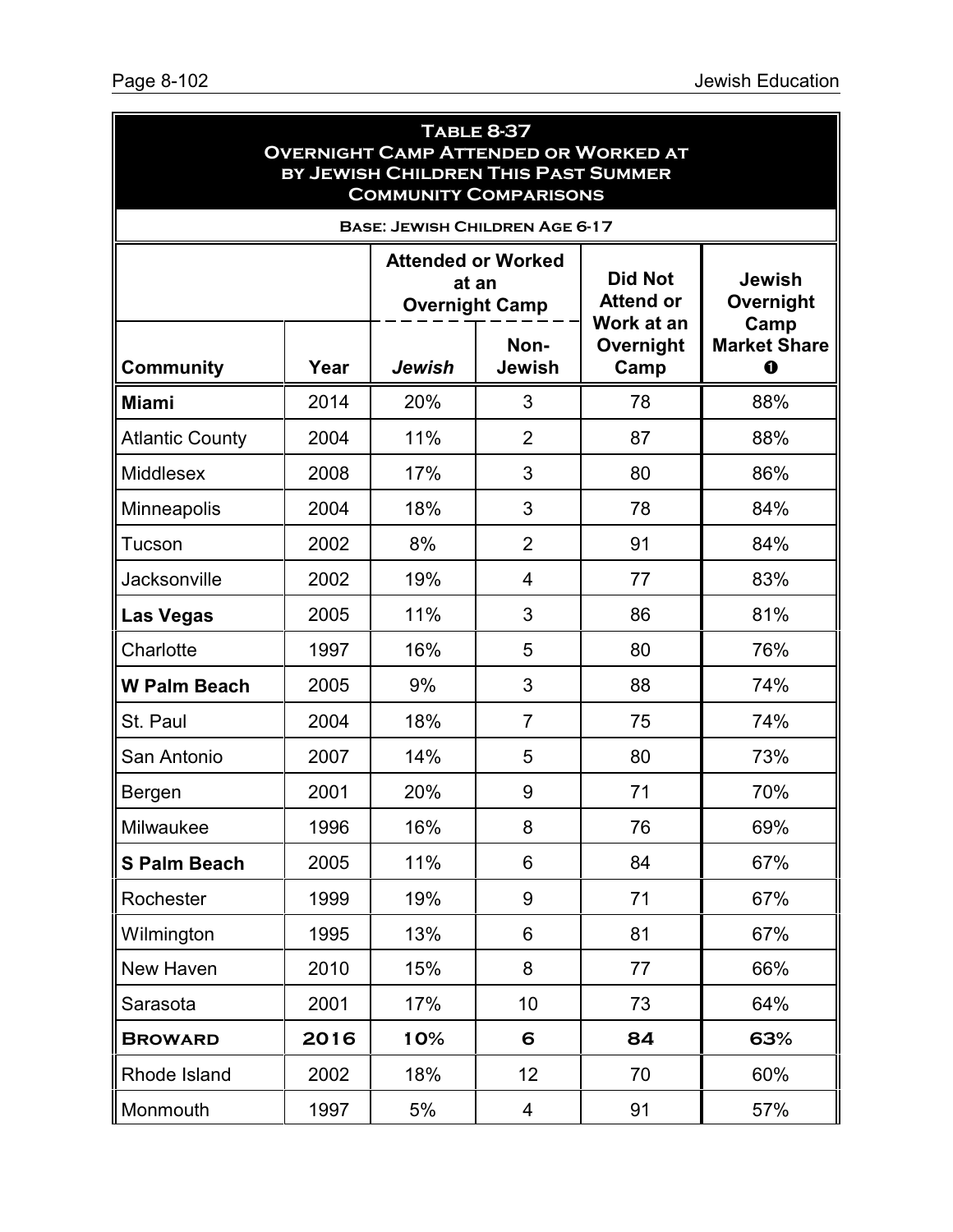## Table 8-37
## Overnight Camp Attended or Worked at by Jewish Children This Past Summer
## Community Comparisons

**Base: Jewish Children Age 6-17**

| | | Attended or Worked at an Overnight Camp | | Did Not Attend or Work at an Overnight Camp | Jewish Overnight Camp Market Share ❶ |
|---|---|---|---|---|---|
| **Community** | **Year** | ***Jewish*** | **Non-Jewish** | | |
| **Miami** | 2014 | 20% | 3 | 78 | 88% |
| Atlantic County | 2004 | 11% | 2 | 87 | 88% |
| Middlesex | 2008 | 17% | 3 | 80 | 86% |
| Minneapolis | 2004 | 18% | 3 | 78 | 84% |
| Tucson | 2002 | 8% | 2 | 91 | 84% |
| Jacksonville | 2002 | 19% | 4 | 77 | 83% |
| **Las Vegas** | 2005 | 11% | 3 | 86 | 81% |
| Charlotte | 1997 | 16% | 5 | 80 | 76% |
| **W Palm Beach** | 2005 | 9% | 3 | 88 | 74% |
| St. Paul | 2004 | 18% | 7 | 75 | 74% |
| San Antonio | 2007 | 14% | 5 | 80 | 73% |
| Bergen | 2001 | 20% | 9 | 71 | 70% |
| Milwaukee | 1996 | 16% | 8 | 76 | 69% |
| **S Palm Beach** | 2005 | 11% | 6 | 84 | 67% |
| Rochester | 1999 | 19% | 9 | 71 | 67% |
| Wilmington | 1995 | 13% | 6 | 81 | 67% |
| New Haven | 2010 | 15% | 8 | 77 | 66% |
| Sarasota | 2001 | 17% | 10 | 73 | 64% |
| **Broward** | **2016** | **10%** | **6** | **84** | **63%** |
| Rhode Island | 2002 | 18% | 12 | 70 | 60% |
| Monmouth | 1997 | 5% | 4 | 91 | 57% |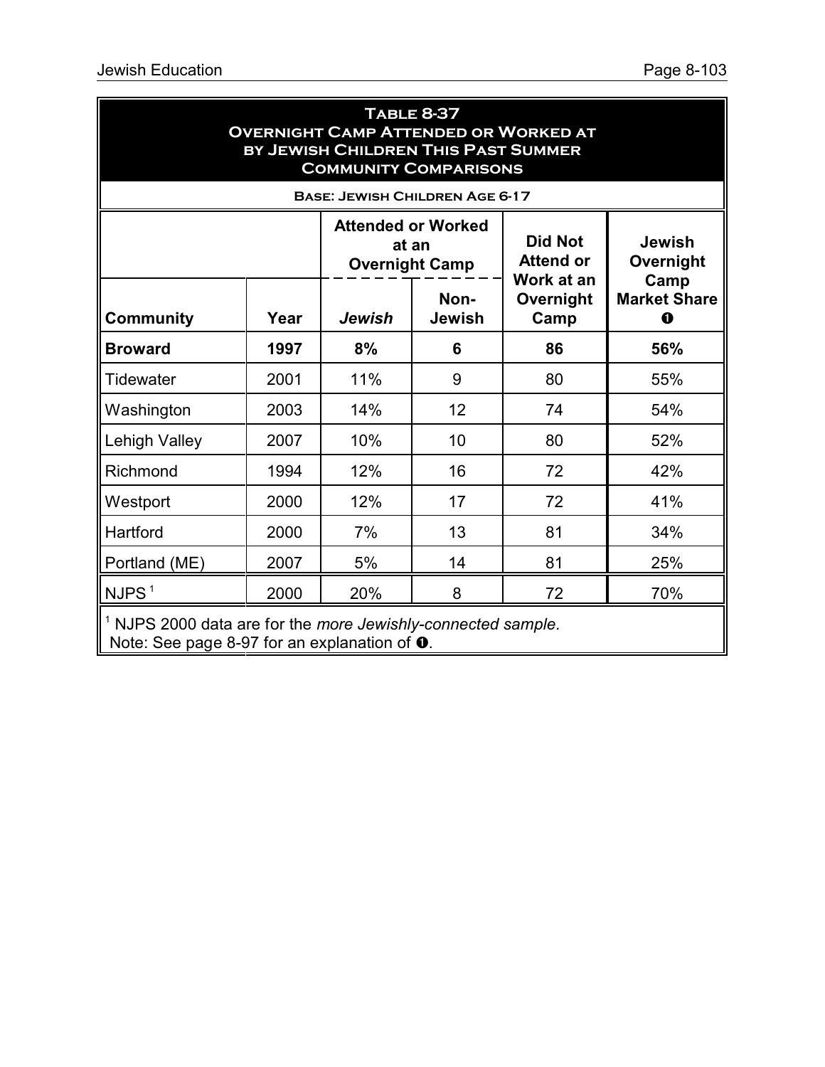## Table 8-37
## Overnight Camp Attended or Worked at by Jewish Children This Past Summer
## Community Comparisons

**Base: Jewish Children Age 6-17**

| Community | Year | Attended or Worked at an Overnight Camp | | Did Not Attend or Work at an Overnight Camp | Jewish Overnight Camp Market Share ❶ |
|---|---|---|---|---|---|
| | | *Jewish* | Non-Jewish | | |
| **Broward** | **1997** | **8%** | **6** | **86** | **56%** |
| Tidewater | 2001 | 11% | 9 | 80 | 55% |
| Washington | 2003 | 14% | 12 | 74 | 54% |
| Lehigh Valley | 2007 | 10% | 10 | 80 | 52% |
| Richmond | 1994 | 12% | 16 | 72 | 42% |
| Westport | 2000 | 12% | 17 | 72 | 41% |
| Hartford | 2000 | 7% | 13 | 81 | 34% |
| Portland (ME) | 2007 | 5% | 14 | 81 | 25% |
| NJPS [1] | 2000 | 20% | 8 | 72 | 70% |

[1] NJPS 2000 data are for the *more Jewishly-connected sample*.
Note: See page 8-97 for an explanation of ❶.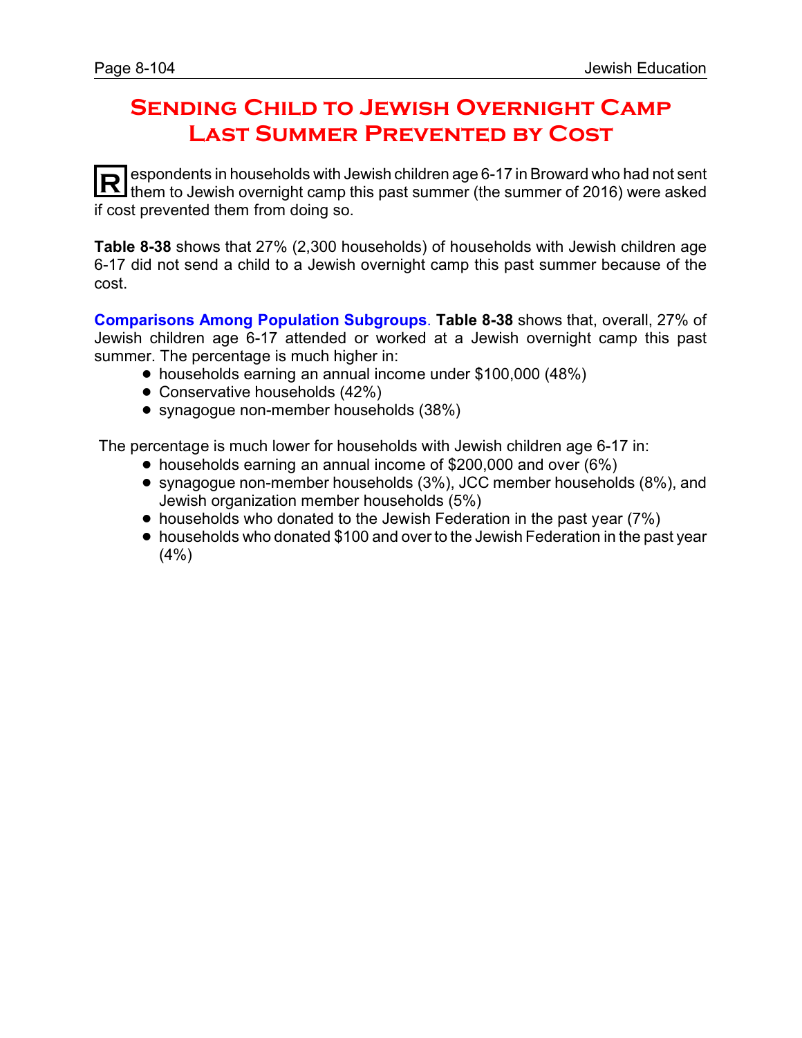# Sending Child to Jewish Overnight Camp Last Summer Prevented by Cost

Respondents in households with Jewish children age 6-17 in Broward who had not sent them to Jewish overnight camp this past summer (the summer of 2016) were asked if cost prevented them from doing so.

**Table 8-38** shows that 27% (2,300 households) of households with Jewish children age 6-17 did not send a child to a Jewish overnight camp this past summer because of the cost.

**Comparisons Among Population Subgroups**. **Table 8-38** shows that, overall, 27% of Jewish children age 6-17 attended or worked at a Jewish overnight camp this past summer. The percentage is much higher in:

- households earning an annual income under $100,000 (48%)
- Conservative households (42%)
- synagogue non-member households (38%)

The percentage is much lower for households with Jewish children age 6-17 in:

- households earning an annual income of $200,000 and over (6%)
- synagogue non-member households (3%), JCC member households (8%), and Jewish organization member households (5%)
- households who donated to the Jewish Federation in the past year (7%)
- households who donated $100 and over to the Jewish Federation in the past year (4%)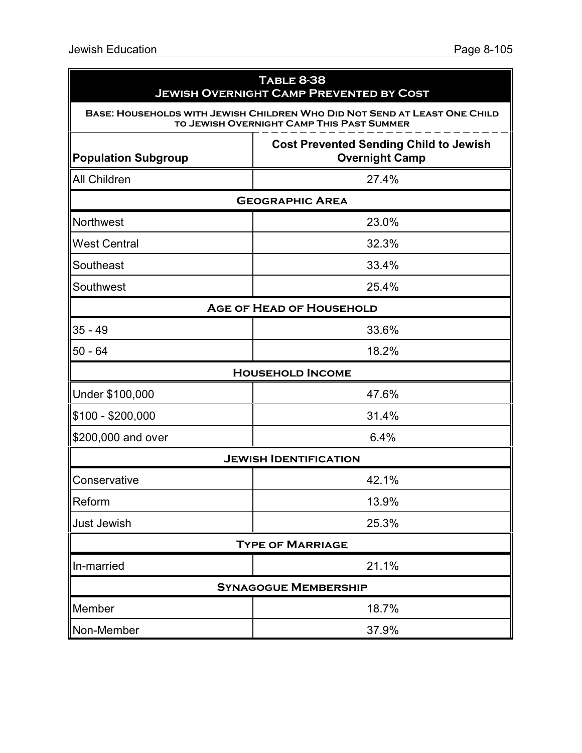| Table 8-38<br>Jewish Overnight Camp Prevented by Cost | |
|---|---|
| Base: Households with Jewish Children Who Did Not Send at Least One Child to Jewish Overnight Camp This Past Summer | |
| **Population Subgroup** | **Cost Prevented Sending Child to Jewish Overnight Camp** |
| All Children | 27.4% |
| **Geographic Area** | |
| Northwest | 23.0% |
| West Central | 32.3% |
| Southeast | 33.4% |
| Southwest | 25.4% |
| **Age of Head of Household** | |
| 35 - 49 | 33.6% |
| 50 - 64 | 18.2% |
| **Household Income** | |
| Under $100,000 | 47.6% |
| $100 - $200,000 | 31.4% |
| $200,000 and over | 6.4% |
| **Jewish Identification** | |
| Conservative | 42.1% |
| Reform | 13.9% |
| Just Jewish | 25.3% |
| **Type of Marriage** | |
| In-married | 21.1% |
| **Synagogue Membership** | |
| Member | 18.7% |
| Non-Member | 37.9% |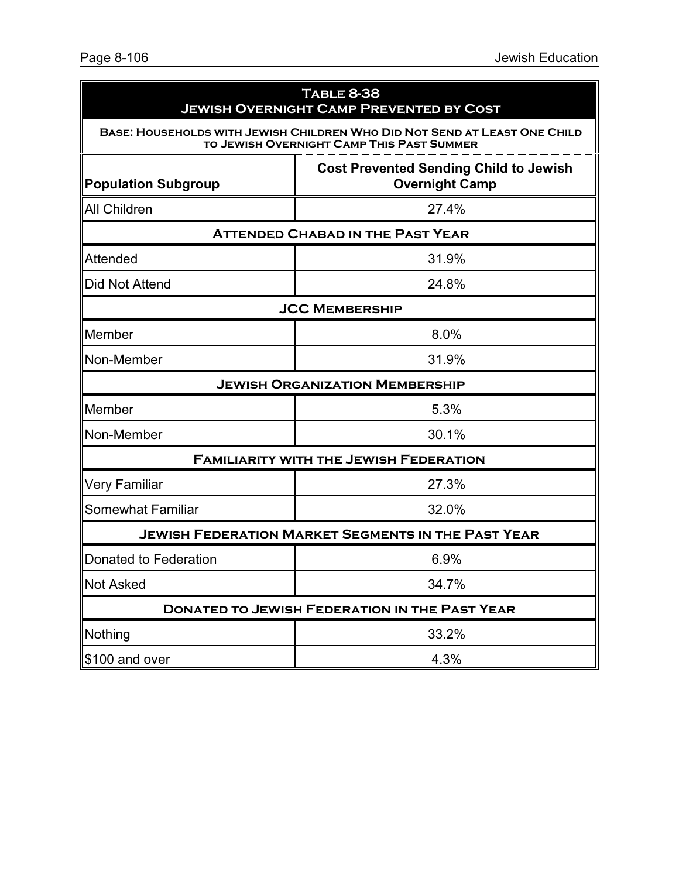| **Table 8-38**<br>**Jewish Overnight Camp Prevented by Cost** | |
|---|---|
| **Base: Households with Jewish Children Who Did Not Send at Least One Child to Jewish Overnight Camp This Past Summer** | |
| **Population Subgroup** | **Cost Prevented Sending Child to Jewish Overnight Camp** |
| All Children | 27.4% |
| **Attended Chabad in the Past Year** | |
| Attended | 31.9% |
| Did Not Attend | 24.8% |
| **JCC Membership** | |
| Member | 8.0% |
| Non-Member | 31.9% |
| **Jewish Organization Membership** | |
| Member | 5.3% |
| Non-Member | 30.1% |
| **Familiarity with the Jewish Federation** | |
| Very Familiar | 27.3% |
| Somewhat Familiar | 32.0% |
| **Jewish Federation Market Segments in the Past Year** | |
| Donated to Federation | 6.9% |
| Not Asked | 34.7% |
| **Donated to Jewish Federation in the Past Year** | |
| Nothing | 33.2% |
| $100 and over | 4.3% |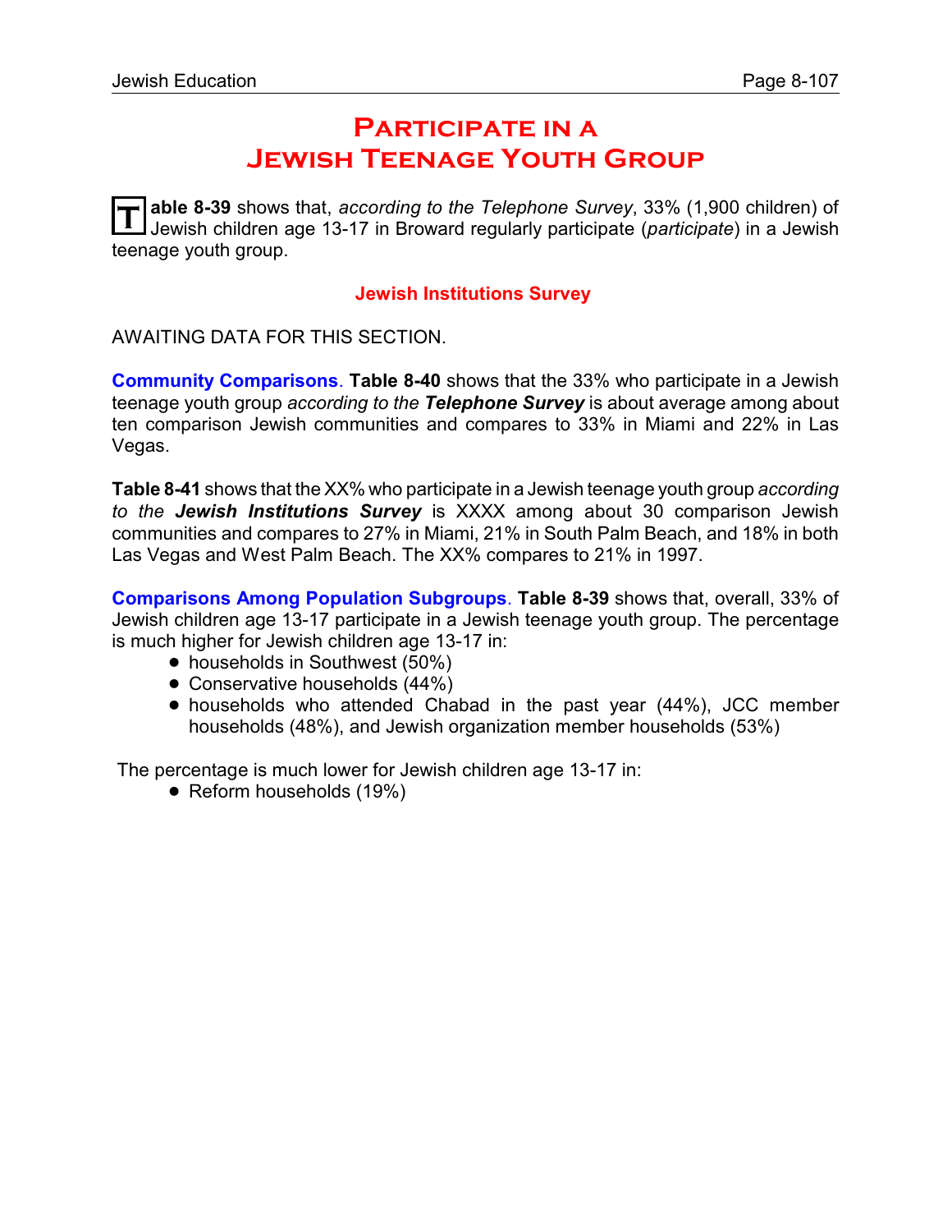# Participate in a Jewish Teenage Youth Group

**Table 8-39** shows that, *according to the Telephone Survey*, 33% (1,900 children) of Jewish children age 13-17 in Broward regularly participate (*participate*) in a Jewish teenage youth group.

### Jewish Institutions Survey

AWAITING DATA FOR THIS SECTION.

**Community Comparisons**. **Table 8-40** shows that the 33% who participate in a Jewish teenage youth group *according to the **Telephone Survey*** is about average among about ten comparison Jewish communities and compares to 33% in Miami and 22% in Las Vegas.

**Table 8-41** shows that the XX% who participate in a Jewish teenage youth group *according to the **Jewish Institutions Survey*** is XXXX among about 30 comparison Jewish communities and compares to 27% in Miami, 21% in South Palm Beach, and 18% in both Las Vegas and West Palm Beach. The XX% compares to 21% in 1997.

**Comparisons Among Population Subgroups**. **Table 8-39** shows that, overall, 33% of Jewish children age 13-17 participate in a Jewish teenage youth group. The percentage is much higher for Jewish children age 13-17 in:

- households in Southwest (50%)
- Conservative households (44%)
- households who attended Chabad in the past year (44%), JCC member households (48%), and Jewish organization member households (53%)

The percentage is much lower for Jewish children age 13-17 in:

- Reform households (19%)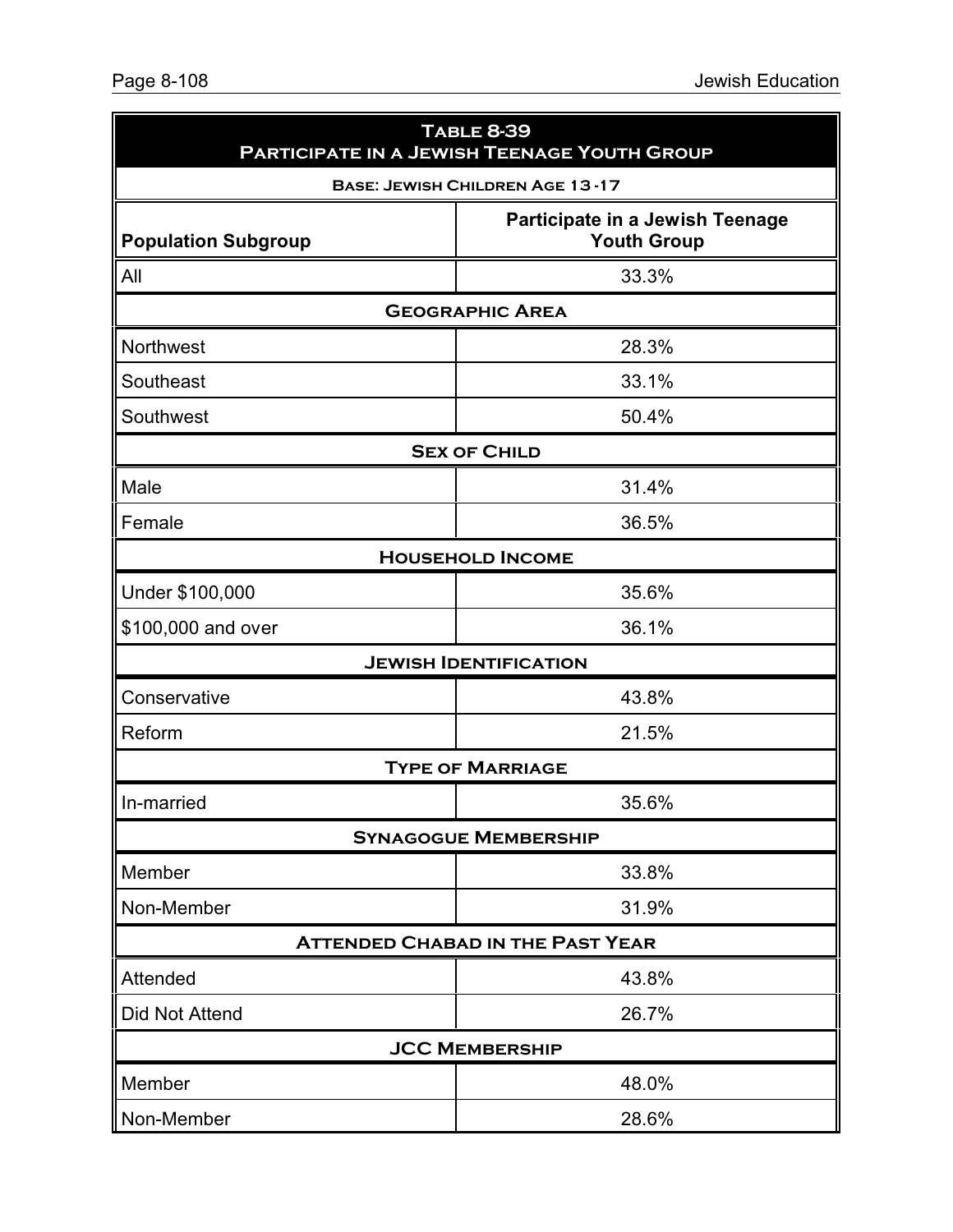| **Table 8-39**<br>**Participate in a Jewish Teenage Youth Group** | |
|---|---|
| **Base: Jewish Children Age 13-17** | |
| **Population Subgroup** | **Participate in a Jewish Teenage Youth Group** |
| All | 33.3% |
| **Geographic Area** | |
| Northwest | 28.3% |
| Southeast | 33.1% |
| Southwest | 50.4% |
| **Sex of Child** | |
| Male | 31.4% |
| Female | 36.5% |
| **Household Income** | |
| Under $100,000 | 35.6% |
| $100,000 and over | 36.1% |
| **Jewish Identification** | |
| Conservative | 43.8% |
| Reform | 21.5% |
| **Type of Marriage** | |
| In-married | 35.6% |
| **Synagogue Membership** | |
| Member | 33.8% |
| Non-Member | 31.9% |
| **Attended Chabad in the Past Year** | |
| Attended | 43.8% |
| Did Not Attend | 26.7% |
| **JCC Membership** | |
| Member | 48.0% |
| Non-Member | 28.6% |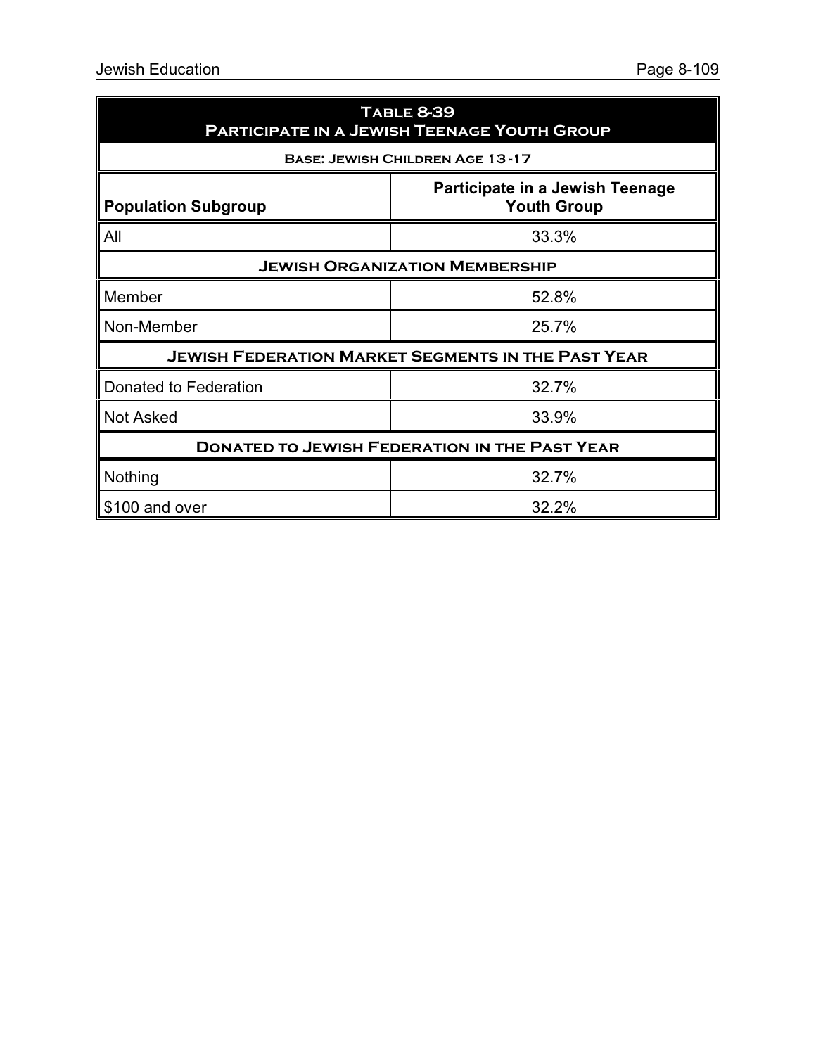**Table 8-39**
**Participate in a Jewish Teenage Youth Group**

**Base: Jewish Children Age 13-17**

| Population Subgroup | Participate in a Jewish Teenage Youth Group |
|---|---|
| All | 33.3% |
| **Jewish Organization Membership** | |
| Member | 52.8% |
| Non-Member | 25.7% |
| **Jewish Federation Market Segments in the Past Year** | |
| Donated to Federation | 32.7% |
| Not Asked | 33.9% |
| **Donated to Jewish Federation in the Past Year** | |
| Nothing | 32.7% |
| $100 and over | 32.2% |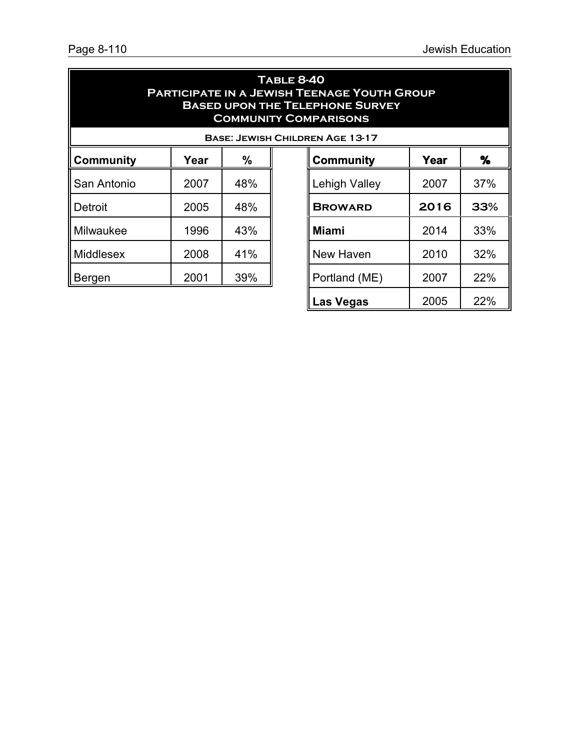**Table 8-40**
**Participate in a Jewish Teenage Youth Group**
**Based upon the Telephone Survey**
**Community Comparisons**

**Base: Jewish Children Age 13-17**

| Community | Year | % | | Community | Year | % |
|---|---|---|---|---|---|---|
| San Antonio | 2007 | 48% | | Lehigh Valley | 2007 | 37% |
| Detroit | 2005 | 48% | | **Broward** | **2016** | **33%** |
| Milwaukee | 1996 | 43% | | **Miami** | 2014 | 33% |
| Middlesex | 2008 | 41% | | New Haven | 2010 | 32% |
| Bergen | 2001 | 39% | | Portland (ME) | 2007 | 22% |
| | | | | **Las Vegas** | 2005 | 22% |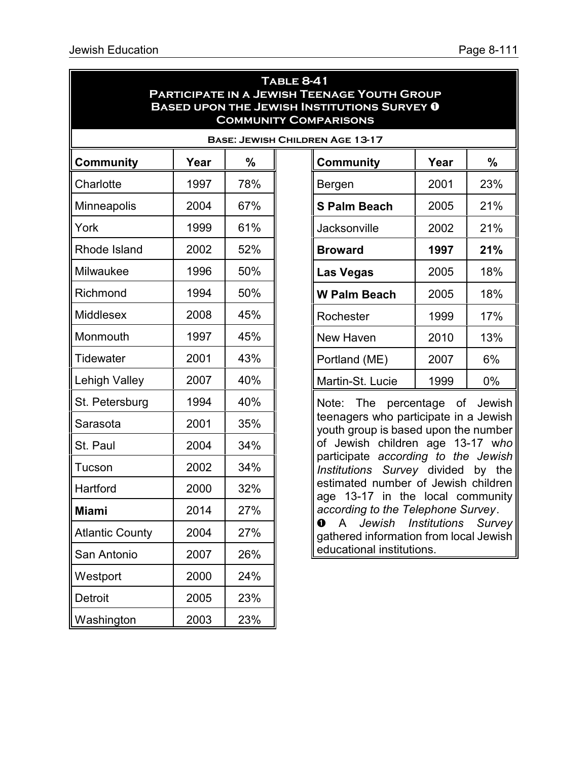## Table 8-41
## Participate in a Jewish Teenage Youth Group Based upon the Jewish Institutions Survey ❶ Community Comparisons

**Base: Jewish Children Age 13-17**

| Community | Year | % |
|---|---|---|
| Charlotte | 1997 | 78% |
| Minneapolis | 2004 | 67% |
| York | 1999 | 61% |
| Rhode Island | 2002 | 52% |
| Milwaukee | 1996 | 50% |
| Richmond | 1994 | 50% |
| Middlesex | 2008 | 45% |
| Monmouth | 1997 | 45% |
| Tidewater | 2001 | 43% |
| Lehigh Valley | 2007 | 40% |
| St. Petersburg | 1994 | 40% |
| Sarasota | 2001 | 35% |
| St. Paul | 2004 | 34% |
| Tucson | 2002 | 34% |
| Hartford | 2000 | 32% |
| **Miami** | 2014 | 27% |
| Atlantic County | 2004 | 27% |
| San Antonio | 2007 | 26% |
| Westport | 2000 | 24% |
| Detroit | 2005 | 23% |
| Washington | 2003 | 23% |
| Bergen | 2001 | 23% |
| **S Palm Beach** | 2005 | 21% |
| Jacksonville | 2002 | 21% |
| **Broward** | **1997** | **21%** |
| **Las Vegas** | 2005 | 18% |
| **W Palm Beach** | 2005 | 18% |
| Rochester | 1999 | 17% |
| New Haven | 2010 | 13% |
| Portland (ME) | 2007 | 6% |
| Martin-St. Lucie | 1999 | 0% |

Note: The percentage of Jewish teenagers who participate in a Jewish youth group is based upon the number of Jewish children age 13-17 who participate *according to the Jewish Institutions Survey* divided by the estimated number of Jewish children age 13-17 in the local community *according to the Telephone Survey*.

❶ A *Jewish Institutions Survey* gathered information from local Jewish educational institutions.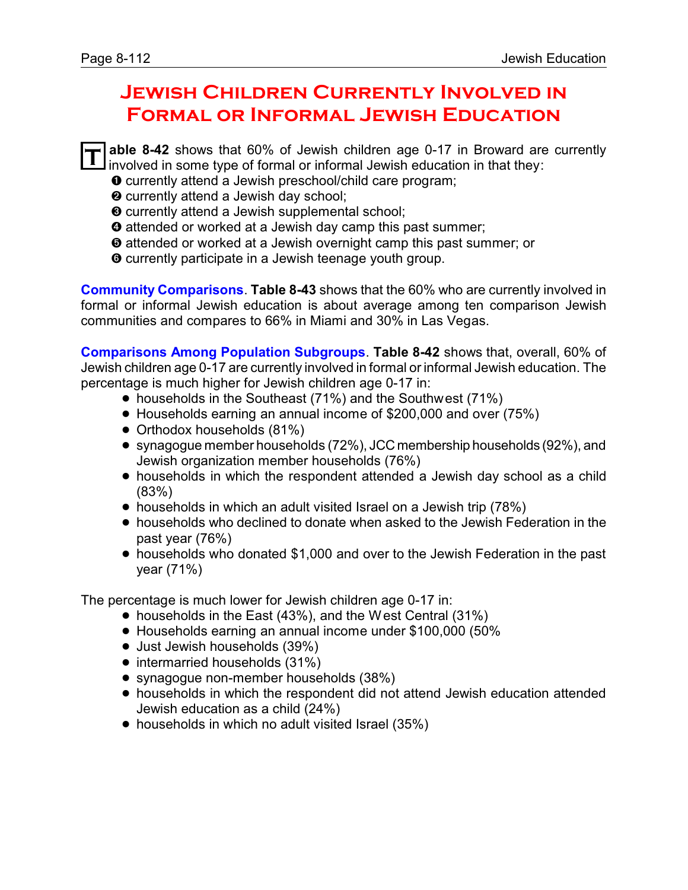# Jewish Children Currently Involved in Formal or Informal Jewish Education

**Table 8-42** shows that 60% of Jewish children age 0-17 in Broward are currently involved in some type of formal or informal Jewish education in that they:

❶ currently attend a Jewish preschool/child care program;
❷ currently attend a Jewish day school;
❸ currently attend a Jewish supplemental school;
❹ attended or worked at a Jewish day camp this past summer;
❺ attended or worked at a Jewish overnight camp this past summer; or
❻ currently participate in a Jewish teenage youth group.

**Community Comparisons**. **Table 8-43** shows that the 60% who are currently involved in formal or informal Jewish education is about average among ten comparison Jewish communities and compares to 66% in Miami and 30% in Las Vegas.

**Comparisons Among Population Subgroups**. **Table 8-42** shows that, overall, 60% of Jewish children age 0-17 are currently involved in formal or informal Jewish education. The percentage is much higher for Jewish children age 0-17 in:

- households in the Southeast (71%) and the Southwest (71%)
- Households earning an annual income of $200,000 and over (75%)
- Orthodox households (81%)
- synagogue member households (72%), JCC membership households (92%), and Jewish organization member households (76%)
- households in which the respondent attended a Jewish day school as a child (83%)
- households in which an adult visited Israel on a Jewish trip (78%)
- households who declined to donate when asked to the Jewish Federation in the past year (76%)
- households who donated $1,000 and over to the Jewish Federation in the past year (71%)

The percentage is much lower for Jewish children age 0-17 in:

- households in the East (43%), and the West Central (31%)
- Households earning an annual income under $100,000 (50%
- Just Jewish households (39%)
- intermarried households (31%)
- synagogue non-member households (38%)
- households in which the respondent did not attend Jewish education attended Jewish education as a child (24%)
- households in which no adult visited Israel (35%)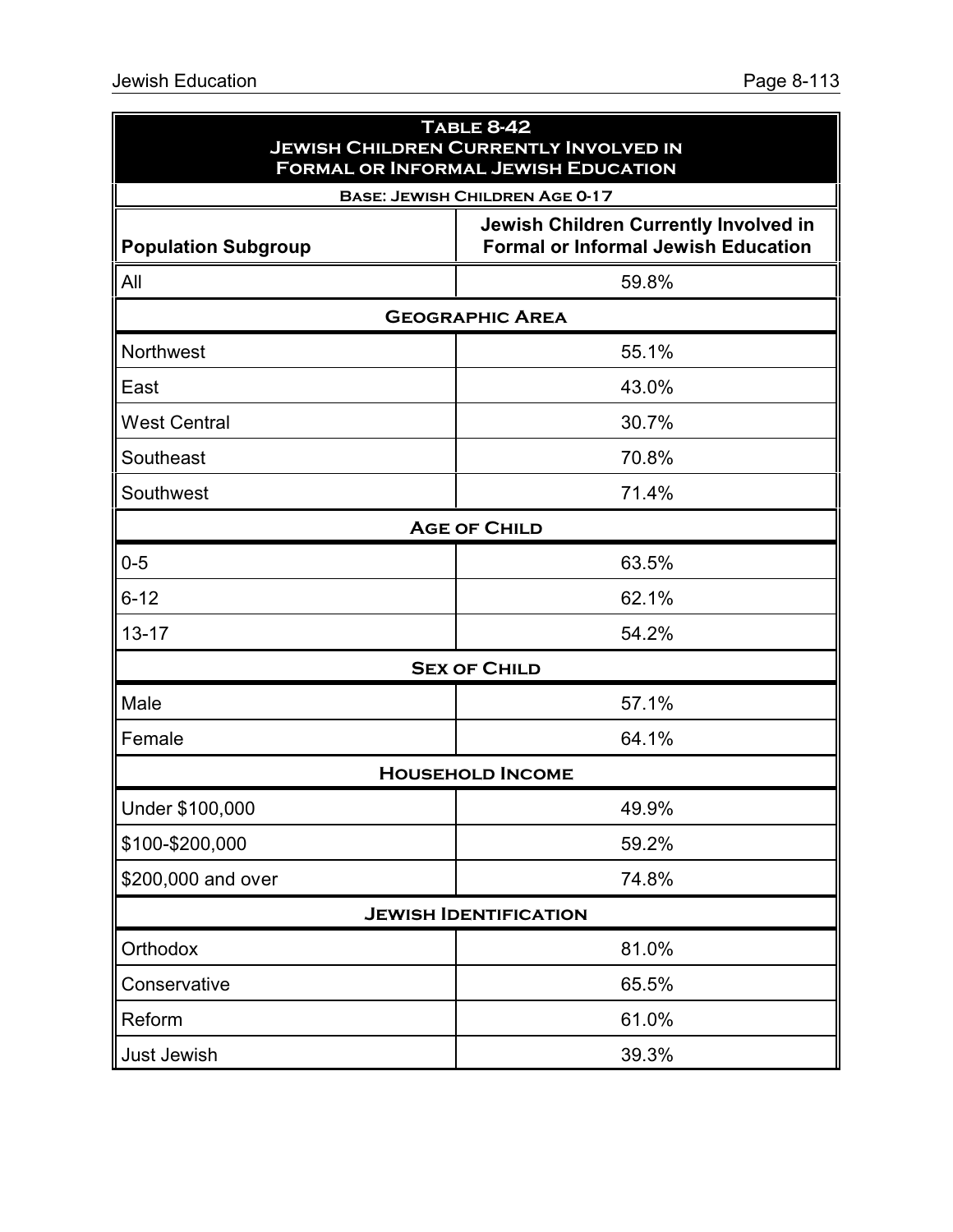**Table 8-42**
**Jewish Children Currently Involved in Formal or Informal Jewish Education**

**Base: Jewish Children Age 0-17**

| Population Subgroup | Jewish Children Currently Involved in Formal or Informal Jewish Education |
|---|---|
| All | 59.8% |
| **Geographic Area** | |
| Northwest | 55.1% |
| East | 43.0% |
| West Central | 30.7% |
| Southeast | 70.8% |
| Southwest | 71.4% |
| **Age of Child** | |
| 0-5 | 63.5% |
| 6-12 | 62.1% |
| 13-17 | 54.2% |
| **Sex of Child** | |
| Male | 57.1% |
| Female | 64.1% |
| **Household Income** | |
| Under $100,000 | 49.9% |
| $100-$200,000 | 59.2% |
| $200,000 and over | 74.8% |
| **Jewish Identification** | |
| Orthodox | 81.0% |
| Conservative | 65.5% |
| Reform | 61.0% |
| Just Jewish | 39.3% |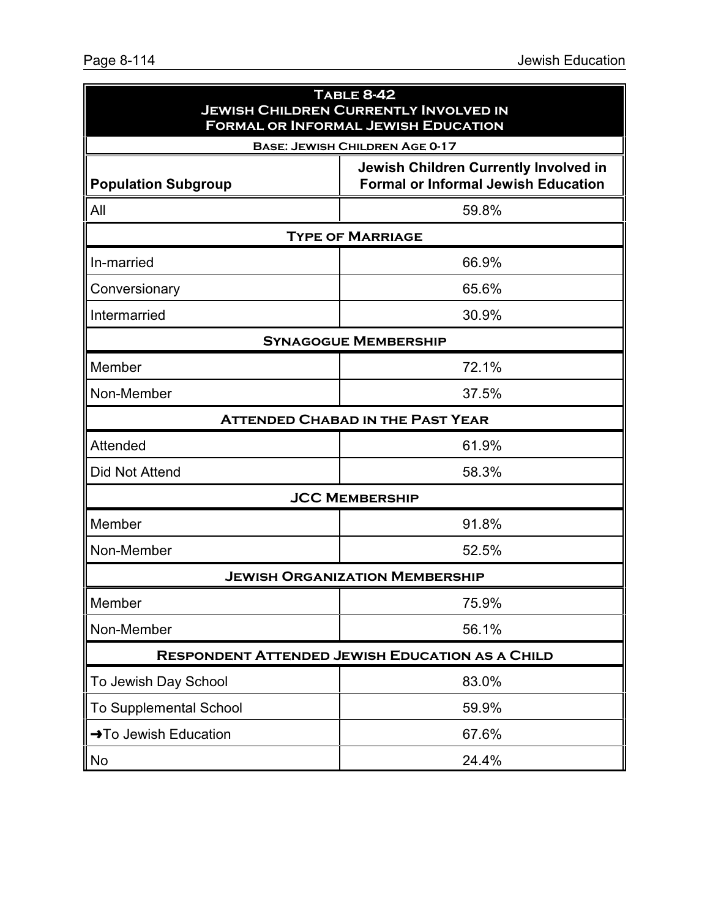## Table 8-42
## Jewish Children Currently Involved in Formal or Informal Jewish Education

| Base: Jewish Children Age 0-17 | |
|---|---|
| **Population Subgroup** | **Jewish Children Currently Involved in Formal or Informal Jewish Education** |
| All | 59.8% |
| **Type of Marriage** | |
| In-married | 66.9% |
| Conversionary | 65.6% |
| Intermarried | 30.9% |
| **Synagogue Membership** | |
| Member | 72.1% |
| Non-Member | 37.5% |
| **Attended Chabad in the Past Year** | |
| Attended | 61.9% |
| Did Not Attend | 58.3% |
| **JCC Membership** | |
| Member | 91.8% |
| Non-Member | 52.5% |
| **Jewish Organization Membership** | |
| Member | 75.9% |
| Non-Member | 56.1% |
| **Respondent Attended Jewish Education as a Child** | |
| To Jewish Day School | 83.0% |
| To Supplemental School | 59.9% |
| ➜To Jewish Education | 67.6% |
| No | 24.4% |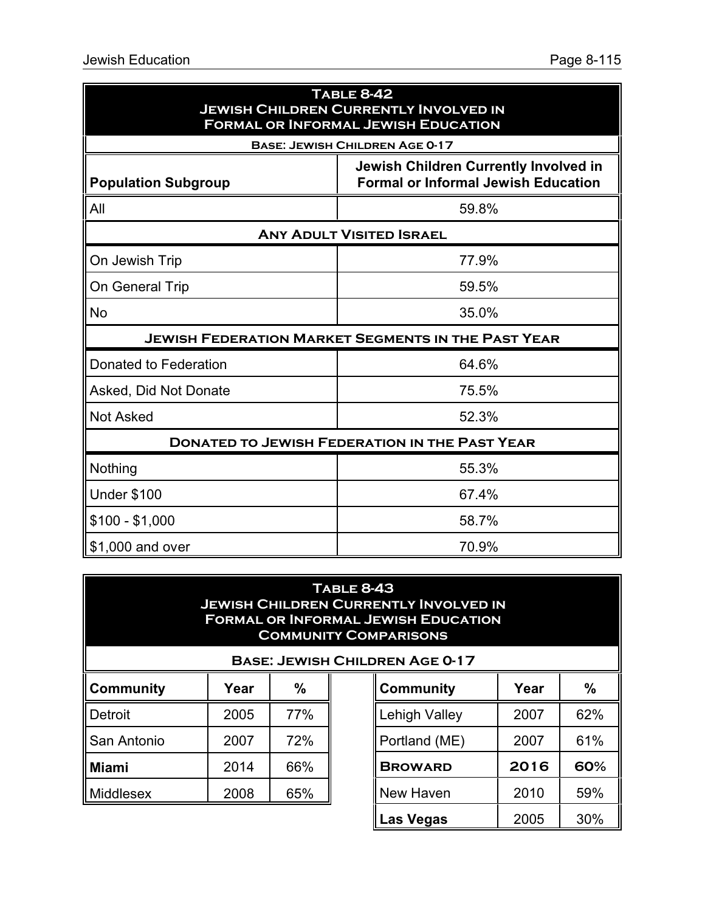## Table 8-42
## Jewish Children Currently Involved in Formal or Informal Jewish Education

| Base: Jewish Children Age 0-17 | |
|---|---|
| **Population Subgroup** | **Jewish Children Currently Involved in Formal or Informal Jewish Education** |
| All | 59.8% |
| **Any Adult Visited Israel** | |
| On Jewish Trip | 77.9% |
| On General Trip | 59.5% |
| No | 35.0% |
| **Jewish Federation Market Segments in the Past Year** | |
| Donated to Federation | 64.6% |
| Asked, Did Not Donate | 75.5% |
| Not Asked | 52.3% |
| **Donated to Jewish Federation in the Past Year** | |
| Nothing | 55.3% |
| Under $100 | 67.4% |
| $100 - $1,000 | 58.7% |
| $1,000 and over | 70.9% |

## Table 8-43
## Jewish Children Currently Involved in Formal or Informal Jewish Education
## Community Comparisons

**Base: Jewish Children Age 0-17**

| Community | Year | % |
|---|---|---|
| Detroit | 2005 | 77% |
| San Antonio | 2007 | 72% |
| **Miami** | 2014 | 66% |
| Middlesex | 2008 | 65% |
| Lehigh Valley | 2007 | 62% |
| Portland (ME) | 2007 | 61% |
| **Broward** | **2016** | **60%** |
| New Haven | 2010 | 59% |
| **Las Vegas** | 2005 | 30% |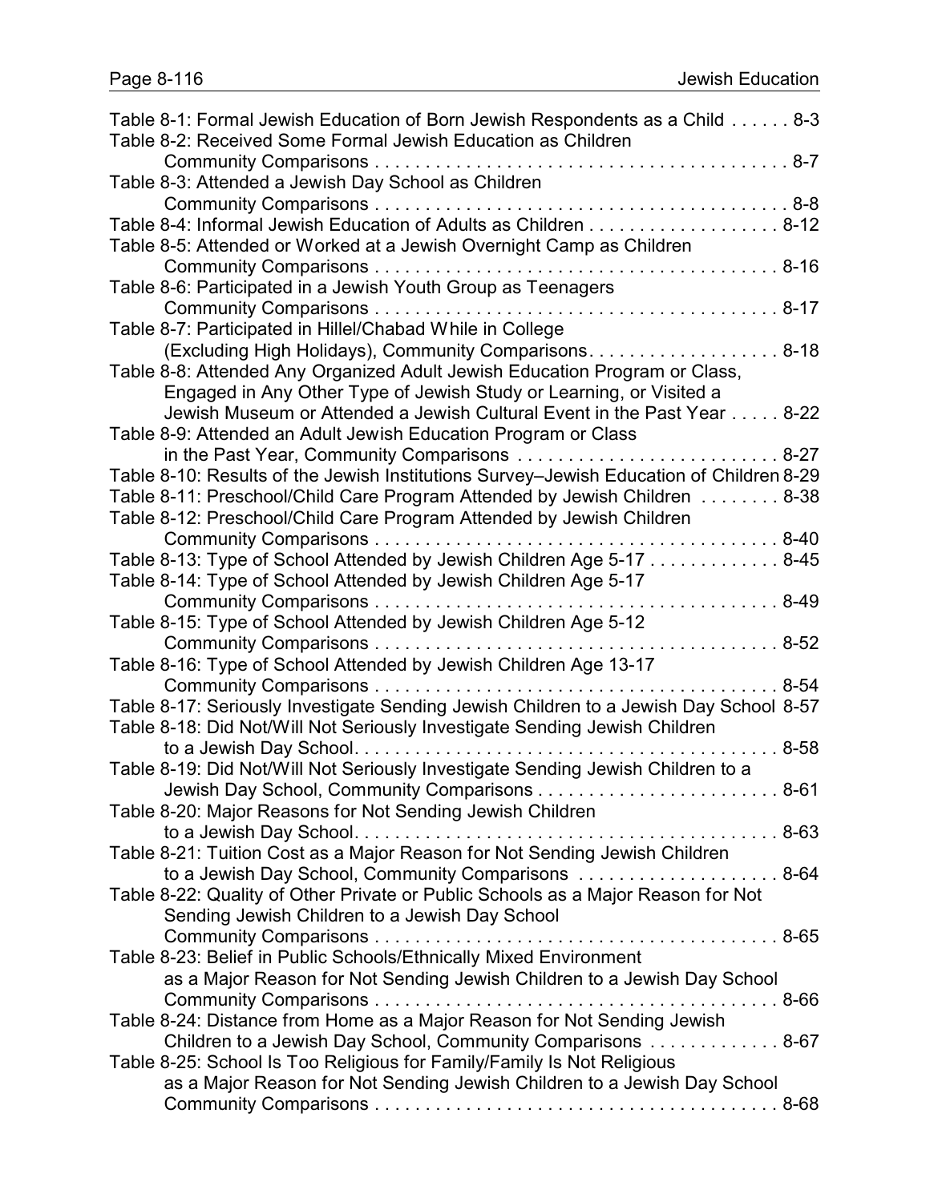Table 8-1: Formal Jewish Education of Born Jewish Respondents as a Child . . . . . . 8-3

Table 8-2: Received Some Formal Jewish Education as Children Community Comparisons . . . . . . . . . . . . . . . . . . . . . . . . . . . . . . . . . . . . . . . 8-7

Table 8-3: Attended a Jewish Day School as Children Community Comparisons . . . . . . . . . . . . . . . . . . . . . . . . . . . . . . . . . . . . . . . 8-8

Table 8-4: Informal Jewish Education of Adults as Children . . . . . . . . . . . . . . . . . . 8-12

Table 8-5: Attended or Worked at a Jewish Overnight Camp as Children Community Comparisons . . . . . . . . . . . . . . . . . . . . . . . . . . . . . . . . . . . . . . . 8-16

Table 8-6: Participated in a Jewish Youth Group as Teenagers Community Comparisons . . . . . . . . . . . . . . . . . . . . . . . . . . . . . . . . . . . . . . . 8-17

Table 8-7: Participated in Hillel/Chabad While in College (Excluding High Holidays), Community Comparisons. . . . . . . . . . . . . . . . . . . 8-18

Table 8-8: Attended Any Organized Adult Jewish Education Program or Class, Engaged in Any Other Type of Jewish Study or Learning, or Visited a Jewish Museum or Attended a Jewish Cultural Event in the Past Year . . . . . 8-22

Table 8-9: Attended an Adult Jewish Education Program or Class in the Past Year, Community Comparisons . . . . . . . . . . . . . . . . . . . . . . . . . 8-27

Table 8-10: Results of the Jewish Institutions Survey–Jewish Education of Children 8-29

Table 8-11: Preschool/Child Care Program Attended by Jewish Children . . . . . . . . 8-38

Table 8-12: Preschool/Child Care Program Attended by Jewish Children Community Comparisons . . . . . . . . . . . . . . . . . . . . . . . . . . . . . . . . . . . . . . . 8-40

Table 8-13: Type of School Attended by Jewish Children Age 5-17 . . . . . . . . . . . . . 8-45

Table 8-14: Type of School Attended by Jewish Children Age 5-17 Community Comparisons . . . . . . . . . . . . . . . . . . . . . . . . . . . . . . . . . . . . . . . 8-49

Table 8-15: Type of School Attended by Jewish Children Age 5-12 Community Comparisons . . . . . . . . . . . . . . . . . . . . . . . . . . . . . . . . . . . . . . . 8-52

Table 8-16: Type of School Attended by Jewish Children Age 13-17 Community Comparisons . . . . . . . . . . . . . . . . . . . . . . . . . . . . . . . . . . . . . . . 8-54

Table 8-17: Seriously Investigate Sending Jewish Children to a Jewish Day School 8-57

Table 8-18: Did Not/Will Not Seriously Investigate Sending Jewish Children to a Jewish Day School. . . . . . . . . . . . . . . . . . . . . . . . . . . . . . . . . . . . . . . . . 8-58

Table 8-19: Did Not/Will Not Seriously Investigate Sending Jewish Children to a Jewish Day School, Community Comparisons . . . . . . . . . . . . . . . . . . . . . . . . 8-61

Table 8-20: Major Reasons for Not Sending Jewish Children to a Jewish Day School. . . . . . . . . . . . . . . . . . . . . . . . . . . . . . . . . . . . . . . . . 8-63

Table 8-21: Tuition Cost as a Major Reason for Not Sending Jewish Children to a Jewish Day School, Community Comparisons . . . . . . . . . . . . . . . . . . . 8-64

Table 8-22: Quality of Other Private or Public Schools as a Major Reason for Not Sending Jewish Children to a Jewish Day School Community Comparisons . . . . . . . . . . . . . . . . . . . . . . . . . . . . . . . . . . . . . . . 8-65

Table 8-23: Belief in Public Schools/Ethnically Mixed Environment as a Major Reason for Not Sending Jewish Children to a Jewish Day School Community Comparisons . . . . . . . . . . . . . . . . . . . . . . . . . . . . . . . . . . . . . . . 8-66

Table 8-24: Distance from Home as a Major Reason for Not Sending Jewish Children to a Jewish Day School, Community Comparisons . . . . . . . . . . . . . 8-67

Table 8-25: School Is Too Religious for Family/Family Is Not Religious as a Major Reason for Not Sending Jewish Children to a Jewish Day School Community Comparisons . . . . . . . . . . . . . . . . . . . . . . . . . . . . . . . . . . . . . . . 8-68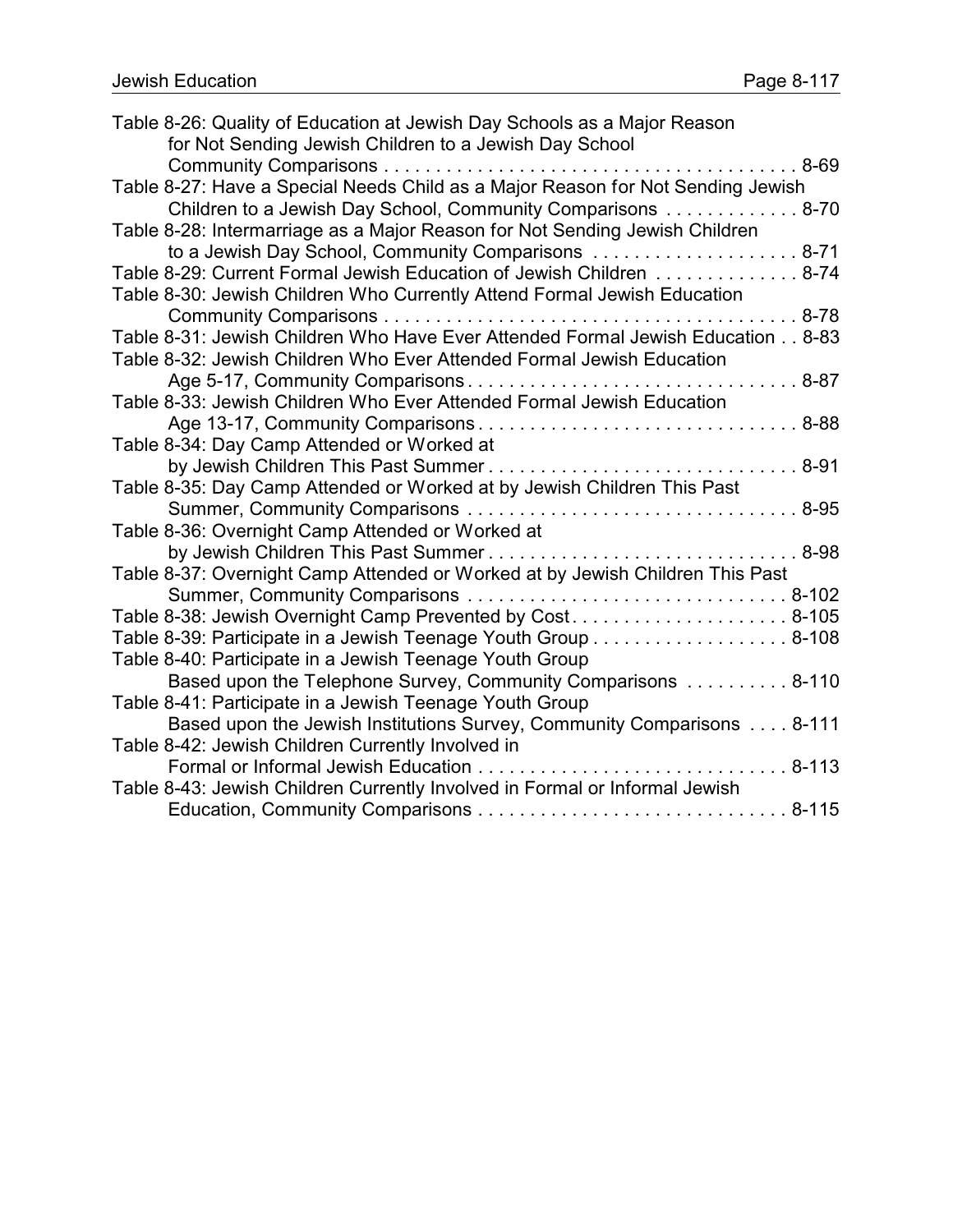Table 8-26: Quality of Education at Jewish Day Schools as a Major Reason for Not Sending Jewish Children to a Jewish Day School Community Comparisons . . . . . . . . . . . . . . . . . . . . . . . . . . . . . . . . . . . . . . . . 8-69
Table 8-27: Have a Special Needs Child as a Major Reason for Not Sending Jewish Children to a Jewish Day School, Community Comparisons . . . . . . . . . . . . . 8-70
Table 8-28: Intermarriage as a Major Reason for Not Sending Jewish Children to a Jewish Day School, Community Comparisons . . . . . . . . . . . . . . . . . . . . 8-71
Table 8-29: Current Formal Jewish Education of Jewish Children . . . . . . . . . . . . . . 8-74
Table 8-30: Jewish Children Who Currently Attend Formal Jewish Education Community Comparisons . . . . . . . . . . . . . . . . . . . . . . . . . . . . . . . . . . . . . . . . 8-78
Table 8-31: Jewish Children Who Have Ever Attended Formal Jewish Education . . 8-83
Table 8-32: Jewish Children Who Ever Attended Formal Jewish Education Age 5-17, Community Comparisons . . . . . . . . . . . . . . . . . . . . . . . . . . . . . . . 8-87
Table 8-33: Jewish Children Who Ever Attended Formal Jewish Education Age 13-17, Community Comparisons . . . . . . . . . . . . . . . . . . . . . . . . . . . . . . 8-88
Table 8-34: Day Camp Attended or Worked at by Jewish Children This Past Summer . . . . . . . . . . . . . . . . . . . . . . . . . . . . . . 8-91
Table 8-35: Day Camp Attended or Worked at by Jewish Children This Past Summer, Community Comparisons . . . . . . . . . . . . . . . . . . . . . . . . . . . . . . . . 8-95
Table 8-36: Overnight Camp Attended or Worked at by Jewish Children This Past Summer . . . . . . . . . . . . . . . . . . . . . . . . . . . . . . 8-98
Table 8-37: Overnight Camp Attended or Worked at by Jewish Children This Past Summer, Community Comparisons . . . . . . . . . . . . . . . . . . . . . . . . . . . . . . . 8-102
Table 8-38: Jewish Overnight Camp Prevented by Cost . . . . . . . . . . . . . . . . . . . . . 8-105
Table 8-39: Participate in a Jewish Teenage Youth Group . . . . . . . . . . . . . . . . . . . 8-108
Table 8-40: Participate in a Jewish Teenage Youth Group Based upon the Telephone Survey, Community Comparisons . . . . . . . . . . 8-110
Table 8-41: Participate in a Jewish Teenage Youth Group Based upon the Jewish Institutions Survey, Community Comparisons . . . . 8-111
Table 8-42: Jewish Children Currently Involved in Formal or Informal Jewish Education . . . . . . . . . . . . . . . . . . . . . . . . . . . . . 8-113
Table 8-43: Jewish Children Currently Involved in Formal or Informal Jewish Education, Community Comparisons . . . . . . . . . . . . . . . . . . . . . . . . . . . . . 8-115